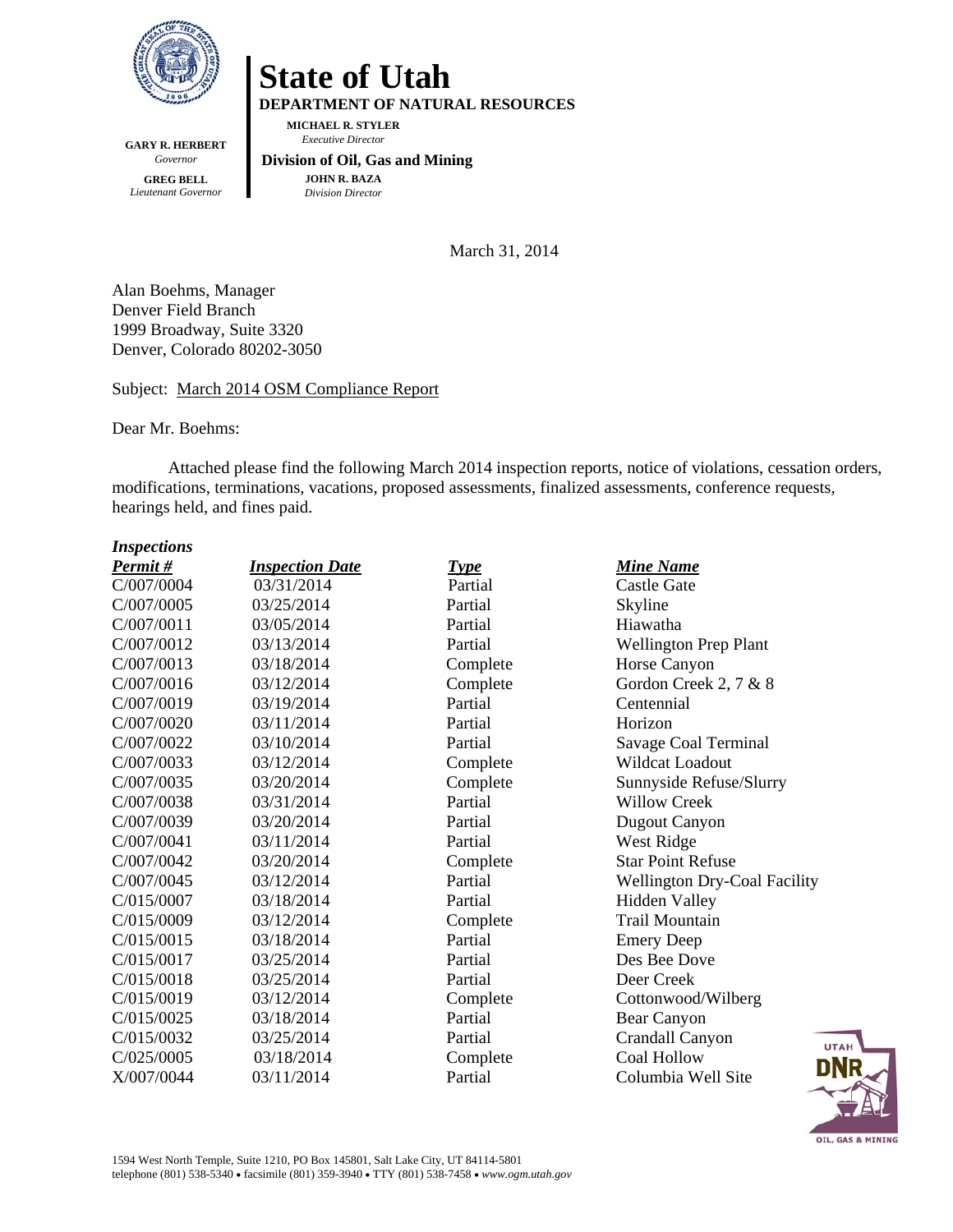# State of Utah

**DEPARTMENT OF NATURAL RESOURCES**

**MICHAEL R. STYLER**
*Executive Director*

**Division of Oil, Gas and Mining**

**JOHN R. BAZA**
*Division Director*

**GARY R. HERBERT**
*Governor*

**GREG BELL**
*Lieutenant Governor*

March 31, 2014

Alan Boehms, Manager
Denver Field Branch
1999 Broadway, Suite 3320
Denver, Colorado 80202-3050

Subject: March 2014 OSM Compliance Report

Dear Mr. Boehms:

Attached please find the following March 2014 inspection reports, notice of violations, cessation orders, modifications, terminations, vacations, proposed assessments, finalized assessments, conference requests, hearings held, and fines paid.

***Inspections***

| ***Permit #*** | ***Inspection Date*** | ***Type*** | ***Mine Name*** |
|---|---|---|---|
| C/007/0004 | 03/31/2014 | Partial | Castle Gate |
| C/007/0005 | 03/25/2014 | Partial | Skyline |
| C/007/0011 | 03/05/2014 | Partial | Hiawatha |
| C/007/0012 | 03/13/2014 | Partial | Wellington Prep Plant |
| C/007/0013 | 03/18/2014 | Complete | Horse Canyon |
| C/007/0016 | 03/12/2014 | Complete | Gordon Creek 2, 7 & 8 |
| C/007/0019 | 03/19/2014 | Partial | Centennial |
| C/007/0020 | 03/11/2014 | Partial | Horizon |
| C/007/0022 | 03/10/2014 | Partial | Savage Coal Terminal |
| C/007/0033 | 03/12/2014 | Complete | Wildcat Loadout |
| C/007/0035 | 03/20/2014 | Complete | Sunnyside Refuse/Slurry |
| C/007/0038 | 03/31/2014 | Partial | Willow Creek |
| C/007/0039 | 03/20/2014 | Partial | Dugout Canyon |
| C/007/0041 | 03/11/2014 | Partial | West Ridge |
| C/007/0042 | 03/20/2014 | Complete | Star Point Refuse |
| C/007/0045 | 03/12/2014 | Partial | Wellington Dry-Coal Facility |
| C/015/0007 | 03/18/2014 | Partial | Hidden Valley |
| C/015/0009 | 03/12/2014 | Complete | Trail Mountain |
| C/015/0015 | 03/18/2014 | Partial | Emery Deep |
| C/015/0017 | 03/25/2014 | Partial | Des Bee Dove |
| C/015/0018 | 03/25/2014 | Partial | Deer Creek |
| C/015/0019 | 03/12/2014 | Complete | Cottonwood/Wilberg |
| C/015/0025 | 03/18/2014 | Partial | Bear Canyon |
| C/015/0032 | 03/25/2014 | Partial | Crandall Canyon |
| C/025/0005 | 03/18/2014 | Complete | Coal Hollow |
| X/007/0044 | 03/11/2014 | Partial | Columbia Well Site |

1594 West North Temple, Suite 1210, PO Box 145801, Salt Lake City, UT 84114-5801
telephone (801) 538-5340 • facsimile (801) 359-3940 • TTY (801) 538-7458 • *www.ogm.utah.gov*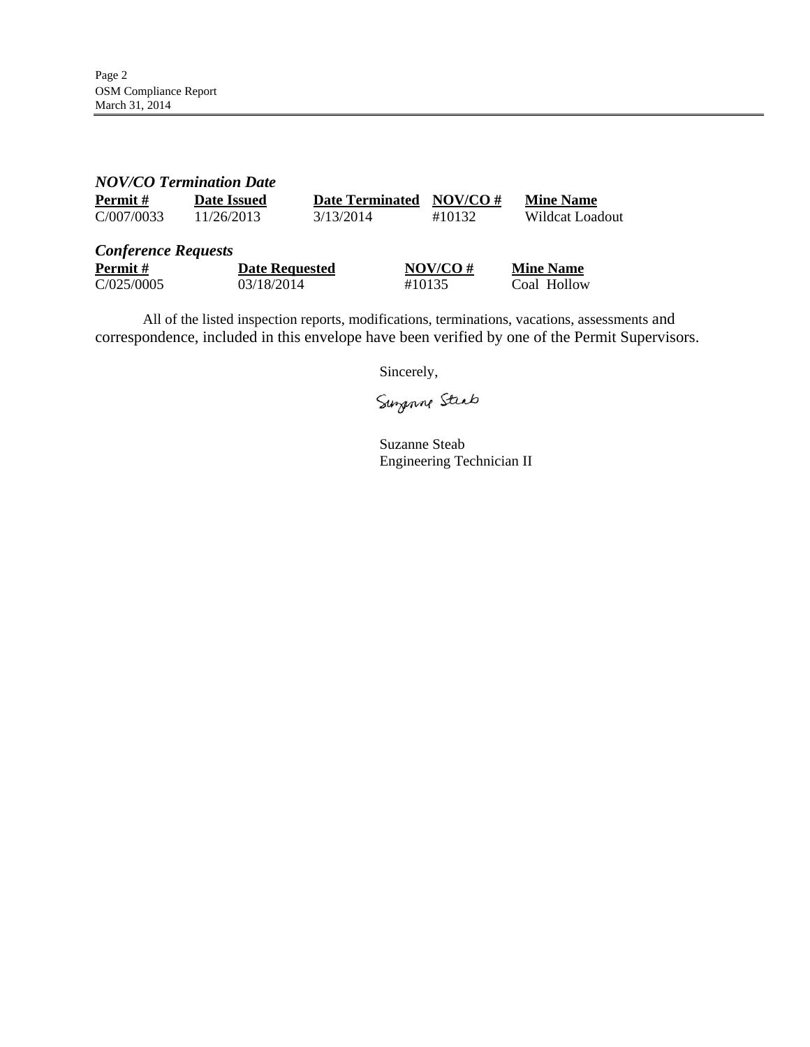### *NOV/CO Termination Date*

| Permit # | Date Issued | Date Terminated | NOV/CO # | Mine Name |
|---|---|---|---|---|
| C/007/0033 | 11/26/2013 | 3/13/2014 | #10132 | Wildcat Loadout |

### *Conference Requests*

| Permit # | Date Requested | NOV/CO # | Mine Name |
|---|---|---|---|
| C/025/0005 | 03/18/2014 | #10135 | Coal Hollow |

All of the listed inspection reports, modifications, terminations, vacations, assessments and correspondence, included in this envelope have been verified by one of the Permit Supervisors.

Sincerely,

Suzanne Steab

Suzanne Steab
Engineering Technician II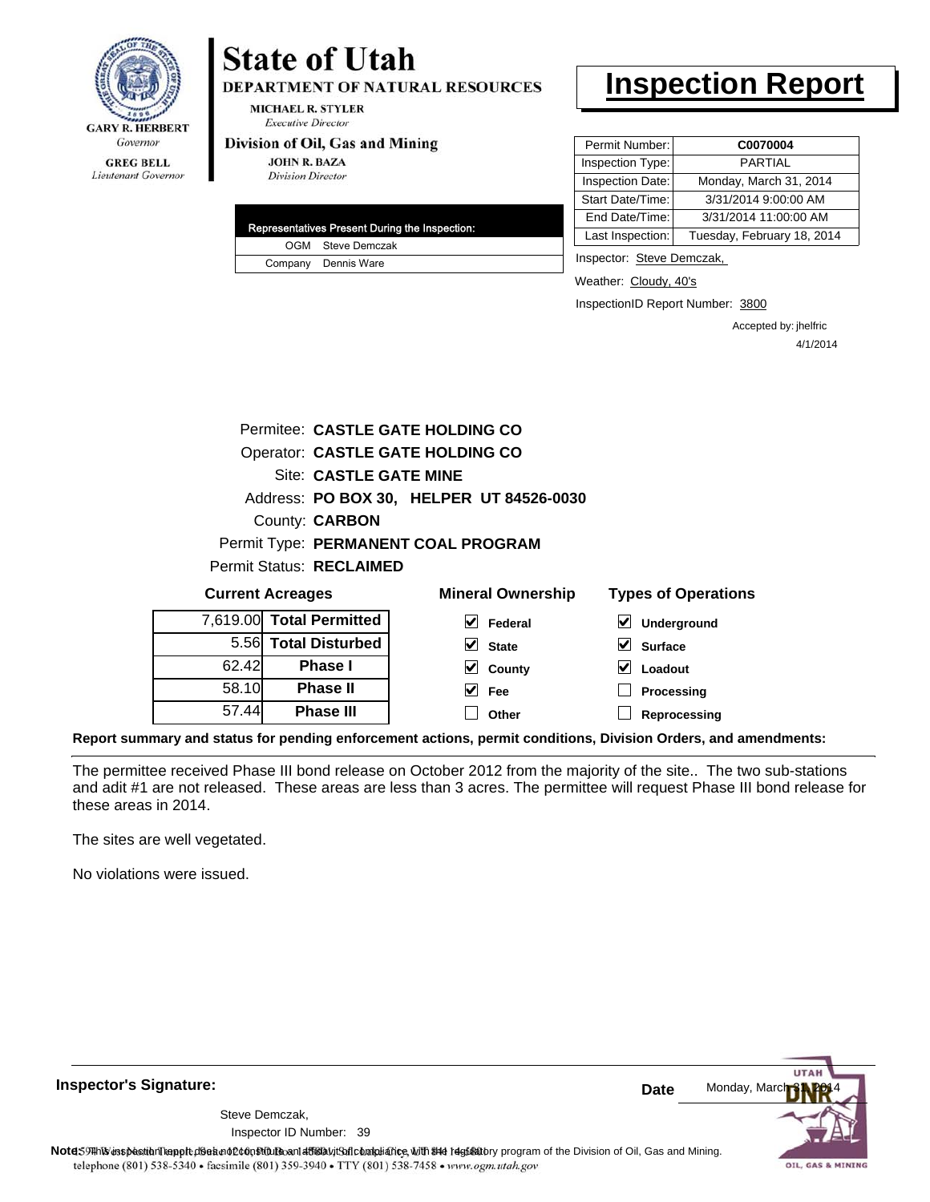# State of Utah

**DEPARTMENT OF NATURAL RESOURCES**

MICHAEL R. STYLER
*Executive Director*

**Division of Oil, Gas and Mining**

JOHN R. BAZA
*Division Director*

GARY R. HERBERT
*Governor*

GREG BELL
*Lieutenant Governor*

# Inspection Report

| | |
|---|---|
| Permit Number: | **C0070004** |
| Inspection Type: | PARTIAL |
| Inspection Date: | Monday, March 31, 2014 |
| Start Date/Time: | 3/31/2014 9:00:00 AM |
| End Date/Time: | 3/31/2014 11:00:00 AM |
| Last Inspection: | Tuesday, February 18, 2014 |

| Representatives Present During the Inspection: | |
|---|---|
| OGM | Steve Demczak |
| Company | Dennis Ware |

Inspector: Steve Demczak,

Weather: Cloudy, 40's

InspectionID Report Number: 3800

Accepted by: jhelfric
4/1/2014

Permitee: **CASTLE GATE HOLDING CO**
Operator: **CASTLE GATE HOLDING CO**
Site: **CASTLE GATE MINE**
Address: **PO BOX 30, HELPER UT 84526-0030**
County: **CARBON**
Permit Type: **PERMANENT COAL PROGRAM**
Permit Status: **RECLAIMED**

**Current Acreages**

| | |
|---|---|
| 7,619.00 | **Total Permitted** |
| 5.56 | **Total Disturbed** |
| 62.42 | **Phase I** |
| 58.10 | **Phase II** |
| 57.44 | **Phase III** |

**Mineral Ownership**

- [x] Federal
- [x] State
- [x] County
- [x] Fee
- [ ] Other

**Types of Operations**

- [x] Underground
- [x] Surface
- [x] Loadout
- [ ] Processing
- [ ] Reprocessing

**Report summary and status for pending enforcement actions, permit conditions, Division Orders, and amendments:**

The permittee received Phase III bond release on October 2012 from the majority of the site.. The two sub-stations and adit #1 are not released. These areas are less than 3 acres. The permittee will request Phase III bond release for these areas in 2014.

The sites are well vegetated.

No violations were issued.

**Inspector's Signature:**

Steve Demczak,
Inspector ID Number: 39

**Date** Monday, March 31, 2014

**Note:** This inspection report does not constitute an affidavit of compliance with the regulatory program of the Division of Oil, Gas and Mining.

telephone (801) 538-5340 • facsimile (801) 359-3940 • TTY (801) 538-7458 • www.ogm.utah.gov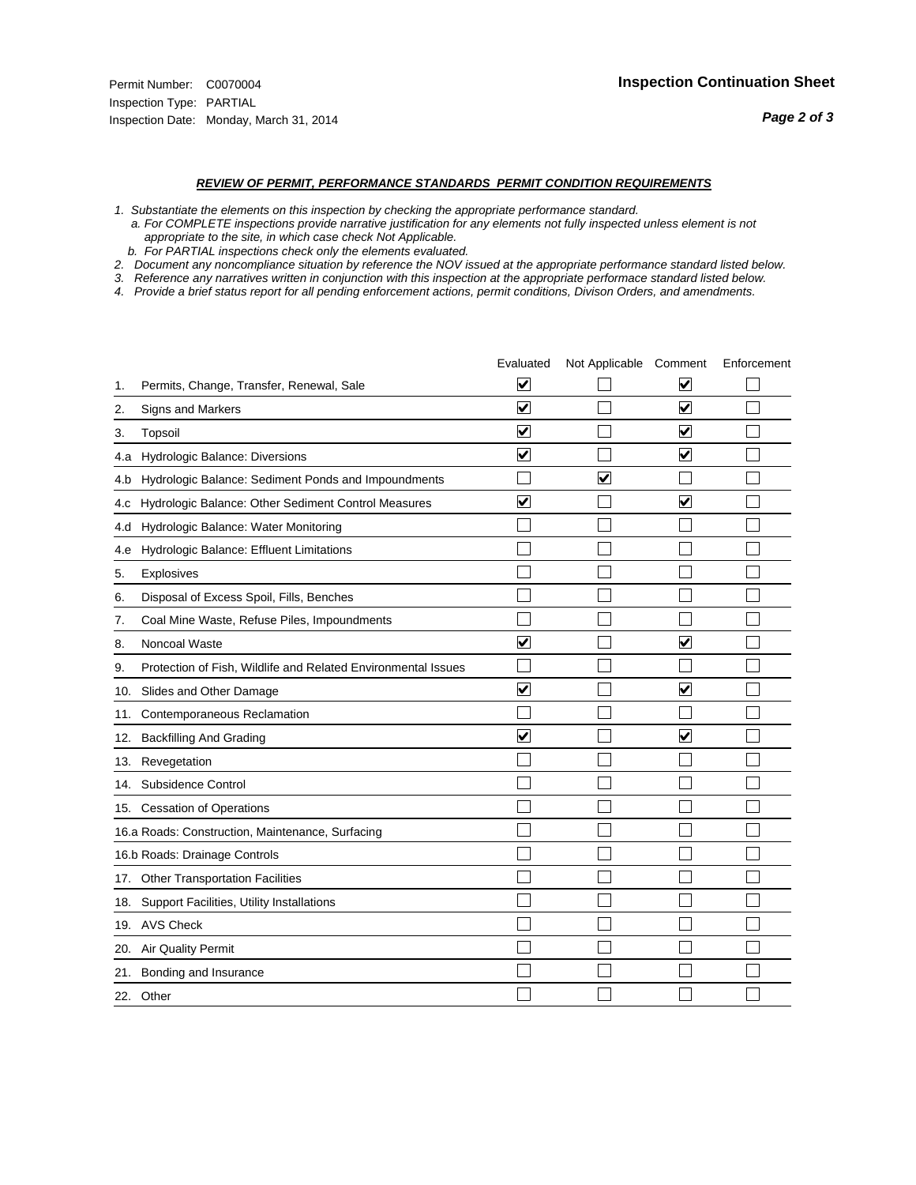Permit Number: C0070004
Inspection Type: PARTIAL
Inspection Date: Monday, March 31, 2014

**Inspection Continuation Sheet**

***REVIEW OF PERMIT, PERFORMANCE STANDARDS PERMIT CONDITION REQUIREMENTS***

*1. Substantiate the elements on this inspection by checking the appropriate performance standard.*
*a. For COMPLETE inspections provide narrative justification for any elements not fully inspected unless element is not appropriate to the site, in which case check Not Applicable.*
*b. For PARTIAL inspections check only the elements evaluated.*
*2. Document any noncompliance situation by reference the NOV issued at the appropriate performance standard listed below.*
*3. Reference any narratives written in conjunction with this inspection at the appropriate performace standard listed below.*
*4. Provide a brief status report for all pending enforcement actions, permit conditions, Divison Orders, and amendments.*

| | | Evaluated | Not Applicable | Comment | Enforcement |
|---|---|---|---|---|---|
| 1. | Permits, Change, Transfer, Renewal, Sale | ☑ | ☐ | ☑ | ☐ |
| 2. | Signs and Markers | ☑ | ☐ | ☑ | ☐ |
| 3. | Topsoil | ☑ | ☐ | ☑ | ☐ |
| 4.a | Hydrologic Balance: Diversions | ☑ | ☐ | ☑ | ☐ |
| 4.b | Hydrologic Balance: Sediment Ponds and Impoundments | ☐ | ☑ | ☐ | ☐ |
| 4.c | Hydrologic Balance: Other Sediment Control Measures | ☑ | ☐ | ☑ | ☐ |
| 4.d | Hydrologic Balance: Water Monitoring | ☐ | ☐ | ☐ | ☐ |
| 4.e | Hydrologic Balance: Effluent Limitations | ☐ | ☐ | ☐ | ☐ |
| 5. | Explosives | ☐ | ☐ | ☐ | ☐ |
| 6. | Disposal of Excess Spoil, Fills, Benches | ☐ | ☐ | ☐ | ☐ |
| 7. | Coal Mine Waste, Refuse Piles, Impoundments | ☐ | ☐ | ☐ | ☐ |
| 8. | Noncoal Waste | ☑ | ☐ | ☑ | ☐ |
| 9. | Protection of Fish, Wildlife and Related Environmental Issues | ☐ | ☐ | ☐ | ☐ |
| 10. | Slides and Other Damage | ☑ | ☐ | ☑ | ☐ |
| 11. | Contemporaneous Reclamation | ☐ | ☐ | ☐ | ☐ |
| 12. | Backfilling And Grading | ☑ | ☐ | ☑ | ☐ |
| 13. | Revegetation | ☐ | ☐ | ☐ | ☐ |
| 14. | Subsidence Control | ☐ | ☐ | ☐ | ☐ |
| 15. | Cessation of Operations | ☐ | ☐ | ☐ | ☐ |
| 16.a | Roads: Construction, Maintenance, Surfacing | ☐ | ☐ | ☐ | ☐ |
| 16.b | Roads: Drainage Controls | ☐ | ☐ | ☐ | ☐ |
| 17. | Other Transportation Facilities | ☐ | ☐ | ☐ | ☐ |
| 18. | Support Facilities, Utility Installations | ☐ | ☐ | ☐ | ☐ |
| 19. | AVS Check | ☐ | ☐ | ☐ | ☐ |
| 20. | Air Quality Permit | ☐ | ☐ | ☐ | ☐ |
| 21. | Bonding and Insurance | ☐ | ☐ | ☐ | ☐ |
| 22. | Other | ☐ | ☐ | ☐ | ☐ |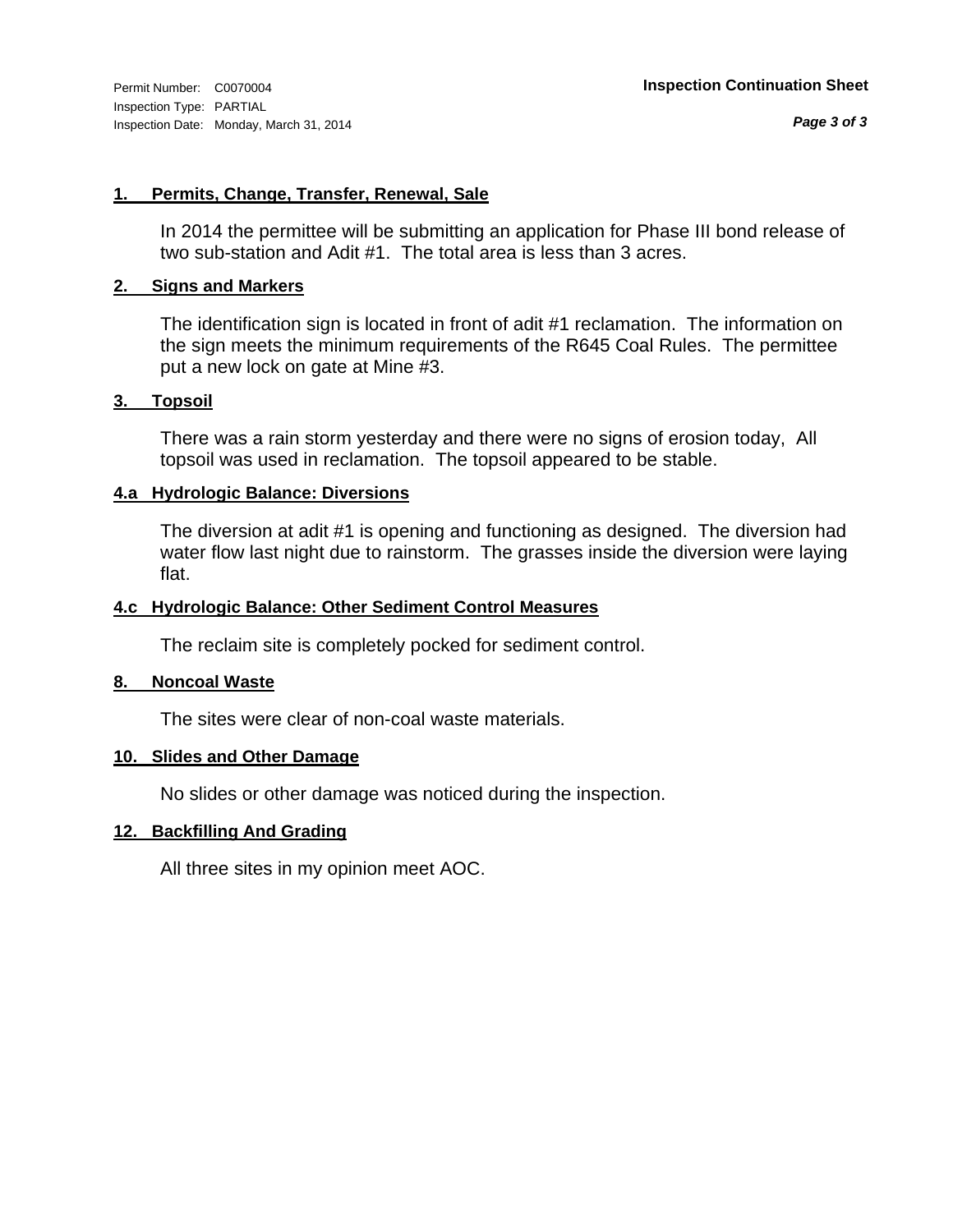Permit Number: C0070004
Inspection Type: PARTIAL
Inspection Date: Monday, March 31, 2014

**Inspection Continuation Sheet**

### 1. Permits, Change, Transfer, Renewal, Sale

In 2014 the permittee will be submitting an application for Phase III bond release of two sub-station and Adit #1. The total area is less than 3 acres.

### 2. Signs and Markers

The identification sign is located in front of adit #1 reclamation. The information on the sign meets the minimum requirements of the R645 Coal Rules. The permittee put a new lock on gate at Mine #3.

### 3. Topsoil

There was a rain storm yesterday and there were no signs of erosion today, All topsoil was used in reclamation. The topsoil appeared to be stable.

### 4.a Hydrologic Balance: Diversions

The diversion at adit #1 is opening and functioning as designed. The diversion had water flow last night due to rainstorm. The grasses inside the diversion were laying flat.

### 4.c Hydrologic Balance: Other Sediment Control Measures

The reclaim site is completely pocked for sediment control.

### 8. Noncoal Waste

The sites were clear of non-coal waste materials.

### 10. Slides and Other Damage

No slides or other damage was noticed during the inspection.

### 12. Backfilling And Grading

All three sites in my opinion meet AOC.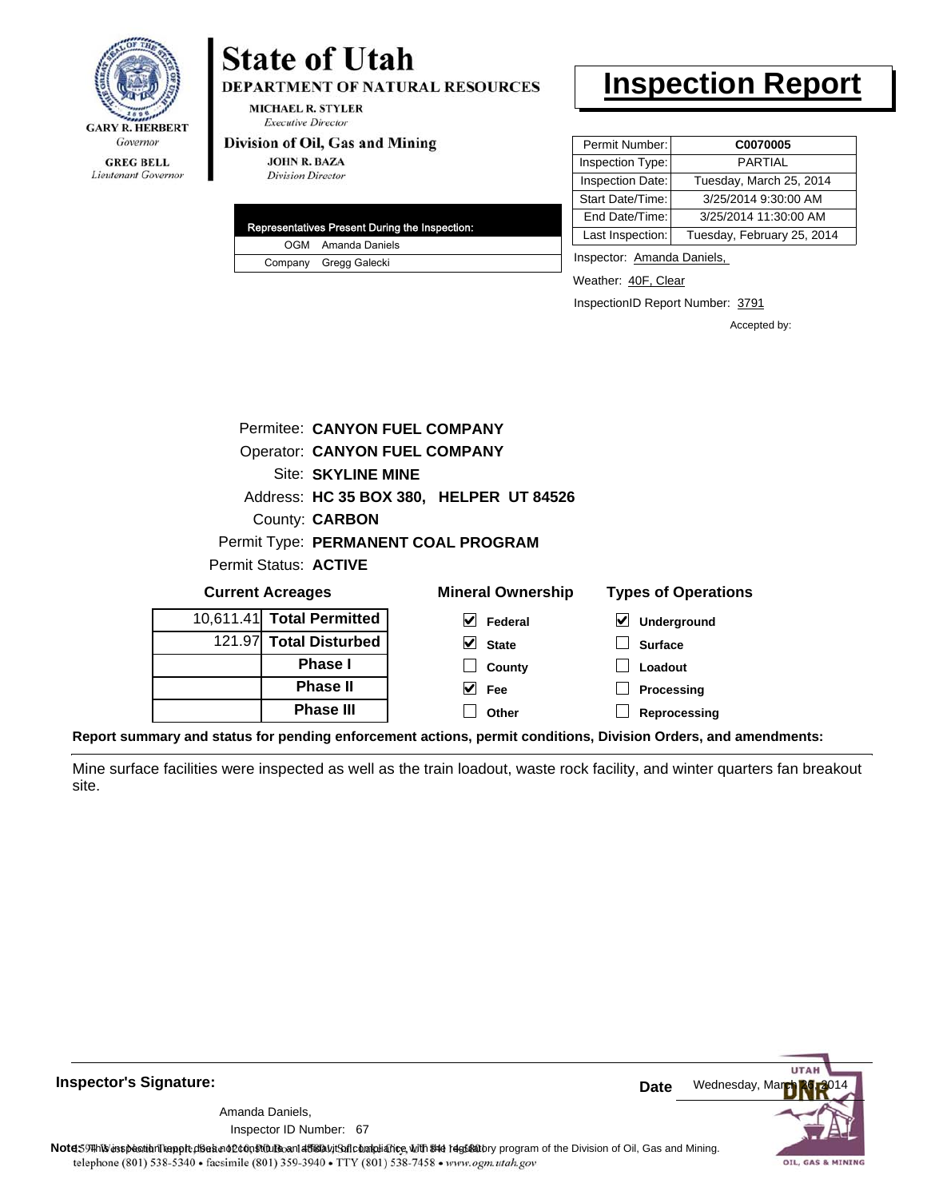GARY R. HERBERT
*Governor*

GREG BELL
*Lieutenant Governor*

# State of Utah

**DEPARTMENT OF NATURAL RESOURCES**

MICHAEL R. STYLER
*Executive Director*

**Division of Oil, Gas and Mining**

JOHN R. BAZA
*Division Director*

# Inspection Report

| Permit Number: | **C0070005** |
|---|---|
| Inspection Type: | PARTIAL |
| Inspection Date: | Tuesday, March 25, 2014 |
| Start Date/Time: | 3/25/2014 9:30:00 AM |
| End Date/Time: | 3/25/2014 11:30:00 AM |
| Last Inspection: | Tuesday, February 25, 2014 |

| Representatives Present During the Inspection: | |
|---|---|
| OGM | Amanda Daniels |
| Company | Gregg Galecki |

Inspector: Amanda Daniels,

Weather: 40F, Clear

InspectionID Report Number: 3791

Accepted by:

Permitee: **CANYON FUEL COMPANY**
Operator: **CANYON FUEL COMPANY**
Site: **SKYLINE MINE**
Address: **HC 35 BOX 380, HELPER UT 84526**
County: **CARBON**
Permit Type: **PERMANENT COAL PROGRAM**
Permit Status: **ACTIVE**

**Current Acreages**

| | |
|---|---|
| 10,611.41 | **Total Permitted** |
| 121.97 | **Total Disturbed** |
| | **Phase I** |
| | **Phase II** |
| | **Phase III** |

**Mineral Ownership**

- [x] Federal
- [x] State
- [ ] County
- [x] Fee
- [ ] Other

**Types of Operations**

- [x] Underground
- [ ] Surface
- [ ] Loadout
- [ ] Processing
- [ ] Reprocessing

**Report summary and status for pending enforcement actions, permit conditions, Division Orders, and amendments:**

Mine surface facilities were inspected as well as the train loadout, waste rock facility, and winter quarters fan breakout site.

**Inspector's Signature:**

Amanda Daniels,
Inspector ID Number: 67

**Date** Wednesday, March 26, 2014

**Note:** This inspection report does not constitute an affidavit of compliance with the regulatory program of the Division of Oil, Gas and Mining.

telephone (801) 538-5340 • facsimile (801) 359-3940 • TTY (801) 538-7458 • www.ogm.utah.gov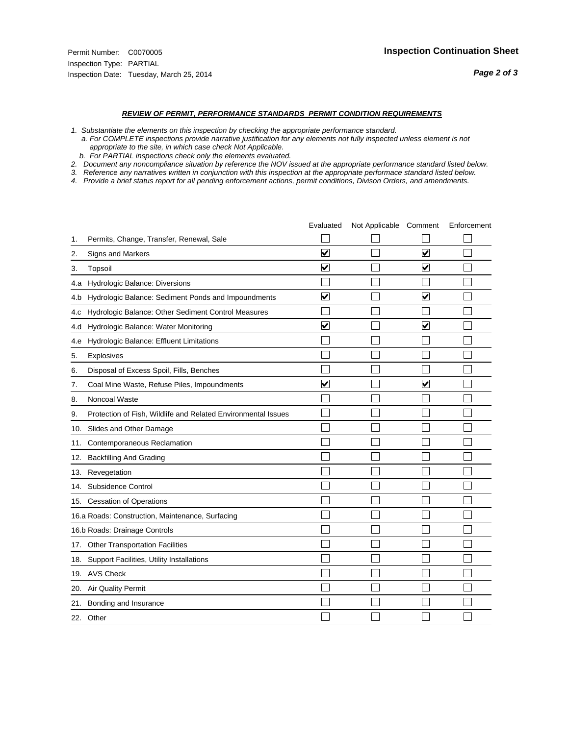Permit Number: C0070005
Inspection Type: PARTIAL
Inspection Date: Tuesday, March 25, 2014

**Inspection Continuation Sheet**

### *REVIEW OF PERMIT, PERFORMANCE STANDARDS PERMIT CONDITION REQUIREMENTS*

*1. Substantiate the elements on this inspection by checking the appropriate performance standard.*
*a. For COMPLETE inspections provide narrative justification for any elements not fully inspected unless element is not appropriate to the site, in which case check Not Applicable.*
*b. For PARTIAL inspections check only the elements evaluated.*
*2. Document any noncompliance situation by reference the NOV issued at the appropriate performance standard listed below.*
*3. Reference any narratives written in conjunction with this inspection at the appropriate performace standard listed below.*
*4. Provide a brief status report for all pending enforcement actions, permit conditions, Divison Orders, and amendments.*

| | | Evaluated | Not Applicable | Comment | Enforcement |
|---|---|---|---|---|---|
| 1. | Permits, Change, Transfer, Renewal, Sale | ☐ | ☐ | ☐ | ☐ |
| 2. | Signs and Markers | ☑ | ☐ | ☑ | ☐ |
| 3. | Topsoil | ☑ | ☐ | ☑ | ☐ |
| 4.a | Hydrologic Balance: Diversions | ☐ | ☐ | ☐ | ☐ |
| 4.b | Hydrologic Balance: Sediment Ponds and Impoundments | ☑ | ☐ | ☑ | ☐ |
| 4.c | Hydrologic Balance: Other Sediment Control Measures | ☐ | ☐ | ☐ | ☐ |
| 4.d | Hydrologic Balance: Water Monitoring | ☑ | ☐ | ☑ | ☐ |
| 4.e | Hydrologic Balance: Effluent Limitations | ☐ | ☐ | ☐ | ☐ |
| 5. | Explosives | ☐ | ☐ | ☐ | ☐ |
| 6. | Disposal of Excess Spoil, Fills, Benches | ☐ | ☐ | ☐ | ☐ |
| 7. | Coal Mine Waste, Refuse Piles, Impoundments | ☑ | ☐ | ☑ | ☐ |
| 8. | Noncoal Waste | ☐ | ☐ | ☐ | ☐ |
| 9. | Protection of Fish, Wildlife and Related Environmental Issues | ☐ | ☐ | ☐ | ☐ |
| 10. | Slides and Other Damage | ☐ | ☐ | ☐ | ☐ |
| 11. | Contemporaneous Reclamation | ☐ | ☐ | ☐ | ☐ |
| 12. | Backfilling And Grading | ☐ | ☐ | ☐ | ☐ |
| 13. | Revegetation | ☐ | ☐ | ☐ | ☐ |
| 14. | Subsidence Control | ☐ | ☐ | ☐ | ☐ |
| 15. | Cessation of Operations | ☐ | ☐ | ☐ | ☐ |
| 16.a | Roads: Construction, Maintenance, Surfacing | ☐ | ☐ | ☐ | ☐ |
| 16.b | Roads: Drainage Controls | ☐ | ☐ | ☐ | ☐ |
| 17. | Other Transportation Facilities | ☐ | ☐ | ☐ | ☐ |
| 18. | Support Facilities, Utility Installations | ☐ | ☐ | ☐ | ☐ |
| 19. | AVS Check | ☐ | ☐ | ☐ | ☐ |
| 20. | Air Quality Permit | ☐ | ☐ | ☐ | ☐ |
| 21. | Bonding and Insurance | ☐ | ☐ | ☐ | ☐ |
| 22. | Other | ☐ | ☐ | ☐ | ☐ |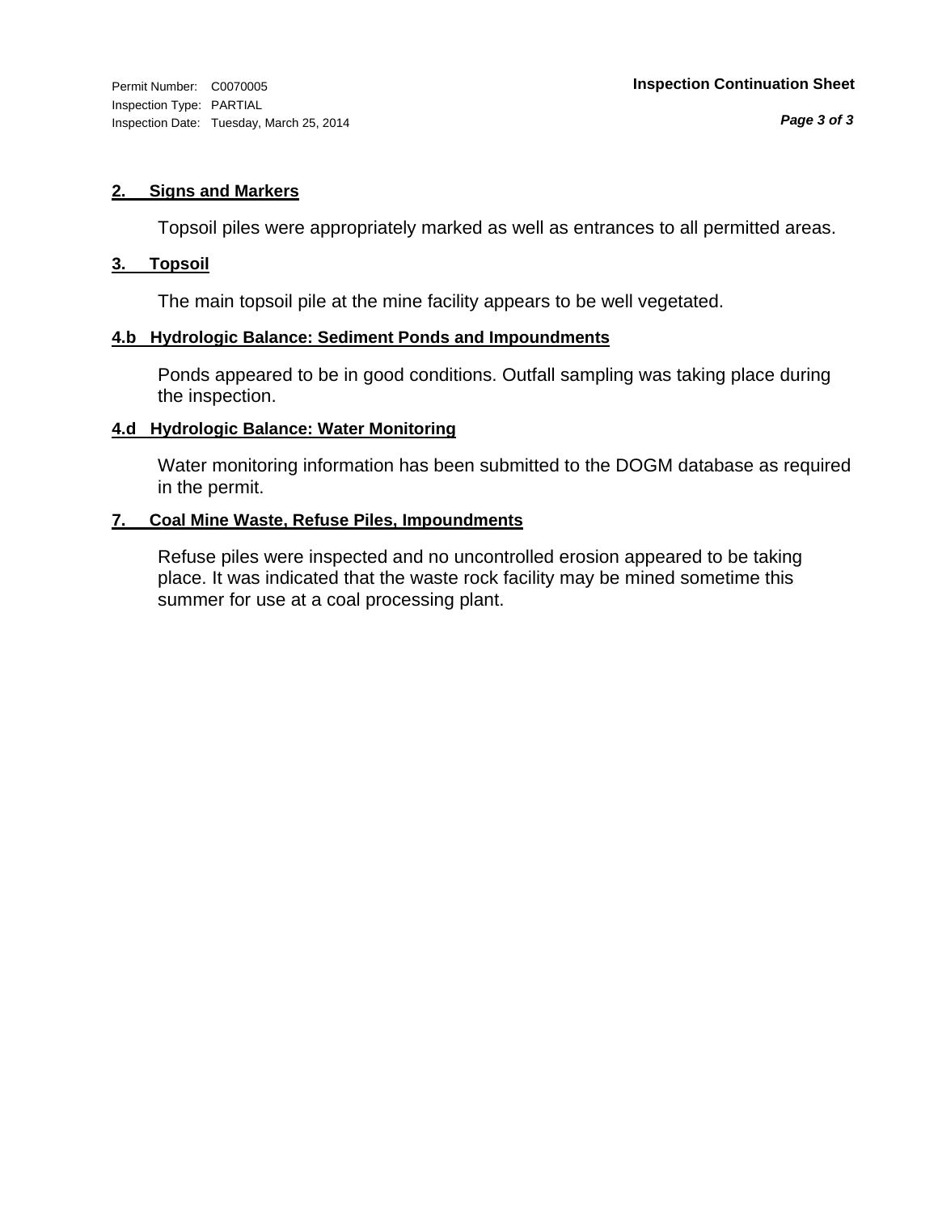## 2. Signs and Markers

Topsoil piles were appropriately marked as well as entrances to all permitted areas.

## 3. Topsoil

The main topsoil pile at the mine facility appears to be well vegetated.

## 4.b Hydrologic Balance: Sediment Ponds and Impoundments

Ponds appeared to be in good conditions. Outfall sampling was taking place during the inspection.

## 4.d Hydrologic Balance: Water Monitoring

Water monitoring information has been submitted to the DOGM database as required in the permit.

## 7. Coal Mine Waste, Refuse Piles, Impoundments

Refuse piles were inspected and no uncontrolled erosion appeared to be taking place. It was indicated that the waste rock facility may be mined sometime this summer for use at a coal processing plant.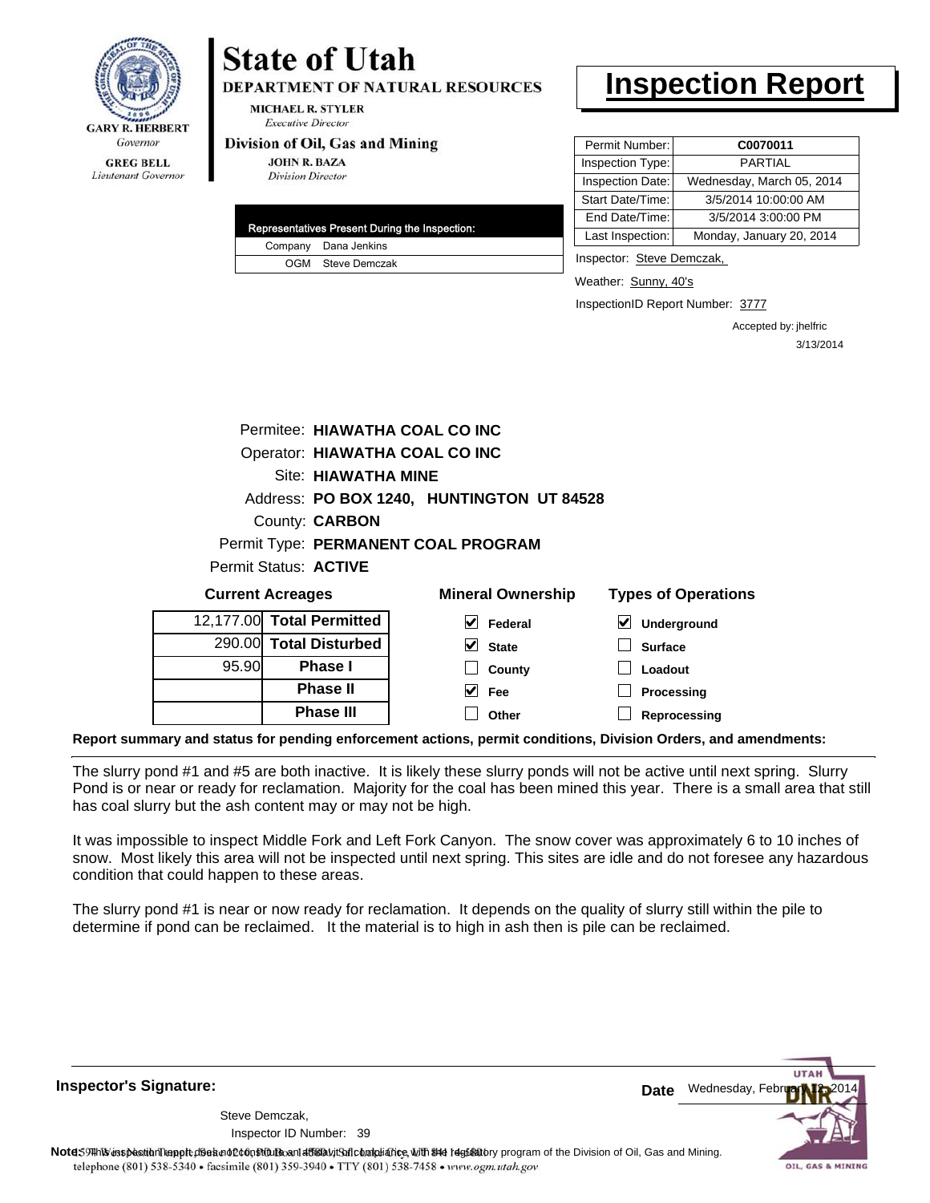GARY R. HERBERT
*Governor*

GREG BELL
*Lieutenant Governor*

# State of Utah

**DEPARTMENT OF NATURAL RESOURCES**

MICHAEL R. STYLER
*Executive Director*

**Division of Oil, Gas and Mining**

JOHN R. BAZA
*Division Director*

# Inspection Report

| Representatives Present During the Inspection: | |
|---|---|
| Company | Dana Jenkins |
| OGM | Steve Demczak |

| | |
|---|---|
| Permit Number: | **C0070011** |
| Inspection Type: | PARTIAL |
| Inspection Date: | Wednesday, March 05, 2014 |
| Start Date/Time: | 3/5/2014 10:00:00 AM |
| End Date/Time: | 3/5/2014 3:00:00 PM |
| Last Inspection: | Monday, January 20, 2014 |

Inspector: Steve Demczak,

Weather: Sunny, 40's

InspectionID Report Number: 3777

Accepted by: jhelfric
3/13/2014

Permitee: **HIAWATHA COAL CO INC**
Operator: **HIAWATHA COAL CO INC**
Site: **HIAWATHA MINE**
Address: **PO BOX 1240, HUNTINGTON UT 84528**
County: **CARBON**
Permit Type: **PERMANENT COAL PROGRAM**
Permit Status: **ACTIVE**

**Current Acreages**

| | |
|---|---|
| 12,177.00 | **Total Permitted** |
| 290.00 | **Total Disturbed** |
| 95.90 | **Phase I** |
| | **Phase II** |
| | **Phase III** |

**Mineral Ownership**

- [x] Federal
- [x] State
- [ ] County
- [x] Fee
- [ ] Other

**Types of Operations**

- [x] Underground
- [ ] Surface
- [ ] Loadout
- [ ] Processing
- [ ] Reprocessing

**Report summary and status for pending enforcement actions, permit conditions, Division Orders, and amendments:**

The slurry pond #1 and #5 are both inactive. It is likely these slurry ponds will not be active until next spring. Slurry Pond is or near or ready for reclamation. Majority for the coal has been mined this year. There is a small area that still has coal slurry but the ash content may or may not be high.

It was impossible to inspect Middle Fork and Left Fork Canyon. The snow cover was approximately 6 to 10 inches of snow. Most likely this area will not be inspected until next spring. This sites are idle and do not foresee any hazardous condition that could happen to these areas.

The slurry pond #1 is near or now ready for reclamation. It depends on the quality of slurry still within the pile to determine if pond can be reclaimed. It the material is to high in ash then is pile can be reclaimed.

**Inspector's Signature:**

Steve Demczak,
Inspector ID Number: 39

**Date** Wednesday, February 12, 2014

**Note:** This inspection report does not constitute an affidavit of compliance with the regulatory program of the Division of Oil, Gas and Mining.
telephone (801) 538-5340 • facsimile (801) 359-3940 • TTY (801) 538-7458 • www.ogm.utah.gov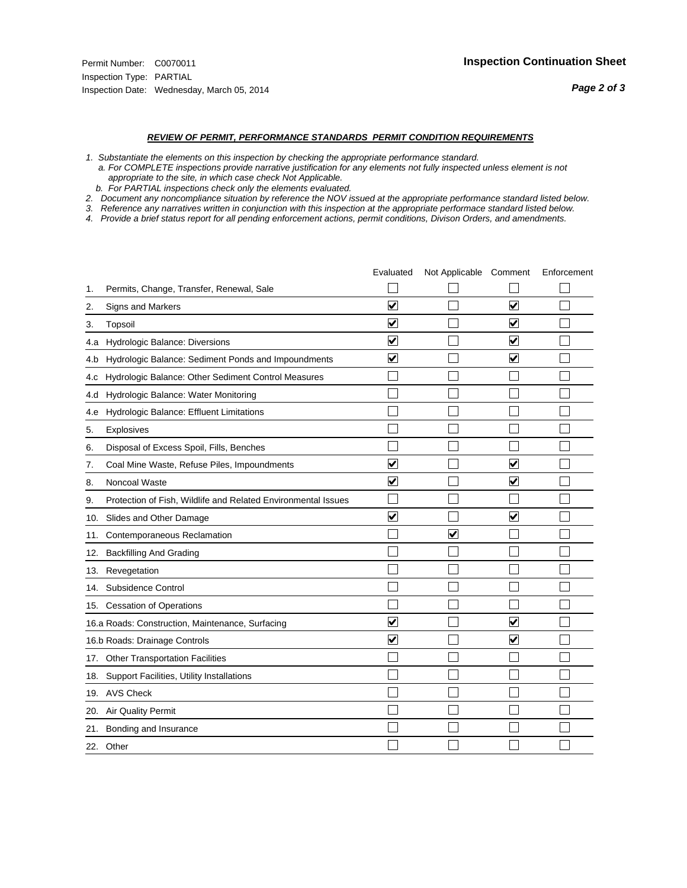Permit Number: C0070011
Inspection Type: PARTIAL
Inspection Date: Wednesday, March 05, 2014

## Inspection Continuation Sheet

### *REVIEW OF PERMIT, PERFORMANCE STANDARDS PERMIT CONDITION REQUIREMENTS*

*1. Substantiate the elements on this inspection by checking the appropriate performance standard.*
*a. For COMPLETE inspections provide narrative justification for any elements not fully inspected unless element is not appropriate to the site, in which case check Not Applicable.*
*b. For PARTIAL inspections check only the elements evaluated.*
*2. Document any noncompliance situation by reference the NOV issued at the appropriate performance standard listed below.*
*3. Reference any narratives written in conjunction with this inspection at the appropriate performace standard listed below.*
*4. Provide a brief status report for all pending enforcement actions, permit conditions, Divison Orders, and amendments.*

| | Evaluated | Not Applicable | Comment | Enforcement |
|---|---|---|---|---|
| 1. Permits, Change, Transfer, Renewal, Sale | ☐ | ☐ | ☐ | ☐ |
| 2. Signs and Markers | ☑ | ☐ | ☑ | ☐ |
| 3. Topsoil | ☑ | ☐ | ☑ | ☐ |
| 4.a Hydrologic Balance: Diversions | ☑ | ☐ | ☑ | ☐ |
| 4.b Hydrologic Balance: Sediment Ponds and Impoundments | ☑ | ☐ | ☑ | ☐ |
| 4.c Hydrologic Balance: Other Sediment Control Measures | ☐ | ☐ | ☐ | ☐ |
| 4.d Hydrologic Balance: Water Monitoring | ☐ | ☐ | ☐ | ☐ |
| 4.e Hydrologic Balance: Effluent Limitations | ☐ | ☐ | ☐ | ☐ |
| 5. Explosives | ☐ | ☐ | ☐ | ☐ |
| 6. Disposal of Excess Spoil, Fills, Benches | ☐ | ☐ | ☐ | ☐ |
| 7. Coal Mine Waste, Refuse Piles, Impoundments | ☑ | ☐ | ☑ | ☐ |
| 8. Noncoal Waste | ☑ | ☐ | ☑ | ☐ |
| 9. Protection of Fish, Wildlife and Related Environmental Issues | ☐ | ☐ | ☐ | ☐ |
| 10. Slides and Other Damage | ☑ | ☐ | ☑ | ☐ |
| 11. Contemporaneous Reclamation | ☐ | ☑ | ☐ | ☐ |
| 12. Backfilling And Grading | ☐ | ☐ | ☐ | ☐ |
| 13. Revegetation | ☐ | ☐ | ☐ | ☐ |
| 14. Subsidence Control | ☐ | ☐ | ☐ | ☐ |
| 15. Cessation of Operations | ☐ | ☐ | ☐ | ☐ |
| 16.a Roads: Construction, Maintenance, Surfacing | ☑ | ☐ | ☑ | ☐ |
| 16.b Roads: Drainage Controls | ☑ | ☐ | ☑ | ☐ |
| 17. Other Transportation Facilities | ☐ | ☐ | ☐ | ☐ |
| 18. Support Facilities, Utility Installations | ☐ | ☐ | ☐ | ☐ |
| 19. AVS Check | ☐ | ☐ | ☐ | ☐ |
| 20. Air Quality Permit | ☐ | ☐ | ☐ | ☐ |
| 21. Bonding and Insurance | ☐ | ☐ | ☐ | ☐ |
| 22. Other | ☐ | ☐ | ☐ | ☐ |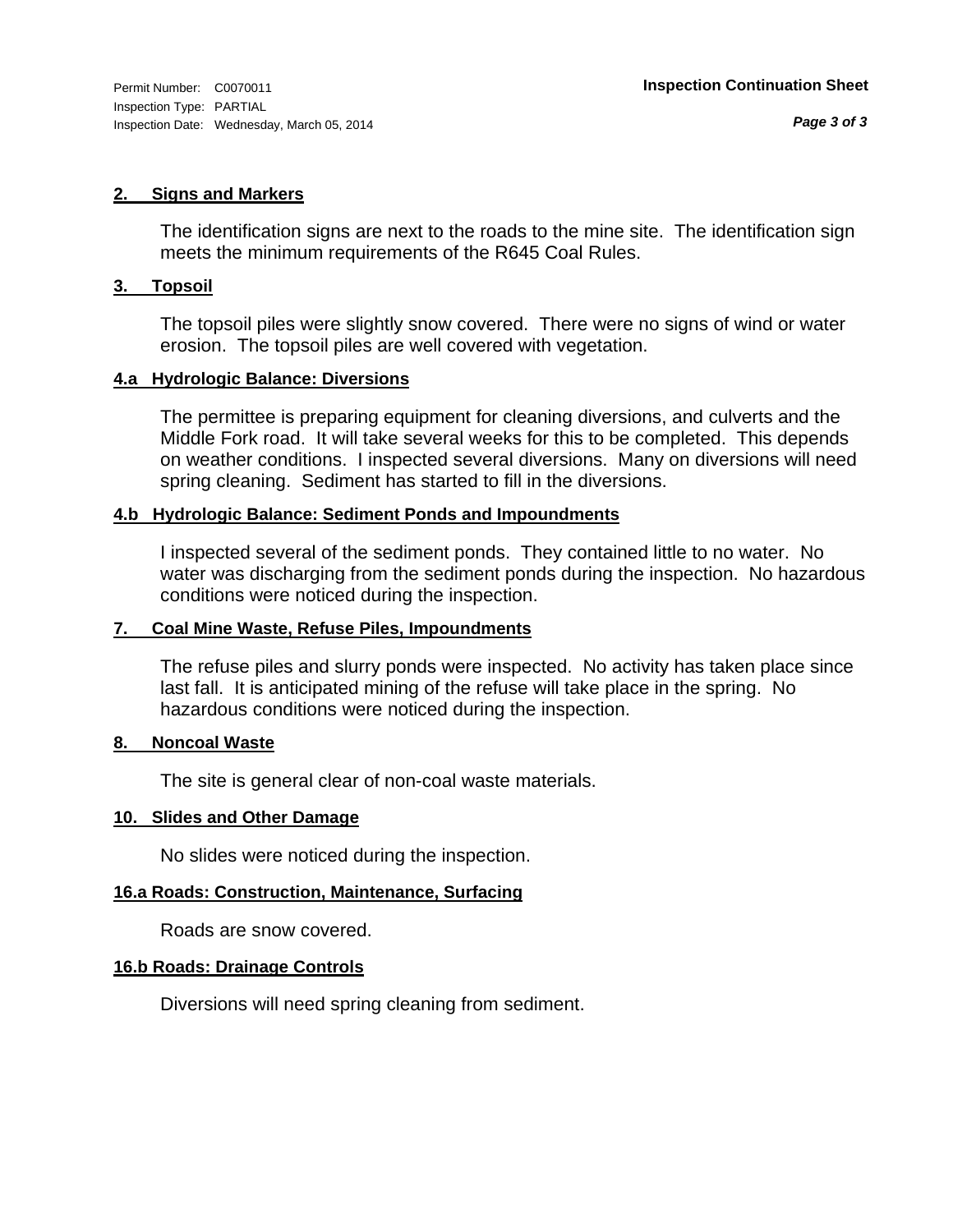## 2. Signs and Markers

The identification signs are next to the roads to the mine site. The identification sign meets the minimum requirements of the R645 Coal Rules.

## 3. Topsoil

The topsoil piles were slightly snow covered. There were no signs of wind or water erosion. The topsoil piles are well covered with vegetation.

## 4.a Hydrologic Balance: Diversions

The permittee is preparing equipment for cleaning diversions, and culverts and the Middle Fork road. It will take several weeks for this to be completed. This depends on weather conditions. I inspected several diversions. Many on diversions will need spring cleaning. Sediment has started to fill in the diversions.

## 4.b Hydrologic Balance: Sediment Ponds and Impoundments

I inspected several of the sediment ponds. They contained little to no water. No water was discharging from the sediment ponds during the inspection. No hazardous conditions were noticed during the inspection.

## 7. Coal Mine Waste, Refuse Piles, Impoundments

The refuse piles and slurry ponds were inspected. No activity has taken place since last fall. It is anticipated mining of the refuse will take place in the spring. No hazardous conditions were noticed during the inspection.

## 8. Noncoal Waste

The site is general clear of non-coal waste materials.

## 10. Slides and Other Damage

No slides were noticed during the inspection.

## 16.a Roads: Construction, Maintenance, Surfacing

Roads are snow covered.

## 16.b Roads: Drainage Controls

Diversions will need spring cleaning from sediment.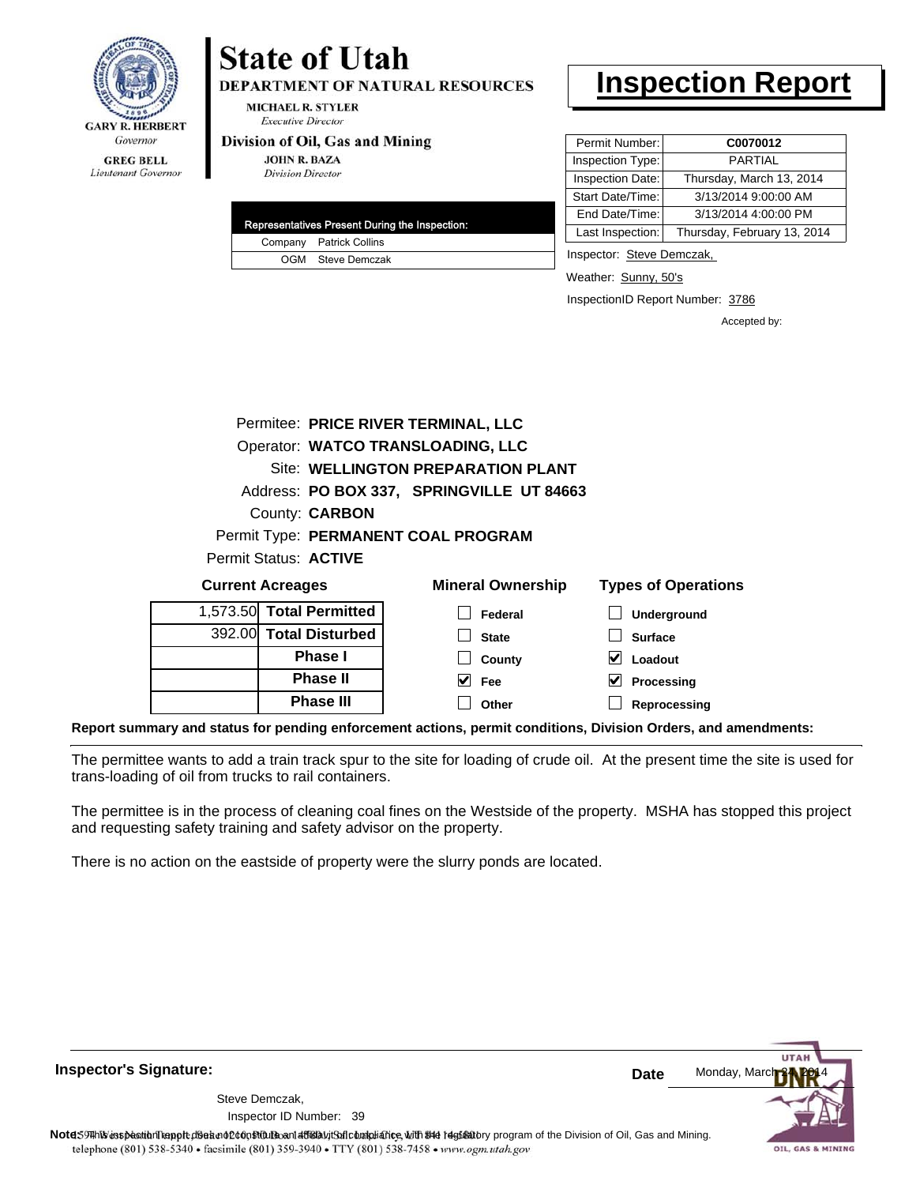GARY R. HERBERT
*Governor*

GREG BELL
*Lieutenant Governor*

# State of Utah

**DEPARTMENT OF NATURAL RESOURCES**

MICHAEL R. STYLER
*Executive Director*

**Division of Oil, Gas and Mining**

JOHN R. BAZA
*Division Director*

# Inspection Report

| Permit Number: | **C0070012** |
|---|---|
| Inspection Type: | PARTIAL |
| Inspection Date: | Thursday, March 13, 2014 |
| Start Date/Time: | 3/13/2014 9:00:00 AM |
| End Date/Time: | 3/13/2014 4:00:00 PM |
| Last Inspection: | Thursday, February 13, 2014 |

| Representatives Present During the Inspection: | |
|---|---|
| Company | Patrick Collins |
| OGM | Steve Demczak |

Inspector: Steve Demczak,

Weather: Sunny, 50's

InspectionID Report Number: 3786

Accepted by:

Permitee: **PRICE RIVER TERMINAL, LLC**
Operator: **WATCO TRANSLOADING, LLC**
Site: **WELLINGTON PREPARATION PLANT**
Address: **PO BOX 337, SPRINGVILLE UT 84663**
County: **CARBON**
Permit Type: **PERMANENT COAL PROGRAM**
Permit Status: **ACTIVE**

**Current Acreages**

| | |
|---|---|
| 1,573.50 | **Total Permitted** |
| 392.00 | **Total Disturbed** |
| | **Phase I** |
| | **Phase II** |
| | **Phase III** |

**Mineral Ownership**

- [ ] Federal
- [ ] State
- [ ] County
- [x] Fee
- [ ] Other

**Types of Operations**

- [ ] Underground
- [ ] Surface
- [x] Loadout
- [x] Processing
- [ ] Reprocessing

**Report summary and status for pending enforcement actions, permit conditions, Division Orders, and amendments:**

The permittee wants to add a train track spur to the site for loading of crude oil. At the present time the site is used for trans-loading of oil from trucks to rail containers.

The permittee is in the process of cleaning coal fines on the Westside of the property. MSHA has stopped this project and requesting safety training and safety advisor on the property.

There is no action on the eastside of property were the slurry ponds are located.

**Inspector's Signature:**

Steve Demczak,
Inspector ID Number: 39

**Date** Monday, March 24, 2014

**Note:** This inspection report does not constitute an affidavit of compliance with the regulatory program of the Division of Oil, Gas and Mining.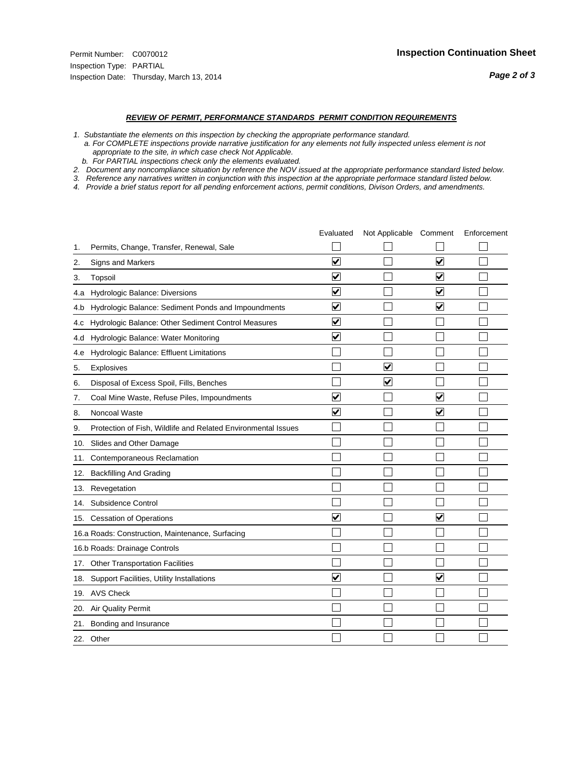Permit Number: C0070012
Inspection Type: PARTIAL
Inspection Date: Thursday, March 13, 2014

## Inspection Continuation Sheet

### *REVIEW OF PERMIT, PERFORMANCE STANDARDS PERMIT CONDITION REQUIREMENTS*

*1. Substantiate the elements on this inspection by checking the appropriate performance standard.*
*a. For COMPLETE inspections provide narrative justification for any elements not fully inspected unless element is not appropriate to the site, in which case check Not Applicable.*
*b. For PARTIAL inspections check only the elements evaluated.*
*2. Document any noncompliance situation by reference the NOV issued at the appropriate performance standard listed below.*
*3. Reference any narratives written in conjunction with this inspection at the appropriate performace standard listed below.*
*4. Provide a brief status report for all pending enforcement actions, permit conditions, Divison Orders, and amendments.*

| | | Evaluated | Not Applicable | Comment | Enforcement |
|---|---|---|---|---|---|
| 1. | Permits, Change, Transfer, Renewal, Sale | ☐ | ☐ | ☐ | ☐ |
| 2. | Signs and Markers | ☑ | ☐ | ☑ | ☐ |
| 3. | Topsoil | ☑ | ☐ | ☑ | ☐ |
| 4.a | Hydrologic Balance: Diversions | ☑ | ☐ | ☑ | ☐ |
| 4.b | Hydrologic Balance: Sediment Ponds and Impoundments | ☑ | ☐ | ☑ | ☐ |
| 4.c | Hydrologic Balance: Other Sediment Control Measures | ☑ | ☐ | ☐ | ☐ |
| 4.d | Hydrologic Balance: Water Monitoring | ☑ | ☐ | ☐ | ☐ |
| 4.e | Hydrologic Balance: Effluent Limitations | ☐ | ☐ | ☐ | ☐ |
| 5. | Explosives | ☐ | ☑ | ☐ | ☐ |
| 6. | Disposal of Excess Spoil, Fills, Benches | ☐ | ☑ | ☐ | ☐ |
| 7. | Coal Mine Waste, Refuse Piles, Impoundments | ☑ | ☐ | ☑ | ☐ |
| 8. | Noncoal Waste | ☑ | ☐ | ☑ | ☐ |
| 9. | Protection of Fish, Wildlife and Related Environmental Issues | ☐ | ☐ | ☐ | ☐ |
| 10. | Slides and Other Damage | ☐ | ☐ | ☐ | ☐ |
| 11. | Contemporaneous Reclamation | ☐ | ☐ | ☐ | ☐ |
| 12. | Backfilling And Grading | ☐ | ☐ | ☐ | ☐ |
| 13. | Revegetation | ☐ | ☐ | ☐ | ☐ |
| 14. | Subsidence Control | ☐ | ☐ | ☐ | ☐ |
| 15. | Cessation of Operations | ☑ | ☐ | ☑ | ☐ |
| 16.a | Roads: Construction, Maintenance, Surfacing | ☐ | ☐ | ☐ | ☐ |
| 16.b | Roads: Drainage Controls | ☐ | ☐ | ☐ | ☐ |
| 17. | Other Transportation Facilities | ☐ | ☐ | ☐ | ☐ |
| 18. | Support Facilities, Utility Installations | ☑ | ☐ | ☑ | ☐ |
| 19. | AVS Check | ☐ | ☐ | ☐ | ☐ |
| 20. | Air Quality Permit | ☐ | ☐ | ☐ | ☐ |
| 21. | Bonding and Insurance | ☐ | ☐ | ☐ | ☐ |
| 22. | Other | ☐ | ☐ | ☐ | ☐ |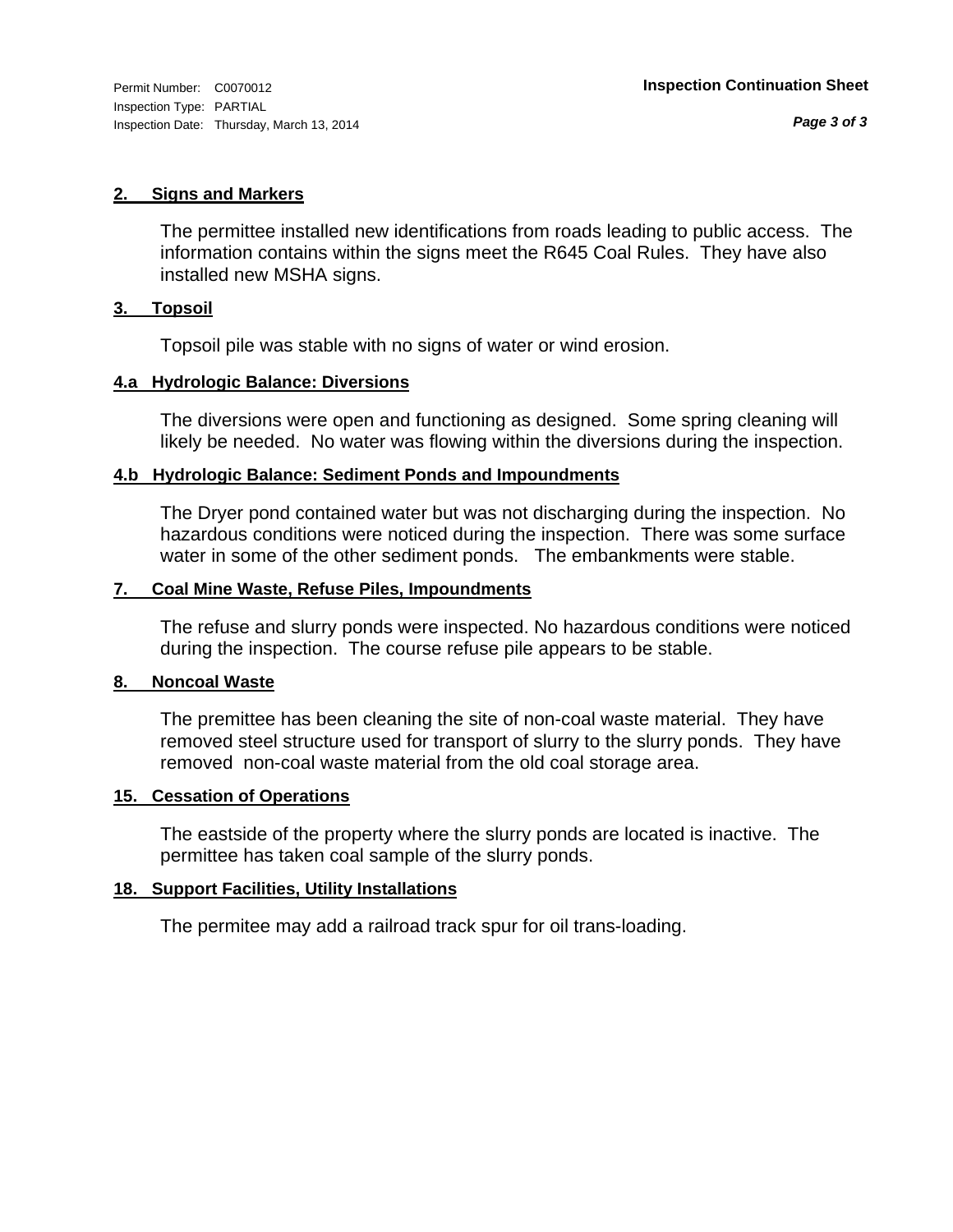Permit Number: C0070012
Inspection Type: PARTIAL
Inspection Date: Thursday, March 13, 2014

**Inspection Continuation Sheet**

### 2. Signs and Markers

The permittee installed new identifications from roads leading to public access. The information contains within the signs meet the R645 Coal Rules. They have also installed new MSHA signs.

### 3. Topsoil

Topsoil pile was stable with no signs of water or wind erosion.

### 4.a Hydrologic Balance: Diversions

The diversions were open and functioning as designed. Some spring cleaning will likely be needed. No water was flowing within the diversions during the inspection.

### 4.b Hydrologic Balance: Sediment Ponds and Impoundments

The Dryer pond contained water but was not discharging during the inspection. No hazardous conditions were noticed during the inspection. There was some surface water in some of the other sediment ponds. The embankments were stable.

### 7. Coal Mine Waste, Refuse Piles, Impoundments

The refuse and slurry ponds were inspected. No hazardous conditions were noticed during the inspection. The course refuse pile appears to be stable.

### 8. Noncoal Waste

The premittee has been cleaning the site of non-coal waste material. They have removed steel structure used for transport of slurry to the slurry ponds. They have removed non-coal waste material from the old coal storage area.

### 15. Cessation of Operations

The eastside of the property where the slurry ponds are located is inactive. The permittee has taken coal sample of the slurry ponds.

### 18. Support Facilities, Utility Installations

The permitee may add a railroad track spur for oil trans-loading.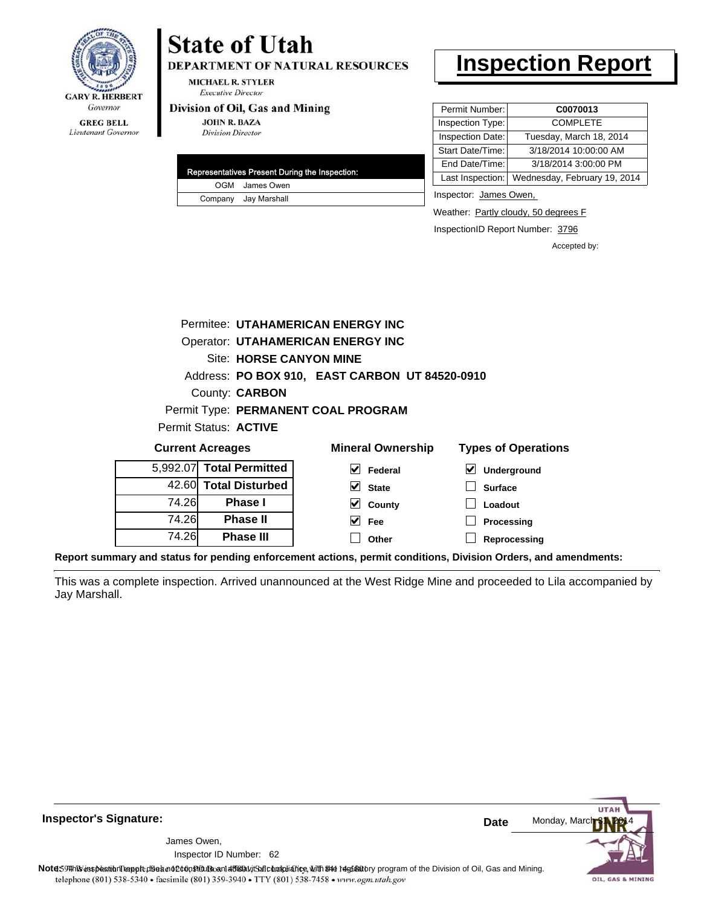GARY R. HERBERT
*Governor*

GREG BELL
*Lieutenant Governor*

# State of Utah

**DEPARTMENT OF NATURAL RESOURCES**

MICHAEL R. STYLER
*Executive Director*

**Division of Oil, Gas and Mining**

JOHN R. BAZA
*Division Director*

# Inspection Report

| | |
|---|---|
| Permit Number: | **C0070013** |
| Inspection Type: | COMPLETE |
| Inspection Date: | Tuesday, March 18, 2014 |
| Start Date/Time: | 3/18/2014 10:00:00 AM |
| End Date/Time: | 3/18/2014 3:00:00 PM |
| Last Inspection: | Wednesday, February 19, 2014 |

| Representatives Present During the Inspection: | |
|---|---|
| OGM | James Owen |
| Company | Jay Marshall |

Inspector: James Owen,

Weather: Partly cloudy, 50 degrees F

InspectionID Report Number: 3796

Accepted by:

Permitee: **UTAHAMERICAN ENERGY INC**
Operator: **UTAHAMERICAN ENERGY INC**
Site: **HORSE CANYON MINE**
Address: **PO BOX 910, EAST CARBON UT 84520-0910**
County: **CARBON**
Permit Type: **PERMANENT COAL PROGRAM**
Permit Status: **ACTIVE**

**Current Acreages**

| | |
|---|---|
| 5,992.07 | **Total Permitted** |
| 42.60 | **Total Disturbed** |
| 74.26 | **Phase I** |
| 74.26 | **Phase II** |
| 74.26 | **Phase III** |

**Mineral Ownership**

- [x] Federal
- [x] State
- [x] County
- [x] Fee
- [ ] Other

**Types of Operations**

- [x] Underground
- [ ] Surface
- [ ] Loadout
- [ ] Processing
- [ ] Reprocessing

**Report summary and status for pending enforcement actions, permit conditions, Division Orders, and amendments:**

This was a complete inspection. Arrived unannounced at the West Ridge Mine and proceeded to Lila accompanied by Jay Marshall.

**Inspector's Signature:**

James Owen,
Inspector ID Number: 62

**Date** Monday, March 31, 2014

**Note:** This inspection report does not constitute an affidavit of compliance with the regulatory program of the Division of Oil, Gas and Mining.

1594 West North Temple, Suite 1210, PO Box 145801, Salt Lake City, UT 84114-5801
telephone (801) 538-5340 • facsimile (801) 359-3940 • TTY (801) 538-7458 • www.ogm.utah.gov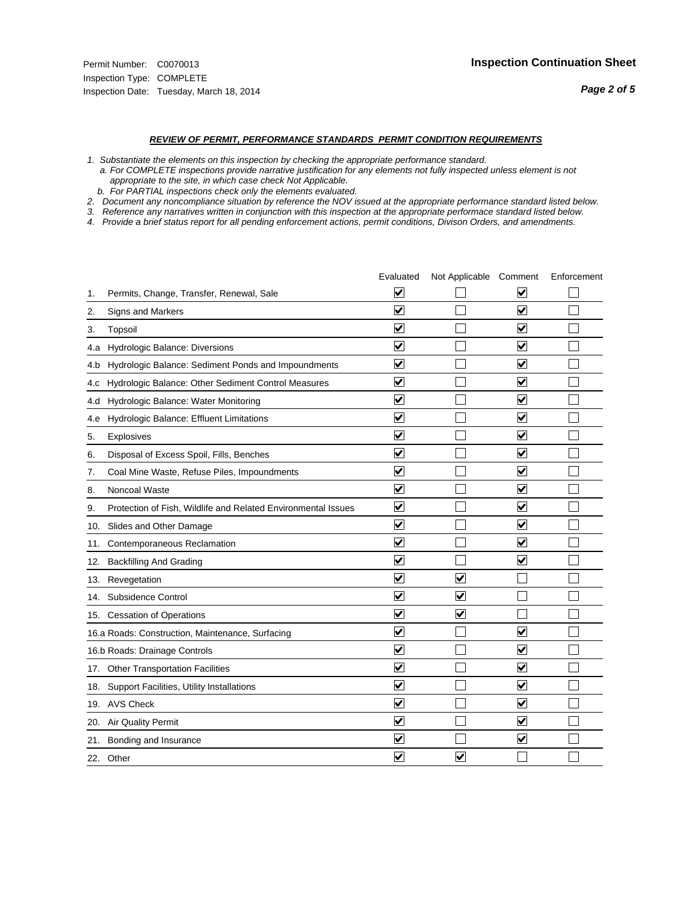Permit Number: C0070013
Inspection Type: COMPLETE
Inspection Date: Tuesday, March 18, 2014

## Inspection Continuation Sheet

***REVIEW OF PERMIT, PERFORMANCE STANDARDS PERMIT CONDITION REQUIREMENTS***

1. *Substantiate the elements on this inspection by checking the appropriate performance standard.*
   a. *For COMPLETE inspections provide narrative justification for any elements not fully inspected unless element is not appropriate to the site, in which case check Not Applicable.*
   b. *For PARTIAL inspections check only the elements evaluated.*
2. *Document any noncompliance situation by reference the NOV issued at the appropriate performance standard listed below.*
3. *Reference any narratives written in conjunction with this inspection at the appropriate performace standard listed below.*
4. *Provide a brief status report for all pending enforcement actions, permit conditions, Divison Orders, and amendments.*

| | | Evaluated | Not Applicable | Comment | Enforcement |
|---|---|---|---|---|---|
| 1. | Permits, Change, Transfer, Renewal, Sale | ☑ | ☐ | ☑ | ☐ |
| 2. | Signs and Markers | ☑ | ☐ | ☑ | ☐ |
| 3. | Topsoil | ☑ | ☐ | ☑ | ☐ |
| 4.a | Hydrologic Balance: Diversions | ☑ | ☐ | ☑ | ☐ |
| 4.b | Hydrologic Balance: Sediment Ponds and Impoundments | ☑ | ☐ | ☑ | ☐ |
| 4.c | Hydrologic Balance: Other Sediment Control Measures | ☑ | ☐ | ☑ | ☐ |
| 4.d | Hydrologic Balance: Water Monitoring | ☑ | ☐ | ☑ | ☐ |
| 4.e | Hydrologic Balance: Effluent Limitations | ☑ | ☐ | ☑ | ☐ |
| 5. | Explosives | ☑ | ☐ | ☑ | ☐ |
| 6. | Disposal of Excess Spoil, Fills, Benches | ☑ | ☐ | ☑ | ☐ |
| 7. | Coal Mine Waste, Refuse Piles, Impoundments | ☑ | ☐ | ☑ | ☐ |
| 8. | Noncoal Waste | ☑ | ☐ | ☑ | ☐ |
| 9. | Protection of Fish, Wildlife and Related Environmental Issues | ☑ | ☐ | ☑ | ☐ |
| 10. | Slides and Other Damage | ☑ | ☐ | ☑ | ☐ |
| 11. | Contemporaneous Reclamation | ☑ | ☐ | ☑ | ☐ |
| 12. | Backfilling And Grading | ☑ | ☐ | ☑ | ☐ |
| 13. | Revegetation | ☑ | ☑ | ☐ | ☐ |
| 14. | Subsidence Control | ☑ | ☑ | ☐ | ☐ |
| 15. | Cessation of Operations | ☑ | ☑ | ☐ | ☐ |
| 16.a | Roads: Construction, Maintenance, Surfacing | ☑ | ☐ | ☑ | ☐ |
| 16.b | Roads: Drainage Controls | ☑ | ☐ | ☑ | ☐ |
| 17. | Other Transportation Facilities | ☑ | ☐ | ☑ | ☐ |
| 18. | Support Facilities, Utility Installations | ☑ | ☐ | ☑ | ☐ |
| 19. | AVS Check | ☑ | ☐ | ☑ | ☐ |
| 20. | Air Quality Permit | ☑ | ☐ | ☑ | ☐ |
| 21. | Bonding and Insurance | ☑ | ☐ | ☑ | ☐ |
| 22. | Other | ☑ | ☑ | ☐ | ☐ |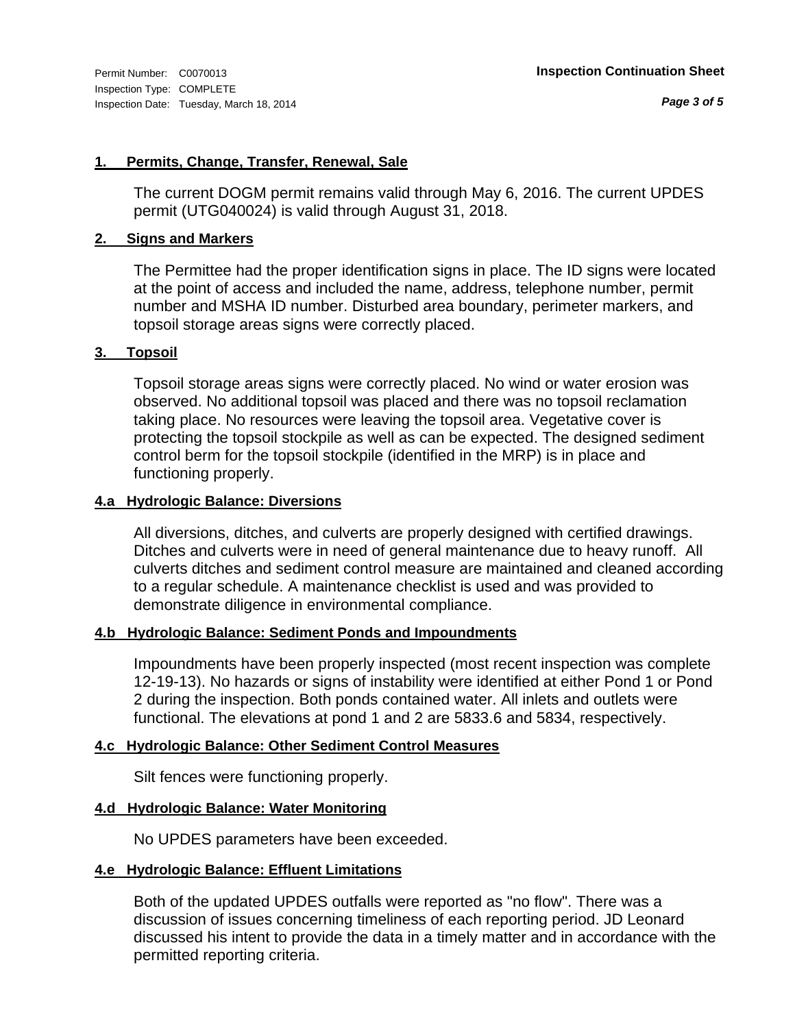Permit Number: C0070013
Inspection Type: COMPLETE
Inspection Date: Tuesday, March 18, 2014

**Inspection Continuation Sheet**

### 1. Permits, Change, Transfer, Renewal, Sale

The current DOGM permit remains valid through May 6, 2016. The current UPDES permit (UTG040024) is valid through August 31, 2018.

### 2. Signs and Markers

The Permittee had the proper identification signs in place. The ID signs were located at the point of access and included the name, address, telephone number, permit number and MSHA ID number. Disturbed area boundary, perimeter markers, and topsoil storage areas signs were correctly placed.

### 3. Topsoil

Topsoil storage areas signs were correctly placed. No wind or water erosion was observed. No additional topsoil was placed and there was no topsoil reclamation taking place. No resources were leaving the topsoil area. Vegetative cover is protecting the topsoil stockpile as well as can be expected. The designed sediment control berm for the topsoil stockpile (identified in the MRP) is in place and functioning properly.

### 4.a Hydrologic Balance: Diversions

All diversions, ditches, and culverts are properly designed with certified drawings. Ditches and culverts were in need of general maintenance due to heavy runoff. All culverts ditches and sediment control measure are maintained and cleaned according to a regular schedule. A maintenance checklist is used and was provided to demonstrate diligence in environmental compliance.

### 4.b Hydrologic Balance: Sediment Ponds and Impoundments

Impoundments have been properly inspected (most recent inspection was complete 12-19-13). No hazards or signs of instability were identified at either Pond 1 or Pond 2 during the inspection. Both ponds contained water. All inlets and outlets were functional. The elevations at pond 1 and 2 are 5833.6 and 5834, respectively.

### 4.c Hydrologic Balance: Other Sediment Control Measures

Silt fences were functioning properly.

### 4.d Hydrologic Balance: Water Monitoring

No UPDES parameters have been exceeded.

### 4.e Hydrologic Balance: Effluent Limitations

Both of the updated UPDES outfalls were reported as "no flow". There was a discussion of issues concerning timeliness of each reporting period. JD Leonard discussed his intent to provide the data in a timely matter and in accordance with the permitted reporting criteria.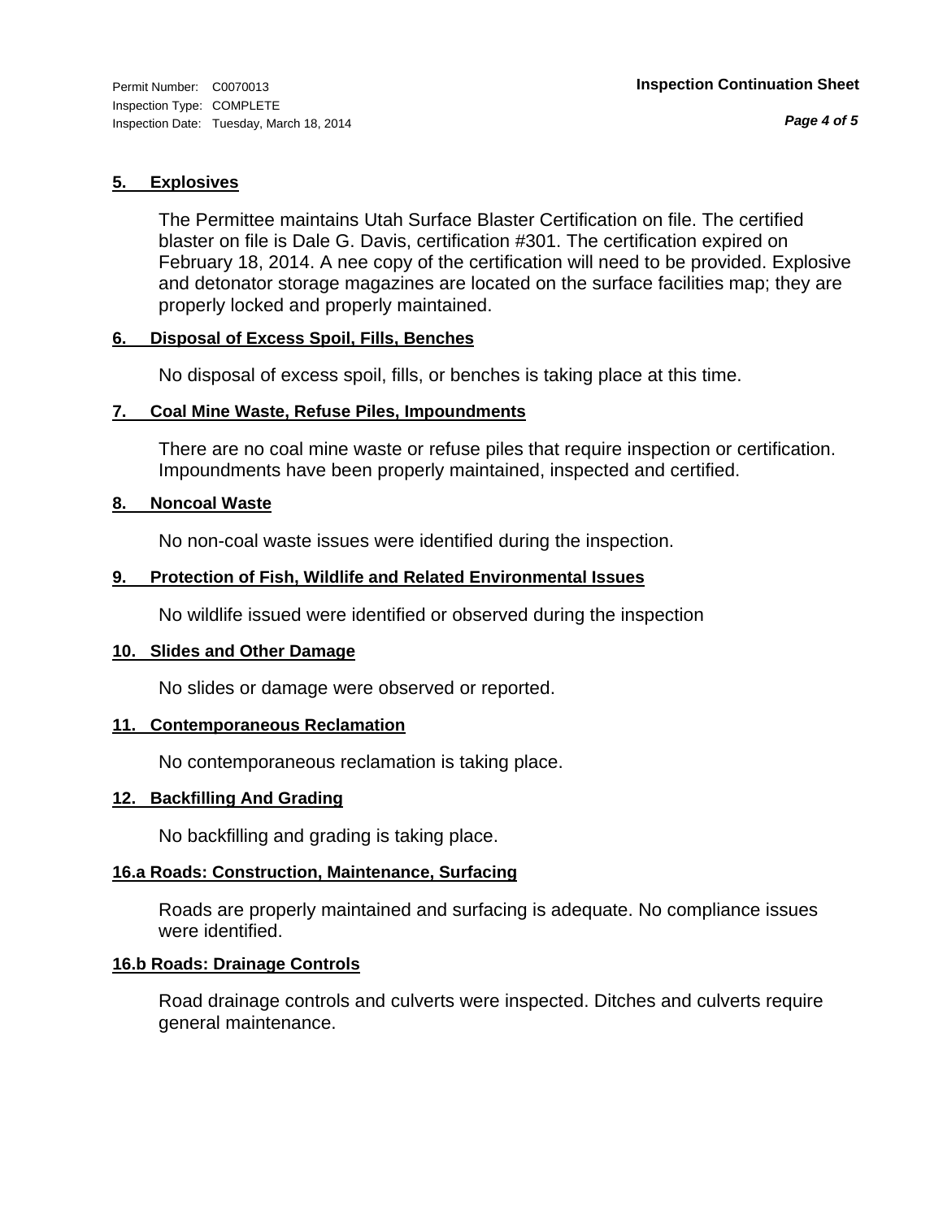### 5. Explosives

The Permittee maintains Utah Surface Blaster Certification on file. The certified blaster on file is Dale G. Davis, certification #301. The certification expired on February 18, 2014. A nee copy of the certification will need to be provided. Explosive and detonator storage magazines are located on the surface facilities map; they are properly locked and properly maintained.

### 6. Disposal of Excess Spoil, Fills, Benches

No disposal of excess spoil, fills, or benches is taking place at this time.

### 7. Coal Mine Waste, Refuse Piles, Impoundments

There are no coal mine waste or refuse piles that require inspection or certification. Impoundments have been properly maintained, inspected and certified.

### 8. Noncoal Waste

No non-coal waste issues were identified during the inspection.

### 9. Protection of Fish, Wildlife and Related Environmental Issues

No wildlife issued were identified or observed during the inspection

### 10. Slides and Other Damage

No slides or damage were observed or reported.

### 11. Contemporaneous Reclamation

No contemporaneous reclamation is taking place.

### 12. Backfilling And Grading

No backfilling and grading is taking place.

### 16.a Roads: Construction, Maintenance, Surfacing

Roads are properly maintained and surfacing is adequate. No compliance issues were identified.

### 16.b Roads: Drainage Controls

Road drainage controls and culverts were inspected. Ditches and culverts require general maintenance.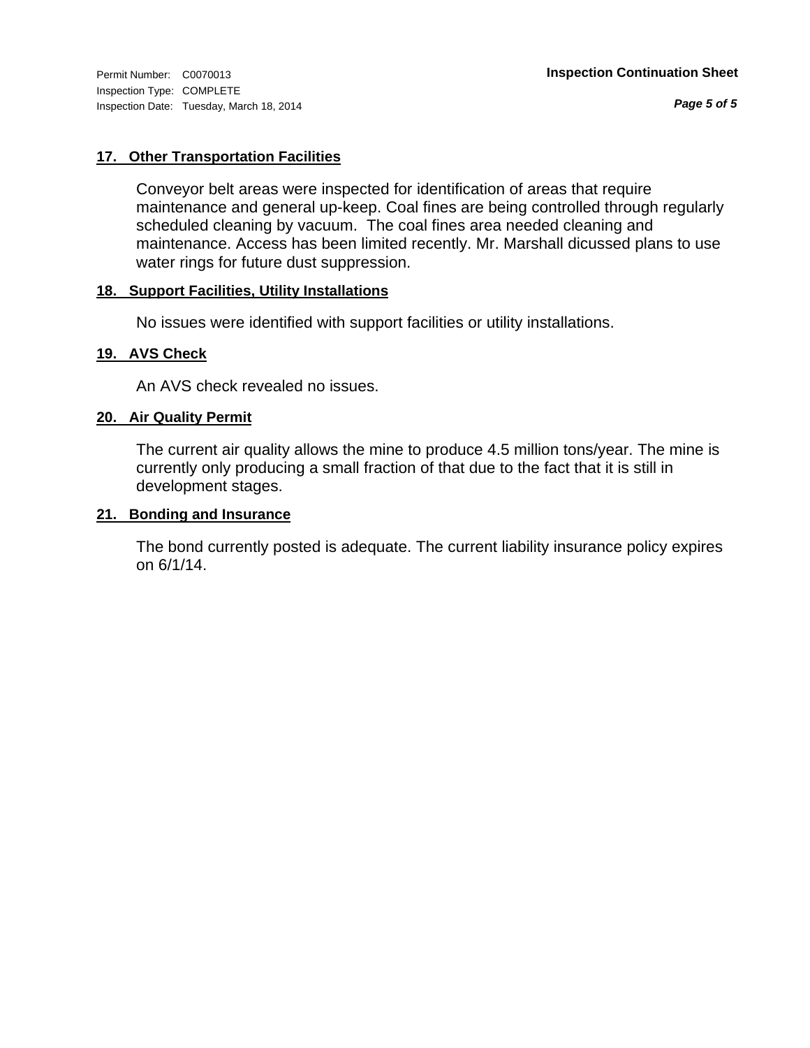## 17. Other Transportation Facilities

Conveyor belt areas were inspected for identification of areas that require maintenance and general up-keep. Coal fines are being controlled through regularly scheduled cleaning by vacuum. The coal fines area needed cleaning and maintenance. Access has been limited recently. Mr. Marshall dicussed plans to use water rings for future dust suppression.

## 18. Support Facilities, Utility Installations

No issues were identified with support facilities or utility installations.

## 19. AVS Check

An AVS check revealed no issues.

## 20. Air Quality Permit

The current air quality allows the mine to produce 4.5 million tons/year. The mine is currently only producing a small fraction of that due to the fact that it is still in development stages.

## 21. Bonding and Insurance

The bond currently posted is adequate. The current liability insurance policy expires on 6/1/14.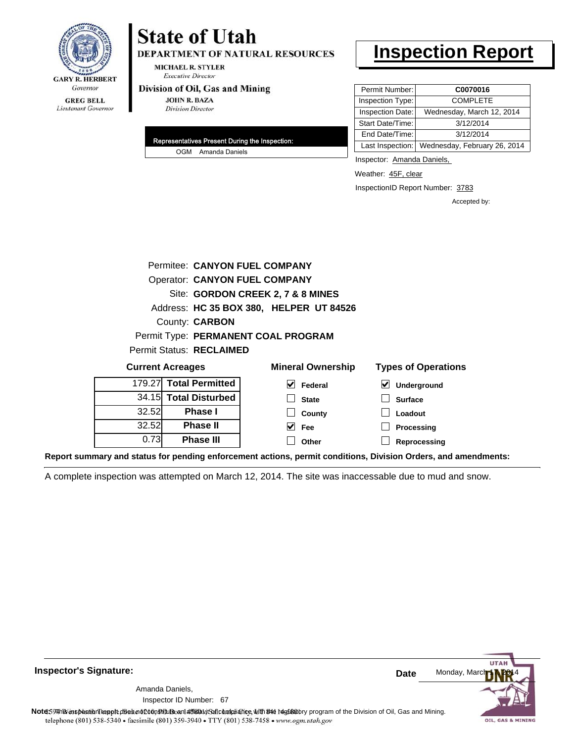GARY R. HERBERT
*Governor*

GREG BELL
*Lieutenant Governor*

# State of Utah

**DEPARTMENT OF NATURAL RESOURCES**

MICHAEL R. STYLER
*Executive Director*

**Division of Oil, Gas and Mining**

JOHN R. BAZA
*Division Director*

# Inspection Report

| Permit Number: | **C0070016** |
|---|---|
| Inspection Type: | COMPLETE |
| Inspection Date: | Wednesday, March 12, 2014 |
| Start Date/Time: | 3/12/2014 |
| End Date/Time: | 3/12/2014 |
| Last Inspection: | Wednesday, February 26, 2014 |

**Representatives Present During the Inspection:**

OGM Amanda Daniels

Inspector: Amanda Daniels,

Weather: 45F, clear

InspectionID Report Number: 3783

Accepted by:

Permitee: **CANYON FUEL COMPANY**
Operator: **CANYON FUEL COMPANY**
Site: **GORDON CREEK 2, 7 & 8 MINES**
Address: **HC 35 BOX 380, HELPER UT 84526**
County: **CARBON**
Permit Type: **PERMANENT COAL PROGRAM**
Permit Status: **RECLAIMED**

**Current Acreages**

| | |
|---|---|
| 179.27 | **Total Permitted** |
| 34.15 | **Total Disturbed** |
| 32.52 | **Phase I** |
| 32.52 | **Phase II** |
| 0.73 | **Phase III** |

**Mineral Ownership**

- [x] Federal
- [ ] State
- [ ] County
- [x] Fee
- [ ] Other

**Types of Operations**

- [x] Underground
- [ ] Surface
- [ ] Loadout
- [ ] Processing
- [ ] Reprocessing

**Report summary and status for pending enforcement actions, permit conditions, Division Orders, and amendments:**

A complete inspection was attempted on March 12, 2014. The site was inaccessable due to mud and snow.

**Inspector's Signature:**

Amanda Daniels,
Inspector ID Number: 67

**Date** Monday, March 17, 2014

**Note:** This inspection report does not constitute an affidavit of compliance with the regulatory program of the Division of Oil, Gas and Mining.

telephone (801) 538-5340 • facsimile (801) 359-3940 • TTY (801) 538-7458 • www.ogm.utah.gov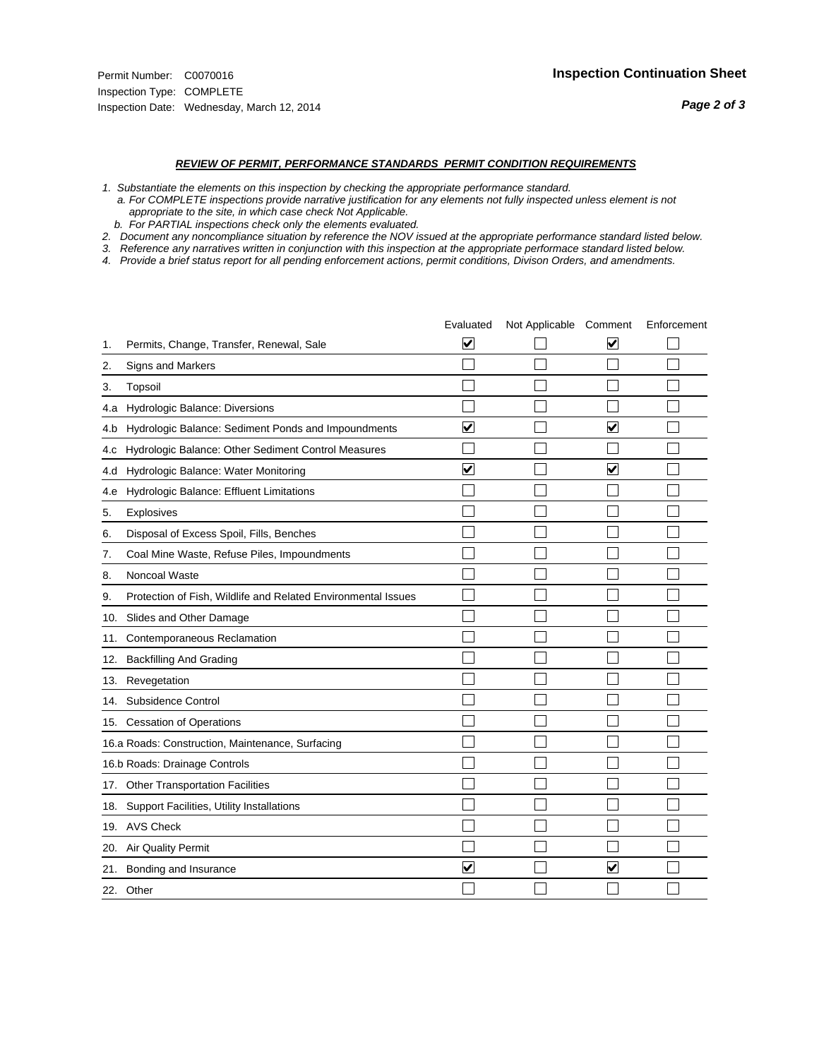Permit Number: C0070016
Inspection Type: COMPLETE
Inspection Date: Wednesday, March 12, 2014

**Inspection Continuation Sheet**

*Page 2 of 3*

***REVIEW OF PERMIT, PERFORMANCE STANDARDS PERMIT CONDITION REQUIREMENTS***

*1. Substantiate the elements on this inspection by checking the appropriate performance standard.*
*a. For COMPLETE inspections provide narrative justification for any elements not fully inspected unless element is not appropriate to the site, in which case check Not Applicable.*
*b. For PARTIAL inspections check only the elements evaluated.*
*2. Document any noncompliance situation by reference the NOV issued at the appropriate performance standard listed below.*
*3. Reference any narratives written in conjunction with this inspection at the appropriate performace standard listed below.*
*4. Provide a brief status report for all pending enforcement actions, permit conditions, Divison Orders, and amendments.*

| | | Evaluated | Not Applicable | Comment | Enforcement |
|---|---|---|---|---|---|
| 1. | Permits, Change, Transfer, Renewal, Sale | ☑ | ☐ | ☑ | ☐ |
| 2. | Signs and Markers | ☐ | ☐ | ☐ | ☐ |
| 3. | Topsoil | ☐ | ☐ | ☐ | ☐ |
| 4.a | Hydrologic Balance: Diversions | ☐ | ☐ | ☐ | ☐ |
| 4.b | Hydrologic Balance: Sediment Ponds and Impoundments | ☑ | ☐ | ☑ | ☐ |
| 4.c | Hydrologic Balance: Other Sediment Control Measures | ☐ | ☐ | ☐ | ☐ |
| 4.d | Hydrologic Balance: Water Monitoring | ☑ | ☐ | ☑ | ☐ |
| 4.e | Hydrologic Balance: Effluent Limitations | ☐ | ☐ | ☐ | ☐ |
| 5. | Explosives | ☐ | ☐ | ☐ | ☐ |
| 6. | Disposal of Excess Spoil, Fills, Benches | ☐ | ☐ | ☐ | ☐ |
| 7. | Coal Mine Waste, Refuse Piles, Impoundments | ☐ | ☐ | ☐ | ☐ |
| 8. | Noncoal Waste | ☐ | ☐ | ☐ | ☐ |
| 9. | Protection of Fish, Wildlife and Related Environmental Issues | ☐ | ☐ | ☐ | ☐ |
| 10. | Slides and Other Damage | ☐ | ☐ | ☐ | ☐ |
| 11. | Contemporaneous Reclamation | ☐ | ☐ | ☐ | ☐ |
| 12. | Backfilling And Grading | ☐ | ☐ | ☐ | ☐ |
| 13. | Revegetation | ☐ | ☐ | ☐ | ☐ |
| 14. | Subsidence Control | ☐ | ☐ | ☐ | ☐ |
| 15. | Cessation of Operations | ☐ | ☐ | ☐ | ☐ |
| 16.a | Roads: Construction, Maintenance, Surfacing | ☐ | ☐ | ☐ | ☐ |
| 16.b | Roads: Drainage Controls | ☐ | ☐ | ☐ | ☐ |
| 17. | Other Transportation Facilities | ☐ | ☐ | ☐ | ☐ |
| 18. | Support Facilities, Utility Installations | ☐ | ☐ | ☐ | ☐ |
| 19. | AVS Check | ☐ | ☐ | ☐ | ☐ |
| 20. | Air Quality Permit | ☐ | ☐ | ☐ | ☐ |
| 21. | Bonding and Insurance | ☑ | ☐ | ☑ | ☐ |
| 22. | Other | ☐ | ☐ | ☐ | ☐ |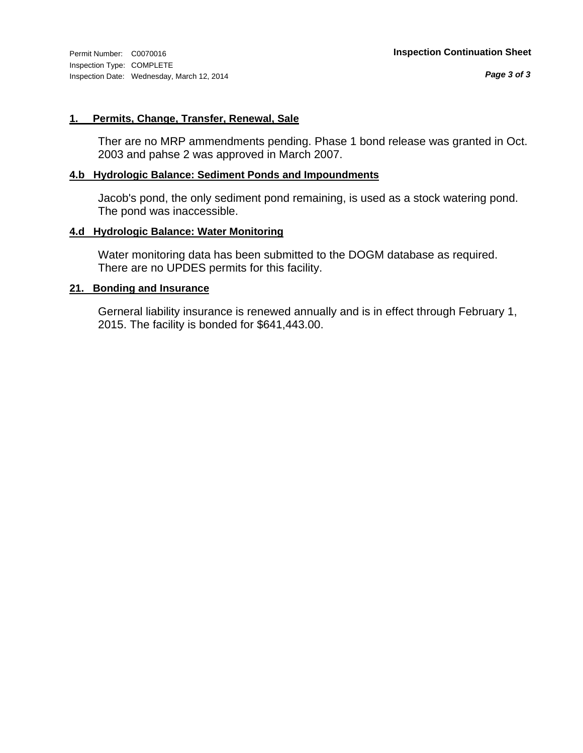Permit Number: C0070016
Inspection Type: COMPLETE
Inspection Date: Wednesday, March 12, 2014

**Inspection Continuation Sheet**

## 1. Permits, Change, Transfer, Renewal, Sale

Ther are no MRP ammendments pending. Phase 1 bond release was granted in Oct. 2003 and pahse 2 was approved in March 2007.

## 4.b Hydrologic Balance: Sediment Ponds and Impoundments

Jacob's pond, the only sediment pond remaining, is used as a stock watering pond. The pond was inaccessible.

## 4.d Hydrologic Balance: Water Monitoring

Water monitoring data has been submitted to the DOGM database as required. There are no UPDES permits for this facility.

## 21. Bonding and Insurance

Gerneral liability insurance is renewed annually and is in effect through February 1, 2015. The facility is bonded for $641,443.00.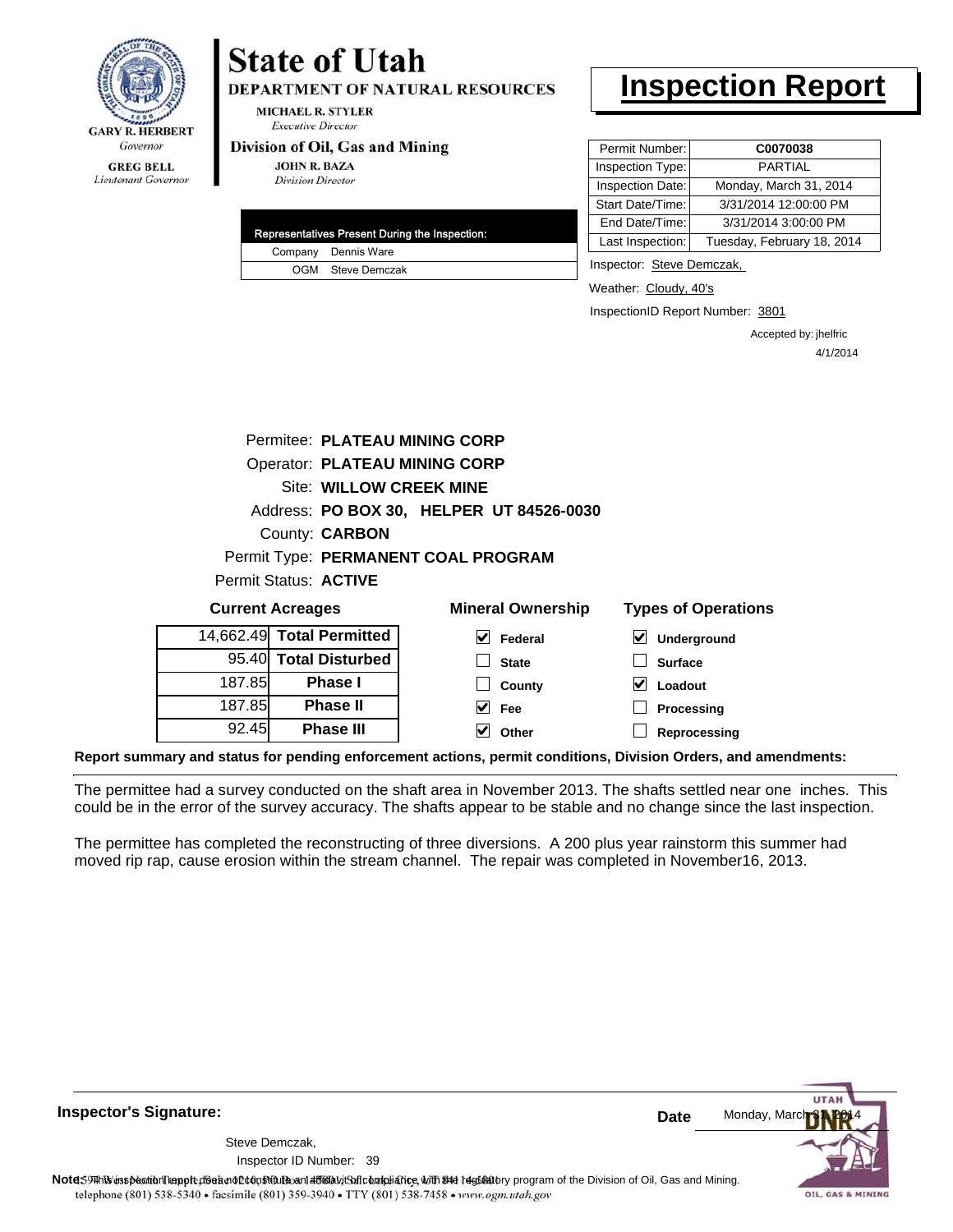GARY R. HERBERT
*Governor*

GREG BELL
*Lieutenant Governor*

# State of Utah

**DEPARTMENT OF NATURAL RESOURCES**

MICHAEL R. STYLER
*Executive Director*

**Division of Oil, Gas and Mining**

JOHN R. BAZA
*Division Director*

# Inspection Report

| | |
|---|---|
| Permit Number: | **C0070038** |
| Inspection Type: | PARTIAL |
| Inspection Date: | Monday, March 31, 2014 |
| Start Date/Time: | 3/31/2014 12:00:00 PM |
| End Date/Time: | 3/31/2014 3:00:00 PM |
| Last Inspection: | Tuesday, February 18, 2014 |

| Representatives Present During the Inspection: | |
|---|---|
| Company | Dennis Ware |
| OGM | Steve Demczak |

Inspector: Steve Demczak,

Weather: Cloudy, 40's

InspectionID Report Number: 3801

Accepted by: jhelfric
4/1/2014

Permitee: **PLATEAU MINING CORP**
Operator: **PLATEAU MINING CORP**
Site: **WILLOW CREEK MINE**
Address: **PO BOX 30, HELPER UT 84526-0030**
County: **CARBON**
Permit Type: **PERMANENT COAL PROGRAM**
Permit Status: **ACTIVE**

**Current Acreages**

| | |
|---|---|
| 14,662.49 | **Total Permitted** |
| 95.40 | **Total Disturbed** |
| 187.85 | **Phase I** |
| 187.85 | **Phase II** |
| 92.45 | **Phase III** |

**Mineral Ownership**

- [x] Federal
- [ ] State
- [ ] County
- [x] Fee
- [x] Other

**Types of Operations**

- [x] Underground
- [ ] Surface
- [x] Loadout
- [ ] Processing
- [ ] Reprocessing

**Report summary and status for pending enforcement actions, permit conditions, Division Orders, and amendments:**

The permittee had a survey conducted on the shaft area in November 2013. The shafts settled near one inches. This could be in the error of the survey accuracy. The shafts appear to be stable and no change since the last inspection.

The permittee has completed the reconstructing of three diversions. A 200 plus year rainstorm this summer had moved rip rap, cause erosion within the stream channel. The repair was completed in November16, 2013.

**Inspector's Signature:**

Steve Demczak,
Inspector ID Number: 39

**Date** Monday, March 31, 2014

**Note:** This inspection report does not constitute an affidavit of compliance with the regulatory program of the Division of Oil, Gas and Mining.

telephone (801) 538-5340 • facsimile (801) 359-3940 • TTY (801) 538-7458 • www.ogm.utah.gov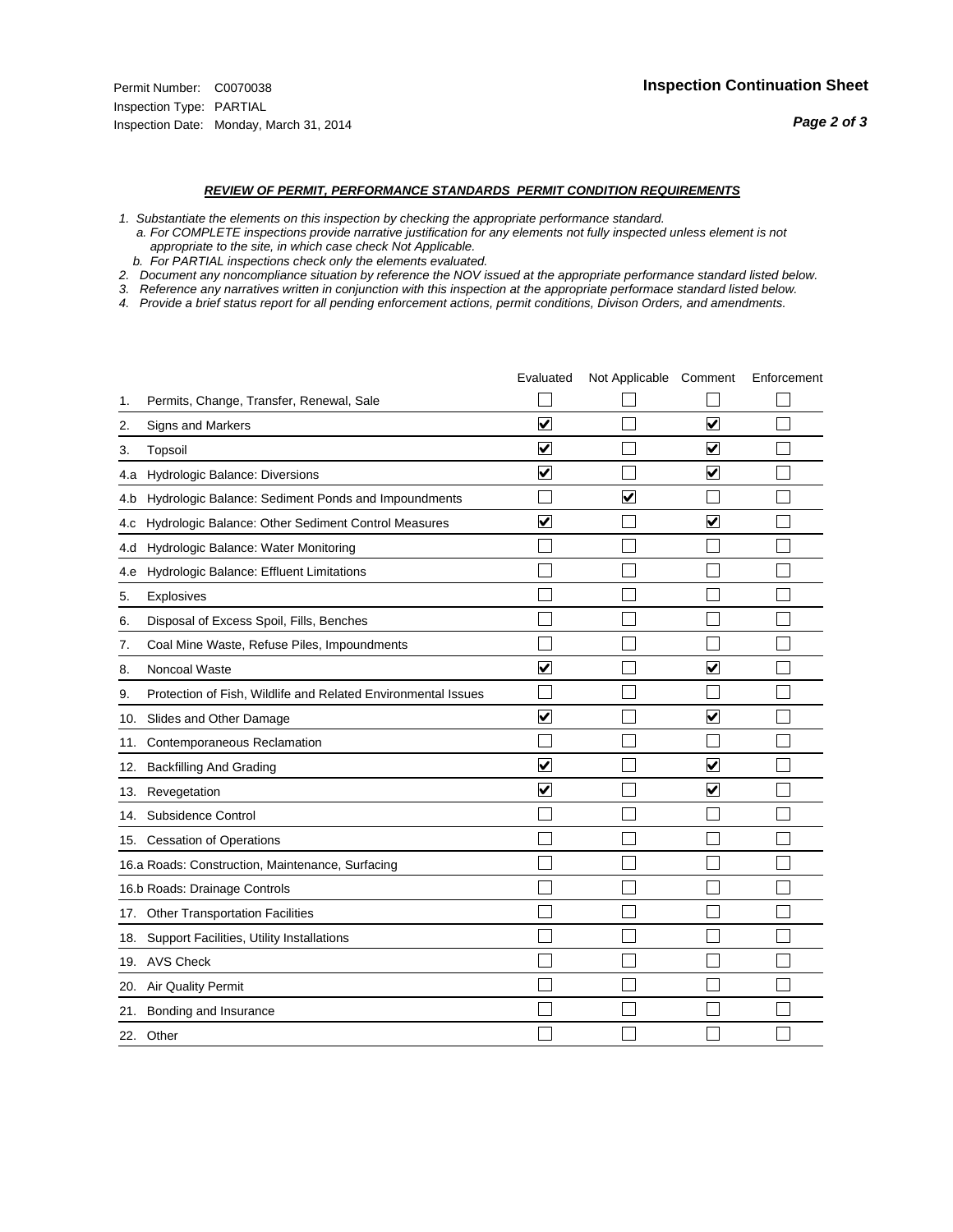Permit Number: C0070038
Inspection Type: PARTIAL
Inspection Date: Monday, March 31, 2014

## Inspection Continuation Sheet

### *REVIEW OF PERMIT, PERFORMANCE STANDARDS PERMIT CONDITION REQUIREMENTS*

*1. Substantiate the elements on this inspection by checking the appropriate performance standard.*
*a. For COMPLETE inspections provide narrative justification for any elements not fully inspected unless element is not appropriate to the site, in which case check Not Applicable.*
*b. For PARTIAL inspections check only the elements evaluated.*
*2. Document any noncompliance situation by reference the NOV issued at the appropriate performance standard listed below.*
*3. Reference any narratives written in conjunction with this inspection at the appropriate performace standard listed below.*
*4. Provide a brief status report for all pending enforcement actions, permit conditions, Divison Orders, and amendments.*

| | | Evaluated | Not Applicable | Comment | Enforcement |
|---|---|---|---|---|---|
| 1. | Permits, Change, Transfer, Renewal, Sale | ☐ | ☐ | ☐ | ☐ |
| 2. | Signs and Markers | ☑ | ☐ | ☑ | ☐ |
| 3. | Topsoil | ☑ | ☐ | ☑ | ☐ |
| 4.a | Hydrologic Balance: Diversions | ☑ | ☐ | ☑ | ☐ |
| 4.b | Hydrologic Balance: Sediment Ponds and Impoundments | ☐ | ☑ | ☐ | ☐ |
| 4.c | Hydrologic Balance: Other Sediment Control Measures | ☑ | ☐ | ☑ | ☐ |
| 4.d | Hydrologic Balance: Water Monitoring | ☐ | ☐ | ☐ | ☐ |
| 4.e | Hydrologic Balance: Effluent Limitations | ☐ | ☐ | ☐ | ☐ |
| 5. | Explosives | ☐ | ☐ | ☐ | ☐ |
| 6. | Disposal of Excess Spoil, Fills, Benches | ☐ | ☐ | ☐ | ☐ |
| 7. | Coal Mine Waste, Refuse Piles, Impoundments | ☐ | ☐ | ☐ | ☐ |
| 8. | Noncoal Waste | ☑ | ☐ | ☑ | ☐ |
| 9. | Protection of Fish, Wildlife and Related Environmental Issues | ☐ | ☐ | ☐ | ☐ |
| 10. | Slides and Other Damage | ☑ | ☐ | ☑ | ☐ |
| 11. | Contemporaneous Reclamation | ☐ | ☐ | ☐ | ☐ |
| 12. | Backfilling And Grading | ☑ | ☐ | ☑ | ☐ |
| 13. | Revegetation | ☑ | ☐ | ☑ | ☐ |
| 14. | Subsidence Control | ☐ | ☐ | ☐ | ☐ |
| 15. | Cessation of Operations | ☐ | ☐ | ☐ | ☐ |
| 16.a | Roads: Construction, Maintenance, Surfacing | ☐ | ☐ | ☐ | ☐ |
| 16.b | Roads: Drainage Controls | ☐ | ☐ | ☐ | ☐ |
| 17. | Other Transportation Facilities | ☐ | ☐ | ☐ | ☐ |
| 18. | Support Facilities, Utility Installations | ☐ | ☐ | ☐ | ☐ |
| 19. | AVS Check | ☐ | ☐ | ☐ | ☐ |
| 20. | Air Quality Permit | ☐ | ☐ | ☐ | ☐ |
| 21. | Bonding and Insurance | ☐ | ☐ | ☐ | ☐ |
| 22. | Other | ☐ | ☐ | ☐ | ☐ |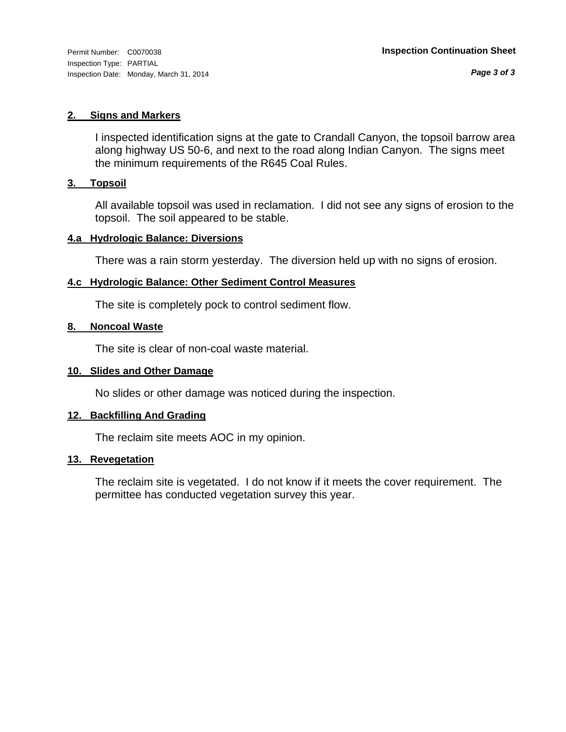Permit Number: C0070038
Inspection Type: PARTIAL
Inspection Date: Monday, March 31, 2014

**Inspection Continuation Sheet**

### 2. Signs and Markers

I inspected identification signs at the gate to Crandall Canyon, the topsoil barrow area along highway US 50-6, and next to the road along Indian Canyon. The signs meet the minimum requirements of the R645 Coal Rules.

### 3. Topsoil

All available topsoil was used in reclamation. I did not see any signs of erosion to the topsoil. The soil appeared to be stable.

### 4.a Hydrologic Balance: Diversions

There was a rain storm yesterday. The diversion held up with no signs of erosion.

### 4.c Hydrologic Balance: Other Sediment Control Measures

The site is completely pock to control sediment flow.

### 8. Noncoal Waste

The site is clear of non-coal waste material.

### 10. Slides and Other Damage

No slides or other damage was noticed during the inspection.

### 12. Backfilling And Grading

The reclaim site meets AOC in my opinion.

### 13. Revegetation

The reclaim site is vegetated. I do not know if it meets the cover requirement. The permittee has conducted vegetation survey this year.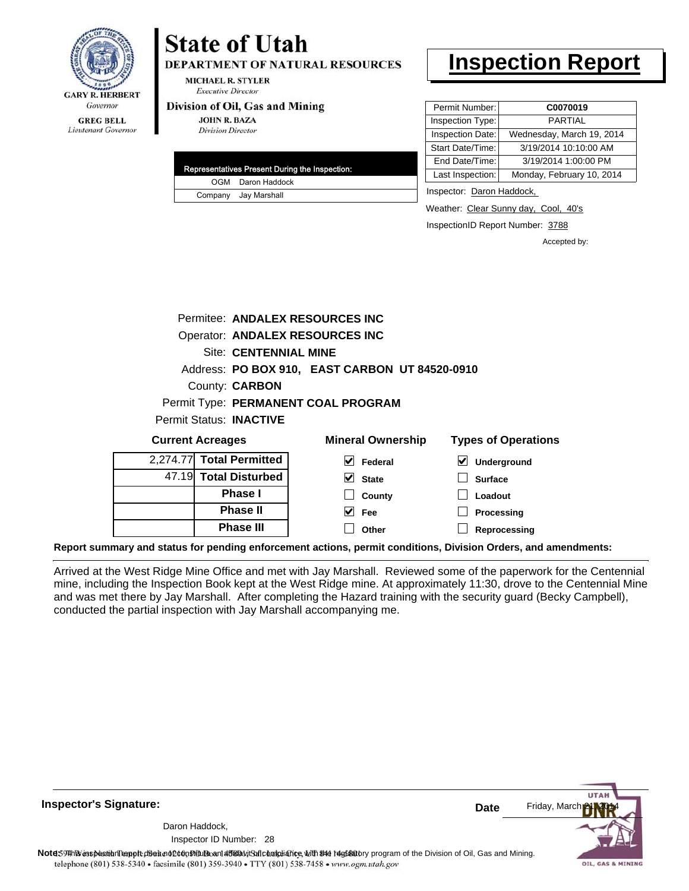GARY R. HERBERT
*Governor*

GREG BELL
*Lieutenant Governor*

# State of Utah

**DEPARTMENT OF NATURAL RESOURCES**

MICHAEL R. STYLER
*Executive Director*

**Division of Oil, Gas and Mining**

JOHN R. BAZA
*Division Director*

# Inspection Report

| Permit Number: | **C0070019** |
|---|---|
| Inspection Type: | PARTIAL |
| Inspection Date: | Wednesday, March 19, 2014 |
| Start Date/Time: | 3/19/2014 10:10:00 AM |
| End Date/Time: | 3/19/2014 1:00:00 PM |
| Last Inspection: | Monday, February 10, 2014 |

| Representatives Present During the Inspection: | |
|---|---|
| OGM | Daron Haddock |
| Company | Jay Marshall |

Inspector: Daron Haddock,

Weather: Clear Sunny day, Cool, 40's

InspectionID Report Number: 3788

Accepted by:

Permitee: **ANDALEX RESOURCES INC**
Operator: **ANDALEX RESOURCES INC**
Site: **CENTENNIAL MINE**
Address: **PO BOX 910, EAST CARBON UT 84520-0910**
County: **CARBON**
Permit Type: **PERMANENT COAL PROGRAM**
Permit Status: **INACTIVE**

**Current Acreages**

| | |
|---|---|
| 2,274.77 | **Total Permitted** |
| 47.19 | **Total Disturbed** |
| | **Phase I** |
| | **Phase II** |
| | **Phase III** |

**Mineral Ownership**

- [x] Federal
- [x] State
- [ ] County
- [x] Fee
- [ ] Other

**Types of Operations**

- [x] Underground
- [ ] Surface
- [ ] Loadout
- [ ] Processing
- [ ] Reprocessing

**Report summary and status for pending enforcement actions, permit conditions, Division Orders, and amendments:**

Arrived at the West Ridge Mine Office and met with Jay Marshall. Reviewed some of the paperwork for the Centennial mine, including the Inspection Book kept at the West Ridge mine. At approximately 11:30, drove to the Centennial Mine and was met there by Jay Marshall. After completing the Hazard training with the security guard (Becky Campbell), conducted the partial inspection with Jay Marshall accompanying me.

**Inspector's Signature:**

Daron Haddock,
Inspector ID Number: 28

**Date** Friday, March 21, 2014

**Note:** This inspection report does not constitute an affidavit of compliance with the regulatory program of the Division of Oil, Gas and Mining.

telephone (801) 538-5340 • facsimile (801) 359-3940 • TTY (801) 538-7458 • www.ogm.utah.gov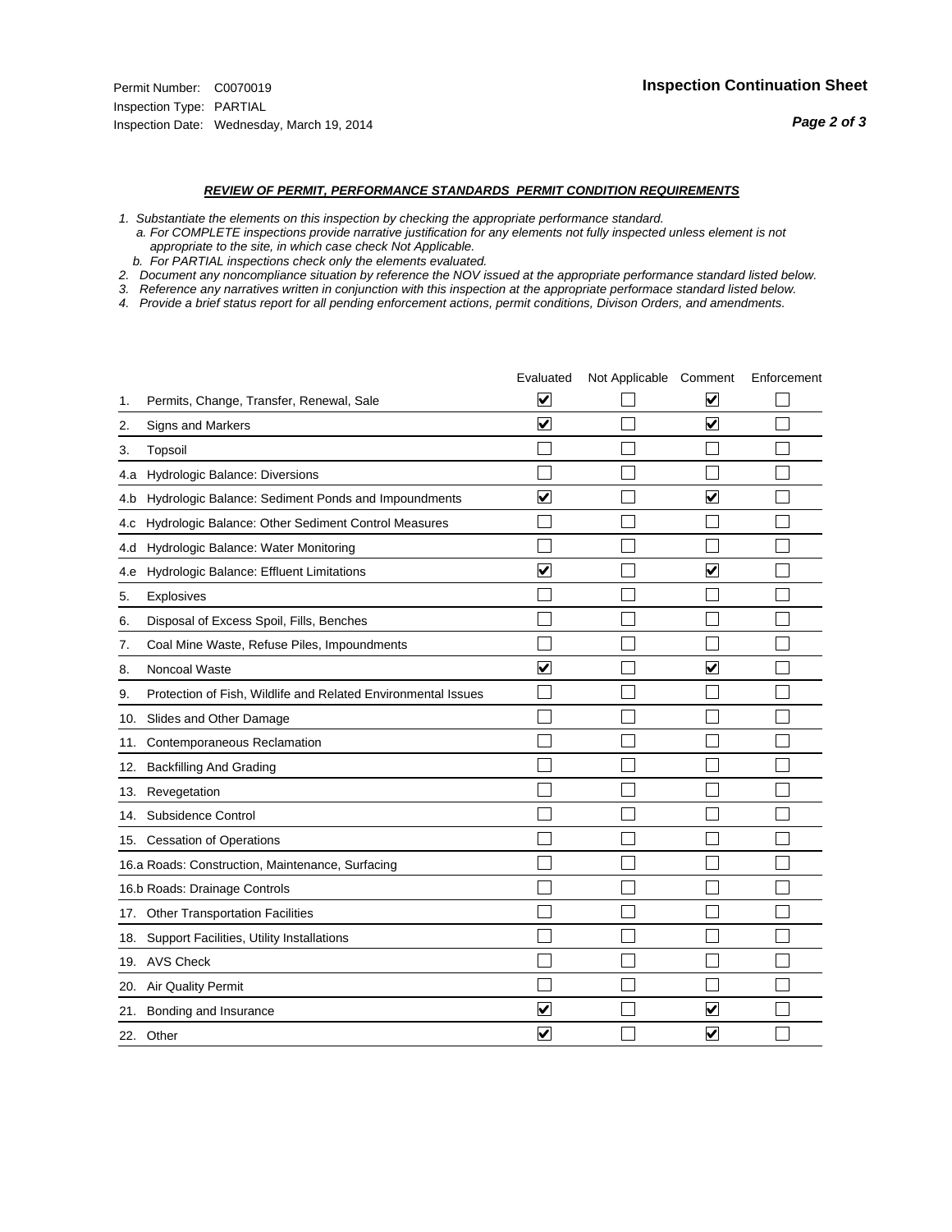Permit Number: C0070019
Inspection Type: PARTIAL
Inspection Date: Wednesday, March 19, 2014

**Inspection Continuation Sheet**

***REVIEW OF PERMIT, PERFORMANCE STANDARDS PERMIT CONDITION REQUIREMENTS***

*1. Substantiate the elements on this inspection by checking the appropriate performance standard.*
*a. For COMPLETE inspections provide narrative justification for any elements not fully inspected unless element is not appropriate to the site, in which case check Not Applicable.*
*b. For PARTIAL inspections check only the elements evaluated.*
*2. Document any noncompliance situation by reference the NOV issued at the appropriate performance standard listed below.*
*3. Reference any narratives written in conjunction with this inspection at the appropriate performace standard listed below.*
*4. Provide a brief status report for all pending enforcement actions, permit conditions, Divison Orders, and amendments.*

| | | Evaluated | Not Applicable | Comment | Enforcement |
|---|---|---|---|---|---|
| 1. | Permits, Change, Transfer, Renewal, Sale | ☑ | ☐ | ☑ | ☐ |
| 2. | Signs and Markers | ☑ | ☐ | ☑ | ☐ |
| 3. | Topsoil | ☐ | ☐ | ☐ | ☐ |
| 4.a | Hydrologic Balance: Diversions | ☐ | ☐ | ☐ | ☐ |
| 4.b | Hydrologic Balance: Sediment Ponds and Impoundments | ☑ | ☐ | ☑ | ☐ |
| 4.c | Hydrologic Balance: Other Sediment Control Measures | ☐ | ☐ | ☐ | ☐ |
| 4.d | Hydrologic Balance: Water Monitoring | ☐ | ☐ | ☐ | ☐ |
| 4.e | Hydrologic Balance: Effluent Limitations | ☑ | ☐ | ☑ | ☐ |
| 5. | Explosives | ☐ | ☐ | ☐ | ☐ |
| 6. | Disposal of Excess Spoil, Fills, Benches | ☐ | ☐ | ☐ | ☐ |
| 7. | Coal Mine Waste, Refuse Piles, Impoundments | ☐ | ☐ | ☐ | ☐ |
| 8. | Noncoal Waste | ☑ | ☐ | ☑ | ☐ |
| 9. | Protection of Fish, Wildlife and Related Environmental Issues | ☐ | ☐ | ☐ | ☐ |
| 10. | Slides and Other Damage | ☐ | ☐ | ☐ | ☐ |
| 11. | Contemporaneous Reclamation | ☐ | ☐ | ☐ | ☐ |
| 12. | Backfilling And Grading | ☐ | ☐ | ☐ | ☐ |
| 13. | Revegetation | ☐ | ☐ | ☐ | ☐ |
| 14. | Subsidence Control | ☐ | ☐ | ☐ | ☐ |
| 15. | Cessation of Operations | ☐ | ☐ | ☐ | ☐ |
| 16.a | Roads: Construction, Maintenance, Surfacing | ☐ | ☐ | ☐ | ☐ |
| 16.b | Roads: Drainage Controls | ☐ | ☐ | ☐ | ☐ |
| 17. | Other Transportation Facilities | ☐ | ☐ | ☐ | ☐ |
| 18. | Support Facilities, Utility Installations | ☐ | ☐ | ☐ | ☐ |
| 19. | AVS Check | ☐ | ☐ | ☐ | ☐ |
| 20. | Air Quality Permit | ☐ | ☐ | ☐ | ☐ |
| 21. | Bonding and Insurance | ☑ | ☐ | ☑ | ☐ |
| 22. | Other | ☑ | ☐ | ☑ | ☐ |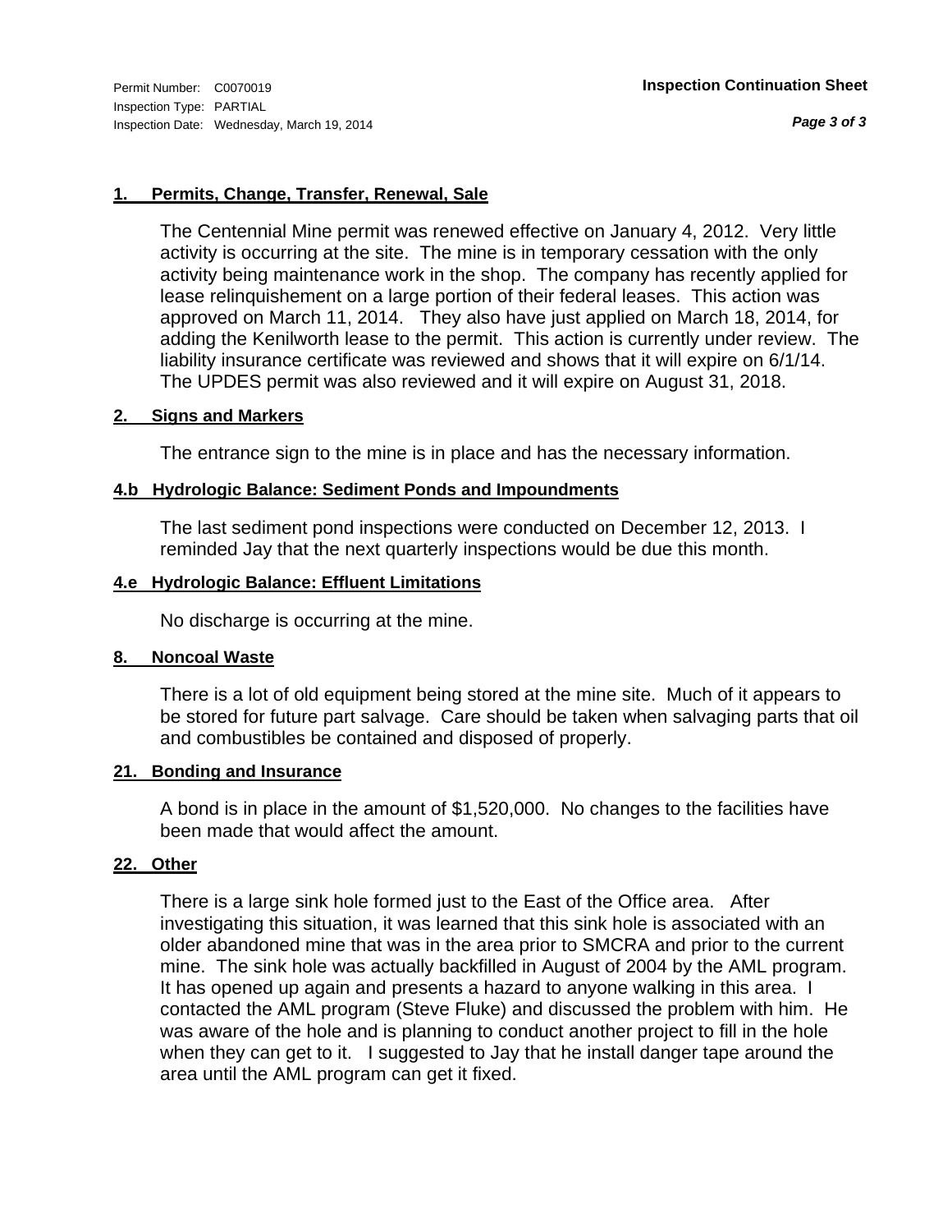Permit Number: C0070019
Inspection Type: PARTIAL
Inspection Date: Wednesday, March 19, 2014

**Inspection Continuation Sheet**

### 1. Permits, Change, Transfer, Renewal, Sale

The Centennial Mine permit was renewed effective on January 4, 2012. Very little activity is occurring at the site. The mine is in temporary cessation with the only activity being maintenance work in the shop. The company has recently applied for lease relinquishement on a large portion of their federal leases. This action was approved on March 11, 2014. They also have just applied on March 18, 2014, for adding the Kenilworth lease to the permit. This action is currently under review. The liability insurance certificate was reviewed and shows that it will expire on 6/1/14. The UPDES permit was also reviewed and it will expire on August 31, 2018.

### 2. Signs and Markers

The entrance sign to the mine is in place and has the necessary information.

### 4.b Hydrologic Balance: Sediment Ponds and Impoundments

The last sediment pond inspections were conducted on December 12, 2013. I reminded Jay that the next quarterly inspections would be due this month.

### 4.e Hydrologic Balance: Effluent Limitations

No discharge is occurring at the mine.

### 8. Noncoal Waste

There is a lot of old equipment being stored at the mine site. Much of it appears to be stored for future part salvage. Care should be taken when salvaging parts that oil and combustibles be contained and disposed of properly.

### 21. Bonding and Insurance

A bond is in place in the amount of $1,520,000. No changes to the facilities have been made that would affect the amount.

### 22. Other

There is a large sink hole formed just to the East of the Office area. After investigating this situation, it was learned that this sink hole is associated with an older abandoned mine that was in the area prior to SMCRA and prior to the current mine. The sink hole was actually backfilled in August of 2004 by the AML program. It has opened up again and presents a hazard to anyone walking in this area. I contacted the AML program (Steve Fluke) and discussed the problem with him. He was aware of the hole and is planning to conduct another project to fill in the hole when they can get to it. I suggested to Jay that he install danger tape around the area until the AML program can get it fixed.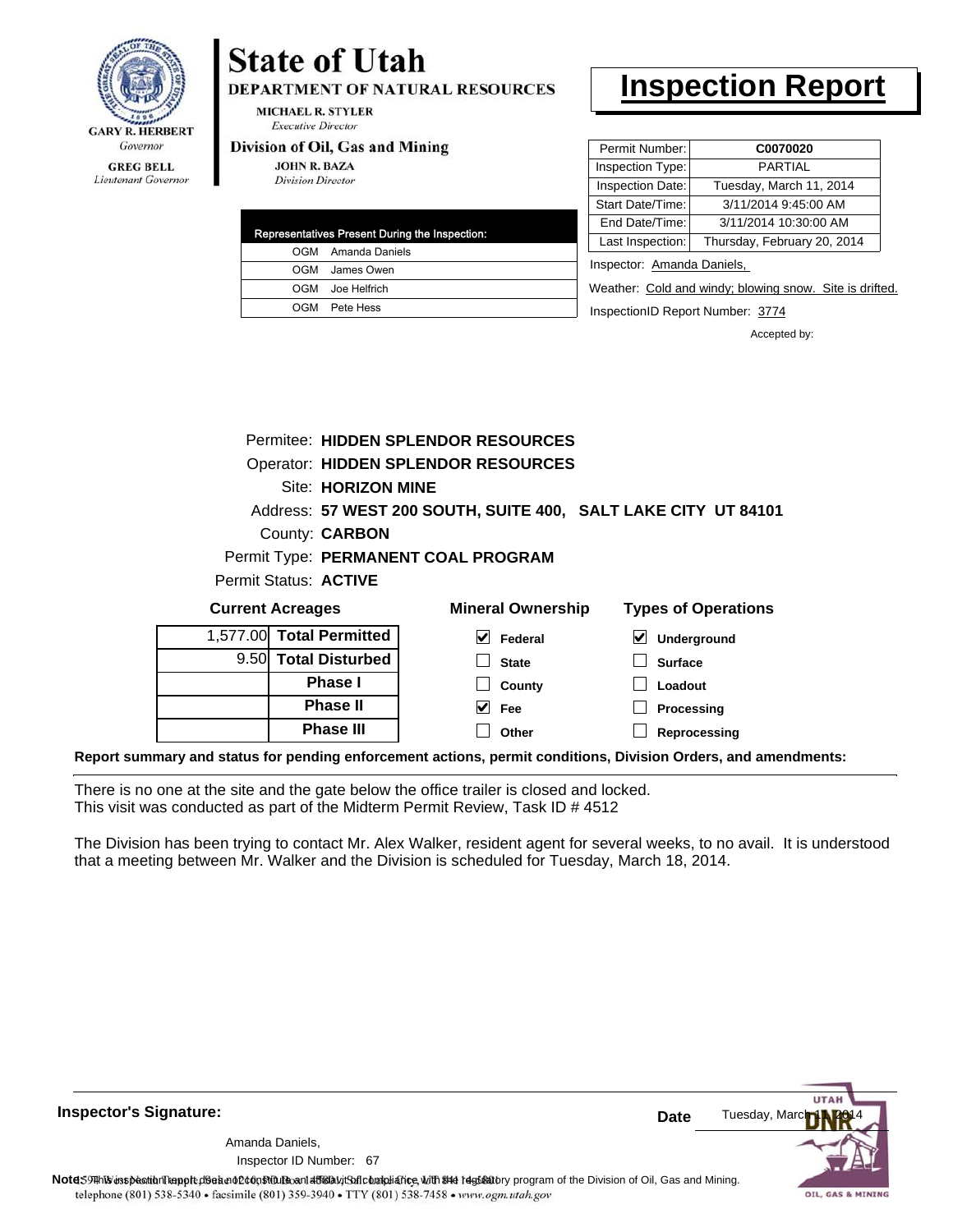GARY R. HERBERT
*Governor*

GREG BELL
*Lieutenant Governor*

# State of Utah

**DEPARTMENT OF NATURAL RESOURCES**

MICHAEL R. STYLER
*Executive Director*

**Division of Oil, Gas and Mining**

JOHN R. BAZA
*Division Director*

# Inspection Report

| Permit Number: | **C0070020** |
|---|---|
| Inspection Type: | PARTIAL |
| Inspection Date: | Tuesday, March 11, 2014 |
| Start Date/Time: | 3/11/2014 9:45:00 AM |
| End Date/Time: | 3/11/2014 10:30:00 AM |
| Last Inspection: | Thursday, February 20, 2014 |

| Representatives Present During the Inspection: | |
|---|---|
| OGM | Amanda Daniels |
| OGM | James Owen |
| OGM | Joe Helfrich |
| OGM | Pete Hess |

Inspector: Amanda Daniels,

Weather: Cold and windy; blowing snow. Site is drifted.

InspectionID Report Number: 3774

Accepted by:

Permitee: **HIDDEN SPLENDOR RESOURCES**
Operator: **HIDDEN SPLENDOR RESOURCES**
Site: **HORIZON MINE**
Address: **57 WEST 200 SOUTH, SUITE 400, SALT LAKE CITY UT 84101**
County: **CARBON**
Permit Type: **PERMANENT COAL PROGRAM**
Permit Status: **ACTIVE**

**Current Acreages**

| | |
|---|---|
| 1,577.00 | **Total Permitted** |
| 9.50 | **Total Disturbed** |
| | **Phase I** |
| | **Phase II** |
| | **Phase III** |

**Mineral Ownership**

- [x] Federal
- [ ] State
- [ ] County
- [x] Fee
- [ ] Other

**Types of Operations**

- [x] Underground
- [ ] Surface
- [ ] Loadout
- [ ] Processing
- [ ] Reprocessing

**Report summary and status for pending enforcement actions, permit conditions, Division Orders, and amendments:**

There is no one at the site and the gate below the office trailer is closed and locked.
This visit was conducted as part of the Midterm Permit Review, Task ID # 4512

The Division has been trying to contact Mr. Alex Walker, resident agent for several weeks, to no avail. It is understood that a meeting between Mr. Walker and the Division is scheduled for Tuesday, March 18, 2014.

**Inspector's Signature:**

Amanda Daniels,
Inspector ID Number: 67

**Date** Tuesday, March 11, 2014

**Note:** This inspection report does not constitute an affidavit of compliance with the regulatory program of the Division of Oil, Gas and Mining.

telephone (801) 538-5340 • facsimile (801) 359-3940 • TTY (801) 538-7458 • www.ogm.utah.gov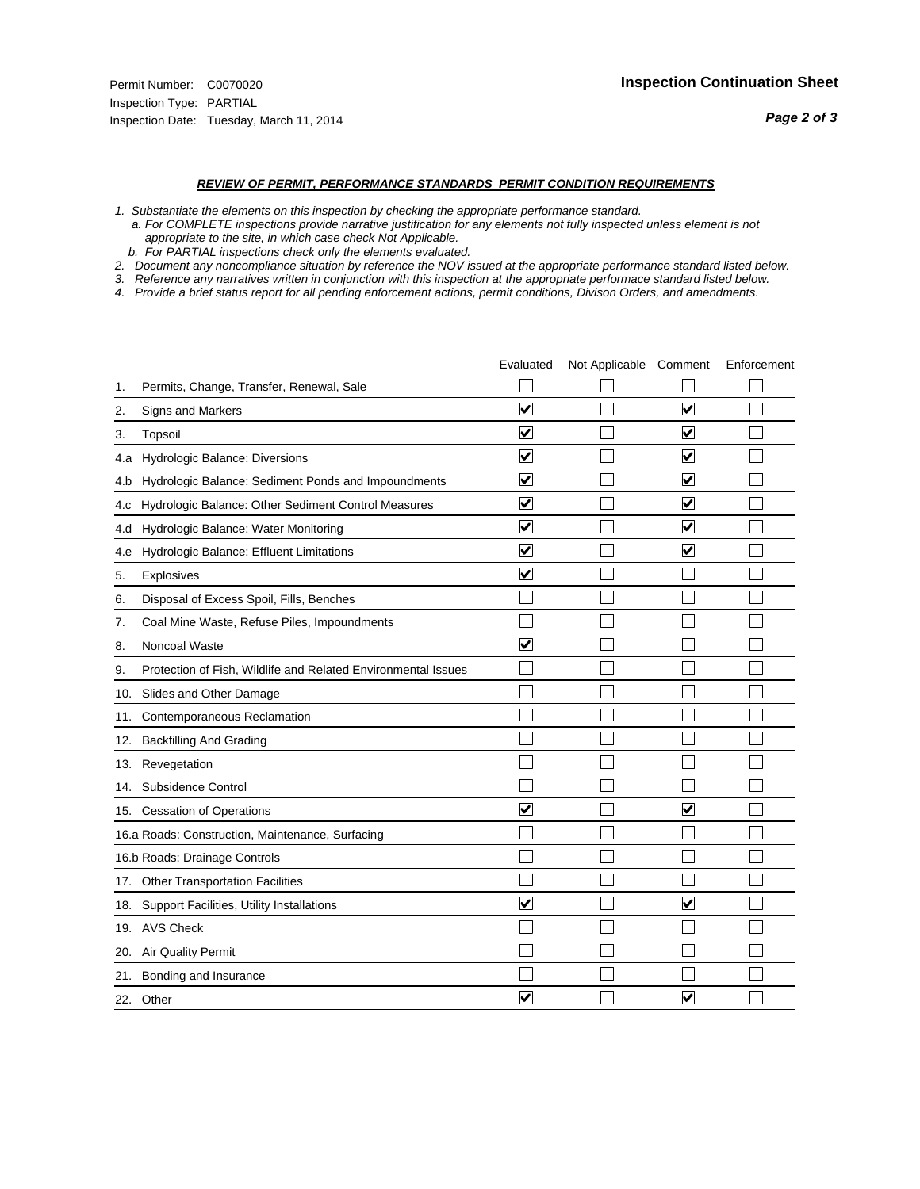Permit Number: C0070020
Inspection Type: PARTIAL
Inspection Date: Tuesday, March 11, 2014

## Inspection Continuation Sheet

### *REVIEW OF PERMIT, PERFORMANCE STANDARDS PERMIT CONDITION REQUIREMENTS*

*1. Substantiate the elements on this inspection by checking the appropriate performance standard.*
*a. For COMPLETE inspections provide narrative justification for any elements not fully inspected unless element is not appropriate to the site, in which case check Not Applicable.*
*b. For PARTIAL inspections check only the elements evaluated.*
*2. Document any noncompliance situation by reference the NOV issued at the appropriate performance standard listed below.*
*3. Reference any narratives written in conjunction with this inspection at the appropriate performace standard listed below.*
*4. Provide a brief status report for all pending enforcement actions, permit conditions, Divison Orders, and amendments.*

| | | Evaluated | Not Applicable | Comment | Enforcement |
|---|---|---|---|---|---|
| 1. | Permits, Change, Transfer, Renewal, Sale | ☐ | ☐ | ☐ | ☐ |
| 2. | Signs and Markers | ☑ | ☐ | ☑ | ☐ |
| 3. | Topsoil | ☑ | ☐ | ☑ | ☐ |
| 4.a | Hydrologic Balance: Diversions | ☑ | ☐ | ☑ | ☐ |
| 4.b | Hydrologic Balance: Sediment Ponds and Impoundments | ☑ | ☐ | ☑ | ☐ |
| 4.c | Hydrologic Balance: Other Sediment Control Measures | ☑ | ☐ | ☑ | ☐ |
| 4.d | Hydrologic Balance: Water Monitoring | ☑ | ☐ | ☑ | ☐ |
| 4.e | Hydrologic Balance: Effluent Limitations | ☑ | ☐ | ☑ | ☐ |
| 5. | Explosives | ☑ | ☐ | ☐ | ☐ |
| 6. | Disposal of Excess Spoil, Fills, Benches | ☐ | ☐ | ☐ | ☐ |
| 7. | Coal Mine Waste, Refuse Piles, Impoundments | ☐ | ☐ | ☐ | ☐ |
| 8. | Noncoal Waste | ☑ | ☐ | ☐ | ☐ |
| 9. | Protection of Fish, Wildlife and Related Environmental Issues | ☐ | ☐ | ☐ | ☐ |
| 10. | Slides and Other Damage | ☐ | ☐ | ☐ | ☐ |
| 11. | Contemporaneous Reclamation | ☐ | ☐ | ☐ | ☐ |
| 12. | Backfilling And Grading | ☐ | ☐ | ☐ | ☐ |
| 13. | Revegetation | ☐ | ☐ | ☐ | ☐ |
| 14. | Subsidence Control | ☐ | ☐ | ☐ | ☐ |
| 15. | Cessation of Operations | ☑ | ☐ | ☑ | ☐ |
| 16.a | Roads: Construction, Maintenance, Surfacing | ☐ | ☐ | ☐ | ☐ |
| 16.b | Roads: Drainage Controls | ☐ | ☐ | ☐ | ☐ |
| 17. | Other Transportation Facilities | ☐ | ☐ | ☐ | ☐ |
| 18. | Support Facilities, Utility Installations | ☑ | ☐ | ☑ | ☐ |
| 19. | AVS Check | ☐ | ☐ | ☐ | ☐ |
| 20. | Air Quality Permit | ☐ | ☐ | ☐ | ☐ |
| 21. | Bonding and Insurance | ☐ | ☐ | ☐ | ☐ |
| 22. | Other | ☑ | ☐ | ☑ | ☐ |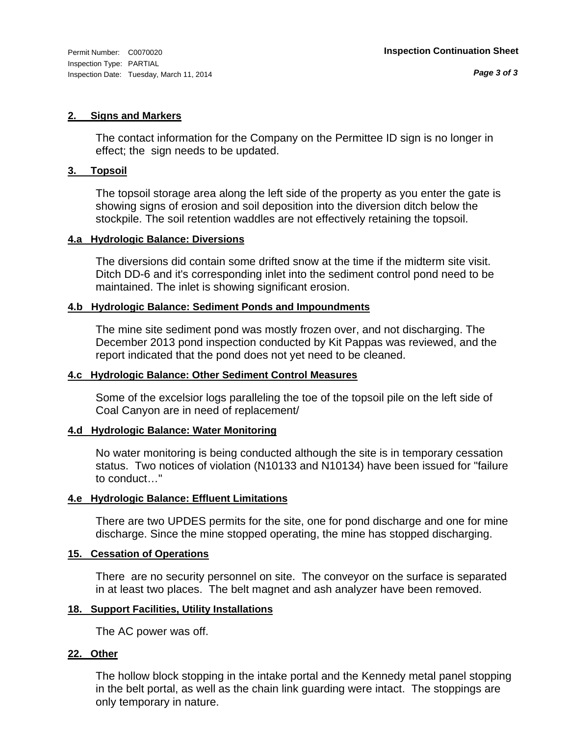Permit Number: C0070020
Inspection Type: PARTIAL
Inspection Date: Tuesday, March 11, 2014

**Inspection Continuation Sheet**

### 2. Signs and Markers

The contact information for the Company on the Permittee ID sign is no longer in effect; the sign needs to be updated.

### 3. Topsoil

The topsoil storage area along the left side of the property as you enter the gate is showing signs of erosion and soil deposition into the diversion ditch below the stockpile. The soil retention waddles are not effectively retaining the topsoil.

### 4.a Hydrologic Balance: Diversions

The diversions did contain some drifted snow at the time if the midterm site visit. Ditch DD-6 and it's corresponding inlet into the sediment control pond need to be maintained. The inlet is showing significant erosion.

### 4.b Hydrologic Balance: Sediment Ponds and Impoundments

The mine site sediment pond was mostly frozen over, and not discharging. The December 2013 pond inspection conducted by Kit Pappas was reviewed, and the report indicated that the pond does not yet need to be cleaned.

### 4.c Hydrologic Balance: Other Sediment Control Measures

Some of the excelsior logs paralleling the toe of the topsoil pile on the left side of Coal Canyon are in need of replacement/

### 4.d Hydrologic Balance: Water Monitoring

No water monitoring is being conducted although the site is in temporary cessation status. Two notices of violation (N10133 and N10134) have been issued for "failure to conduct…"

### 4.e Hydrologic Balance: Effluent Limitations

There are two UPDES permits for the site, one for pond discharge and one for mine discharge. Since the mine stopped operating, the mine has stopped discharging.

### 15. Cessation of Operations

There are no security personnel on site. The conveyor on the surface is separated in at least two places. The belt magnet and ash analyzer have been removed.

### 18. Support Facilities, Utility Installations

The AC power was off.

### 22. Other

The hollow block stopping in the intake portal and the Kennedy metal panel stopping in the belt portal, as well as the chain link guarding were intact. The stoppings are only temporary in nature.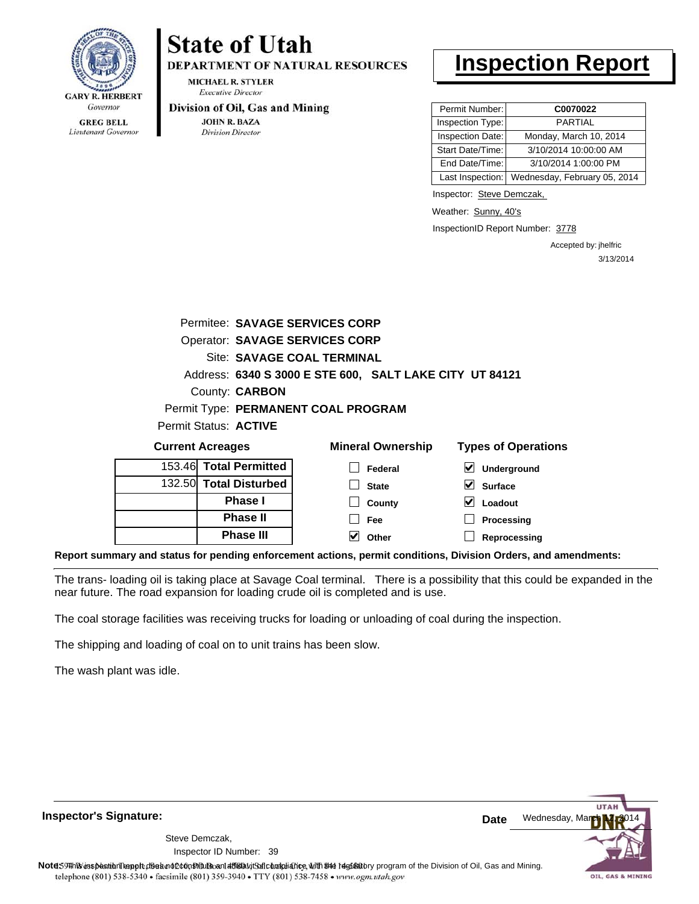GARY R. HERBERT
*Governor*

GREG BELL
*Lieutenant Governor*

# State of Utah

**DEPARTMENT OF NATURAL RESOURCES**

MICHAEL R. STYLER
*Executive Director*

**Division of Oil, Gas and Mining**

JOHN R. BAZA
*Division Director*

# Inspection Report

| Permit Number: | **C0070022** |
|---|---|
| Inspection Type: | PARTIAL |
| Inspection Date: | Monday, March 10, 2014 |
| Start Date/Time: | 3/10/2014 10:00:00 AM |
| End Date/Time: | 3/10/2014 1:00:00 PM |
| Last Inspection: | Wednesday, February 05, 2014 |

Inspector: Steve Demczak,

Weather: Sunny, 40's

InspectionID Report Number: 3778

Accepted by: jhelfric
3/13/2014

Permitee: **SAVAGE SERVICES CORP**
Operator: **SAVAGE SERVICES CORP**
Site: **SAVAGE COAL TERMINAL**
Address: **6340 S 3000 E STE 600, SALT LAKE CITY UT 84121**
County: **CARBON**
Permit Type: **PERMANENT COAL PROGRAM**
Permit Status: **ACTIVE**

**Current Acreages**

| | |
|---|---|
| 153.46 | **Total Permitted** |
| 132.50 | **Total Disturbed** |
| | **Phase I** |
| | **Phase II** |
| | **Phase III** |

**Mineral Ownership**

- [ ] Federal
- [ ] State
- [ ] County
- [ ] Fee
- [x] Other

**Types of Operations**

- [x] Underground
- [x] Surface
- [x] Loadout
- [ ] Processing
- [ ] Reprocessing

**Report summary and status for pending enforcement actions, permit conditions, Division Orders, and amendments:**

The trans- loading oil is taking place at Savage Coal terminal. There is a possibility that this could be expanded in the near future. The road expansion for loading crude oil is completed and is use.

The coal storage facilities was receiving trucks for loading or unloading of coal during the inspection.

The shipping and loading of coal on to unit trains has been slow.

The wash plant was idle.

**Inspector's Signature:**

Steve Demczak,
Inspector ID Number: 39

**Date** Wednesday, March 12, 2014

**Note:** This inspection report does not constitute an affidavit of compliance with the regulatory program of the Division of Oil, Gas and Mining.
telephone (801) 538-5340 • facsimile (801) 359-3940 • TTY (801) 538-7458 • www.ogm.utah.gov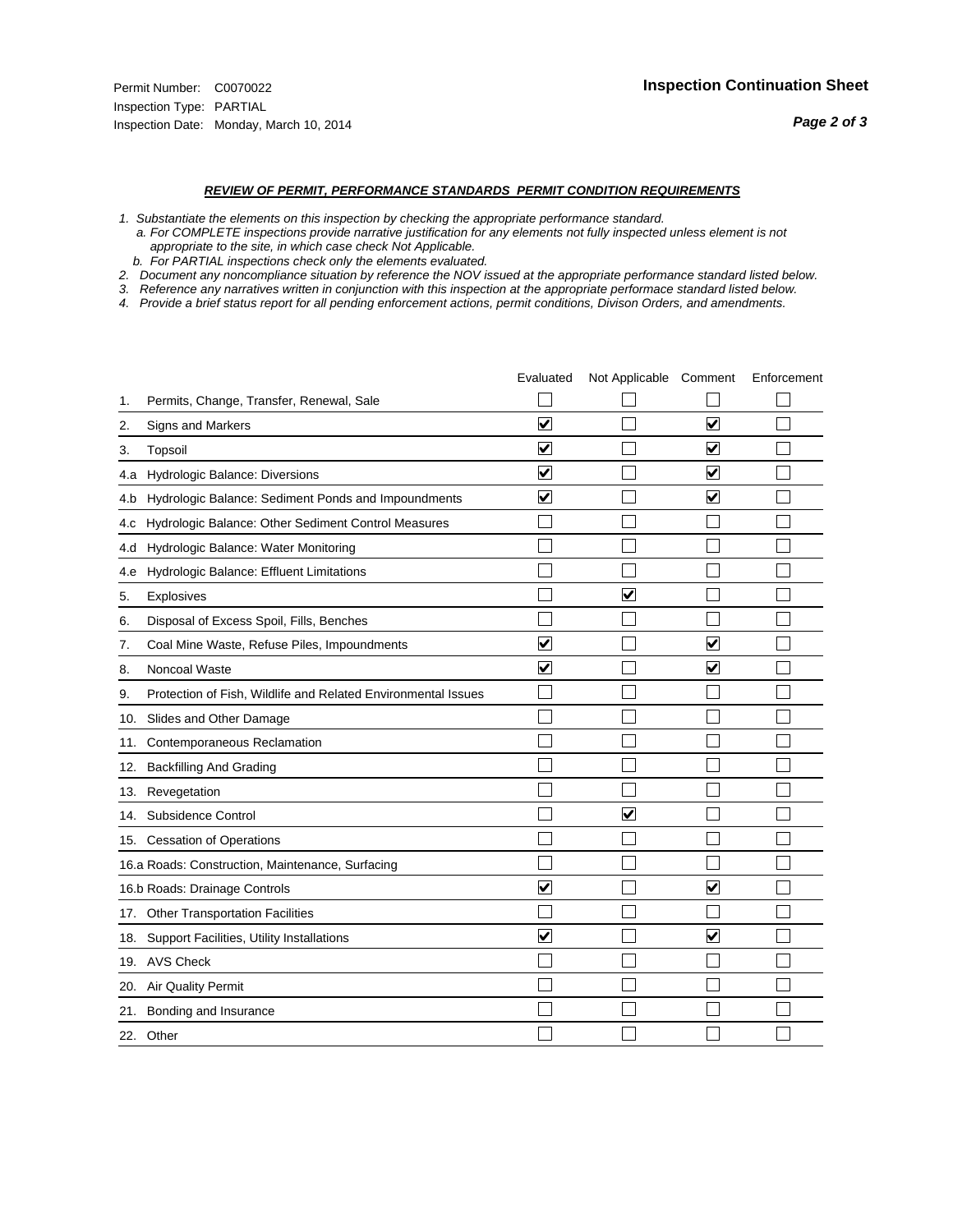Permit Number: C0070022
Inspection Type: PARTIAL
Inspection Date: Monday, March 10, 2014

**Inspection Continuation Sheet**

***REVIEW OF PERMIT, PERFORMANCE STANDARDS PERMIT CONDITION REQUIREMENTS***

*1. Substantiate the elements on this inspection by checking the appropriate performance standard.*
*a. For COMPLETE inspections provide narrative justification for any elements not fully inspected unless element is not appropriate to the site, in which case check Not Applicable.*
*b. For PARTIAL inspections check only the elements evaluated.*
*2. Document any noncompliance situation by reference the NOV issued at the appropriate performance standard listed below.*
*3. Reference any narratives written in conjunction with this inspection at the appropriate performace standard listed below.*
*4. Provide a brief status report for all pending enforcement actions, permit conditions, Divison Orders, and amendments.*

| | Evaluated | Not Applicable | Comment | Enforcement |
|---|---|---|---|---|
| 1. Permits, Change, Transfer, Renewal, Sale | ☐ | ☐ | ☐ | ☐ |
| 2. Signs and Markers | ☑ | ☐ | ☑ | ☐ |
| 3. Topsoil | ☑ | ☐ | ☑ | ☐ |
| 4.a Hydrologic Balance: Diversions | ☑ | ☐ | ☑ | ☐ |
| 4.b Hydrologic Balance: Sediment Ponds and Impoundments | ☑ | ☐ | ☑ | ☐ |
| 4.c Hydrologic Balance: Other Sediment Control Measures | ☐ | ☐ | ☐ | ☐ |
| 4.d Hydrologic Balance: Water Monitoring | ☐ | ☐ | ☐ | ☐ |
| 4.e Hydrologic Balance: Effluent Limitations | ☐ | ☐ | ☐ | ☐ |
| 5. Explosives | ☐ | ☑ | ☐ | ☐ |
| 6. Disposal of Excess Spoil, Fills, Benches | ☐ | ☐ | ☐ | ☐ |
| 7. Coal Mine Waste, Refuse Piles, Impoundments | ☑ | ☐ | ☑ | ☐ |
| 8. Noncoal Waste | ☑ | ☐ | ☑ | ☐ |
| 9. Protection of Fish, Wildlife and Related Environmental Issues | ☐ | ☐ | ☐ | ☐ |
| 10. Slides and Other Damage | ☐ | ☐ | ☐ | ☐ |
| 11. Contemporaneous Reclamation | ☐ | ☐ | ☐ | ☐ |
| 12. Backfilling And Grading | ☐ | ☐ | ☐ | ☐ |
| 13. Revegetation | ☐ | ☐ | ☐ | ☐ |
| 14. Subsidence Control | ☐ | ☑ | ☐ | ☐ |
| 15. Cessation of Operations | ☐ | ☐ | ☐ | ☐ |
| 16.a Roads: Construction, Maintenance, Surfacing | ☐ | ☐ | ☐ | ☐ |
| 16.b Roads: Drainage Controls | ☑ | ☐ | ☑ | ☐ |
| 17. Other Transportation Facilities | ☐ | ☐ | ☐ | ☐ |
| 18. Support Facilities, Utility Installations | ☑ | ☐ | ☑ | ☐ |
| 19. AVS Check | ☐ | ☐ | ☐ | ☐ |
| 20. Air Quality Permit | ☐ | ☐ | ☐ | ☐ |
| 21. Bonding and Insurance | ☐ | ☐ | ☐ | ☐ |
| 22. Other | ☐ | ☐ | ☐ | ☐ |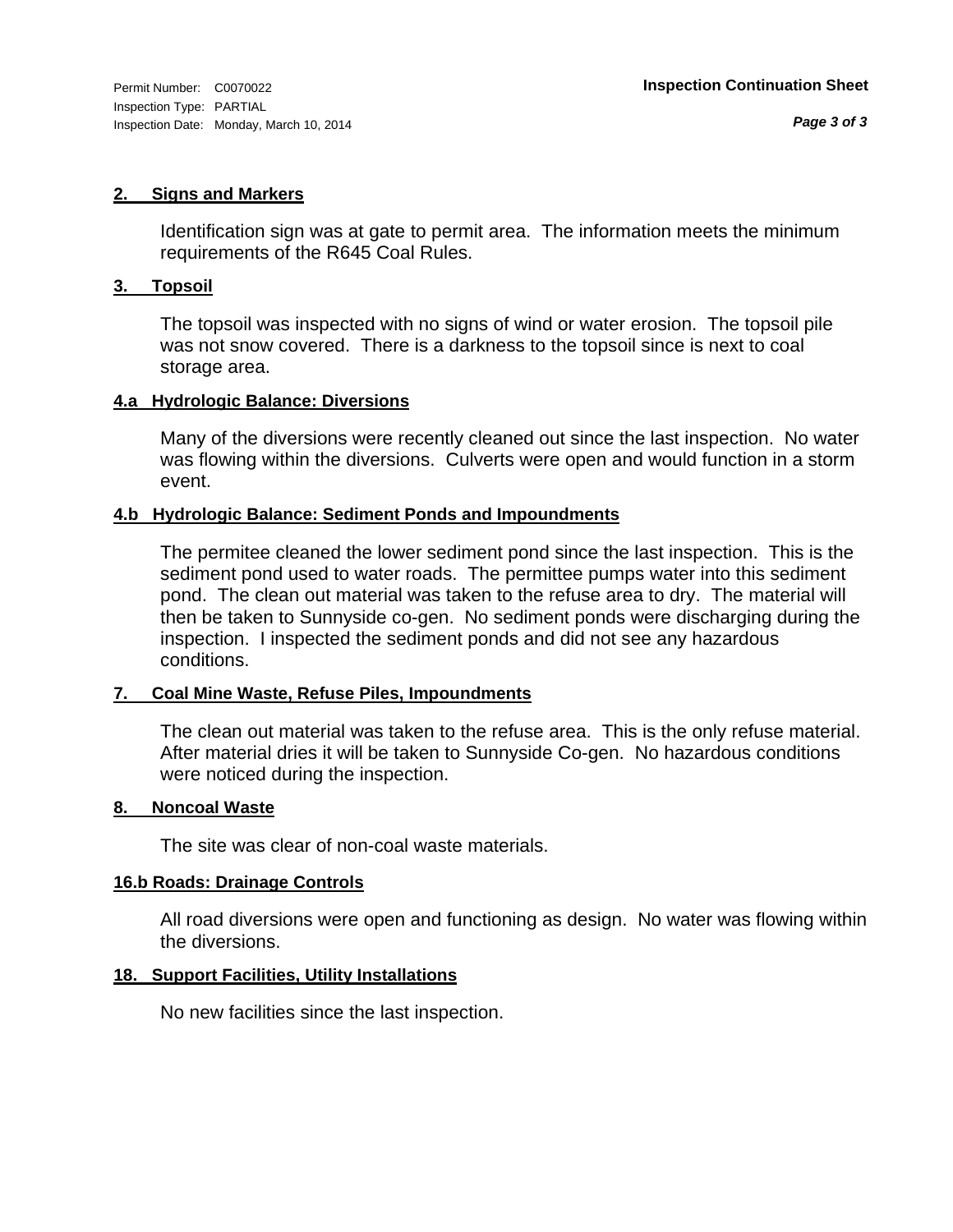### 2. Signs and Markers

Identification sign was at gate to permit area. The information meets the minimum requirements of the R645 Coal Rules.

### 3. Topsoil

The topsoil was inspected with no signs of wind or water erosion. The topsoil pile was not snow covered. There is a darkness to the topsoil since is next to coal storage area.

### 4.a Hydrologic Balance: Diversions

Many of the diversions were recently cleaned out since the last inspection. No water was flowing within the diversions. Culverts were open and would function in a storm event.

### 4.b Hydrologic Balance: Sediment Ponds and Impoundments

The permitee cleaned the lower sediment pond since the last inspection. This is the sediment pond used to water roads. The permittee pumps water into this sediment pond. The clean out material was taken to the refuse area to dry. The material will then be taken to Sunnyside co-gen. No sediment ponds were discharging during the inspection. I inspected the sediment ponds and did not see any hazardous conditions.

### 7. Coal Mine Waste, Refuse Piles, Impoundments

The clean out material was taken to the refuse area. This is the only refuse material. After material dries it will be taken to Sunnyside Co-gen. No hazardous conditions were noticed during the inspection.

### 8. Noncoal Waste

The site was clear of non-coal waste materials.

### 16.b Roads: Drainage Controls

All road diversions were open and functioning as design. No water was flowing within the diversions.

### 18. Support Facilities, Utility Installations

No new facilities since the last inspection.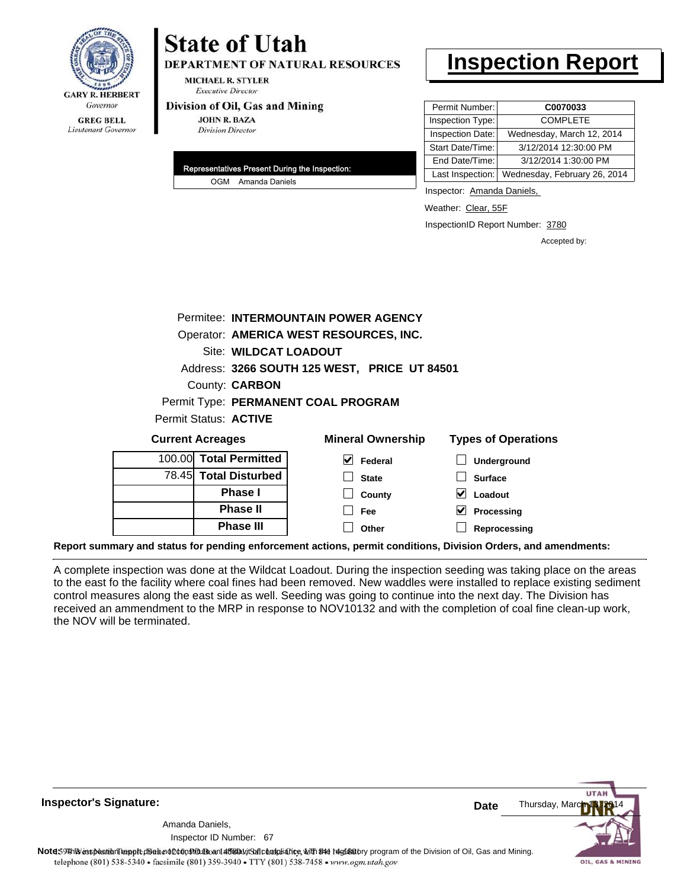**State of Utah**
**DEPARTMENT OF NATURAL RESOURCES**
MICHAEL R. STYLER
*Executive Director*

**Division of Oil, Gas and Mining**
JOHN R. BAZA
*Division Director*

GARY R. HERBERT
*Governor*

GREG BELL
*Lieutenant Governor*

# Inspection Report

| | |
|---|---|
| Permit Number: | **C0070033** |
| Inspection Type: | COMPLETE |
| Inspection Date: | Wednesday, March 12, 2014 |
| Start Date/Time: | 3/12/2014 12:30:00 PM |
| End Date/Time: | 3/12/2014 1:30:00 PM |
| Last Inspection: | Wednesday, February 26, 2014 |

**Representatives Present During the Inspection:**
OGM Amanda Daniels

Inspector: Amanda Daniels,

Weather: Clear, 55F

InspectionID Report Number: 3780

Accepted by:

Permitee: **INTERMOUNTAIN POWER AGENCY**
Operator: **AMERICA WEST RESOURCES, INC.**
Site: **WILDCAT LOADOUT**
Address: **3266 SOUTH 125 WEST, PRICE UT 84501**
County: **CARBON**
Permit Type: **PERMANENT COAL PROGRAM**
Permit Status: **ACTIVE**

**Current Acreages**

| | |
|---|---|
| 100.00 | **Total Permitted** |
| 78.45 | **Total Disturbed** |
| | **Phase I** |
| | **Phase II** |
| | **Phase III** |

**Mineral Ownership**

- [x] Federal
- [ ] State
- [ ] County
- [ ] Fee
- [ ] Other

**Types of Operations**

- [ ] Underground
- [ ] Surface
- [x] Loadout
- [x] Processing
- [ ] Reprocessing

**Report summary and status for pending enforcement actions, permit conditions, Division Orders, and amendments:**

A complete inspection was done at the Wildcat Loadout. During the inspection seeding was taking place on the areas to the east fo the facility where coal fines had been removed. New waddles were installed to replace existing sediment control measures along the east side as well. Seeding was going to continue into the next day. The Division has received an ammendment to the MRP in response to NOV10132 and with the completion of coal fine clean-up work, the NOV will be terminated.

**Inspector's Signature:**

Amanda Daniels,
Inspector ID Number: 67

**Date** Thursday, March 13, 2014

**Note:** This inspection report does not constitute an affidavit of compliance with the regulatory program of the Division of Oil, Gas and Mining.
1594 West North Temple, Suite 1210, PO Box 145801, Salt Lake City, UT 84114-5801
telephone (801) 538-5340 • facsimile (801) 359-3940 • TTY (801) 538-7458 • www.ogm.utah.gov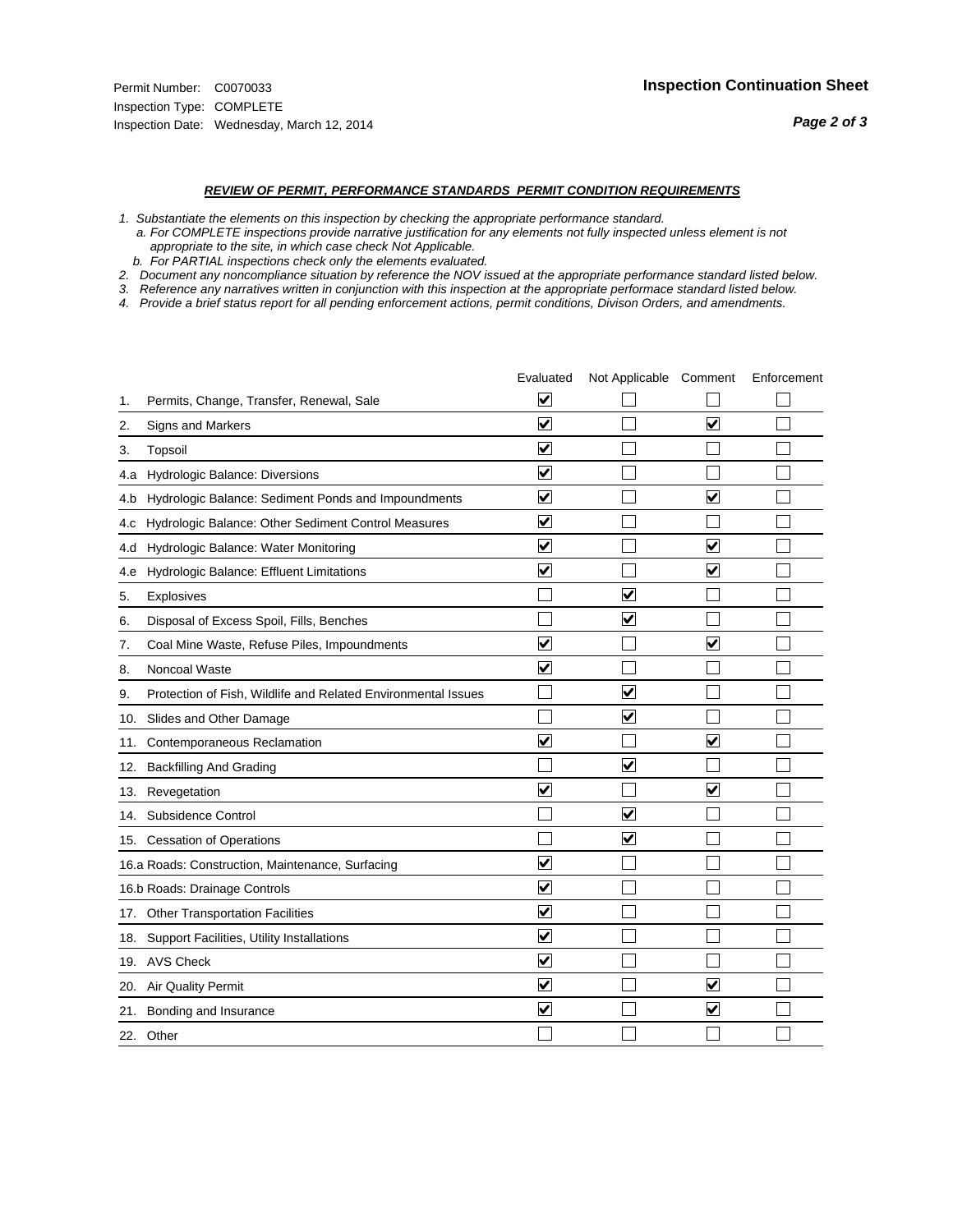Permit Number: C0070033
Inspection Type: COMPLETE
Inspection Date: Wednesday, March 12, 2014

**Inspection Continuation Sheet**

***Page 2 of 3***

***REVIEW OF PERMIT, PERFORMANCE STANDARDS PERMIT CONDITION REQUIREMENTS***

*1. Substantiate the elements on this inspection by checking the appropriate performance standard.*
*a. For COMPLETE inspections provide narrative justification for any elements not fully inspected unless element is not appropriate to the site, in which case check Not Applicable.*
*b. For PARTIAL inspections check only the elements evaluated.*
*2. Document any noncompliance situation by reference the NOV issued at the appropriate performance standard listed below.*
*3. Reference any narratives written in conjunction with this inspection at the appropriate performace standard listed below.*
*4. Provide a brief status report for all pending enforcement actions, permit conditions, Divison Orders, and amendments.*

| | Evaluated | Not Applicable | Comment | Enforcement |
|---|---|---|---|---|
| 1. Permits, Change, Transfer, Renewal, Sale | ☑ | ☐ | ☐ | ☐ |
| 2. Signs and Markers | ☑ | ☐ | ☑ | ☐ |
| 3. Topsoil | ☑ | ☐ | ☐ | ☐ |
| 4.a Hydrologic Balance: Diversions | ☑ | ☐ | ☐ | ☐ |
| 4.b Hydrologic Balance: Sediment Ponds and Impoundments | ☑ | ☐ | ☑ | ☐ |
| 4.c Hydrologic Balance: Other Sediment Control Measures | ☑ | ☐ | ☐ | ☐ |
| 4.d Hydrologic Balance: Water Monitoring | ☑ | ☐ | ☑ | ☐ |
| 4.e Hydrologic Balance: Effluent Limitations | ☑ | ☐ | ☑ | ☐ |
| 5. Explosives | ☐ | ☑ | ☐ | ☐ |
| 6. Disposal of Excess Spoil, Fills, Benches | ☐ | ☑ | ☐ | ☐ |
| 7. Coal Mine Waste, Refuse Piles, Impoundments | ☑ | ☐ | ☑ | ☐ |
| 8. Noncoal Waste | ☑ | ☐ | ☐ | ☐ |
| 9. Protection of Fish, Wildlife and Related Environmental Issues | ☐ | ☑ | ☐ | ☐ |
| 10. Slides and Other Damage | ☐ | ☑ | ☐ | ☐ |
| 11. Contemporaneous Reclamation | ☑ | ☐ | ☑ | ☐ |
| 12. Backfilling And Grading | ☐ | ☑ | ☐ | ☐ |
| 13. Revegetation | ☑ | ☐ | ☑ | ☐ |
| 14. Subsidence Control | ☐ | ☑ | ☐ | ☐ |
| 15. Cessation of Operations | ☐ | ☑ | ☐ | ☐ |
| 16.a Roads: Construction, Maintenance, Surfacing | ☑ | ☐ | ☐ | ☐ |
| 16.b Roads: Drainage Controls | ☑ | ☐ | ☐ | ☐ |
| 17. Other Transportation Facilities | ☑ | ☐ | ☐ | ☐ |
| 18. Support Facilities, Utility Installations | ☑ | ☐ | ☐ | ☐ |
| 19. AVS Check | ☑ | ☐ | ☐ | ☐ |
| 20. Air Quality Permit | ☑ | ☐ | ☑ | ☐ |
| 21. Bonding and Insurance | ☑ | ☐ | ☑ | ☐ |
| 22. Other | ☐ | ☐ | ☐ | ☐ |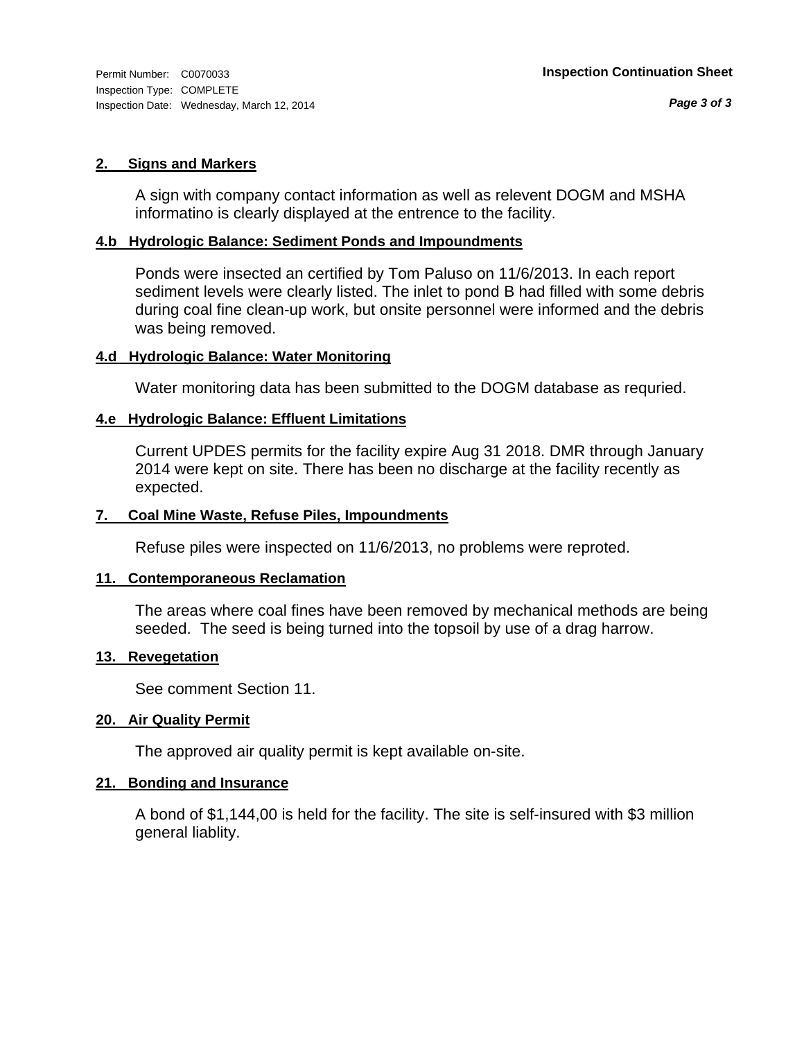Permit Number: C0070033
Inspection Type: COMPLETE
Inspection Date: Wednesday, March 12, 2014

**Inspection Continuation Sheet**

### 2. Signs and Markers

A sign with company contact information as well as relevent DOGM and MSHA informatino is clearly displayed at the entrence to the facility.

### 4.b Hydrologic Balance: Sediment Ponds and Impoundments

Ponds were insected an certified by Tom Paluso on 11/6/2013. In each report sediment levels were clearly listed. The inlet to pond B had filled with some debris during coal fine clean-up work, but onsite personnel were informed and the debris was being removed.

### 4.d Hydrologic Balance: Water Monitoring

Water monitoring data has been submitted to the DOGM database as requried.

### 4.e Hydrologic Balance: Effluent Limitations

Current UPDES permits for the facility expire Aug 31 2018. DMR through January 2014 were kept on site. There has been no discharge at the facility recently as expected.

### 7. Coal Mine Waste, Refuse Piles, Impoundments

Refuse piles were inspected on 11/6/2013, no problems were reproted.

### 11. Contemporaneous Reclamation

The areas where coal fines have been removed by mechanical methods are being seeded. The seed is being turned into the topsoil by use of a drag harrow.

### 13. Revegetation

See comment Section 11.

### 20. Air Quality Permit

The approved air quality permit is kept available on-site.

### 21. Bonding and Insurance

A bond of $1,144,00 is held for the facility. The site is self-insured with $3 million general liablity.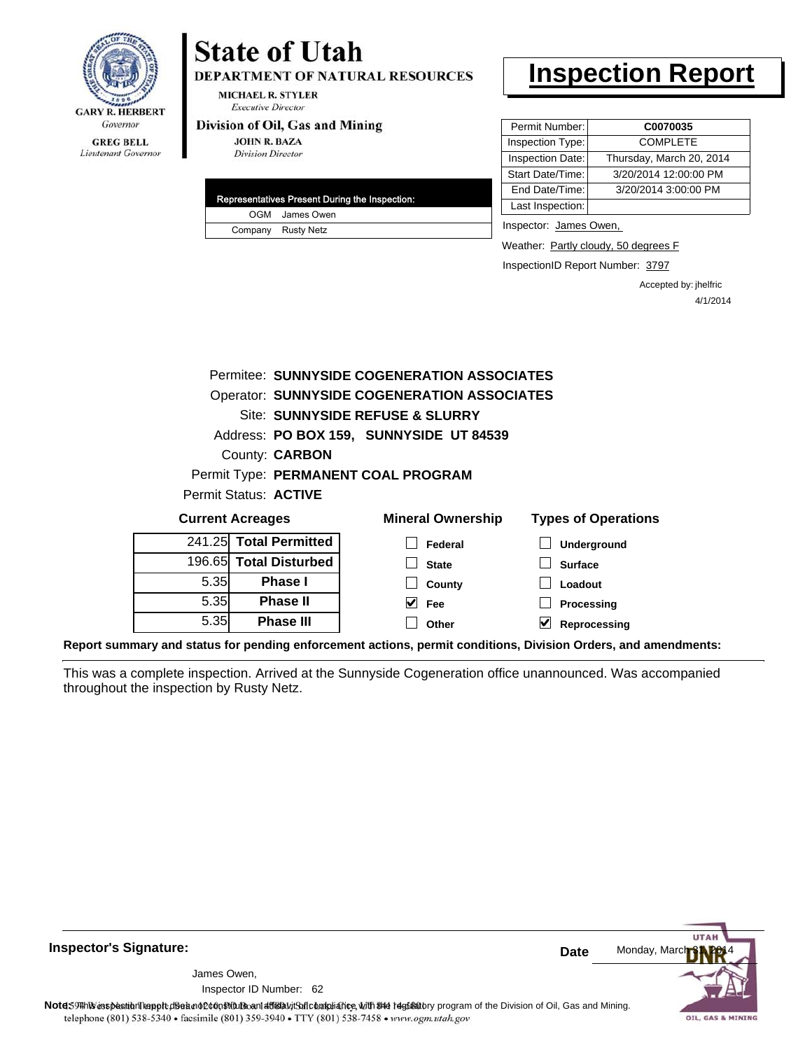GARY R. HERBERT
*Governor*

GREG BELL
*Lieutenant Governor*

# State of Utah

**DEPARTMENT OF NATURAL RESOURCES**

MICHAEL R. STYLER
*Executive Director*

**Division of Oil, Gas and Mining**

JOHN R. BAZA
*Division Director*

# Inspection Report

| Permit Number: | **C0070035** |
|---|---|
| Inspection Type: | COMPLETE |
| Inspection Date: | Thursday, March 20, 2014 |
| Start Date/Time: | 3/20/2014 12:00:00 PM |
| End Date/Time: | 3/20/2014 3:00:00 PM |
| Last Inspection: | |

| Representatives Present During the Inspection: | |
|---|---|
| OGM | James Owen |
| Company | Rusty Netz |

Inspector: James Owen,

Weather: Partly cloudy, 50 degrees F

InspectionID Report Number: 3797

Accepted by: jhelfric
4/1/2014

Permitee: **SUNNYSIDE COGENERATION ASSOCIATES**
Operator: **SUNNYSIDE COGENERATION ASSOCIATES**
Site: **SUNNYSIDE REFUSE & SLURRY**
Address: **PO BOX 159, SUNNYSIDE UT 84539**
County: **CARBON**
Permit Type: **PERMANENT COAL PROGRAM**
Permit Status: **ACTIVE**

**Current Acreages**

| | |
|---|---|
| 241.25 | **Total Permitted** |
| 196.65 | **Total Disturbed** |
| 5.35 | **Phase I** |
| 5.35 | **Phase II** |
| 5.35 | **Phase III** |

**Mineral Ownership**

- [ ] Federal
- [ ] State
- [ ] County
- [x] Fee
- [ ] Other

**Types of Operations**

- [ ] Underground
- [ ] Surface
- [ ] Loadout
- [ ] Processing
- [x] Reprocessing

**Report summary and status for pending enforcement actions, permit conditions, Division Orders, and amendments:**

This was a complete inspection. Arrived at the Sunnyside Cogeneration office unannounced. Was accompanied throughout the inspection by Rusty Netz.

**Inspector's Signature:**

James Owen,
Inspector ID Number: 62

**Date** Monday, March 31, 2014

**Note:** This inspection report does not constitute an affidavit of compliance with the regulatory program of the Division of Oil, Gas and Mining.

telephone (801) 538-5340 • facsimile (801) 359-3940 • TTY (801) 538-7458 • www.ogm.utah.gov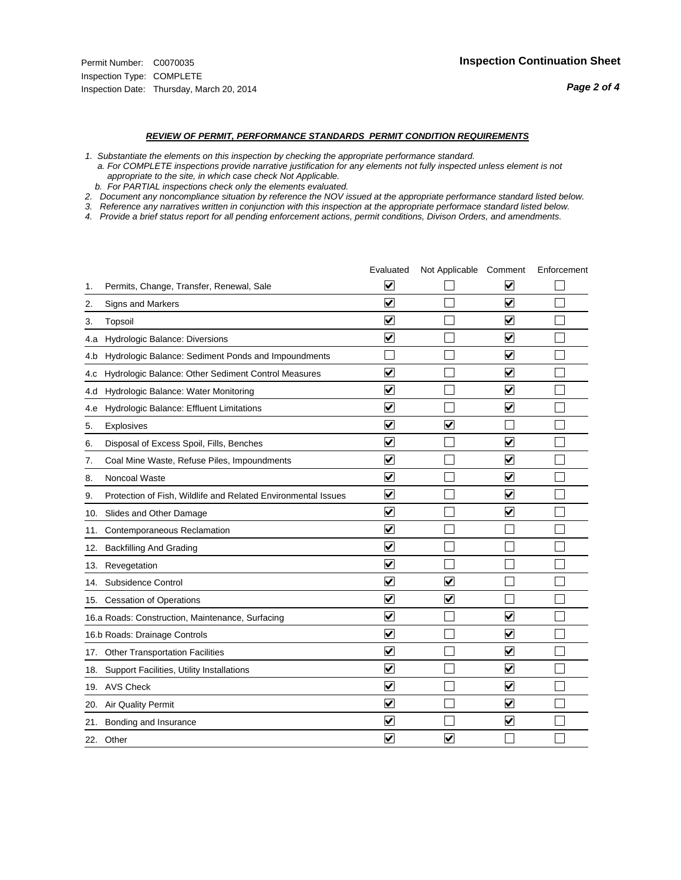Permit Number: C0070035
Inspection Type: COMPLETE
Inspection Date: Thursday, March 20, 2014

## Inspection Continuation Sheet

### *REVIEW OF PERMIT, PERFORMANCE STANDARDS PERMIT CONDITION REQUIREMENTS*

*1. Substantiate the elements on this inspection by checking the appropriate performance standard.*
*a. For COMPLETE inspections provide narrative justification for any elements not fully inspected unless element is not appropriate to the site, in which case check Not Applicable.*
*b. For PARTIAL inspections check only the elements evaluated.*
*2. Document any noncompliance situation by reference the NOV issued at the appropriate performance standard listed below.*
*3. Reference any narratives written in conjunction with this inspection at the appropriate performace standard listed below.*
*4. Provide a brief status report for all pending enforcement actions, permit conditions, Divison Orders, and amendments.*

| | | Evaluated | Not Applicable | Comment | Enforcement |
|---|---|---|---|---|---|
| 1. | Permits, Change, Transfer, Renewal, Sale | ☑ | ☐ | ☑ | ☐ |
| 2. | Signs and Markers | ☑ | ☐ | ☑ | ☐ |
| 3. | Topsoil | ☑ | ☐ | ☑ | ☐ |
| 4.a | Hydrologic Balance: Diversions | ☑ | ☐ | ☑ | ☐ |
| 4.b | Hydrologic Balance: Sediment Ponds and Impoundments | ☐ | ☐ | ☑ | ☐ |
| 4.c | Hydrologic Balance: Other Sediment Control Measures | ☑ | ☐ | ☑ | ☐ |
| 4.d | Hydrologic Balance: Water Monitoring | ☑ | ☐ | ☑ | ☐ |
| 4.e | Hydrologic Balance: Effluent Limitations | ☑ | ☐ | ☑ | ☐ |
| 5. | Explosives | ☑ | ☑ | ☐ | ☐ |
| 6. | Disposal of Excess Spoil, Fills, Benches | ☑ | ☐ | ☑ | ☐ |
| 7. | Coal Mine Waste, Refuse Piles, Impoundments | ☑ | ☐ | ☑ | ☐ |
| 8. | Noncoal Waste | ☑ | ☐ | ☑ | ☐ |
| 9. | Protection of Fish, Wildlife and Related Environmental Issues | ☑ | ☐ | ☑ | ☐ |
| 10. | Slides and Other Damage | ☑ | ☐ | ☑ | ☐ |
| 11. | Contemporaneous Reclamation | ☑ | ☐ | ☐ | ☐ |
| 12. | Backfilling And Grading | ☑ | ☐ | ☐ | ☐ |
| 13. | Revegetation | ☑ | ☐ | ☐ | ☐ |
| 14. | Subsidence Control | ☑ | ☑ | ☐ | ☐ |
| 15. | Cessation of Operations | ☑ | ☑ | ☐ | ☐ |
| 16.a | Roads: Construction, Maintenance, Surfacing | ☑ | ☐ | ☑ | ☐ |
| 16.b | Roads: Drainage Controls | ☑ | ☐ | ☑ | ☐ |
| 17. | Other Transportation Facilities | ☑ | ☐ | ☑ | ☐ |
| 18. | Support Facilities, Utility Installations | ☑ | ☐ | ☑ | ☐ |
| 19. | AVS Check | ☑ | ☐ | ☑ | ☐ |
| 20. | Air Quality Permit | ☑ | ☐ | ☑ | ☐ |
| 21. | Bonding and Insurance | ☑ | ☐ | ☑ | ☐ |
| 22. | Other | ☑ | ☑ | ☐ | ☐ |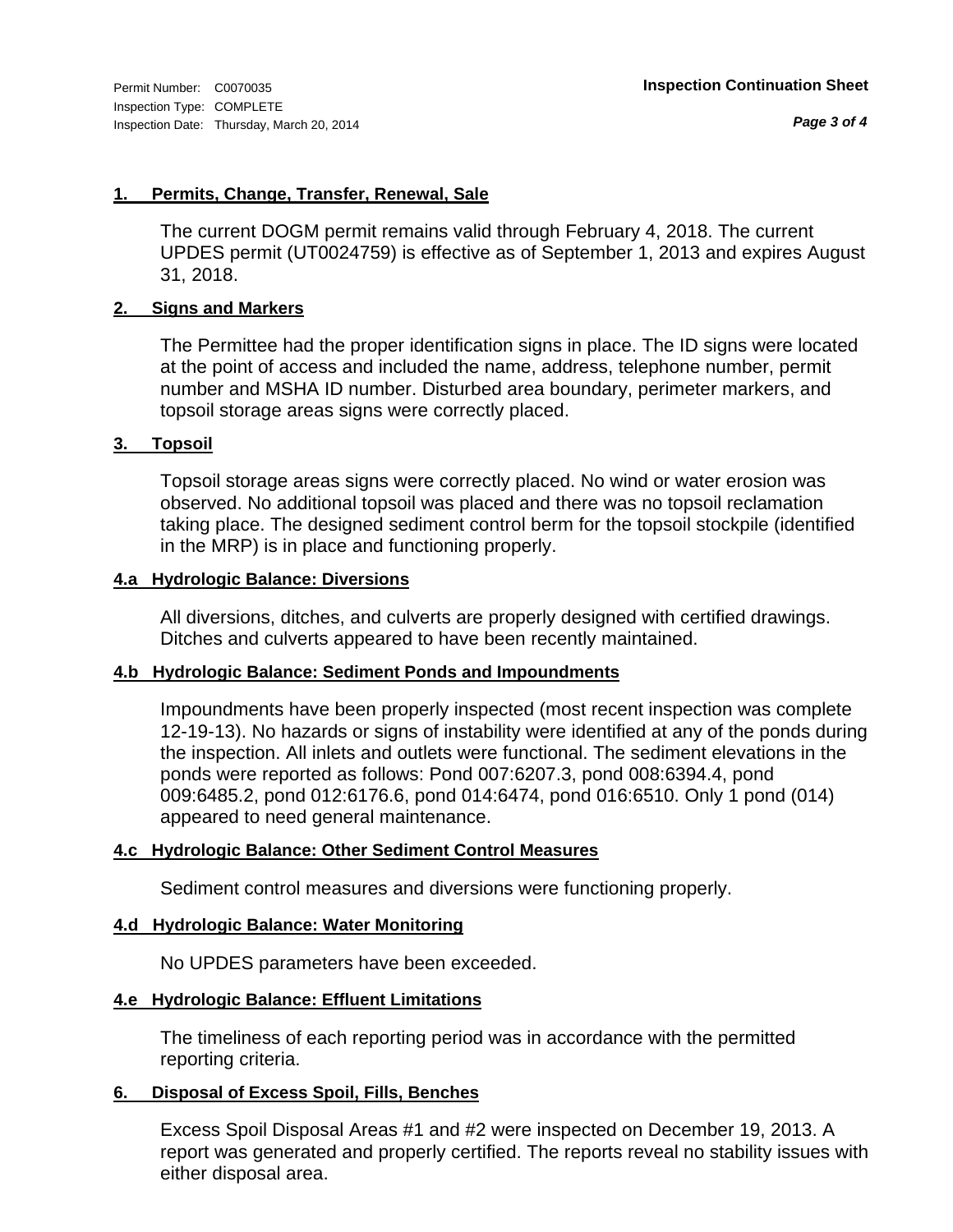### 1. Permits, Change, Transfer, Renewal, Sale

The current DOGM permit remains valid through February 4, 2018. The current UPDES permit (UT0024759) is effective as of September 1, 2013 and expires August 31, 2018.

### 2. Signs and Markers

The Permittee had the proper identification signs in place. The ID signs were located at the point of access and included the name, address, telephone number, permit number and MSHA ID number. Disturbed area boundary, perimeter markers, and topsoil storage areas signs were correctly placed.

### 3. Topsoil

Topsoil storage areas signs were correctly placed. No wind or water erosion was observed. No additional topsoil was placed and there was no topsoil reclamation taking place. The designed sediment control berm for the topsoil stockpile (identified in the MRP) is in place and functioning properly.

### 4.a Hydrologic Balance: Diversions

All diversions, ditches, and culverts are properly designed with certified drawings. Ditches and culverts appeared to have been recently maintained.

### 4.b Hydrologic Balance: Sediment Ponds and Impoundments

Impoundments have been properly inspected (most recent inspection was complete 12-19-13). No hazards or signs of instability were identified at any of the ponds during the inspection. All inlets and outlets were functional. The sediment elevations in the ponds were reported as follows: Pond 007:6207.3, pond 008:6394.4, pond 009:6485.2, pond 012:6176.6, pond 014:6474, pond 016:6510. Only 1 pond (014) appeared to need general maintenance.

### 4.c Hydrologic Balance: Other Sediment Control Measures

Sediment control measures and diversions were functioning properly.

### 4.d Hydrologic Balance: Water Monitoring

No UPDES parameters have been exceeded.

### 4.e Hydrologic Balance: Effluent Limitations

The timeliness of each reporting period was in accordance with the permitted reporting criteria.

### 6. Disposal of Excess Spoil, Fills, Benches

Excess Spoil Disposal Areas #1 and #2 were inspected on December 19, 2013. A report was generated and properly certified. The reports reveal no stability issues with either disposal area.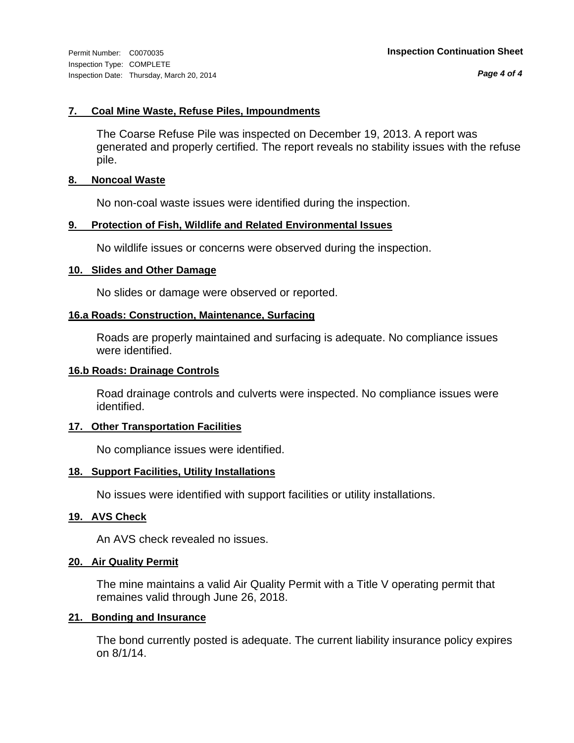**7. Coal Mine Waste, Refuse Piles, Impoundments**

The Coarse Refuse Pile was inspected on December 19, 2013. A report was generated and properly certified. The report reveals no stability issues with the refuse pile.

**8. Noncoal Waste**

No non-coal waste issues were identified during the inspection.

**9. Protection of Fish, Wildlife and Related Environmental Issues**

No wildlife issues or concerns were observed during the inspection.

**10. Slides and Other Damage**

No slides or damage were observed or reported.

**16.a Roads: Construction, Maintenance, Surfacing**

Roads are properly maintained and surfacing is adequate. No compliance issues were identified.

**16.b Roads: Drainage Controls**

Road drainage controls and culverts were inspected. No compliance issues were identified.

**17. Other Transportation Facilities**

No compliance issues were identified.

**18. Support Facilities, Utility Installations**

No issues were identified with support facilities or utility installations.

**19. AVS Check**

An AVS check revealed no issues.

**20. Air Quality Permit**

The mine maintains a valid Air Quality Permit with a Title V operating permit that remaines valid through June 26, 2018.

**21. Bonding and Insurance**

The bond currently posted is adequate. The current liability insurance policy expires on 8/1/14.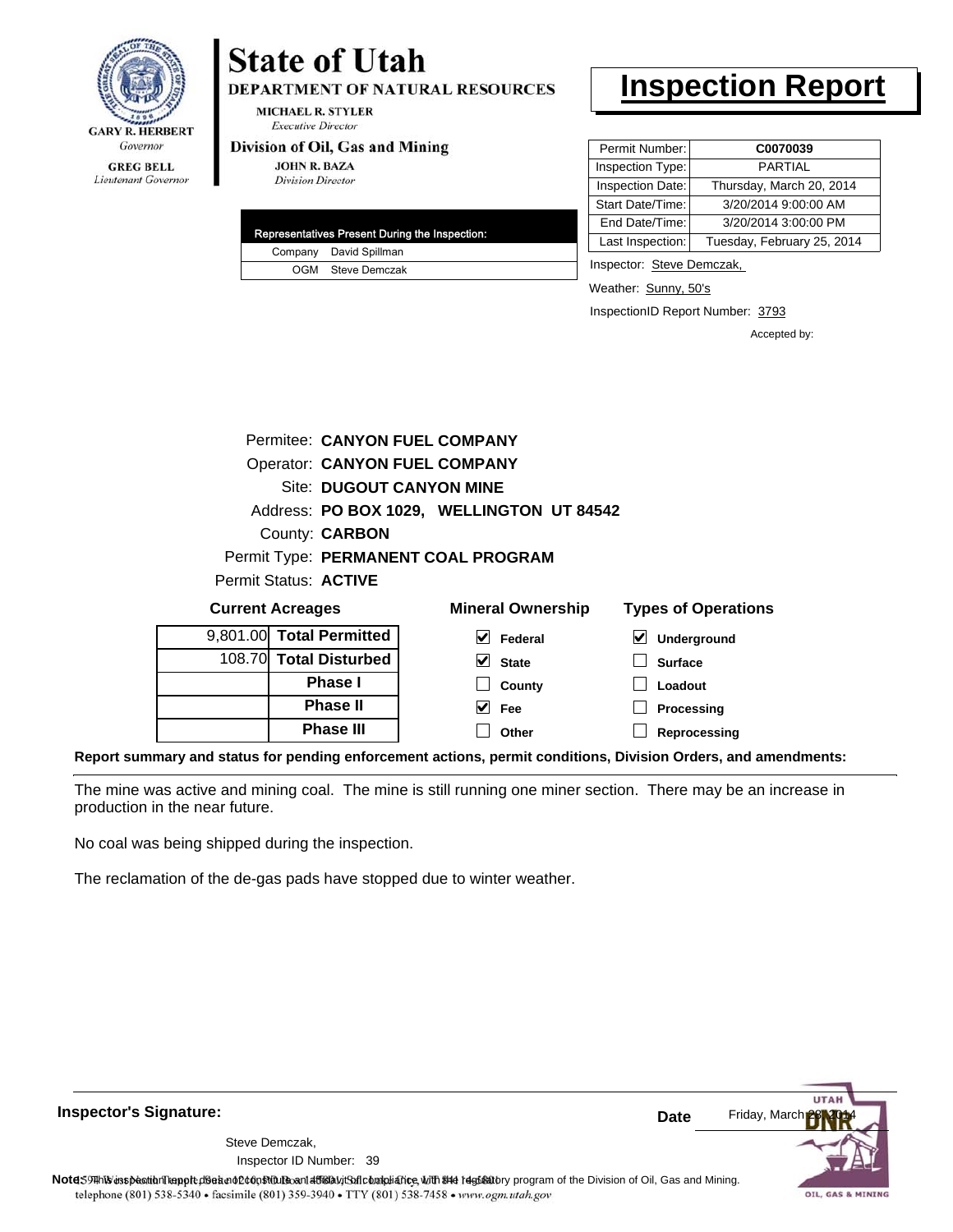GARY R. HERBERT
*Governor*

GREG BELL
*Lieutenant Governor*

# State of Utah

**DEPARTMENT OF NATURAL RESOURCES**

MICHAEL R. STYLER
*Executive Director*

**Division of Oil, Gas and Mining**

JOHN R. BAZA
*Division Director*

# Inspection Report

| | |
|---|---|
| Permit Number: | **C0070039** |
| Inspection Type: | PARTIAL |
| Inspection Date: | Thursday, March 20, 2014 |
| Start Date/Time: | 3/20/2014 9:00:00 AM |
| End Date/Time: | 3/20/2014 3:00:00 PM |
| Last Inspection: | Tuesday, February 25, 2014 |

| Representatives Present During the Inspection: | |
|---|---|
| Company | David Spillman |
| OGM | Steve Demczak |

Inspector: Steve Demczak,

Weather: Sunny, 50's

InspectionID Report Number: 3793

Accepted by:

Permitee: **CANYON FUEL COMPANY**
Operator: **CANYON FUEL COMPANY**
Site: **DUGOUT CANYON MINE**
Address: **PO BOX 1029, WELLINGTON UT 84542**
County: **CARBON**
Permit Type: **PERMANENT COAL PROGRAM**
Permit Status: **ACTIVE**

**Current Acreages**

| | |
|---|---|
| 9,801.00 | **Total Permitted** |
| 108.70 | **Total Disturbed** |
| | **Phase I** |
| | **Phase II** |
| | **Phase III** |

**Mineral Ownership**

- [x] Federal
- [x] State
- [ ] County
- [x] Fee
- [ ] Other

**Types of Operations**

- [x] Underground
- [ ] Surface
- [ ] Loadout
- [ ] Processing
- [ ] Reprocessing

**Report summary and status for pending enforcement actions, permit conditions, Division Orders, and amendments:**

The mine was active and mining coal. The mine is still running one miner section. There may be an increase in production in the near future.

No coal was being shipped during the inspection.

The reclamation of the de-gas pads have stopped due to winter weather.

**Inspector's Signature:**

Steve Demczak,
Inspector ID Number: 39

**Date** Friday, March 28, 2014

**Note:** This inspection report does not constitute an affidavit of compliance with the regulatory program of the Division of Oil, Gas and Mining.

telephone (801) 538-5340 • facsimile (801) 359-3940 • TTY (801) 538-7458 • www.ogm.utah.gov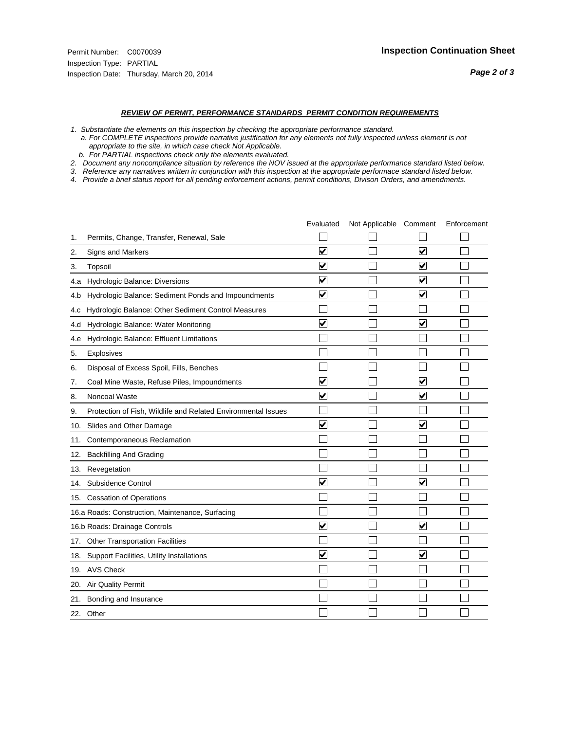Permit Number: C0070039
Inspection Type: PARTIAL
Inspection Date: Thursday, March 20, 2014

**Inspection Continuation Sheet**

***Page 2 of 3***

***REVIEW OF PERMIT, PERFORMANCE STANDARDS PERMIT CONDITION REQUIREMENTS***

*1. Substantiate the elements on this inspection by checking the appropriate performance standard.*
*a. For COMPLETE inspections provide narrative justification for any elements not fully inspected unless element is not appropriate to the site, in which case check Not Applicable.*
*b. For PARTIAL inspections check only the elements evaluated.*
*2. Document any noncompliance situation by reference the NOV issued at the appropriate performance standard listed below.*
*3. Reference any narratives written in conjunction with this inspection at the appropriate performace standard listed below.*
*4. Provide a brief status report for all pending enforcement actions, permit conditions, Divison Orders, and amendments.*

| | | Evaluated | Not Applicable | Comment | Enforcement |
|---|---|---|---|---|---|
| 1. | Permits, Change, Transfer, Renewal, Sale | ☐ | ☐ | ☐ | ☐ |
| 2. | Signs and Markers | ☑ | ☐ | ☑ | ☐ |
| 3. | Topsoil | ☑ | ☐ | ☑ | ☐ |
| 4.a | Hydrologic Balance: Diversions | ☑ | ☐ | ☑ | ☐ |
| 4.b | Hydrologic Balance: Sediment Ponds and Impoundments | ☑ | ☐ | ☑ | ☐ |
| 4.c | Hydrologic Balance: Other Sediment Control Measures | ☐ | ☐ | ☐ | ☐ |
| 4.d | Hydrologic Balance: Water Monitoring | ☑ | ☐ | ☑ | ☐ |
| 4.e | Hydrologic Balance: Effluent Limitations | ☐ | ☐ | ☐ | ☐ |
| 5. | Explosives | ☐ | ☐ | ☐ | ☐ |
| 6. | Disposal of Excess Spoil, Fills, Benches | ☐ | ☐ | ☐ | ☐ |
| 7. | Coal Mine Waste, Refuse Piles, Impoundments | ☑ | ☐ | ☑ | ☐ |
| 8. | Noncoal Waste | ☑ | ☐ | ☑ | ☐ |
| 9. | Protection of Fish, Wildlife and Related Environmental Issues | ☐ | ☐ | ☐ | ☐ |
| 10. | Slides and Other Damage | ☑ | ☐ | ☑ | ☐ |
| 11. | Contemporaneous Reclamation | ☐ | ☐ | ☐ | ☐ |
| 12. | Backfilling And Grading | ☐ | ☐ | ☐ | ☐ |
| 13. | Revegetation | ☐ | ☐ | ☐ | ☐ |
| 14. | Subsidence Control | ☑ | ☐ | ☑ | ☐ |
| 15. | Cessation of Operations | ☐ | ☐ | ☐ | ☐ |
| 16.a | Roads: Construction, Maintenance, Surfacing | ☐ | ☐ | ☐ | ☐ |
| 16.b | Roads: Drainage Controls | ☑ | ☐ | ☑ | ☐ |
| 17. | Other Transportation Facilities | ☐ | ☐ | ☐ | ☐ |
| 18. | Support Facilities, Utility Installations | ☑ | ☐ | ☑ | ☐ |
| 19. | AVS Check | ☐ | ☐ | ☐ | ☐ |
| 20. | Air Quality Permit | ☐ | ☐ | ☐ | ☐ |
| 21. | Bonding and Insurance | ☐ | ☐ | ☐ | ☐ |
| 22. | Other | ☐ | ☐ | ☐ | ☐ |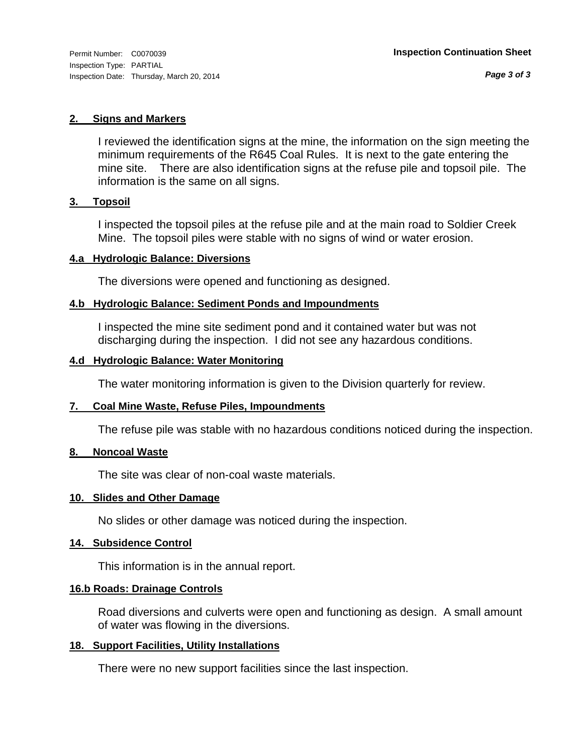Permit Number: C0070039
Inspection Type: PARTIAL
Inspection Date: Thursday, March 20, 2014

**Inspection Continuation Sheet**

## 2. Signs and Markers

I reviewed the identification signs at the mine, the information on the sign meeting the minimum requirements of the R645 Coal Rules. It is next to the gate entering the mine site. There are also identification signs at the refuse pile and topsoil pile. The information is the same on all signs.

## 3. Topsoil

I inspected the topsoil piles at the refuse pile and at the main road to Soldier Creek Mine. The topsoil piles were stable with no signs of wind or water erosion.

## 4.a Hydrologic Balance: Diversions

The diversions were opened and functioning as designed.

## 4.b Hydrologic Balance: Sediment Ponds and Impoundments

I inspected the mine site sediment pond and it contained water but was not discharging during the inspection. I did not see any hazardous conditions.

## 4.d Hydrologic Balance: Water Monitoring

The water monitoring information is given to the Division quarterly for review.

## 7. Coal Mine Waste, Refuse Piles, Impoundments

The refuse pile was stable with no hazardous conditions noticed during the inspection.

## 8. Noncoal Waste

The site was clear of non-coal waste materials.

## 10. Slides and Other Damage

No slides or other damage was noticed during the inspection.

## 14. Subsidence Control

This information is in the annual report.

## 16.b Roads: Drainage Controls

Road diversions and culverts were open and functioning as design. A small amount of water was flowing in the diversions.

## 18. Support Facilities, Utility Installations

There were no new support facilities since the last inspection.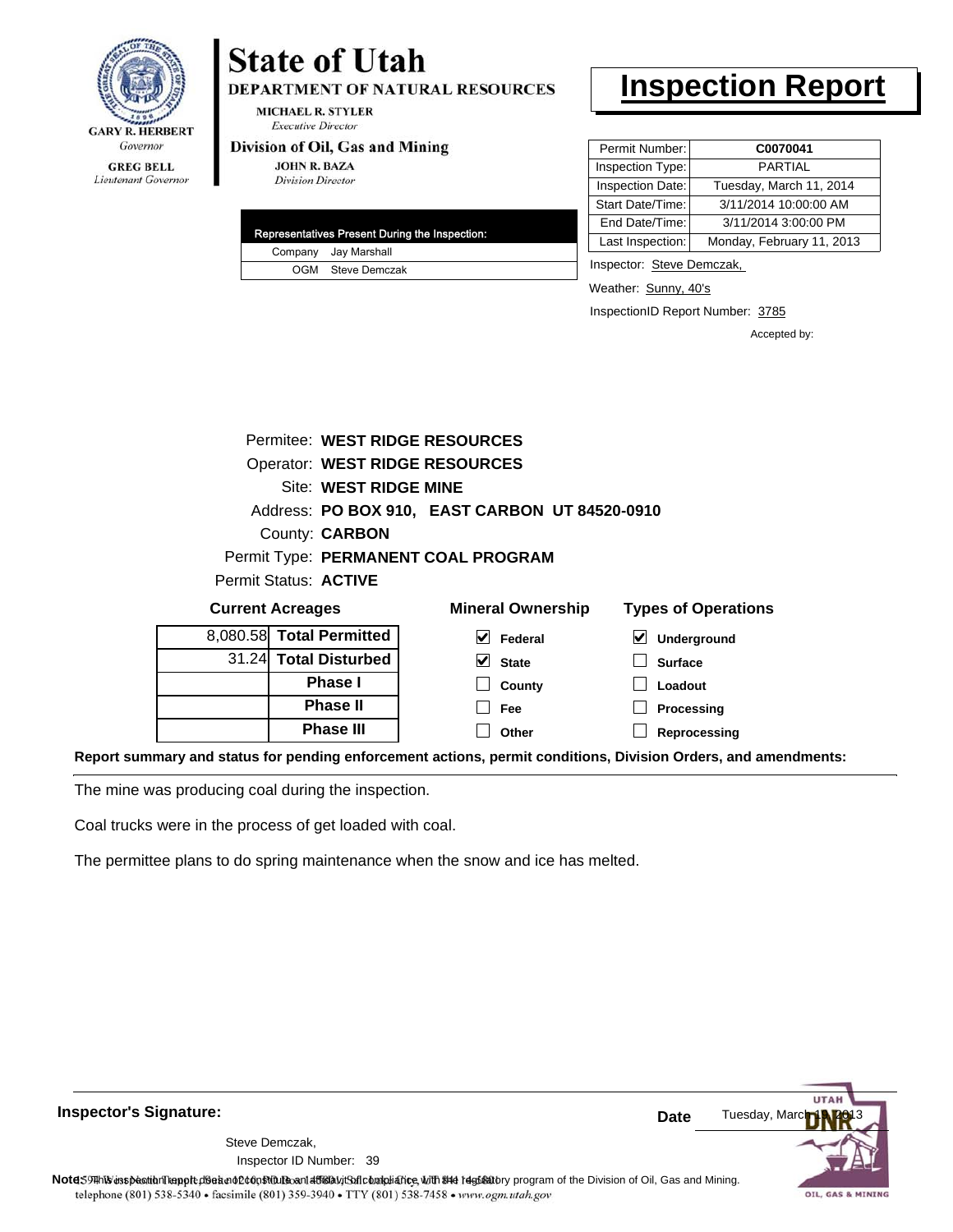# State of Utah

**DEPARTMENT OF NATURAL RESOURCES**

MICHAEL R. STYLER
*Executive Director*

**Division of Oil, Gas and Mining**

JOHN R. BAZA
*Division Director*

GARY R. HERBERT
*Governor*

GREG BELL
*Lieutenant Governor*

# Inspection Report

| | |
|---|---|
| Permit Number: | **C0070041** |
| Inspection Type: | PARTIAL |
| Inspection Date: | Tuesday, March 11, 2014 |
| Start Date/Time: | 3/11/2014 10:00:00 AM |
| End Date/Time: | 3/11/2014 3:00:00 PM |
| Last Inspection: | Monday, February 11, 2013 |

| Representatives Present During the Inspection: | |
|---|---|
| Company | Jay Marshall |
| OGM | Steve Demczak |

Inspector: Steve Demczak,

Weather: Sunny, 40's

InspectionID Report Number: 3785

Accepted by:

Permitee: **WEST RIDGE RESOURCES**
Operator: **WEST RIDGE RESOURCES**
Site: **WEST RIDGE MINE**
Address: **PO BOX 910, EAST CARBON UT 84520-0910**
County: **CARBON**
Permit Type: **PERMANENT COAL PROGRAM**
Permit Status: **ACTIVE**

**Current Acreages**

| | |
|---|---|
| 8,080.58 | **Total Permitted** |
| 31.24 | **Total Disturbed** |
| | **Phase I** |
| | **Phase II** |
| | **Phase III** |

**Mineral Ownership**

- [x] Federal
- [x] State
- [ ] County
- [ ] Fee
- [ ] Other

**Types of Operations**

- [x] Underground
- [ ] Surface
- [ ] Loadout
- [ ] Processing
- [ ] Reprocessing

**Report summary and status for pending enforcement actions, permit conditions, Division Orders, and amendments:**

The mine was producing coal during the inspection.

Coal trucks were in the process of get loaded with coal.

The permittee plans to do spring maintenance when the snow and ice has melted.

**Inspector's Signature:**

Steve Demczak,
Inspector ID Number: 39

**Date** Tuesday, March 11, 2013

**Note:** This inspection report does not constitute an affidavit of compliance with the regulatory program of the Division of Oil, Gas and Mining.

telephone (801) 538-5340 • facsimile (801) 359-3940 • TTY (801) 538-7458 • www.ogm.utah.gov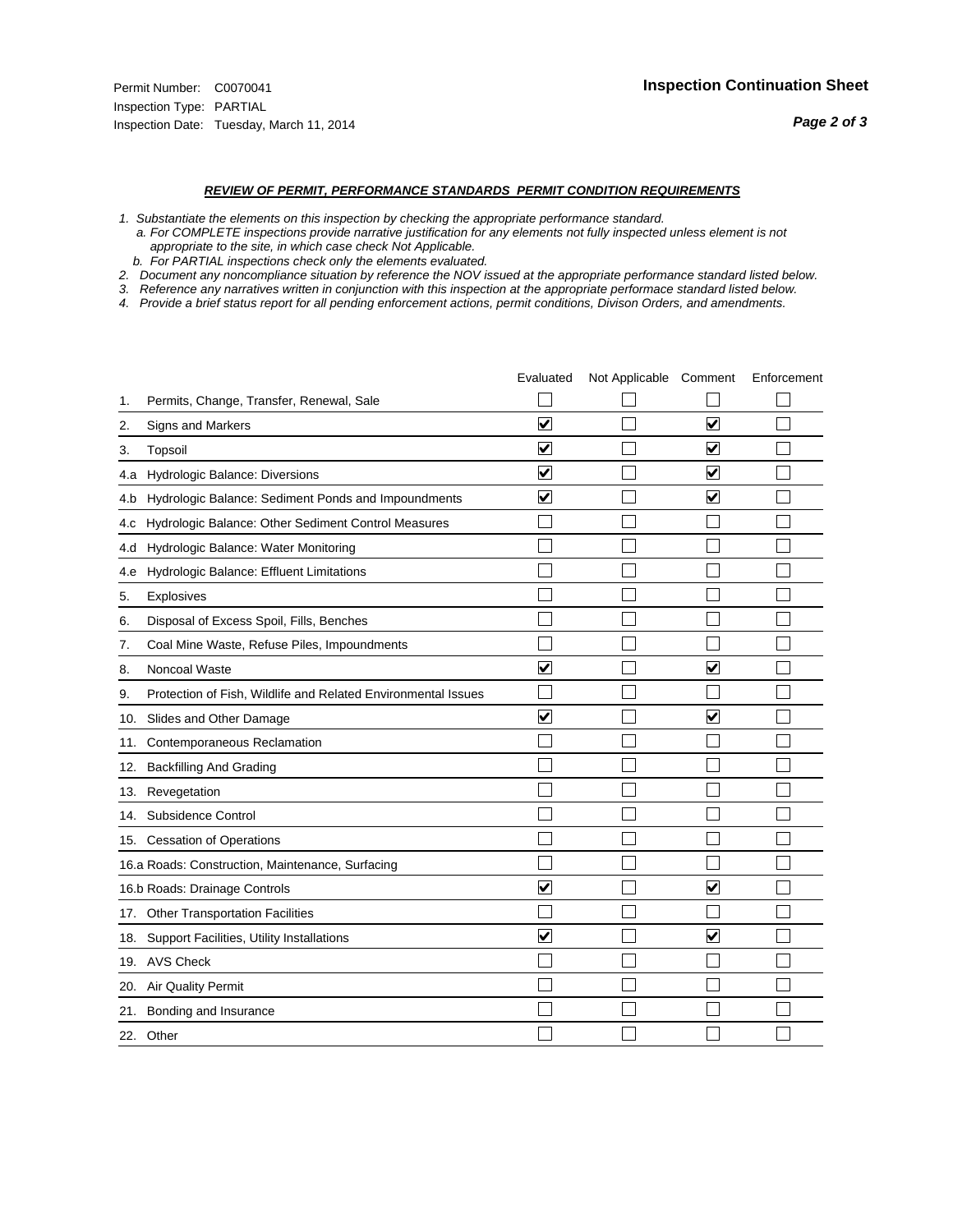Permit Number: C0070041
Inspection Type: PARTIAL
Inspection Date: Tuesday, March 11, 2014

## Inspection Continuation Sheet

### *REVIEW OF PERMIT, PERFORMANCE STANDARDS PERMIT CONDITION REQUIREMENTS*

*1. Substantiate the elements on this inspection by checking the appropriate performance standard.*
*a. For COMPLETE inspections provide narrative justification for any elements not fully inspected unless element is not appropriate to the site, in which case check Not Applicable.*
*b. For PARTIAL inspections check only the elements evaluated.*
*2. Document any noncompliance situation by reference the NOV issued at the appropriate performance standard listed below.*
*3. Reference any narratives written in conjunction with this inspection at the appropriate performace standard listed below.*
*4. Provide a brief status report for all pending enforcement actions, permit conditions, Divison Orders, and amendments.*

| | Evaluated | Not Applicable | Comment | Enforcement |
|---|---|---|---|---|
| 1. Permits, Change, Transfer, Renewal, Sale | ☐ | ☐ | ☐ | ☐ |
| 2. Signs and Markers | ☑ | ☐ | ☑ | ☐ |
| 3. Topsoil | ☑ | ☐ | ☑ | ☐ |
| 4.a Hydrologic Balance: Diversions | ☑ | ☐ | ☑ | ☐ |
| 4.b Hydrologic Balance: Sediment Ponds and Impoundments | ☑ | ☐ | ☑ | ☐ |
| 4.c Hydrologic Balance: Other Sediment Control Measures | ☐ | ☐ | ☐ | ☐ |
| 4.d Hydrologic Balance: Water Monitoring | ☐ | ☐ | ☐ | ☐ |
| 4.e Hydrologic Balance: Effluent Limitations | ☐ | ☐ | ☐ | ☐ |
| 5. Explosives | ☐ | ☐ | ☐ | ☐ |
| 6. Disposal of Excess Spoil, Fills, Benches | ☐ | ☐ | ☐ | ☐ |
| 7. Coal Mine Waste, Refuse Piles, Impoundments | ☐ | ☐ | ☐ | ☐ |
| 8. Noncoal Waste | ☑ | ☐ | ☑ | ☐ |
| 9. Protection of Fish, Wildlife and Related Environmental Issues | ☐ | ☐ | ☐ | ☐ |
| 10. Slides and Other Damage | ☑ | ☐ | ☑ | ☐ |
| 11. Contemporaneous Reclamation | ☐ | ☐ | ☐ | ☐ |
| 12. Backfilling And Grading | ☐ | ☐ | ☐ | ☐ |
| 13. Revegetation | ☐ | ☐ | ☐ | ☐ |
| 14. Subsidence Control | ☐ | ☐ | ☐ | ☐ |
| 15. Cessation of Operations | ☐ | ☐ | ☐ | ☐ |
| 16.a Roads: Construction, Maintenance, Surfacing | ☐ | ☐ | ☐ | ☐ |
| 16.b Roads: Drainage Controls | ☑ | ☐ | ☑ | ☐ |
| 17. Other Transportation Facilities | ☐ | ☐ | ☐ | ☐ |
| 18. Support Facilities, Utility Installations | ☑ | ☐ | ☑ | ☐ |
| 19. AVS Check | ☐ | ☐ | ☐ | ☐ |
| 20. Air Quality Permit | ☐ | ☐ | ☐ | ☐ |
| 21. Bonding and Insurance | ☐ | ☐ | ☐ | ☐ |
| 22. Other | ☐ | ☐ | ☐ | ☐ |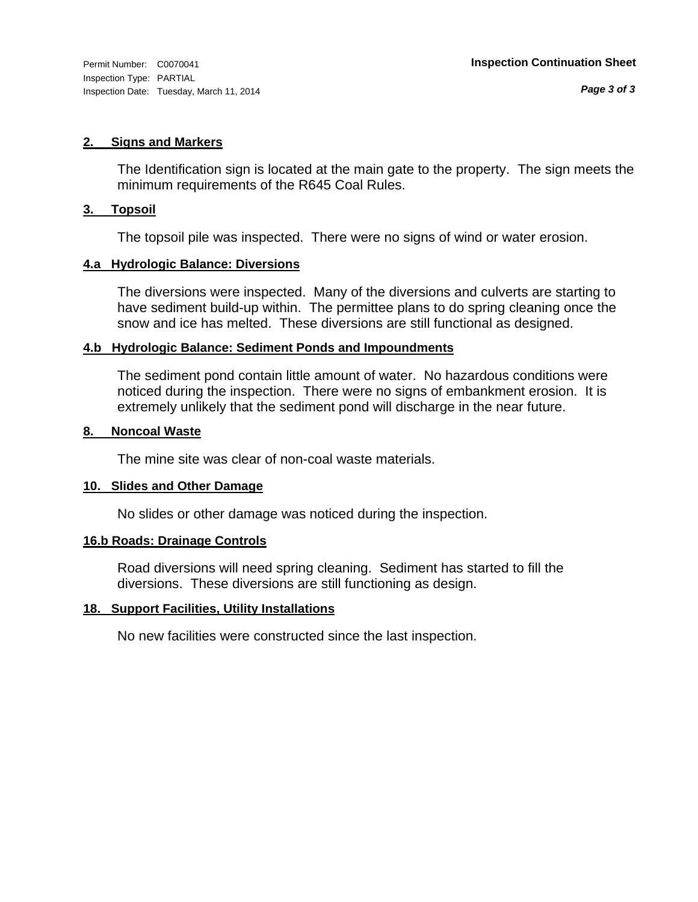## 2. Signs and Markers

The Identification sign is located at the main gate to the property. The sign meets the minimum requirements of the R645 Coal Rules.

## 3. Topsoil

The topsoil pile was inspected. There were no signs of wind or water erosion.

## 4.a Hydrologic Balance: Diversions

The diversions were inspected. Many of the diversions and culverts are starting to have sediment build-up within. The permittee plans to do spring cleaning once the snow and ice has melted. These diversions are still functional as designed.

## 4.b Hydrologic Balance: Sediment Ponds and Impoundments

The sediment pond contain little amount of water. No hazardous conditions were noticed during the inspection. There were no signs of embankment erosion. It is extremely unlikely that the sediment pond will discharge in the near future.

## 8. Noncoal Waste

The mine site was clear of non-coal waste materials.

## 10. Slides and Other Damage

No slides or other damage was noticed during the inspection.

## 16.b Roads: Drainage Controls

Road diversions will need spring cleaning. Sediment has started to fill the diversions. These diversions are still functioning as design.

## 18. Support Facilities, Utility Installations

No new facilities were constructed since the last inspection.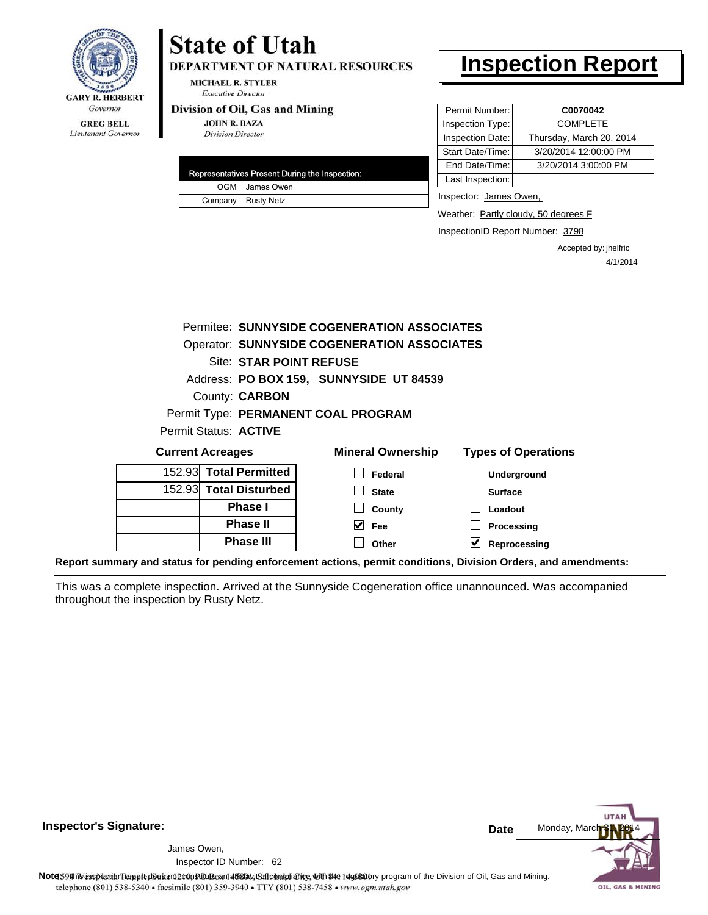**GARY R. HERBERT**
*Governor*

**GREG BELL**
*Lieutenant Governor*

# State of Utah

**DEPARTMENT OF NATURAL RESOURCES**

**MICHAEL R. STYLER**
*Executive Director*

**Division of Oil, Gas and Mining**

**JOHN R. BAZA**
*Division Director*

# Inspection Report

| Permit Number: | C0070042 |
|---|---|
| Inspection Type: | COMPLETE |
| Inspection Date: | Thursday, March 20, 2014 |
| Start Date/Time: | 3/20/2014 12:00:00 PM |
| End Date/Time: | 3/20/2014 3:00:00 PM |
| Last Inspection: | |

| Representatives Present During the Inspection: | |
|---|---|
| OGM | James Owen |
| Company | Rusty Netz |

Inspector: James Owen,

Weather: Partly cloudy, 50 degrees F

InspectionID Report Number: 3798

Accepted by: jhelfric
4/1/2014

Permitee: **SUNNYSIDE COGENERATION ASSOCIATES**
Operator: **SUNNYSIDE COGENERATION ASSOCIATES**
Site: **STAR POINT REFUSE**
Address: **PO BOX 159, SUNNYSIDE UT 84539**
County: **CARBON**
Permit Type: **PERMANENT COAL PROGRAM**
Permit Status: **ACTIVE**

**Current Acreages**

| | |
|---|---|
| 152.93 | **Total Permitted** |
| 152.93 | **Total Disturbed** |
| | **Phase I** |
| | **Phase II** |
| | **Phase III** |

**Mineral Ownership**

- [ ] Federal
- [ ] State
- [ ] County
- [x] Fee
- [ ] Other

**Types of Operations**

- [ ] Underground
- [ ] Surface
- [ ] Loadout
- [ ] Processing
- [x] Reprocessing

**Report summary and status for pending enforcement actions, permit conditions, Division Orders, and amendments:**

This was a complete inspection. Arrived at the Sunnyside Cogeneration office unannounced. Was accompanied throughout the inspection by Rusty Netz.

**Inspector's Signature:**

James Owen,
Inspector ID Number: 62

**Date** Monday, March 31, 2014

**Note:** This inspection report does not constitute an affidavit of compliance with the regulatory program of the Division of Oil, Gas and Mining.

telephone (801) 538-5340 • facsimile (801) 359-3940 • TTY (801) 538-7458 • www.ogm.utah.gov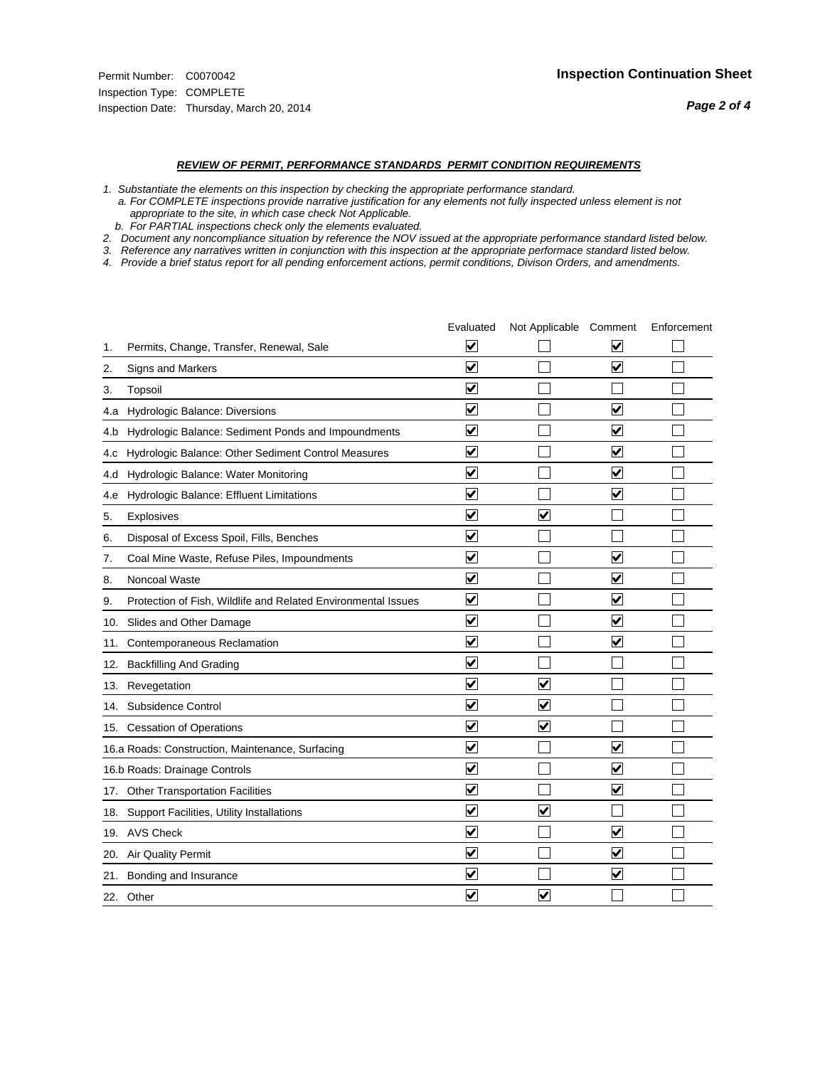Permit Number: C0070042
Inspection Type: COMPLETE
Inspection Date: Thursday, March 20, 2014

## Inspection Continuation Sheet

### *REVIEW OF PERMIT, PERFORMANCE STANDARDS PERMIT CONDITION REQUIREMENTS*

*1. Substantiate the elements on this inspection by checking the appropriate performance standard.*
*a. For COMPLETE inspections provide narrative justification for any elements not fully inspected unless element is not appropriate to the site, in which case check Not Applicable.*
*b. For PARTIAL inspections check only the elements evaluated.*
*2. Document any noncompliance situation by reference the NOV issued at the appropriate performance standard listed below.*
*3. Reference any narratives written in conjunction with this inspection at the appropriate performace standard listed below.*
*4. Provide a brief status report for all pending enforcement actions, permit conditions, Divison Orders, and amendments.*

| | Evaluated | Not Applicable | Comment | Enforcement |
|---|---|---|---|---|
| 1. Permits, Change, Transfer, Renewal, Sale | ☑ | ☐ | ☑ | ☐ |
| 2. Signs and Markers | ☑ | ☐ | ☑ | ☐ |
| 3. Topsoil | ☑ | ☐ | ☐ | ☐ |
| 4.a Hydrologic Balance: Diversions | ☑ | ☐ | ☑ | ☐ |
| 4.b Hydrologic Balance: Sediment Ponds and Impoundments | ☑ | ☐ | ☑ | ☐ |
| 4.c Hydrologic Balance: Other Sediment Control Measures | ☑ | ☐ | ☑ | ☐ |
| 4.d Hydrologic Balance: Water Monitoring | ☑ | ☐ | ☑ | ☐ |
| 4.e Hydrologic Balance: Effluent Limitations | ☑ | ☐ | ☑ | ☐ |
| 5. Explosives | ☑ | ☑ | ☐ | ☐ |
| 6. Disposal of Excess Spoil, Fills, Benches | ☑ | ☐ | ☐ | ☐ |
| 7. Coal Mine Waste, Refuse Piles, Impoundments | ☑ | ☐ | ☑ | ☐ |
| 8. Noncoal Waste | ☑ | ☐ | ☑ | ☐ |
| 9. Protection of Fish, Wildlife and Related Environmental Issues | ☑ | ☐ | ☑ | ☐ |
| 10. Slides and Other Damage | ☑ | ☐ | ☑ | ☐ |
| 11. Contemporaneous Reclamation | ☑ | ☐ | ☑ | ☐ |
| 12. Backfilling And Grading | ☑ | ☐ | ☐ | ☐ |
| 13. Revegetation | ☑ | ☑ | ☐ | ☐ |
| 14. Subsidence Control | ☑ | ☑ | ☐ | ☐ |
| 15. Cessation of Operations | ☑ | ☑ | ☐ | ☐ |
| 16.a Roads: Construction, Maintenance, Surfacing | ☑ | ☐ | ☑ | ☐ |
| 16.b Roads: Drainage Controls | ☑ | ☐ | ☑ | ☐ |
| 17. Other Transportation Facilities | ☑ | ☐ | ☑ | ☐ |
| 18. Support Facilities, Utility Installations | ☑ | ☑ | ☐ | ☐ |
| 19. AVS Check | ☑ | ☐ | ☑ | ☐ |
| 20. Air Quality Permit | ☑ | ☐ | ☑ | ☐ |
| 21. Bonding and Insurance | ☑ | ☐ | ☑ | ☐ |
| 22. Other | ☑ | ☑ | ☐ | ☐ |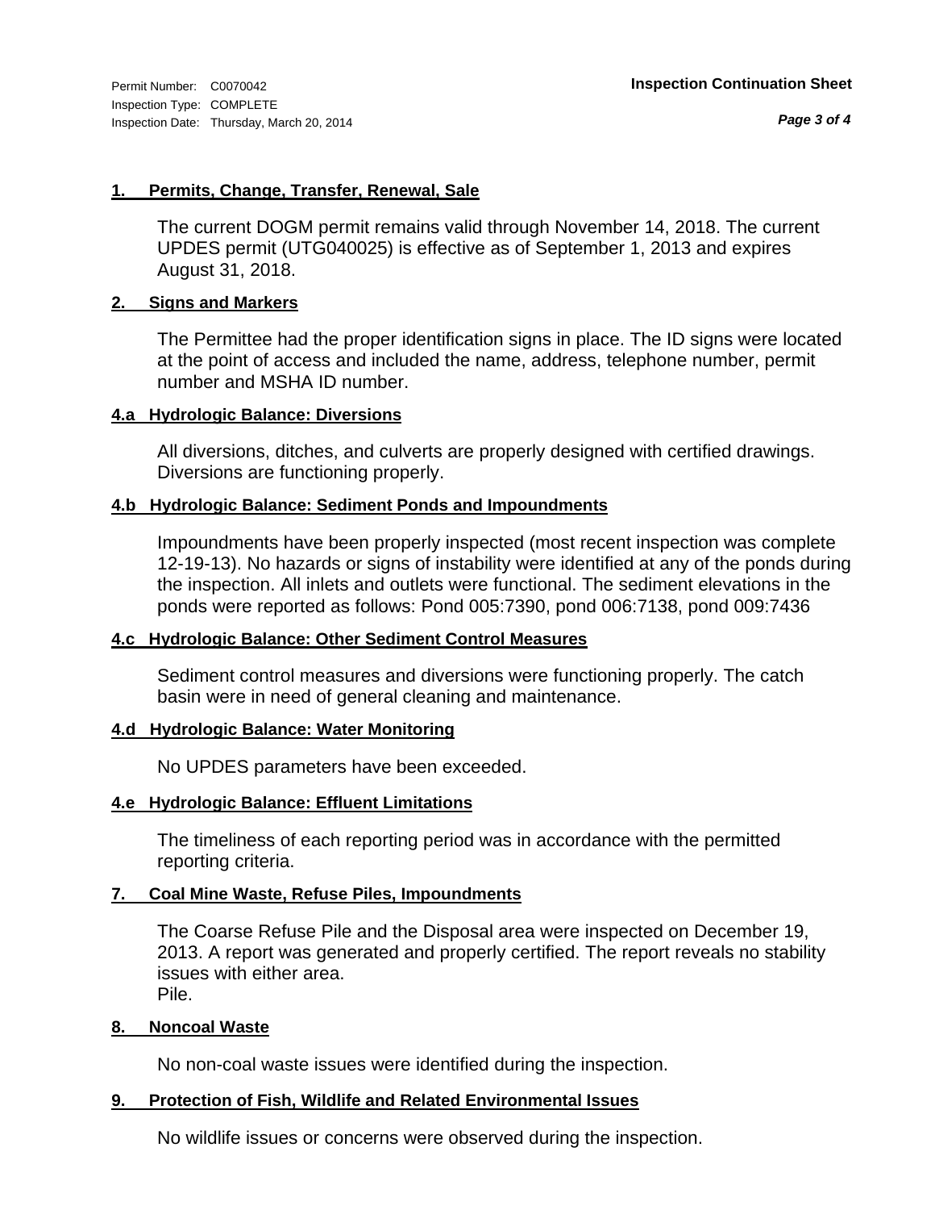## 1. Permits, Change, Transfer, Renewal, Sale

The current DOGM permit remains valid through November 14, 2018. The current UPDES permit (UTG040025) is effective as of September 1, 2013 and expires August 31, 2018.

## 2. Signs and Markers

The Permittee had the proper identification signs in place. The ID signs were located at the point of access and included the name, address, telephone number, permit number and MSHA ID number.

## 4.a Hydrologic Balance: Diversions

All diversions, ditches, and culverts are properly designed with certified drawings. Diversions are functioning properly.

## 4.b Hydrologic Balance: Sediment Ponds and Impoundments

Impoundments have been properly inspected (most recent inspection was complete 12-19-13). No hazards or signs of instability were identified at any of the ponds during the inspection. All inlets and outlets were functional. The sediment elevations in the ponds were reported as follows: Pond 005:7390, pond 006:7138, pond 009:7436

## 4.c Hydrologic Balance: Other Sediment Control Measures

Sediment control measures and diversions were functioning properly. The catch basin were in need of general cleaning and maintenance.

## 4.d Hydrologic Balance: Water Monitoring

No UPDES parameters have been exceeded.

## 4.e Hydrologic Balance: Effluent Limitations

The timeliness of each reporting period was in accordance with the permitted reporting criteria.

## 7. Coal Mine Waste, Refuse Piles, Impoundments

The Coarse Refuse Pile and the Disposal area were inspected on December 19, 2013. A report was generated and properly certified. The report reveals no stability issues with either area.
Pile.

## 8. Noncoal Waste

No non-coal waste issues were identified during the inspection.

## 9. Protection of Fish, Wildlife and Related Environmental Issues

No wildlife issues or concerns were observed during the inspection.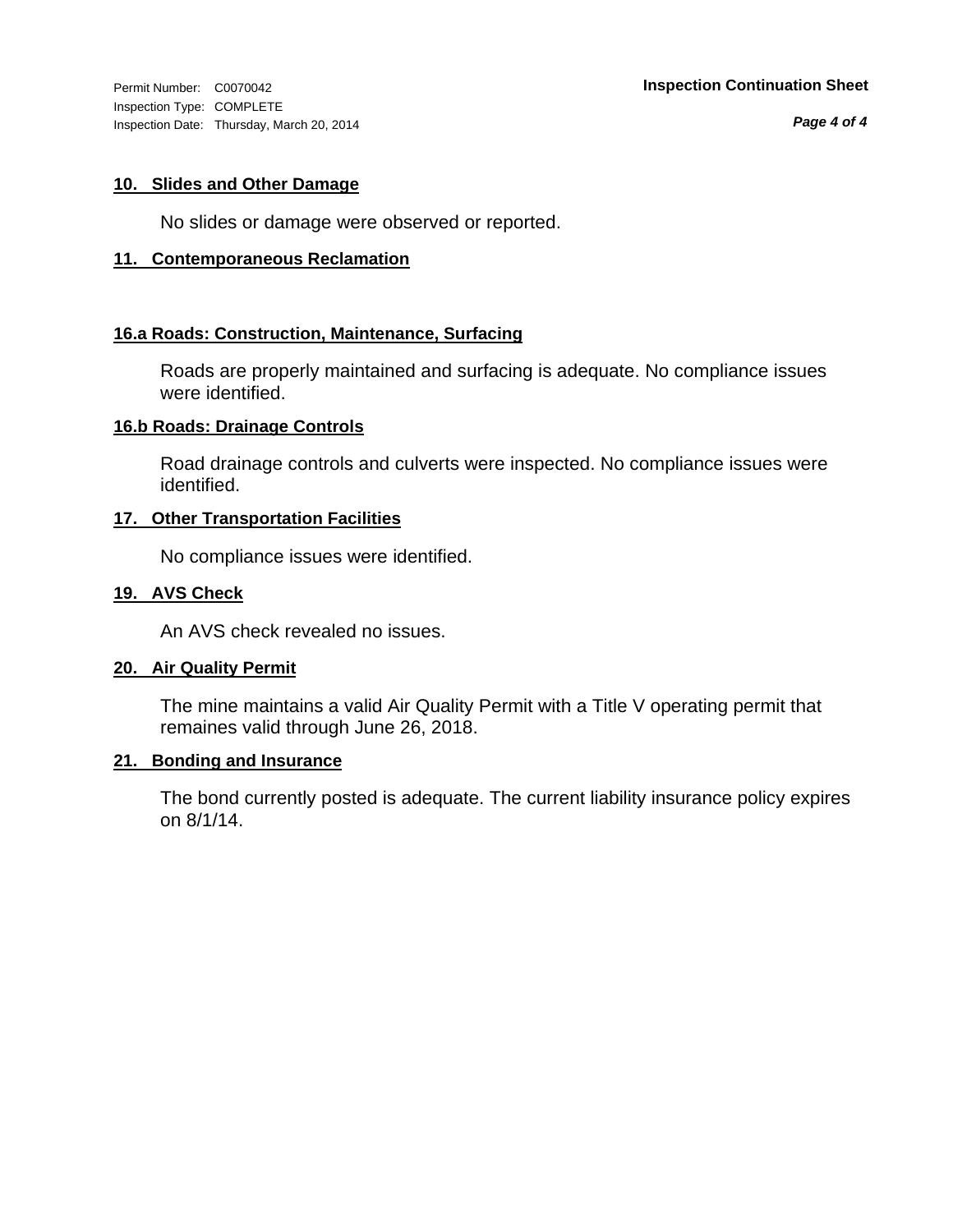Permit Number: C0070042
Inspection Type: COMPLETE
Inspection Date: Thursday, March 20, 2014

**Inspection Continuation Sheet**

### 10. Slides and Other Damage

No slides or damage were observed or reported.

### 11. Contemporaneous Reclamation

### 16.a Roads: Construction, Maintenance, Surfacing

Roads are properly maintained and surfacing is adequate. No compliance issues were identified.

### 16.b Roads: Drainage Controls

Road drainage controls and culverts were inspected. No compliance issues were identified.

### 17. Other Transportation Facilities

No compliance issues were identified.

### 19. AVS Check

An AVS check revealed no issues.

### 20. Air Quality Permit

The mine maintains a valid Air Quality Permit with a Title V operating permit that remaines valid through June 26, 2018.

### 21. Bonding and Insurance

The bond currently posted is adequate. The current liability insurance policy expires on 8/1/14.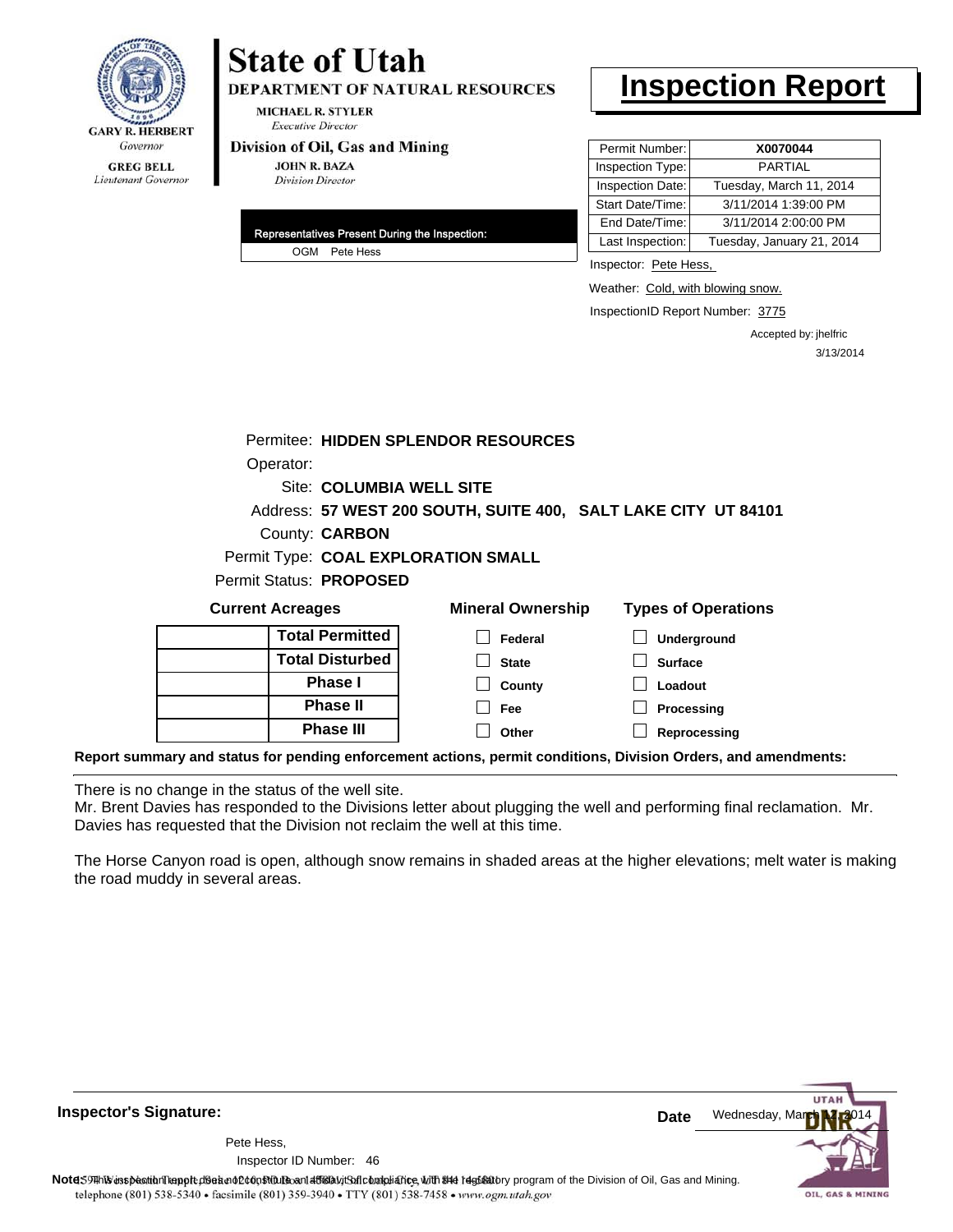GARY R. HERBERT
*Governor*

GREG BELL
*Lieutenant Governor*

# State of Utah

**DEPARTMENT OF NATURAL RESOURCES**

MICHAEL R. STYLER
*Executive Director*

**Division of Oil, Gas and Mining**

JOHN R. BAZA
*Division Director*

# Inspection Report

| Permit Number: | **X0070044** |
|---|---|
| Inspection Type: | PARTIAL |
| Inspection Date: | Tuesday, March 11, 2014 |
| Start Date/Time: | 3/11/2014 1:39:00 PM |
| End Date/Time: | 3/11/2014 2:00:00 PM |
| Last Inspection: | Tuesday, January 21, 2014 |

**Representatives Present During the Inspection:**

OGM Pete Hess

Inspector: Pete Hess,

Weather: Cold, with blowing snow.

InspectionID Report Number: 3775

Accepted by: jhelfric
3/13/2014

Permitee: **HIDDEN SPLENDOR RESOURCES**

Operator:

Site: **COLUMBIA WELL SITE**

Address: **57 WEST 200 SOUTH, SUITE 400, SALT LAKE CITY UT 84101**

County: **CARBON**

Permit Type: **COAL EXPLORATION SMALL**

Permit Status: **PROPOSED**

**Current Acreages**

| | |
|---|---|
| | **Total Permitted** |
| | **Total Disturbed** |
| | **Phase I** |
| | **Phase II** |
| | **Phase III** |

**Mineral Ownership**

- ☐ Federal
- ☐ State
- ☐ County
- ☐ Fee
- ☐ Other

**Types of Operations**

- ☐ Underground
- ☐ Surface
- ☐ Loadout
- ☐ Processing
- ☐ Reprocessing

**Report summary and status for pending enforcement actions, permit conditions, Division Orders, and amendments:**

There is no change in the status of the well site.
Mr. Brent Davies has responded to the Divisions letter about plugging the well and performing final reclamation. Mr. Davies has requested that the Division not reclaim the well at this time.

The Horse Canyon road is open, although snow remains in shaded areas at the higher elevations; melt water is making the road muddy in several areas.

**Inspector's Signature:**

Pete Hess,

Inspector ID Number: 46

**Date** Wednesday, March 12, 2014

**Note:** This inspection report does not constitute an affidavit of compliance with the regulatory program of the Division of Oil, Gas and Mining.

1594 West North Temple, Suite 1210, PO Box 145801, Salt Lake City, UT 84114-5801
telephone (801) 538-5340 • facsimile (801) 359-3940 • TTY (801) 538-7458 • www.ogm.utah.gov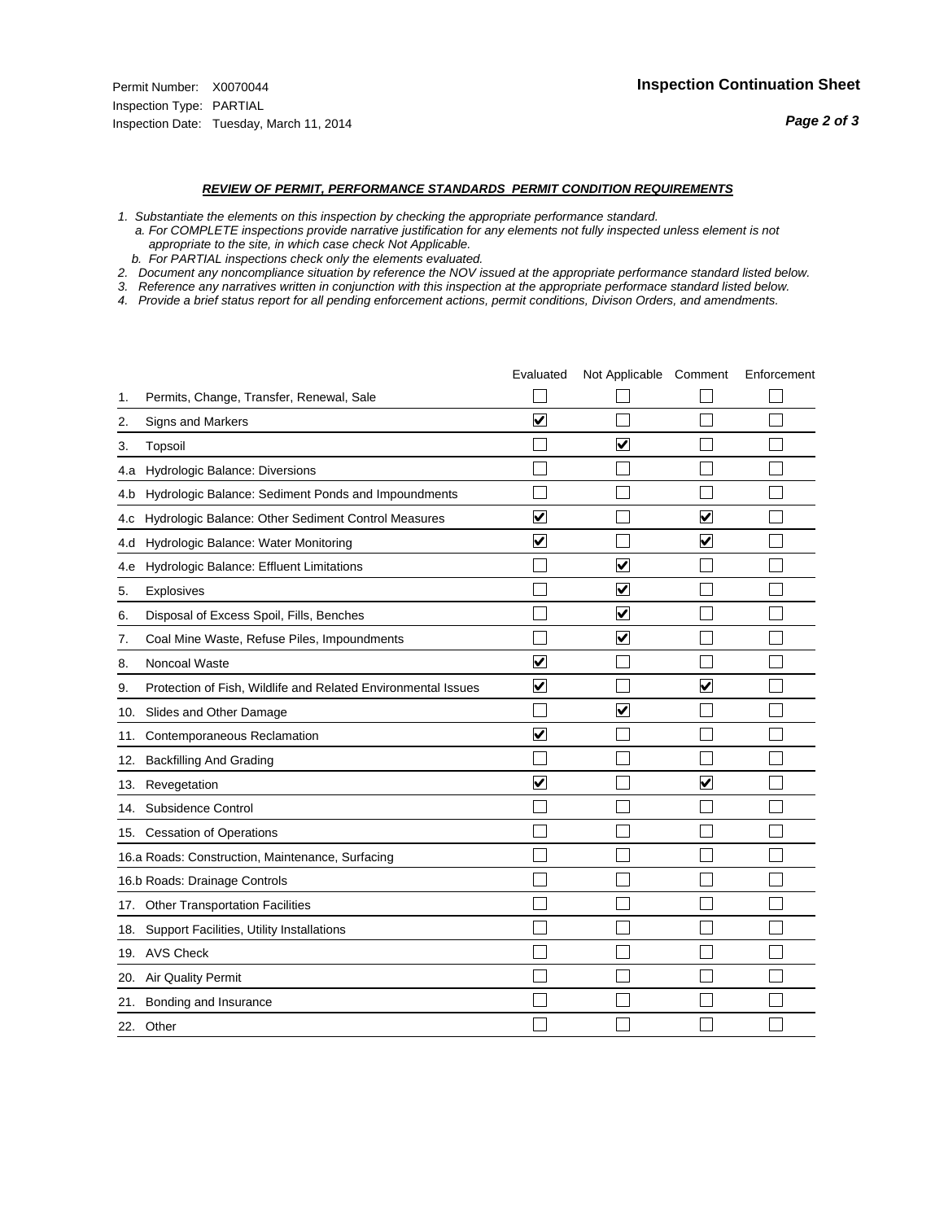Permit Number: X0070044
Inspection Type: PARTIAL
Inspection Date: Tuesday, March 11, 2014

**Inspection Continuation Sheet**

***REVIEW OF PERMIT, PERFORMANCE STANDARDS PERMIT CONDITION REQUIREMENTS***

*1. Substantiate the elements on this inspection by checking the appropriate performance standard.*
*a. For COMPLETE inspections provide narrative justification for any elements not fully inspected unless element is not appropriate to the site, in which case check Not Applicable.*
*b. For PARTIAL inspections check only the elements evaluated.*
*2. Document any noncompliance situation by reference the NOV issued at the appropriate performance standard listed below.*
*3. Reference any narratives written in conjunction with this inspection at the appropriate performace standard listed below.*
*4. Provide a brief status report for all pending enforcement actions, permit conditions, Divison Orders, and amendments.*

| | | Evaluated | Not Applicable | Comment | Enforcement |
|---|---|---|---|---|---|
| 1. | Permits, Change, Transfer, Renewal, Sale | ☐ | ☐ | ☐ | ☐ |
| 2. | Signs and Markers | ☑ | ☐ | ☐ | ☐ |
| 3. | Topsoil | ☐ | ☑ | ☐ | ☐ |
| 4.a | Hydrologic Balance: Diversions | ☐ | ☐ | ☐ | ☐ |
| 4.b | Hydrologic Balance: Sediment Ponds and Impoundments | ☐ | ☐ | ☐ | ☐ |
| 4.c | Hydrologic Balance: Other Sediment Control Measures | ☑ | ☐ | ☑ | ☐ |
| 4.d | Hydrologic Balance: Water Monitoring | ☑ | ☐ | ☑ | ☐ |
| 4.e | Hydrologic Balance: Effluent Limitations | ☐ | ☑ | ☐ | ☐ |
| 5. | Explosives | ☐ | ☑ | ☐ | ☐ |
| 6. | Disposal of Excess Spoil, Fills, Benches | ☐ | ☑ | ☐ | ☐ |
| 7. | Coal Mine Waste, Refuse Piles, Impoundments | ☐ | ☑ | ☐ | ☐ |
| 8. | Noncoal Waste | ☑ | ☐ | ☐ | ☐ |
| 9. | Protection of Fish, Wildlife and Related Environmental Issues | ☑ | ☐ | ☑ | ☐ |
| 10. | Slides and Other Damage | ☐ | ☑ | ☐ | ☐ |
| 11. | Contemporaneous Reclamation | ☑ | ☐ | ☐ | ☐ |
| 12. | Backfilling And Grading | ☐ | ☐ | ☐ | ☐ |
| 13. | Revegetation | ☑ | ☐ | ☑ | ☐ |
| 14. | Subsidence Control | ☐ | ☐ | ☐ | ☐ |
| 15. | Cessation of Operations | ☐ | ☐ | ☐ | ☐ |
| 16.a | Roads: Construction, Maintenance, Surfacing | ☐ | ☐ | ☐ | ☐ |
| 16.b | Roads: Drainage Controls | ☐ | ☐ | ☐ | ☐ |
| 17. | Other Transportation Facilities | ☐ | ☐ | ☐ | ☐ |
| 18. | Support Facilities, Utility Installations | ☐ | ☐ | ☐ | ☐ |
| 19. | AVS Check | ☐ | ☐ | ☐ | ☐ |
| 20. | Air Quality Permit | ☐ | ☐ | ☐ | ☐ |
| 21. | Bonding and Insurance | ☐ | ☐ | ☐ | ☐ |
| 22. | Other | ☐ | ☐ | ☐ | ☐ |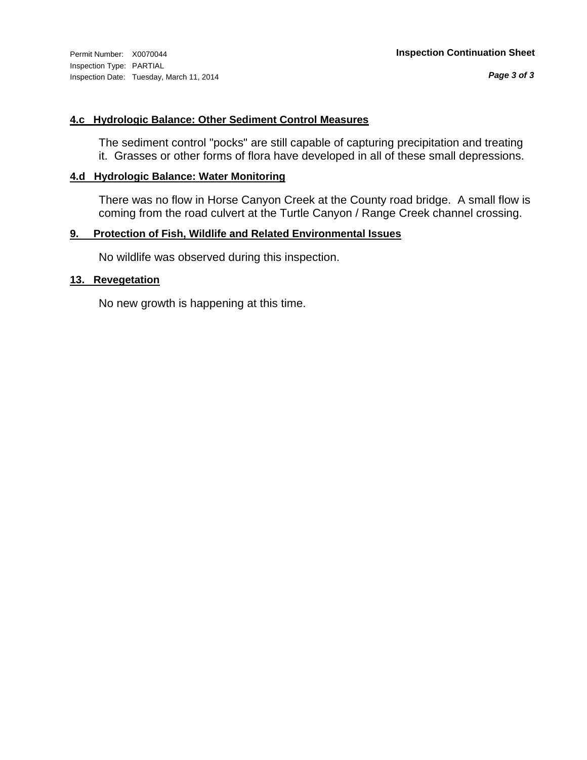Permit Number: X0070044
Inspection Type: PARTIAL
Inspection Date: Tuesday, March 11, 2014

**Inspection Continuation Sheet**

### 4.c Hydrologic Balance: Other Sediment Control Measures

The sediment control "pocks" are still capable of capturing precipitation and treating it. Grasses or other forms of flora have developed in all of these small depressions.

### 4.d Hydrologic Balance: Water Monitoring

There was no flow in Horse Canyon Creek at the County road bridge. A small flow is coming from the road culvert at the Turtle Canyon / Range Creek channel crossing.

### 9. Protection of Fish, Wildlife and Related Environmental Issues

No wildlife was observed during this inspection.

### 13. Revegetation

No new growth is happening at this time.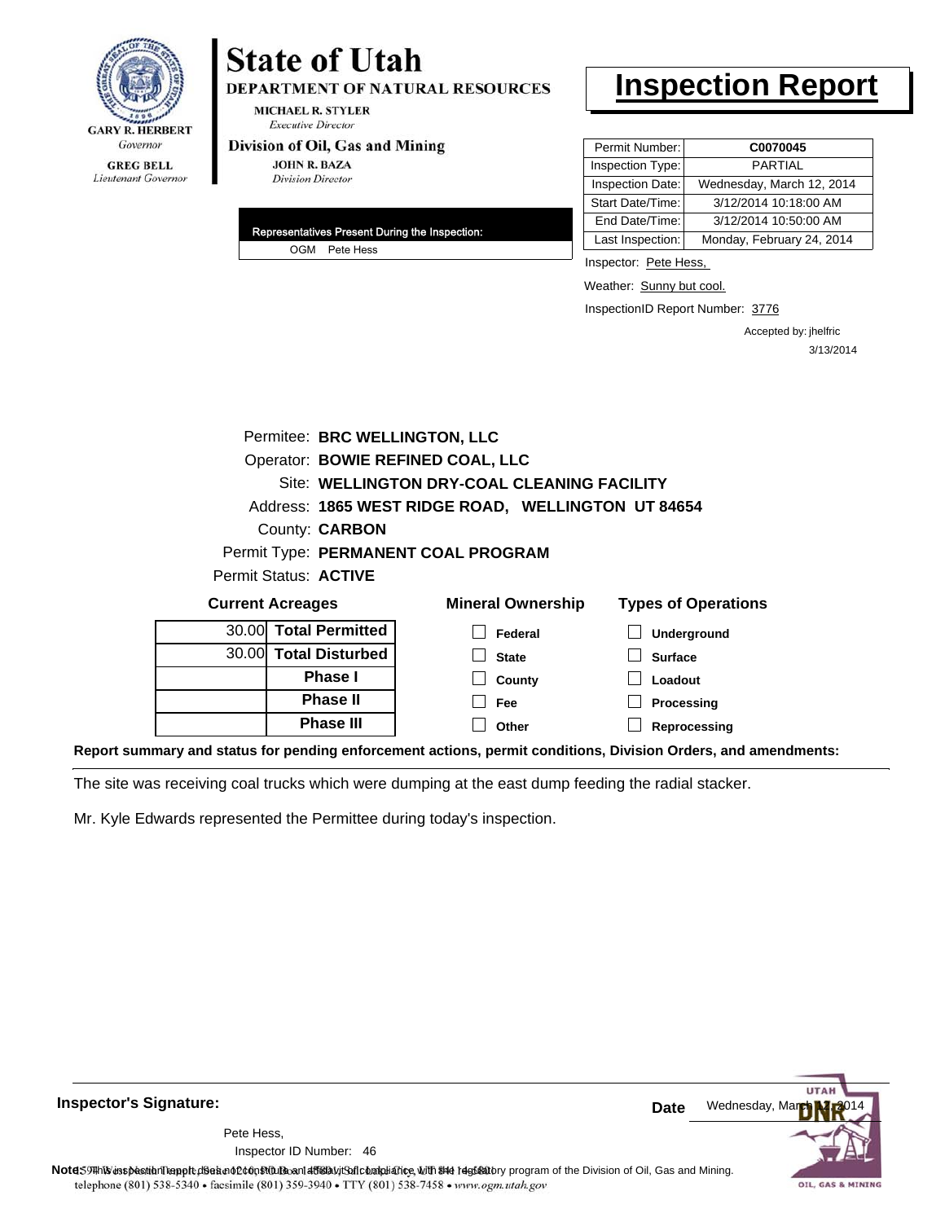**GARY R. HERBERT**
*Governor*

**GREG BELL**
*Lieutenant Governor*

# State of Utah

**DEPARTMENT OF NATURAL RESOURCES**

**MICHAEL R. STYLER**
*Executive Director*

**Division of Oil, Gas and Mining**

**JOHN R. BAZA**
*Division Director*

# Inspection Report

| Permit Number: | **C0070045** |
|---|---|
| Inspection Type: | PARTIAL |
| Inspection Date: | Wednesday, March 12, 2014 |
| Start Date/Time: | 3/12/2014 10:18:00 AM |
| End Date/Time: | 3/12/2014 10:50:00 AM |
| Last Inspection: | Monday, February 24, 2014 |

**Representatives Present During the Inspection:**

OGM Pete Hess

Inspector: Pete Hess,

Weather: Sunny but cool.

InspectionID Report Number: 3776

Accepted by: jhelfric
3/13/2014

Permitee: **BRC WELLINGTON, LLC**
Operator: **BOWIE REFINED COAL, LLC**
Site: **WELLINGTON DRY-COAL CLEANING FACILITY**
Address: **1865 WEST RIDGE ROAD, WELLINGTON UT 84654**
County: **CARBON**
Permit Type: **PERMANENT COAL PROGRAM**
Permit Status: **ACTIVE**

**Current Acreages**

| | |
|---|---|
| 30.00 | **Total Permitted** |
| 30.00 | **Total Disturbed** |
| | **Phase I** |
| | **Phase II** |
| | **Phase III** |

**Mineral Ownership**

- ☐ Federal
- ☐ State
- ☐ County
- ☐ Fee
- ☐ Other

**Types of Operations**

- ☐ Underground
- ☐ Surface
- ☐ Loadout
- ☐ Processing
- ☐ Reprocessing

**Report summary and status for pending enforcement actions, permit conditions, Division Orders, and amendments:**

The site was receiving coal trucks which were dumping at the east dump feeding the radial stacker.

Mr. Kyle Edwards represented the Permittee during today's inspection.

**Inspector's Signature:**

Pete Hess,
Inspector ID Number: 46

**Date** Wednesday, March 12, 2014

**Note:** This inspection report does not constitute an affidavit of compliance with the regulatory program of the Division of Oil, Gas and Mining.

telephone (801) 538-5340 • facsimile (801) 359-3940 • TTY (801) 538-7458 • www.ogm.utah.gov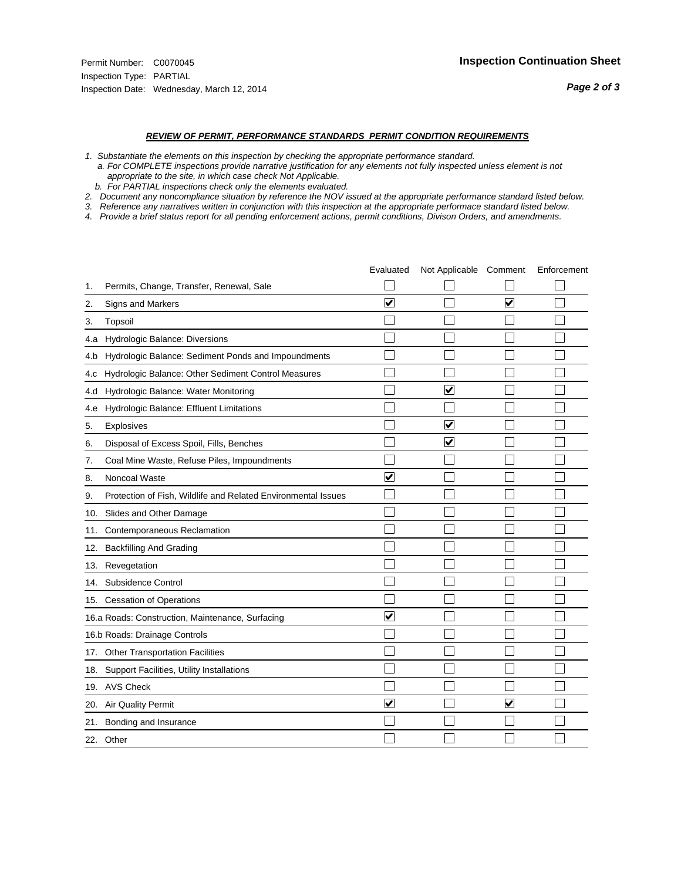Permit Number: C0070045
Inspection Type: PARTIAL
Inspection Date: Wednesday, March 12, 2014

**Inspection Continuation Sheet**

***REVIEW OF PERMIT, PERFORMANCE STANDARDS PERMIT CONDITION REQUIREMENTS***

*1. Substantiate the elements on this inspection by checking the appropriate performance standard.*
*a. For COMPLETE inspections provide narrative justification for any elements not fully inspected unless element is not appropriate to the site, in which case check Not Applicable.*
*b. For PARTIAL inspections check only the elements evaluated.*
*2. Document any noncompliance situation by reference the NOV issued at the appropriate performance standard listed below.*
*3. Reference any narratives written in conjunction with this inspection at the appropriate performace standard listed below.*
*4. Provide a brief status report for all pending enforcement actions, permit conditions, Divison Orders, and amendments.*

| | | Evaluated | Not Applicable | Comment | Enforcement |
|---|---|---|---|---|---|
| 1. | Permits, Change, Transfer, Renewal, Sale | ☐ | ☐ | ☐ | ☐ |
| 2. | Signs and Markers | ☑ | ☐ | ☑ | ☐ |
| 3. | Topsoil | ☐ | ☐ | ☐ | ☐ |
| 4.a | Hydrologic Balance: Diversions | ☐ | ☐ | ☐ | ☐ |
| 4.b | Hydrologic Balance: Sediment Ponds and Impoundments | ☐ | ☐ | ☐ | ☐ |
| 4.c | Hydrologic Balance: Other Sediment Control Measures | ☐ | ☐ | ☐ | ☐ |
| 4.d | Hydrologic Balance: Water Monitoring | ☐ | ☑ | ☐ | ☐ |
| 4.e | Hydrologic Balance: Effluent Limitations | ☐ | ☐ | ☐ | ☐ |
| 5. | Explosives | ☐ | ☑ | ☐ | ☐ |
| 6. | Disposal of Excess Spoil, Fills, Benches | ☐ | ☑ | ☐ | ☐ |
| 7. | Coal Mine Waste, Refuse Piles, Impoundments | ☐ | ☐ | ☐ | ☐ |
| 8. | Noncoal Waste | ☑ | ☐ | ☐ | ☐ |
| 9. | Protection of Fish, Wildlife and Related Environmental Issues | ☐ | ☐ | ☐ | ☐ |
| 10. | Slides and Other Damage | ☐ | ☐ | ☐ | ☐ |
| 11. | Contemporaneous Reclamation | ☐ | ☐ | ☐ | ☐ |
| 12. | Backfilling And Grading | ☐ | ☐ | ☐ | ☐ |
| 13. | Revegetation | ☐ | ☐ | ☐ | ☐ |
| 14. | Subsidence Control | ☐ | ☐ | ☐ | ☐ |
| 15. | Cessation of Operations | ☐ | ☐ | ☐ | ☐ |
| 16.a | Roads: Construction, Maintenance, Surfacing | ☑ | ☐ | ☐ | ☐ |
| 16.b | Roads: Drainage Controls | ☐ | ☐ | ☐ | ☐ |
| 17. | Other Transportation Facilities | ☐ | ☐ | ☐ | ☐ |
| 18. | Support Facilities, Utility Installations | ☐ | ☐ | ☐ | ☐ |
| 19. | AVS Check | ☐ | ☐ | ☐ | ☐ |
| 20. | Air Quality Permit | ☑ | ☐ | ☑ | ☐ |
| 21. | Bonding and Insurance | ☐ | ☐ | ☐ | ☐ |
| 22. | Other | ☐ | ☐ | ☐ | ☐ |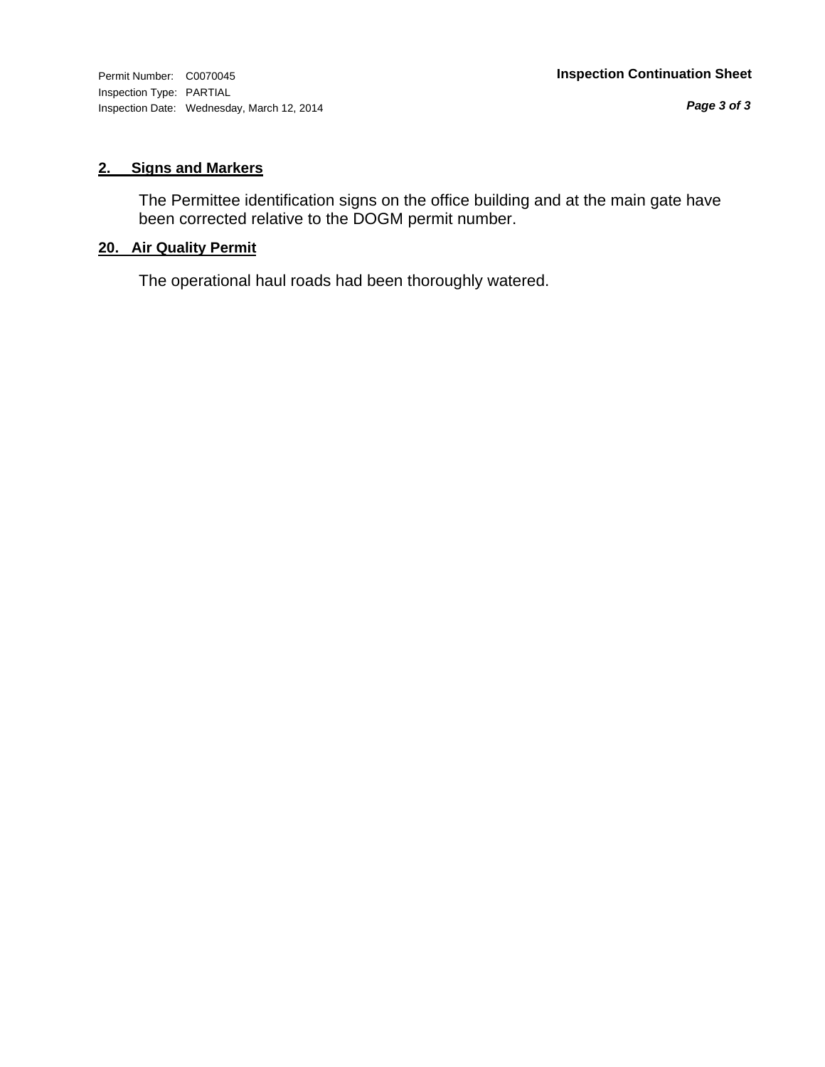Permit Number: C0070045
Inspection Type: PARTIAL
Inspection Date: Wednesday, March 12, 2014

**Inspection Continuation Sheet**

**2. Signs and Markers**

The Permittee identification signs on the office building and at the main gate have been corrected relative to the DOGM permit number.

**20. Air Quality Permit**

The operational haul roads had been thoroughly watered.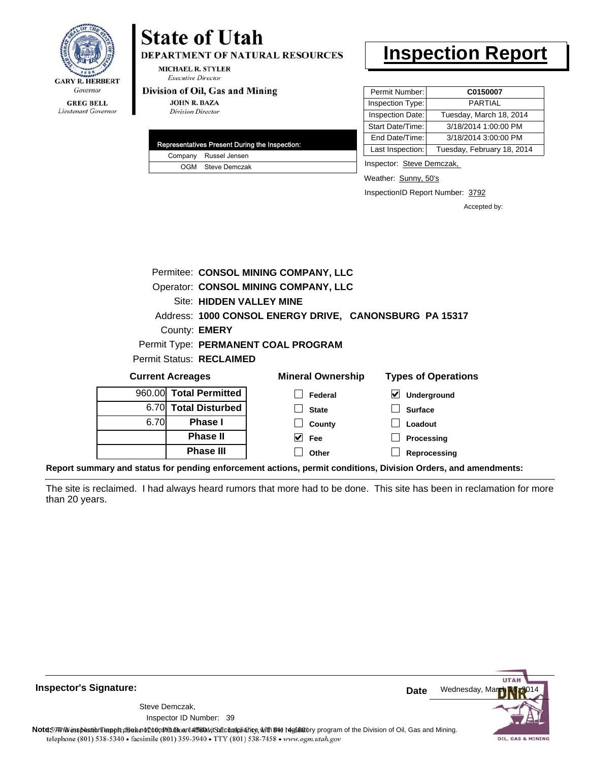GARY R. HERBERT
*Governor*

GREG BELL
*Lieutenant Governor*

# State of Utah

**DEPARTMENT OF NATURAL RESOURCES**

MICHAEL R. STYLER
*Executive Director*

**Division of Oil, Gas and Mining**

JOHN R. BAZA
*Division Director*

# Inspection Report

| Representatives Present During the Inspection: | |
|---|---|
| Company | Russel Jensen |
| OGM | Steve Demczak |

| | |
|---|---|
| Permit Number: | **C0150007** |
| Inspection Type: | PARTIAL |
| Inspection Date: | Tuesday, March 18, 2014 |
| Start Date/Time: | 3/18/2014 1:00:00 PM |
| End Date/Time: | 3/18/2014 3:00:00 PM |
| Last Inspection: | Tuesday, February 18, 2014 |

Inspector: Steve Demczak,

Weather: Sunny, 50's

InspectionID Report Number: 3792

Accepted by:

Permitee: **CONSOL MINING COMPANY, LLC**
Operator: **CONSOL MINING COMPANY, LLC**
Site: **HIDDEN VALLEY MINE**
Address: **1000 CONSOL ENERGY DRIVE, CANONSBURG PA 15317**
County: **EMERY**
Permit Type: **PERMANENT COAL PROGRAM**
Permit Status: **RECLAIMED**

**Current Acreages**

| | |
|---|---|
| 960.00 | **Total Permitted** |
| 6.70 | **Total Disturbed** |
| 6.70 | **Phase I** |
| | **Phase II** |
| | **Phase III** |

**Mineral Ownership**

- [ ] Federal
- [ ] State
- [ ] County
- [x] Fee
- [ ] Other

**Types of Operations**

- [x] Underground
- [ ] Surface
- [ ] Loadout
- [ ] Processing
- [ ] Reprocessing

**Report summary and status for pending enforcement actions, permit conditions, Division Orders, and amendments:**

The site is reclaimed. I had always heard rumors that more had to be done. This site has been in reclamation for more than 20 years.

**Inspector's Signature:**

Steve Demczak,
Inspector ID Number: 39

**Date** Wednesday, March 26, 2014

**Note:** This inspection report does not constitute an affidavit of compliance with the regulatory program of the Division of Oil, Gas and Mining.

1594 West North Temple, Suite 1210, PO Box 145801, Salt Lake City, UT 84114-5801
telephone (801) 538-5340 • facsimile (801) 359-3940 • TTY (801) 538-7458 • www.ogm.utah.gov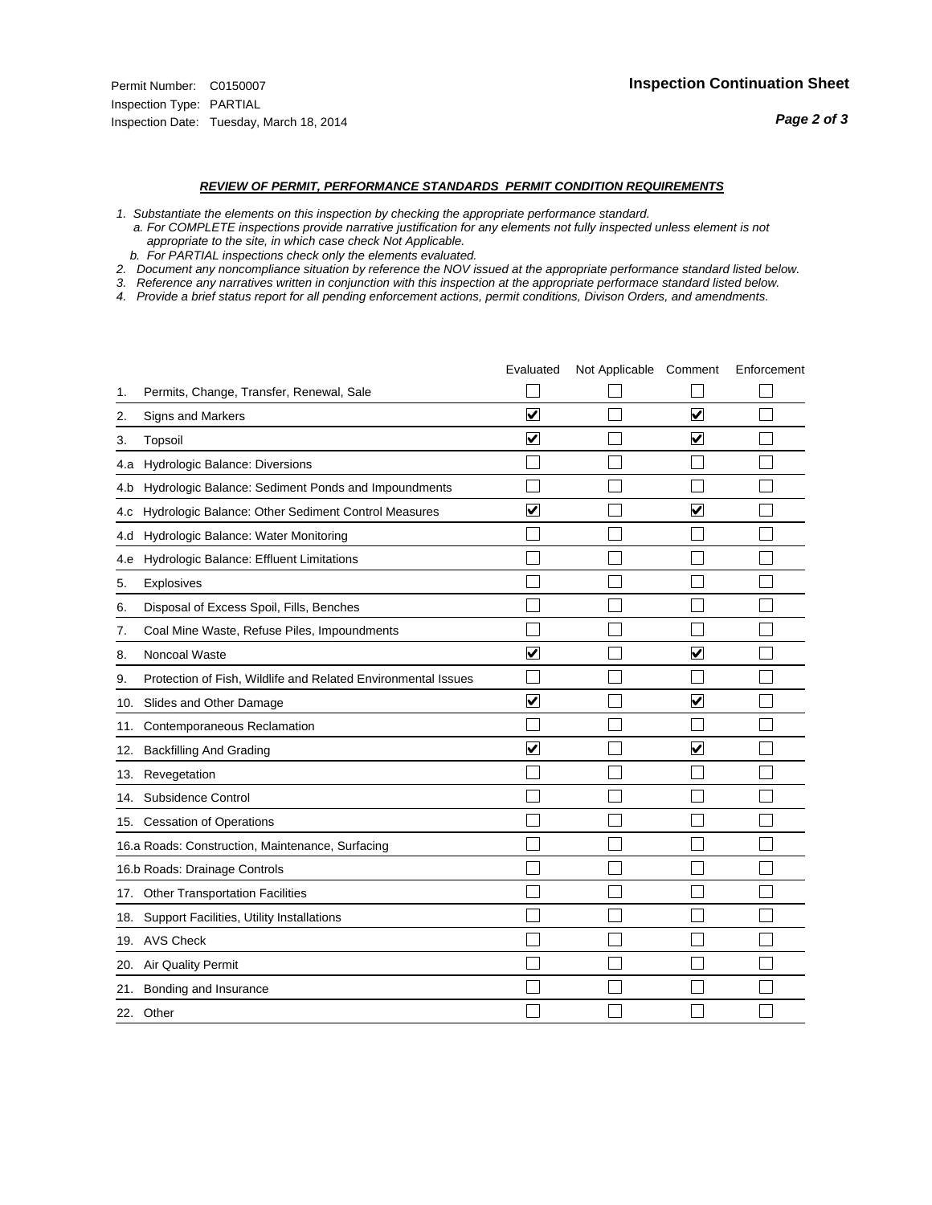Permit Number: C0150007
Inspection Type: PARTIAL
Inspection Date: Tuesday, March 18, 2014

## Inspection Continuation Sheet

### *REVIEW OF PERMIT, PERFORMANCE STANDARDS PERMIT CONDITION REQUIREMENTS*

*1. Substantiate the elements on this inspection by checking the appropriate performance standard.*
*a. For COMPLETE inspections provide narrative justification for any elements not fully inspected unless element is not appropriate to the site, in which case check Not Applicable.*
*b. For PARTIAL inspections check only the elements evaluated.*
*2. Document any noncompliance situation by reference the NOV issued at the appropriate performance standard listed below.*
*3. Reference any narratives written in conjunction with this inspection at the appropriate performace standard listed below.*
*4. Provide a brief status report for all pending enforcement actions, permit conditions, Divison Orders, and amendments.*

| | | Evaluated | Not Applicable | Comment | Enforcement |
|---|---|---|---|---|---|
| 1. | Permits, Change, Transfer, Renewal, Sale | ☐ | ☐ | ☐ | ☐ |
| 2. | Signs and Markers | ☑ | ☐ | ☑ | ☐ |
| 3. | Topsoil | ☑ | ☐ | ☑ | ☐ |
| 4.a | Hydrologic Balance: Diversions | ☐ | ☐ | ☐ | ☐ |
| 4.b | Hydrologic Balance: Sediment Ponds and Impoundments | ☐ | ☐ | ☐ | ☐ |
| 4.c | Hydrologic Balance: Other Sediment Control Measures | ☑ | ☐ | ☑ | ☐ |
| 4.d | Hydrologic Balance: Water Monitoring | ☐ | ☐ | ☐ | ☐ |
| 4.e | Hydrologic Balance: Effluent Limitations | ☐ | ☐ | ☐ | ☐ |
| 5. | Explosives | ☐ | ☐ | ☐ | ☐ |
| 6. | Disposal of Excess Spoil, Fills, Benches | ☐ | ☐ | ☐ | ☐ |
| 7. | Coal Mine Waste, Refuse Piles, Impoundments | ☐ | ☐ | ☐ | ☐ |
| 8. | Noncoal Waste | ☑ | ☐ | ☑ | ☐ |
| 9. | Protection of Fish, Wildlife and Related Environmental Issues | ☐ | ☐ | ☐ | ☐ |
| 10. | Slides and Other Damage | ☑ | ☐ | ☑ | ☐ |
| 11. | Contemporaneous Reclamation | ☐ | ☐ | ☐ | ☐ |
| 12. | Backfilling And Grading | ☑ | ☐ | ☑ | ☐ |
| 13. | Revegetation | ☐ | ☐ | ☐ | ☐ |
| 14. | Subsidence Control | ☐ | ☐ | ☐ | ☐ |
| 15. | Cessation of Operations | ☐ | ☐ | ☐ | ☐ |
| 16.a | Roads: Construction, Maintenance, Surfacing | ☐ | ☐ | ☐ | ☐ |
| 16.b | Roads: Drainage Controls | ☐ | ☐ | ☐ | ☐ |
| 17. | Other Transportation Facilities | ☐ | ☐ | ☐ | ☐ |
| 18. | Support Facilities, Utility Installations | ☐ | ☐ | ☐ | ☐ |
| 19. | AVS Check | ☐ | ☐ | ☐ | ☐ |
| 20. | Air Quality Permit | ☐ | ☐ | ☐ | ☐ |
| 21. | Bonding and Insurance | ☐ | ☐ | ☐ | ☐ |
| 22. | Other | ☐ | ☐ | ☐ | ☐ |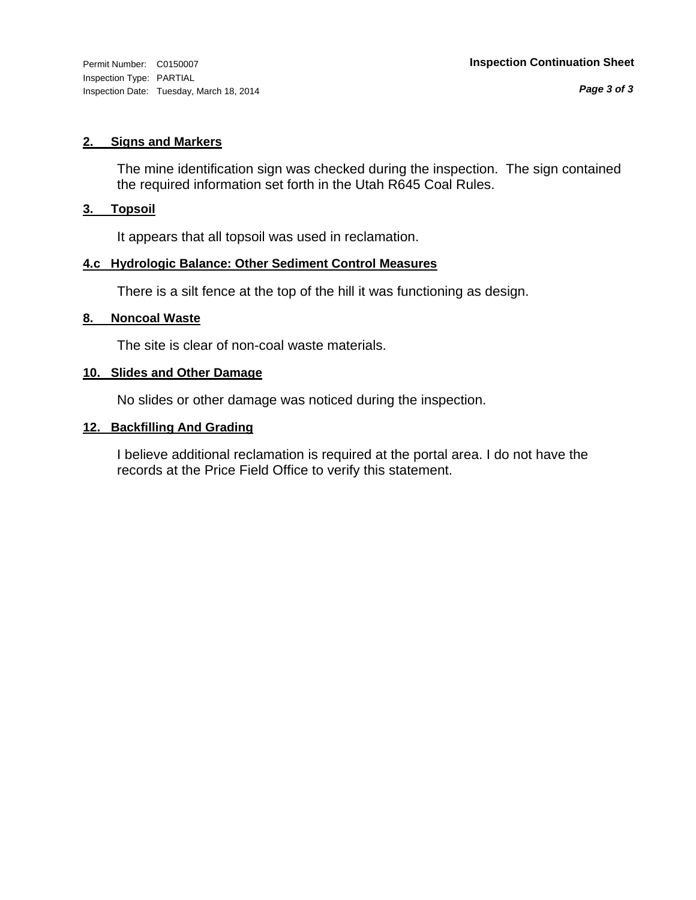### 2. Signs and Markers

The mine identification sign was checked during the inspection. The sign contained the required information set forth in the Utah R645 Coal Rules.

### 3. Topsoil

It appears that all topsoil was used in reclamation.

### 4.c Hydrologic Balance: Other Sediment Control Measures

There is a silt fence at the top of the hill it was functioning as design.

### 8. Noncoal Waste

The site is clear of non-coal waste materials.

### 10. Slides and Other Damage

No slides or other damage was noticed during the inspection.

### 12. Backfilling And Grading

I believe additional reclamation is required at the portal area. I do not have the records at the Price Field Office to verify this statement.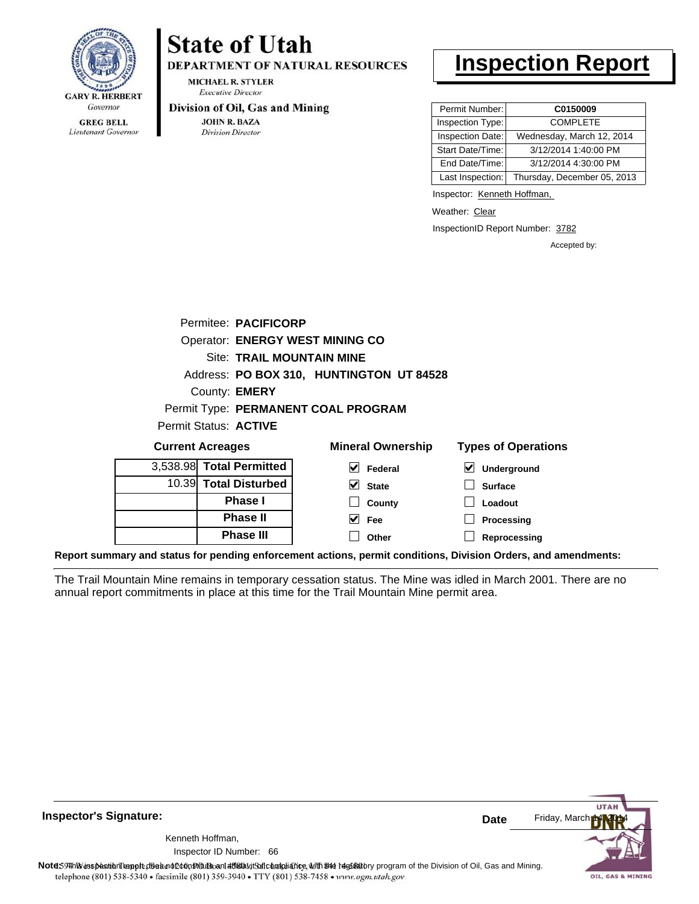GARY R. HERBERT
*Governor*

GREG BELL
*Lieutenant Governor*

# State of Utah

**DEPARTMENT OF NATURAL RESOURCES**

MICHAEL R. STYLER
*Executive Director*

**Division of Oil, Gas and Mining**

JOHN R. BAZA
*Division Director*

# Inspection Report

| Permit Number: | **C0150009** |
|---|---|
| Inspection Type: | COMPLETE |
| Inspection Date: | Wednesday, March 12, 2014 |
| Start Date/Time: | 3/12/2014 1:40:00 PM |
| End Date/Time: | 3/12/2014 4:30:00 PM |
| Last Inspection: | Thursday, December 05, 2013 |

Inspector: Kenneth Hoffman,

Weather: Clear

InspectionID Report Number: 3782

Accepted by:

Permitee: **PACIFICORP**
Operator: **ENERGY WEST MINING CO**
Site: **TRAIL MOUNTAIN MINE**
Address: **PO BOX 310, HUNTINGTON UT 84528**
County: **EMERY**
Permit Type: **PERMANENT COAL PROGRAM**
Permit Status: **ACTIVE**

**Current Acreages**

| | |
|---|---|
| 3,538.98 | **Total Permitted** |
| 10.39 | **Total Disturbed** |
| | **Phase I** |
| | **Phase II** |
| | **Phase III** |

**Mineral Ownership**

- [x] Federal
- [x] State
- [ ] County
- [x] Fee
- [ ] Other

**Types of Operations**

- [x] Underground
- [ ] Surface
- [ ] Loadout
- [ ] Processing
- [ ] Reprocessing

**Report summary and status for pending enforcement actions, permit conditions, Division Orders, and amendments:**

The Trail Mountain Mine remains in temporary cessation status. The Mine was idled in March 2001. There are no annual report commitments in place at this time for the Trail Mountain Mine permit area.

**Inspector's Signature:**

Kenneth Hoffman,
Inspector ID Number: 66

**Date** Friday, March 14, 2014

**Note:** This inspection report does not constitute an affidavit of compliance with the regulatory program of the Division of Oil, Gas and Mining.

1594 West North Temple, Suite 1210, PO Box 145801, Salt Lake City, UT 84114-5801
telephone (801) 538-5340 • facsimile (801) 359-3940 • TTY (801) 538-7458 • www.ogm.utah.gov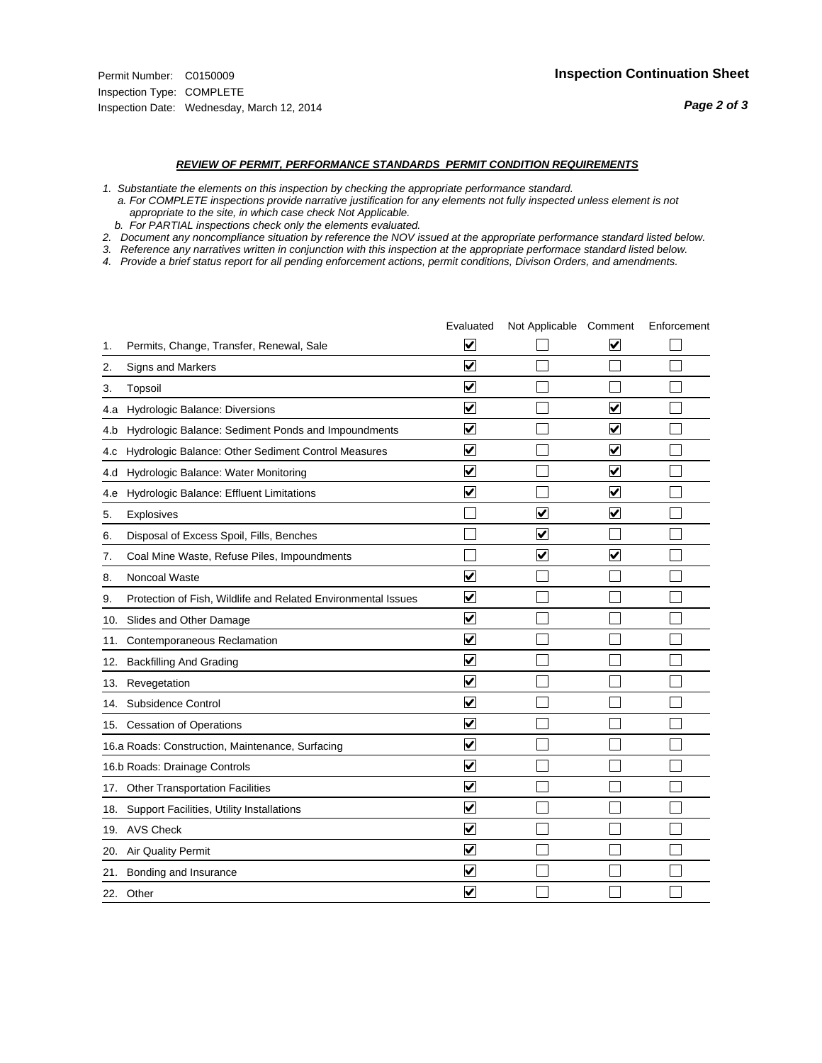Permit Number: C0150009
Inspection Type: COMPLETE
Inspection Date: Wednesday, March 12, 2014

**Inspection Continuation Sheet**

***REVIEW OF PERMIT, PERFORMANCE STANDARDS PERMIT CONDITION REQUIREMENTS***

*1. Substantiate the elements on this inspection by checking the appropriate performance standard.*
*a. For COMPLETE inspections provide narrative justification for any elements not fully inspected unless element is not appropriate to the site, in which case check Not Applicable.*
*b. For PARTIAL inspections check only the elements evaluated.*
*2. Document any noncompliance situation by reference the NOV issued at the appropriate performance standard listed below.*
*3. Reference any narratives written in conjunction with this inspection at the appropriate performace standard listed below.*
*4. Provide a brief status report for all pending enforcement actions, permit conditions, Divison Orders, and amendments.*

| | | Evaluated | Not Applicable | Comment | Enforcement |
|---|---|---|---|---|---|
| 1. | Permits, Change, Transfer, Renewal, Sale | ☑ | ☐ | ☑ | ☐ |
| 2. | Signs and Markers | ☑ | ☐ | ☐ | ☐ |
| 3. | Topsoil | ☑ | ☐ | ☐ | ☐ |
| 4.a | Hydrologic Balance: Diversions | ☑ | ☐ | ☑ | ☐ |
| 4.b | Hydrologic Balance: Sediment Ponds and Impoundments | ☑ | ☐ | ☑ | ☐ |
| 4.c | Hydrologic Balance: Other Sediment Control Measures | ☑ | ☐ | ☑ | ☐ |
| 4.d | Hydrologic Balance: Water Monitoring | ☑ | ☐ | ☑ | ☐ |
| 4.e | Hydrologic Balance: Effluent Limitations | ☑ | ☐ | ☑ | ☐ |
| 5. | Explosives | ☐ | ☑ | ☑ | ☐ |
| 6. | Disposal of Excess Spoil, Fills, Benches | ☐ | ☑ | ☐ | ☐ |
| 7. | Coal Mine Waste, Refuse Piles, Impoundments | ☐ | ☑ | ☑ | ☐ |
| 8. | Noncoal Waste | ☑ | ☐ | ☐ | ☐ |
| 9. | Protection of Fish, Wildlife and Related Environmental Issues | ☑ | ☐ | ☐ | ☐ |
| 10. | Slides and Other Damage | ☑ | ☐ | ☐ | ☐ |
| 11. | Contemporaneous Reclamation | ☑ | ☐ | ☐ | ☐ |
| 12. | Backfilling And Grading | ☑ | ☐ | ☐ | ☐ |
| 13. | Revegetation | ☑ | ☐ | ☐ | ☐ |
| 14. | Subsidence Control | ☑ | ☐ | ☐ | ☐ |
| 15. | Cessation of Operations | ☑ | ☐ | ☐ | ☐ |
| 16.a | Roads: Construction, Maintenance, Surfacing | ☑ | ☐ | ☐ | ☐ |
| 16.b | Roads: Drainage Controls | ☑ | ☐ | ☐ | ☐ |
| 17. | Other Transportation Facilities | ☑ | ☐ | ☐ | ☐ |
| 18. | Support Facilities, Utility Installations | ☑ | ☐ | ☐ | ☐ |
| 19. | AVS Check | ☑ | ☐ | ☐ | ☐ |
| 20. | Air Quality Permit | ☑ | ☐ | ☐ | ☐ |
| 21. | Bonding and Insurance | ☑ | ☐ | ☐ | ☐ |
| 22. | Other | ☑ | ☐ | ☐ | ☐ |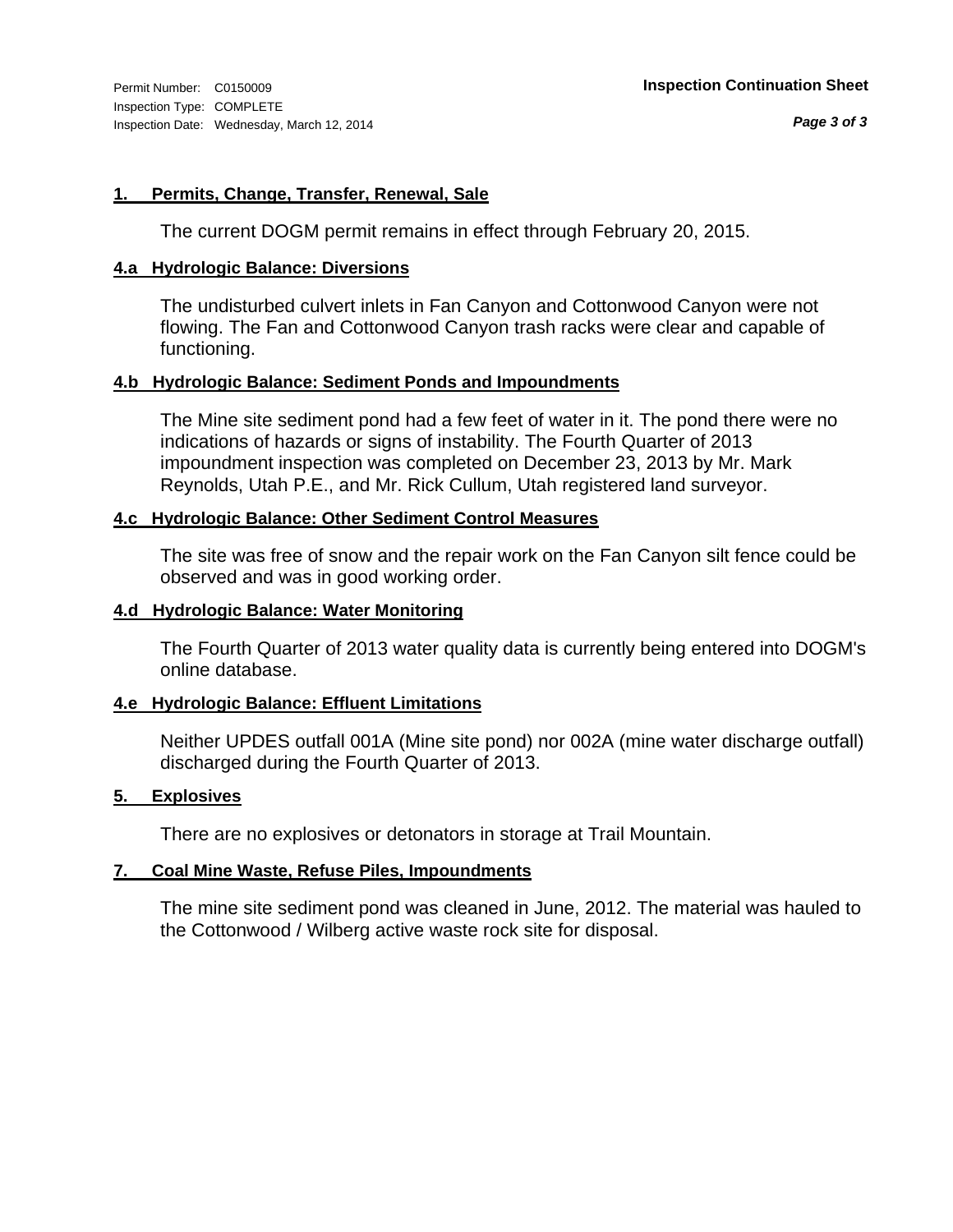Permit Number: C0150009
Inspection Type: COMPLETE
Inspection Date: Wednesday, March 12, 2014

**Inspection Continuation Sheet**

### 1. Permits, Change, Transfer, Renewal, Sale

The current DOGM permit remains in effect through February 20, 2015.

### 4.a Hydrologic Balance: Diversions

The undisturbed culvert inlets in Fan Canyon and Cottonwood Canyon were not flowing. The Fan and Cottonwood Canyon trash racks were clear and capable of functioning.

### 4.b Hydrologic Balance: Sediment Ponds and Impoundments

The Mine site sediment pond had a few feet of water in it. The pond there were no indications of hazards or signs of instability. The Fourth Quarter of 2013 impoundment inspection was completed on December 23, 2013 by Mr. Mark Reynolds, Utah P.E., and Mr. Rick Cullum, Utah registered land surveyor.

### 4.c Hydrologic Balance: Other Sediment Control Measures

The site was free of snow and the repair work on the Fan Canyon silt fence could be observed and was in good working order.

### 4.d Hydrologic Balance: Water Monitoring

The Fourth Quarter of 2013 water quality data is currently being entered into DOGM's online database.

### 4.e Hydrologic Balance: Effluent Limitations

Neither UPDES outfall 001A (Mine site pond) nor 002A (mine water discharge outfall) discharged during the Fourth Quarter of 2013.

### 5. Explosives

There are no explosives or detonators in storage at Trail Mountain.

### 7. Coal Mine Waste, Refuse Piles, Impoundments

The mine site sediment pond was cleaned in June, 2012. The material was hauled to the Cottonwood / Wilberg active waste rock site for disposal.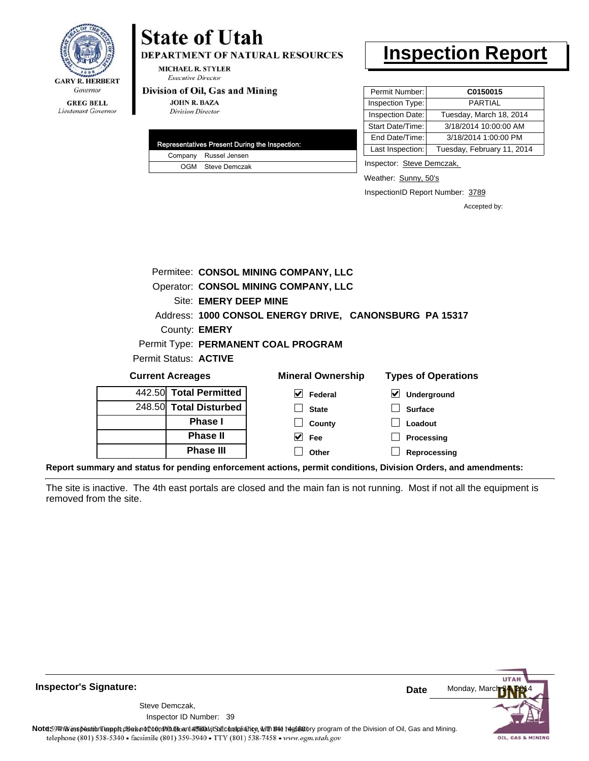GARY R. HERBERT
*Governor*

GREG BELL
*Lieutenant Governor*

# State of Utah

**DEPARTMENT OF NATURAL RESOURCES**

MICHAEL R. STYLER
*Executive Director*

**Division of Oil, Gas and Mining**

JOHN R. BAZA
*Division Director*

# Inspection Report

| Permit Number: | **C0150015** |
|---|---|
| Inspection Type: | PARTIAL |
| Inspection Date: | Tuesday, March 18, 2014 |
| Start Date/Time: | 3/18/2014 10:00:00 AM |
| End Date/Time: | 3/18/2014 1:00:00 PM |
| Last Inspection: | Tuesday, February 11, 2014 |

| Representatives Present During the Inspection: | |
|---|---|
| Company | Russel Jensen |
| OGM | Steve Demczak |

Inspector: Steve Demczak,

Weather: Sunny, 50's

InspectionID Report Number: 3789

Accepted by:

Permitee: **CONSOL MINING COMPANY, LLC**
Operator: **CONSOL MINING COMPANY, LLC**
Site: **EMERY DEEP MINE**
Address: **1000 CONSOL ENERGY DRIVE, CANONSBURG PA 15317**
County: **EMERY**
Permit Type: **PERMANENT COAL PROGRAM**
Permit Status: **ACTIVE**

**Current Acreages**

| | |
|---|---|
| 442.50 | **Total Permitted** |
| 248.50 | **Total Disturbed** |
| | **Phase I** |
| | **Phase II** |
| | **Phase III** |

**Mineral Ownership**

- [x] Federal
- [ ] State
- [ ] County
- [x] Fee
- [ ] Other

**Types of Operations**

- [x] Underground
- [ ] Surface
- [ ] Loadout
- [ ] Processing
- [ ] Reprocessing

**Report summary and status for pending enforcement actions, permit conditions, Division Orders, and amendments:**

The site is inactive. The 4th east portals are closed and the main fan is not running. Most if not all the equipment is removed from the site.

**Inspector's Signature:**

Steve Demczak,
Inspector ID Number: 39

**Date** Monday, March 24, 2014

**Note:** This inspection report does not constitute an affidavit of compliance with the regulatory program of the Division of Oil, Gas and Mining.

1594 West North Temple, Suite 1210, PO Box 145801, Salt Lake City, UT 84114-5801
telephone (801) 538-5340 • facsimile (801) 359-3940 • TTY (801) 538-7458 • www.ogm.utah.gov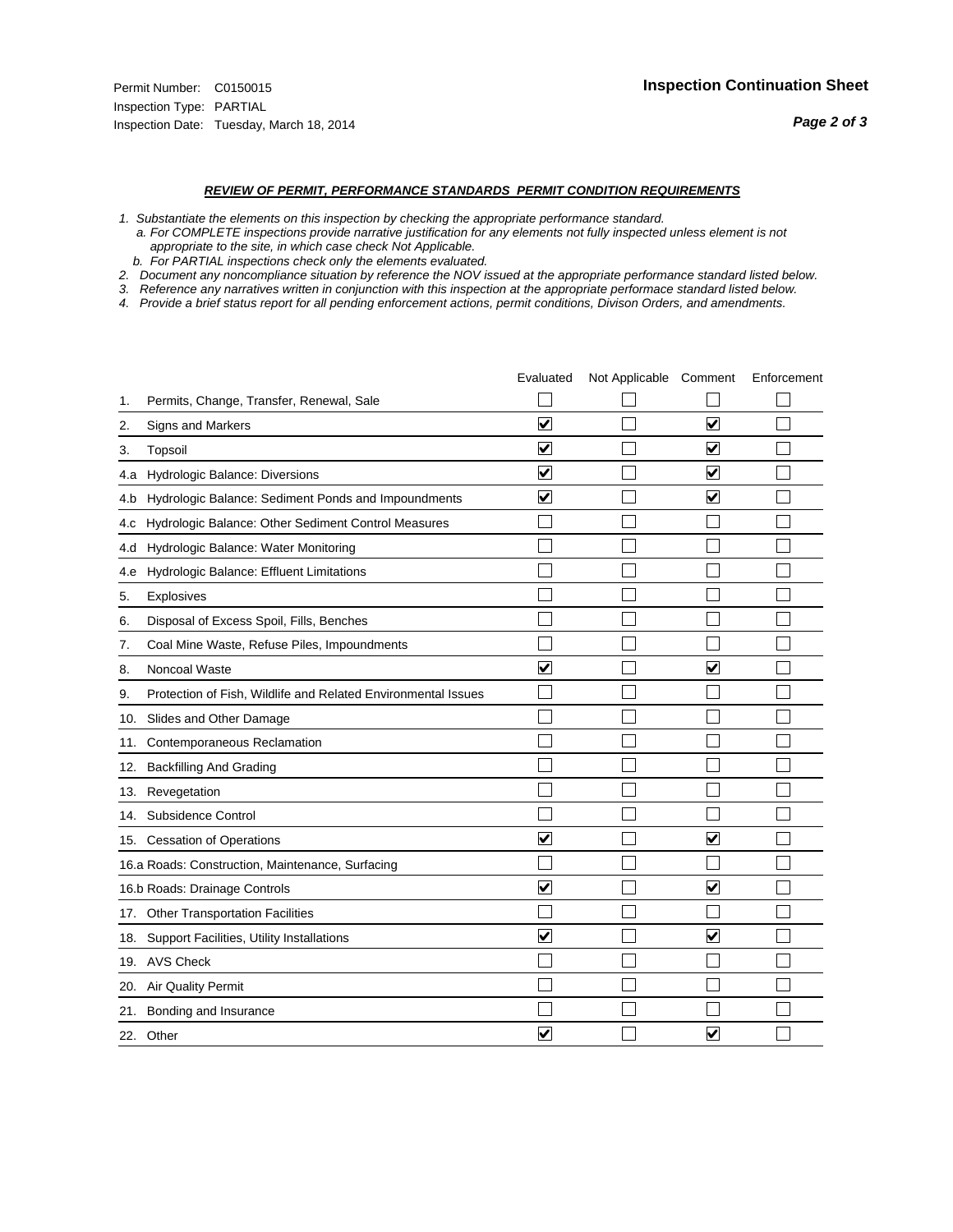Permit Number: C0150015
Inspection Type: PARTIAL
Inspection Date: Tuesday, March 18, 2014

## Inspection Continuation Sheet

### *REVIEW OF PERMIT, PERFORMANCE STANDARDS PERMIT CONDITION REQUIREMENTS*

*1. Substantiate the elements on this inspection by checking the appropriate performance standard.*
*a. For COMPLETE inspections provide narrative justification for any elements not fully inspected unless element is not appropriate to the site, in which case check Not Applicable.*
*b. For PARTIAL inspections check only the elements evaluated.*
*2. Document any noncompliance situation by reference the NOV issued at the appropriate performance standard listed below.*
*3. Reference any narratives written in conjunction with this inspection at the appropriate performace standard listed below.*
*4. Provide a brief status report for all pending enforcement actions, permit conditions, Divison Orders, and amendments.*

| | Evaluated | Not Applicable | Comment | Enforcement |
|---|---|---|---|---|
| 1. Permits, Change, Transfer, Renewal, Sale | ☐ | ☐ | ☐ | ☐ |
| 2. Signs and Markers | ☑ | ☐ | ☑ | ☐ |
| 3. Topsoil | ☑ | ☐ | ☑ | ☐ |
| 4.a Hydrologic Balance: Diversions | ☑ | ☐ | ☑ | ☐ |
| 4.b Hydrologic Balance: Sediment Ponds and Impoundments | ☑ | ☐ | ☑ | ☐ |
| 4.c Hydrologic Balance: Other Sediment Control Measures | ☐ | ☐ | ☐ | ☐ |
| 4.d Hydrologic Balance: Water Monitoring | ☐ | ☐ | ☐ | ☐ |
| 4.e Hydrologic Balance: Effluent Limitations | ☐ | ☐ | ☐ | ☐ |
| 5. Explosives | ☐ | ☐ | ☐ | ☐ |
| 6. Disposal of Excess Spoil, Fills, Benches | ☐ | ☐ | ☐ | ☐ |
| 7. Coal Mine Waste, Refuse Piles, Impoundments | ☐ | ☐ | ☐ | ☐ |
| 8. Noncoal Waste | ☑ | ☐ | ☑ | ☐ |
| 9. Protection of Fish, Wildlife and Related Environmental Issues | ☐ | ☐ | ☐ | ☐ |
| 10. Slides and Other Damage | ☐ | ☐ | ☐ | ☐ |
| 11. Contemporaneous Reclamation | ☐ | ☐ | ☐ | ☐ |
| 12. Backfilling And Grading | ☐ | ☐ | ☐ | ☐ |
| 13. Revegetation | ☐ | ☐ | ☐ | ☐ |
| 14. Subsidence Control | ☐ | ☐ | ☐ | ☐ |
| 15. Cessation of Operations | ☑ | ☐ | ☑ | ☐ |
| 16.a Roads: Construction, Maintenance, Surfacing | ☐ | ☐ | ☐ | ☐ |
| 16.b Roads: Drainage Controls | ☑ | ☐ | ☑ | ☐ |
| 17. Other Transportation Facilities | ☐ | ☐ | ☐ | ☐ |
| 18. Support Facilities, Utility Installations | ☑ | ☐ | ☑ | ☐ |
| 19. AVS Check | ☐ | ☐ | ☐ | ☐ |
| 20. Air Quality Permit | ☐ | ☐ | ☐ | ☐ |
| 21. Bonding and Insurance | ☐ | ☐ | ☐ | ☐ |
| 22. Other | ☑ | ☐ | ☑ | ☐ |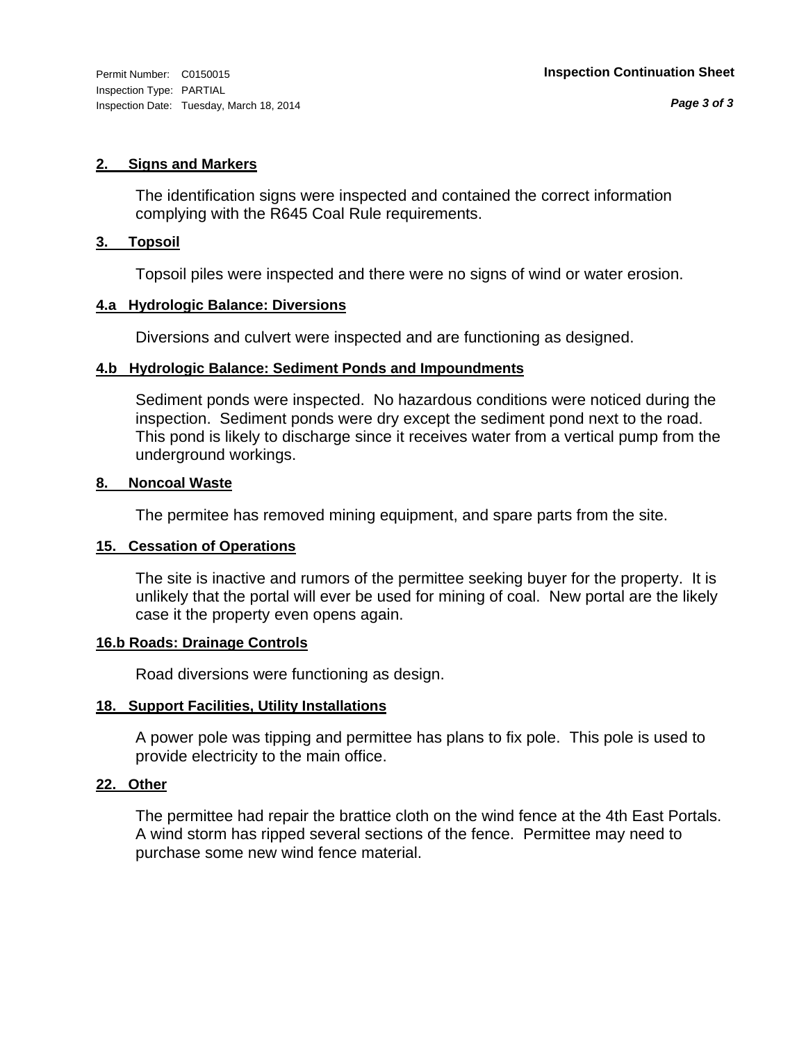Permit Number: C0150015
Inspection Type: PARTIAL
Inspection Date: Tuesday, March 18, 2014

**Inspection Continuation Sheet**

### 2. Signs and Markers

The identification signs were inspected and contained the correct information complying with the R645 Coal Rule requirements.

### 3. Topsoil

Topsoil piles were inspected and there were no signs of wind or water erosion.

### 4.a Hydrologic Balance: Diversions

Diversions and culvert were inspected and are functioning as designed.

### 4.b Hydrologic Balance: Sediment Ponds and Impoundments

Sediment ponds were inspected. No hazardous conditions were noticed during the inspection. Sediment ponds were dry except the sediment pond next to the road. This pond is likely to discharge since it receives water from a vertical pump from the underground workings.

### 8. Noncoal Waste

The permitee has removed mining equipment, and spare parts from the site.

### 15. Cessation of Operations

The site is inactive and rumors of the permittee seeking buyer for the property. It is unlikely that the portal will ever be used for mining of coal. New portal are the likely case it the property even opens again.

### 16.b Roads: Drainage Controls

Road diversions were functioning as design.

### 18. Support Facilities, Utility Installations

A power pole was tipping and permittee has plans to fix pole. This pole is used to provide electricity to the main office.

### 22. Other

The permittee had repair the brattice cloth on the wind fence at the 4th East Portals. A wind storm has ripped several sections of the fence. Permittee may need to purchase some new wind fence material.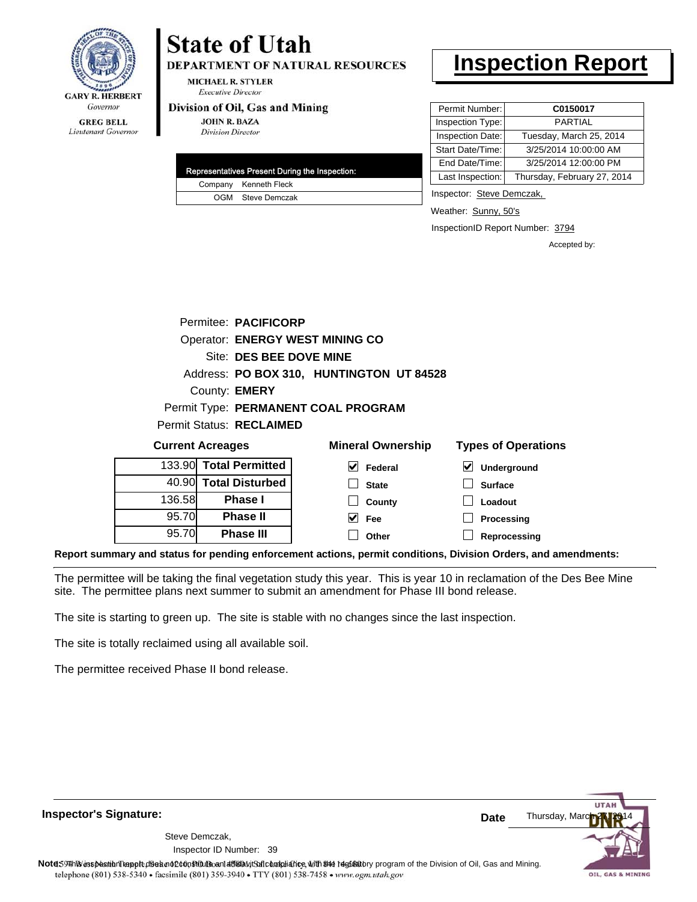GARY R. HERBERT
*Governor*

GREG BELL
*Lieutenant Governor*

# State of Utah

**DEPARTMENT OF NATURAL RESOURCES**

MICHAEL R. STYLER
*Executive Director*

**Division of Oil, Gas and Mining**

JOHN R. BAZA
*Division Director*

# Inspection Report

| Permit Number: | **C0150017** |
|---|---|
| Inspection Type: | PARTIAL |
| Inspection Date: | Tuesday, March 25, 2014 |
| Start Date/Time: | 3/25/2014 10:00:00 AM |
| End Date/Time: | 3/25/2014 12:00:00 PM |
| Last Inspection: | Thursday, February 27, 2014 |

| Representatives Present During the Inspection: | |
|---|---|
| Company | Kenneth Fleck |
| OGM | Steve Demczak |

Inspector: Steve Demczak,

Weather: Sunny, 50's

InspectionID Report Number: 3794

Accepted by:

Permitee: **PACIFICORP**
Operator: **ENERGY WEST MINING CO**
Site: **DES BEE DOVE MINE**
Address: **PO BOX 310, HUNTINGTON UT 84528**
County: **EMERY**
Permit Type: **PERMANENT COAL PROGRAM**
Permit Status: **RECLAIMED**

**Current Acreages**

| | |
|---|---|
| 133.90 | **Total Permitted** |
| 40.90 | **Total Disturbed** |
| 136.58 | **Phase I** |
| 95.70 | **Phase II** |
| 95.70 | **Phase III** |

**Mineral Ownership**

- [x] Federal
- [ ] State
- [ ] County
- [x] Fee
- [ ] Other

**Types of Operations**

- [x] Underground
- [ ] Surface
- [ ] Loadout
- [ ] Processing
- [ ] Reprocessing

**Report summary and status for pending enforcement actions, permit conditions, Division Orders, and amendments:**

The permittee will be taking the final vegetation study this year. This is year 10 in reclamation of the Des Bee Mine site. The permittee plans next summer to submit an amendment for Phase III bond release.

The site is starting to green up. The site is stable with no changes since the last inspection.

The site is totally reclaimed using all available soil.

The permittee received Phase II bond release.

**Inspector's Signature:**

Steve Demczak,
Inspector ID Number: 39

**Date** Thursday, March 27, 2014

**Note:** This inspection report does not constitute an affidavit of compliance with the regulatory program of the Division of Oil, Gas and Mining.

telephone (801) 538-5340 • facsimile (801) 359-3940 • TTY (801) 538-7458 • www.ogm.utah.gov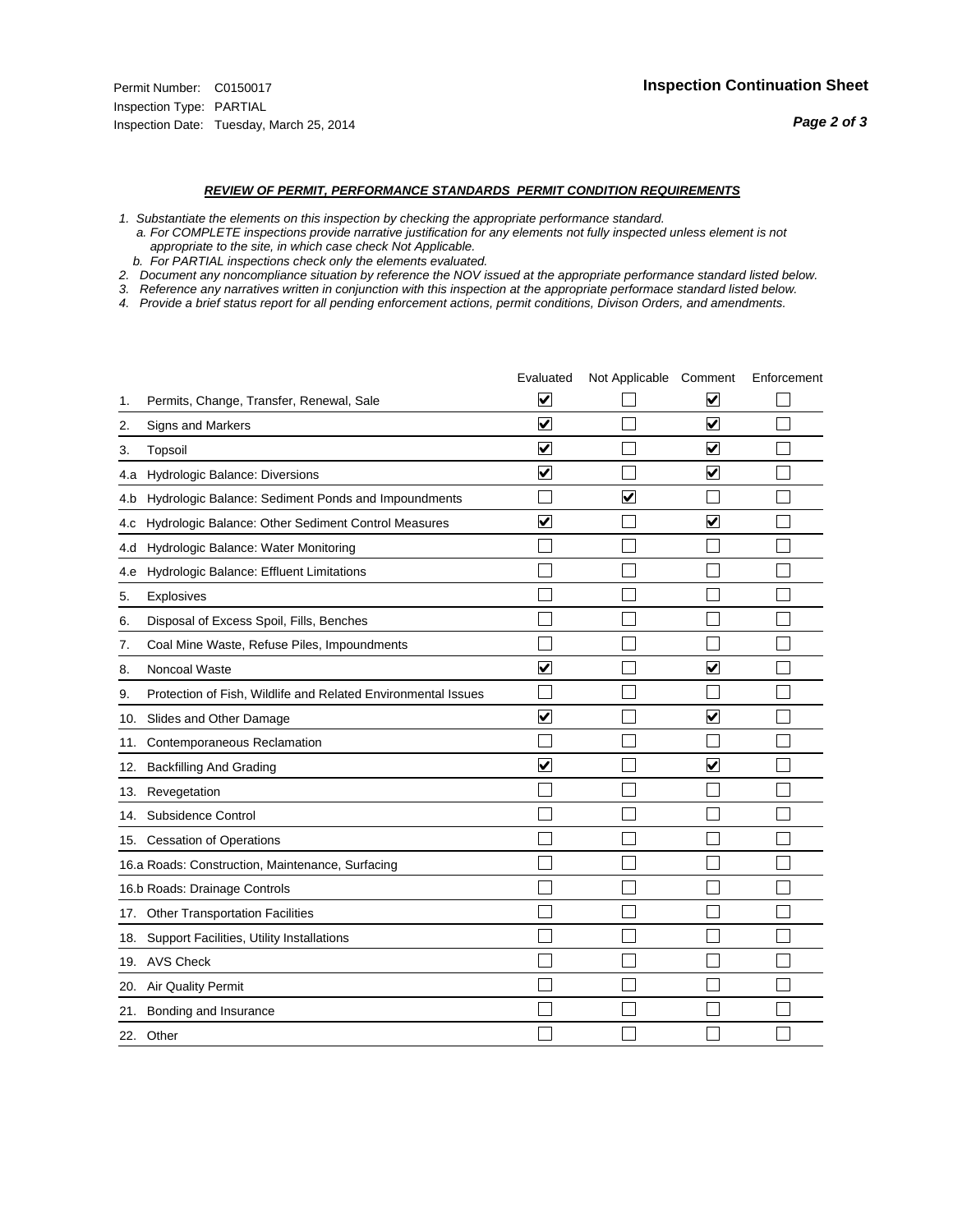Permit Number: C0150017
Inspection Type: PARTIAL
Inspection Date: Tuesday, March 25, 2014

**Inspection Continuation Sheet**

***REVIEW OF PERMIT, PERFORMANCE STANDARDS PERMIT CONDITION REQUIREMENTS***

*1. Substantiate the elements on this inspection by checking the appropriate performance standard.*
*a. For COMPLETE inspections provide narrative justification for any elements not fully inspected unless element is not appropriate to the site, in which case check Not Applicable.*
*b. For PARTIAL inspections check only the elements evaluated.*
*2. Document any noncompliance situation by reference the NOV issued at the appropriate performance standard listed below.*
*3. Reference any narratives written in conjunction with this inspection at the appropriate performace standard listed below.*
*4. Provide a brief status report for all pending enforcement actions, permit conditions, Divison Orders, and amendments.*

| | | Evaluated | Not Applicable | Comment | Enforcement |
|---|---|---|---|---|---|
| 1. | Permits, Change, Transfer, Renewal, Sale | ☑ | ☐ | ☑ | ☐ |
| 2. | Signs and Markers | ☑ | ☐ | ☑ | ☐ |
| 3. | Topsoil | ☑ | ☐ | ☑ | ☐ |
| 4.a | Hydrologic Balance: Diversions | ☑ | ☐ | ☑ | ☐ |
| 4.b | Hydrologic Balance: Sediment Ponds and Impoundments | ☐ | ☑ | ☐ | ☐ |
| 4.c | Hydrologic Balance: Other Sediment Control Measures | ☑ | ☐ | ☑ | ☐ |
| 4.d | Hydrologic Balance: Water Monitoring | ☐ | ☐ | ☐ | ☐ |
| 4.e | Hydrologic Balance: Effluent Limitations | ☐ | ☐ | ☐ | ☐ |
| 5. | Explosives | ☐ | ☐ | ☐ | ☐ |
| 6. | Disposal of Excess Spoil, Fills, Benches | ☐ | ☐ | ☐ | ☐ |
| 7. | Coal Mine Waste, Refuse Piles, Impoundments | ☐ | ☐ | ☐ | ☐ |
| 8. | Noncoal Waste | ☑ | ☐ | ☑ | ☐ |
| 9. | Protection of Fish, Wildlife and Related Environmental Issues | ☐ | ☐ | ☐ | ☐ |
| 10. | Slides and Other Damage | ☑ | ☐ | ☑ | ☐ |
| 11. | Contemporaneous Reclamation | ☐ | ☐ | ☐ | ☐ |
| 12. | Backfilling And Grading | ☑ | ☐ | ☑ | ☐ |
| 13. | Revegetation | ☐ | ☐ | ☐ | ☐ |
| 14. | Subsidence Control | ☐ | ☐ | ☐ | ☐ |
| 15. | Cessation of Operations | ☐ | ☐ | ☐ | ☐ |
| 16.a | Roads: Construction, Maintenance, Surfacing | ☐ | ☐ | ☐ | ☐ |
| 16.b | Roads: Drainage Controls | ☐ | ☐ | ☐ | ☐ |
| 17. | Other Transportation Facilities | ☐ | ☐ | ☐ | ☐ |
| 18. | Support Facilities, Utility Installations | ☐ | ☐ | ☐ | ☐ |
| 19. | AVS Check | ☐ | ☐ | ☐ | ☐ |
| 20. | Air Quality Permit | ☐ | ☐ | ☐ | ☐ |
| 21. | Bonding and Insurance | ☐ | ☐ | ☐ | ☐ |
| 22. | Other | ☐ | ☐ | ☐ | ☐ |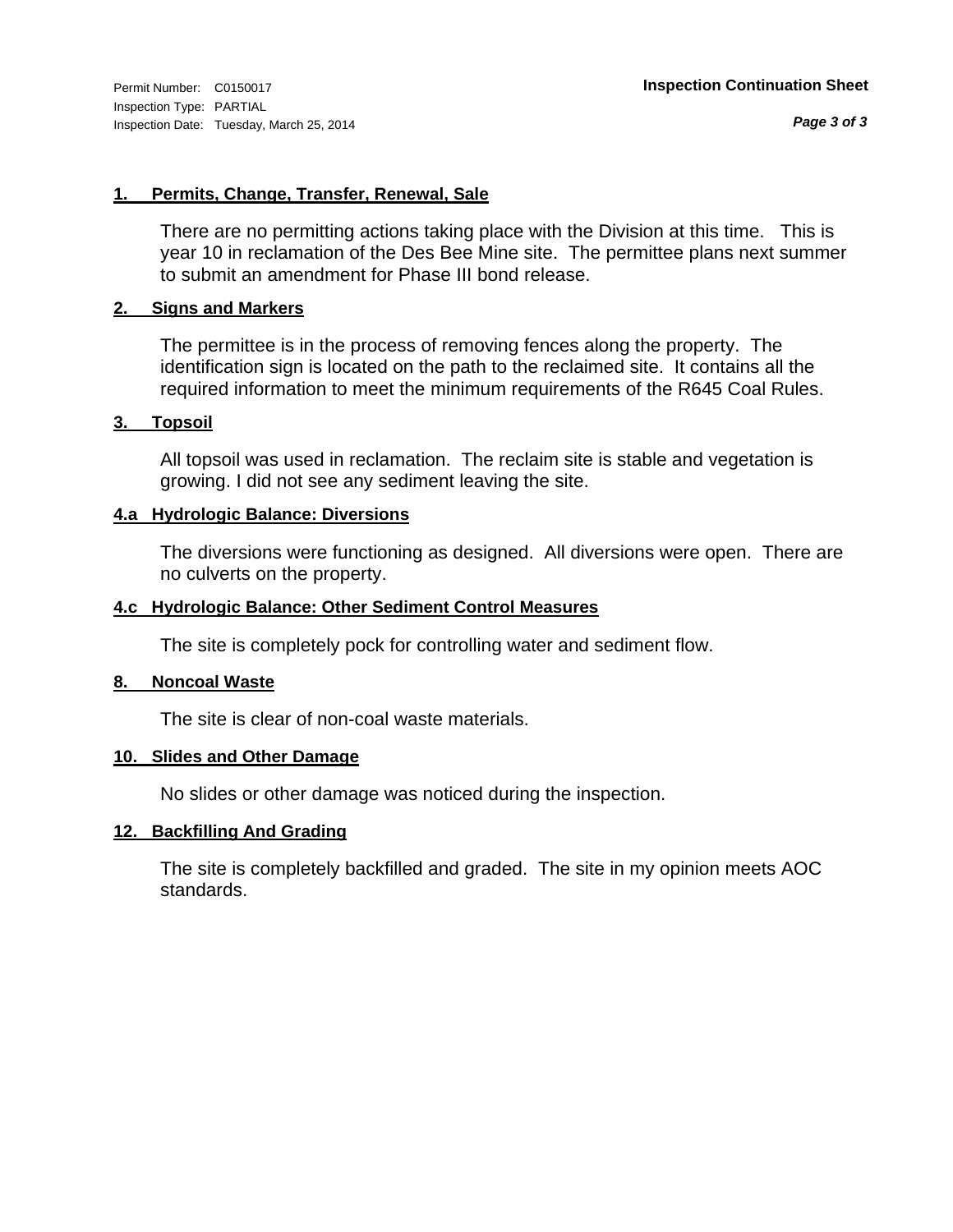**1. Permits, Change, Transfer, Renewal, Sale**

There are no permitting actions taking place with the Division at this time. This is year 10 in reclamation of the Des Bee Mine site. The permittee plans next summer to submit an amendment for Phase III bond release.

**2. Signs and Markers**

The permittee is in the process of removing fences along the property. The identification sign is located on the path to the reclaimed site. It contains all the required information to meet the minimum requirements of the R645 Coal Rules.

**3. Topsoil**

All topsoil was used in reclamation. The reclaim site is stable and vegetation is growing. I did not see any sediment leaving the site.

**4.a Hydrologic Balance: Diversions**

The diversions were functioning as designed. All diversions were open. There are no culverts on the property.

**4.c Hydrologic Balance: Other Sediment Control Measures**

The site is completely pock for controlling water and sediment flow.

**8. Noncoal Waste**

The site is clear of non-coal waste materials.

**10. Slides and Other Damage**

No slides or other damage was noticed during the inspection.

**12. Backfilling And Grading**

The site is completely backfilled and graded. The site in my opinion meets AOC standards.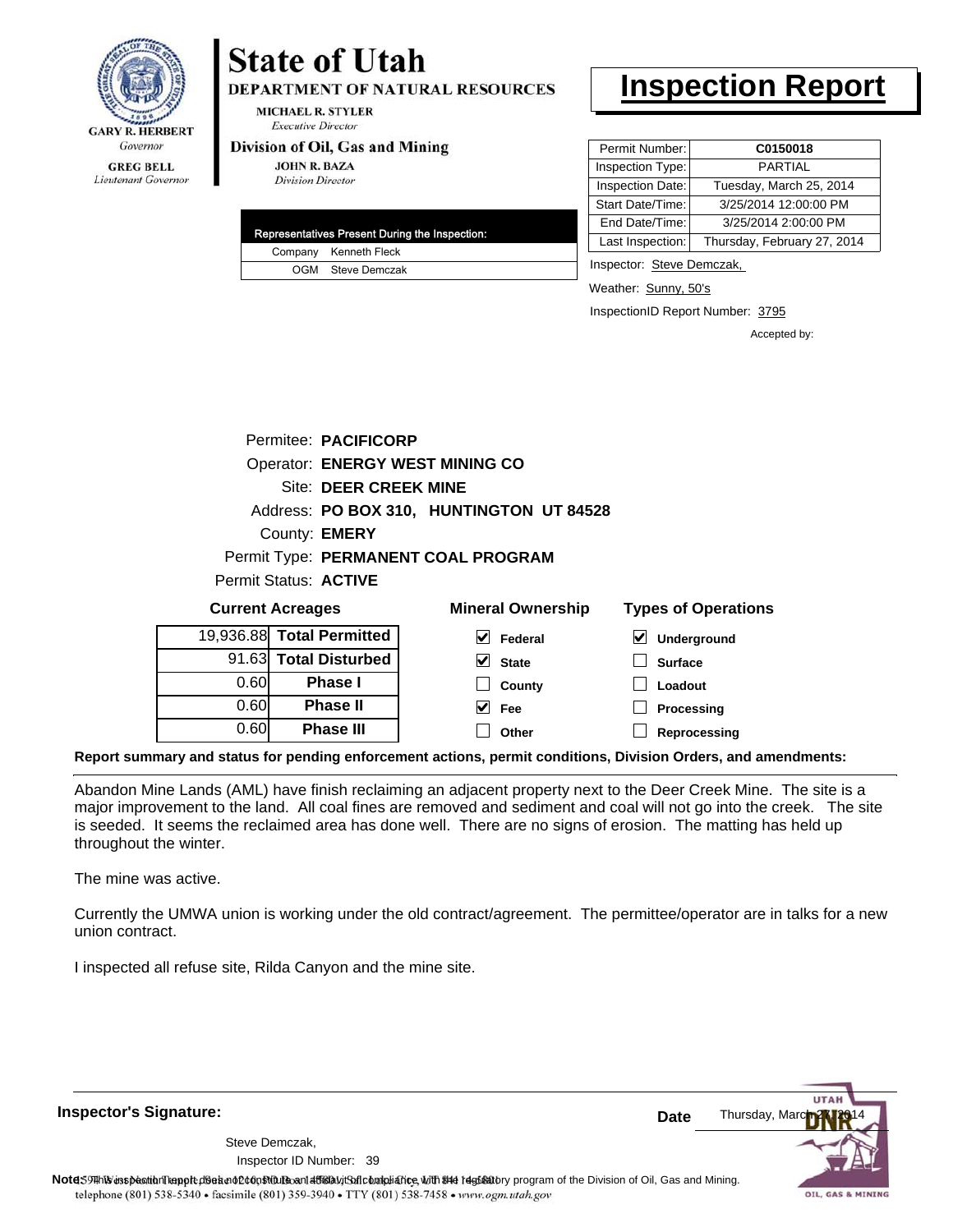GARY R. HERBERT
*Governor*

GREG BELL
*Lieutenant Governor*

# State of Utah

**DEPARTMENT OF NATURAL RESOURCES**

MICHAEL R. STYLER
*Executive Director*

**Division of Oil, Gas and Mining**

JOHN R. BAZA
*Division Director*

# Inspection Report

| | |
|---|---|
| Permit Number: | **C0150018** |
| Inspection Type: | PARTIAL |
| Inspection Date: | Tuesday, March 25, 2014 |
| Start Date/Time: | 3/25/2014 12:00:00 PM |
| End Date/Time: | 3/25/2014 2:00:00 PM |
| Last Inspection: | Thursday, February 27, 2014 |

| Representatives Present During the Inspection: | |
|---|---|
| Company | Kenneth Fleck |
| OGM | Steve Demczak |

Inspector: Steve Demczak,

Weather: Sunny, 50's

InspectionID Report Number: 3795

Accepted by:

Permitee: **PACIFICORP**
Operator: **ENERGY WEST MINING CO**
Site: **DEER CREEK MINE**
Address: **PO BOX 310, HUNTINGTON UT 84528**
County: **EMERY**
Permit Type: **PERMANENT COAL PROGRAM**
Permit Status: **ACTIVE**

**Current Acreages**

| | |
|---|---|
| 19,936.88 | **Total Permitted** |
| 91.63 | **Total Disturbed** |
| 0.60 | **Phase I** |
| 0.60 | **Phase II** |
| 0.60 | **Phase III** |

**Mineral Ownership**

- [x] Federal
- [x] State
- [ ] County
- [x] Fee
- [ ] Other

**Types of Operations**

- [x] Underground
- [ ] Surface
- [ ] Loadout
- [ ] Processing
- [ ] Reprocessing

**Report summary and status for pending enforcement actions, permit conditions, Division Orders, and amendments:**

Abandon Mine Lands (AML) have finish reclaiming an adjacent property next to the Deer Creek Mine. The site is a major improvement to the land. All coal fines are removed and sediment and coal will not go into the creek. The site is seeded. It seems the reclaimed area has done well. There are no signs of erosion. The matting has held up throughout the winter.

The mine was active.

Currently the UMWA union is working under the old contract/agreement. The permittee/operator are in talks for a new union contract.

I inspected all refuse site, Rilda Canyon and the mine site.

**Inspector's Signature:**

Steve Demczak,
Inspector ID Number: 39

**Date** Thursday, March 27, 2014

**Note:** This inspection report does not constitute an affidavit of compliance with the regulatory program of the Division of Oil, Gas and Mining.

telephone (801) 538-5340 • facsimile (801) 359-3940 • TTY (801) 538-7458 • www.ogm.utah.gov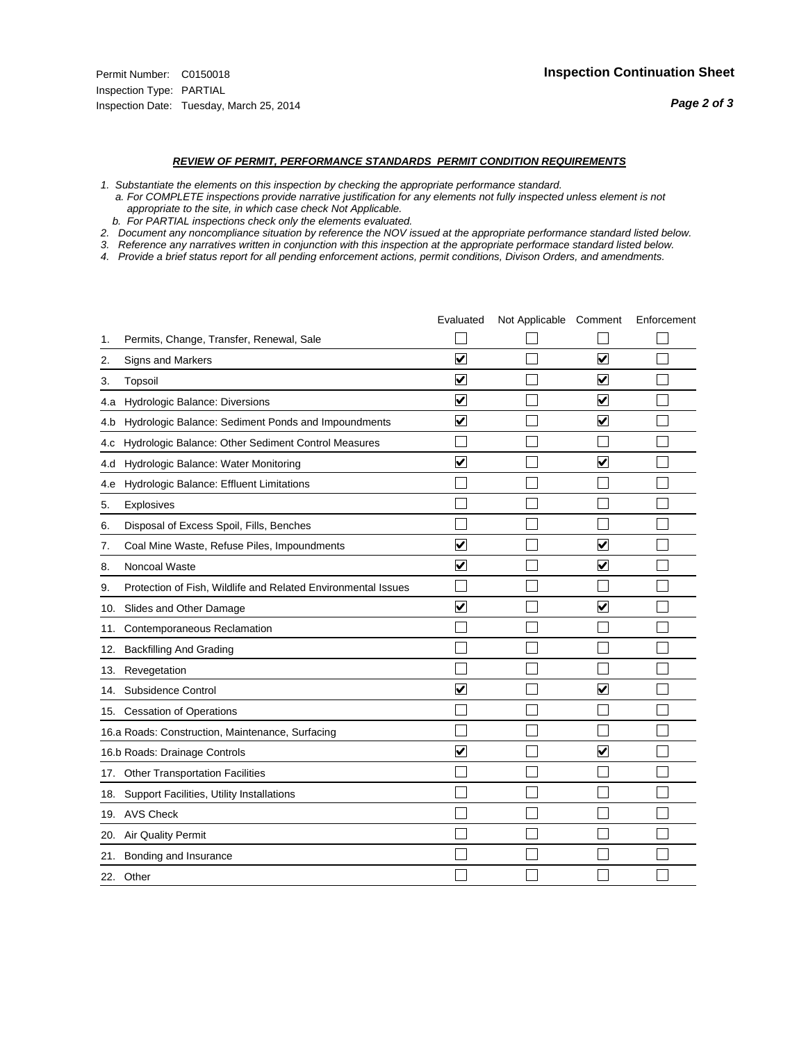Permit Number: C0150018
Inspection Type: PARTIAL
Inspection Date: Tuesday, March 25, 2014

**Inspection Continuation Sheet**

***REVIEW OF PERMIT, PERFORMANCE STANDARDS PERMIT CONDITION REQUIREMENTS***

*1. Substantiate the elements on this inspection by checking the appropriate performance standard.*
*a. For COMPLETE inspections provide narrative justification for any elements not fully inspected unless element is not appropriate to the site, in which case check Not Applicable.*
*b. For PARTIAL inspections check only the elements evaluated.*
*2. Document any noncompliance situation by reference the NOV issued at the appropriate performance standard listed below.*
*3. Reference any narratives written in conjunction with this inspection at the appropriate performace standard listed below.*
*4. Provide a brief status report for all pending enforcement actions, permit conditions, Divison Orders, and amendments.*

| | Evaluated | Not Applicable | Comment | Enforcement |
|---|---|---|---|---|
| 1. Permits, Change, Transfer, Renewal, Sale | ☐ | ☐ | ☐ | ☐ |
| 2. Signs and Markers | ☑ | ☐ | ☑ | ☐ |
| 3. Topsoil | ☑ | ☐ | ☑ | ☐ |
| 4.a Hydrologic Balance: Diversions | ☑ | ☐ | ☑ | ☐ |
| 4.b Hydrologic Balance: Sediment Ponds and Impoundments | ☑ | ☐ | ☑ | ☐ |
| 4.c Hydrologic Balance: Other Sediment Control Measures | ☐ | ☐ | ☐ | ☐ |
| 4.d Hydrologic Balance: Water Monitoring | ☑ | ☐ | ☑ | ☐ |
| 4.e Hydrologic Balance: Effluent Limitations | ☐ | ☐ | ☐ | ☐ |
| 5. Explosives | ☐ | ☐ | ☐ | ☐ |
| 6. Disposal of Excess Spoil, Fills, Benches | ☐ | ☐ | ☐ | ☐ |
| 7. Coal Mine Waste, Refuse Piles, Impoundments | ☑ | ☐ | ☑ | ☐ |
| 8. Noncoal Waste | ☑ | ☐ | ☑ | ☐ |
| 9. Protection of Fish, Wildlife and Related Environmental Issues | ☐ | ☐ | ☐ | ☐ |
| 10. Slides and Other Damage | ☑ | ☐ | ☑ | ☐ |
| 11. Contemporaneous Reclamation | ☐ | ☐ | ☐ | ☐ |
| 12. Backfilling And Grading | ☐ | ☐ | ☐ | ☐ |
| 13. Revegetation | ☐ | ☐ | ☐ | ☐ |
| 14. Subsidence Control | ☑ | ☐ | ☑ | ☐ |
| 15. Cessation of Operations | ☐ | ☐ | ☐ | ☐ |
| 16.a Roads: Construction, Maintenance, Surfacing | ☐ | ☐ | ☐ | ☐ |
| 16.b Roads: Drainage Controls | ☑ | ☐ | ☑ | ☐ |
| 17. Other Transportation Facilities | ☐ | ☐ | ☐ | ☐ |
| 18. Support Facilities, Utility Installations | ☐ | ☐ | ☐ | ☐ |
| 19. AVS Check | ☐ | ☐ | ☐ | ☐ |
| 20. Air Quality Permit | ☐ | ☐ | ☐ | ☐ |
| 21. Bonding and Insurance | ☐ | ☐ | ☐ | ☐ |
| 22. Other | ☐ | ☐ | ☐ | ☐ |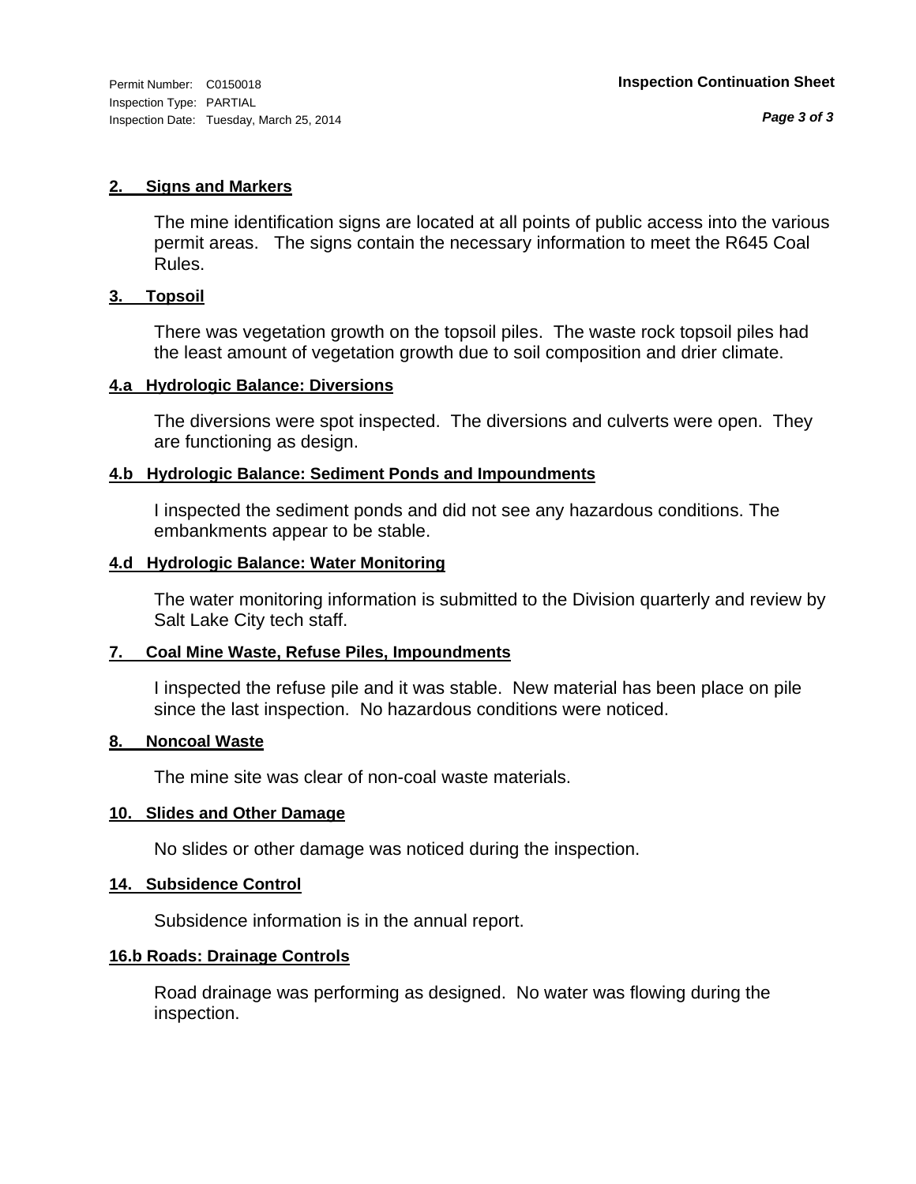**2. Signs and Markers**

The mine identification signs are located at all points of public access into the various permit areas. The signs contain the necessary information to meet the R645 Coal Rules.

**3. Topsoil**

There was vegetation growth on the topsoil piles. The waste rock topsoil piles had the least amount of vegetation growth due to soil composition and drier climate.

**4.a Hydrologic Balance: Diversions**

The diversions were spot inspected. The diversions and culverts were open. They are functioning as design.

**4.b Hydrologic Balance: Sediment Ponds and Impoundments**

I inspected the sediment ponds and did not see any hazardous conditions. The embankments appear to be stable.

**4.d Hydrologic Balance: Water Monitoring**

The water monitoring information is submitted to the Division quarterly and review by Salt Lake City tech staff.

**7. Coal Mine Waste, Refuse Piles, Impoundments**

I inspected the refuse pile and it was stable. New material has been place on pile since the last inspection. No hazardous conditions were noticed.

**8. Noncoal Waste**

The mine site was clear of non-coal waste materials.

**10. Slides and Other Damage**

No slides or other damage was noticed during the inspection.

**14. Subsidence Control**

Subsidence information is in the annual report.

**16.b Roads: Drainage Controls**

Road drainage was performing as designed. No water was flowing during the inspection.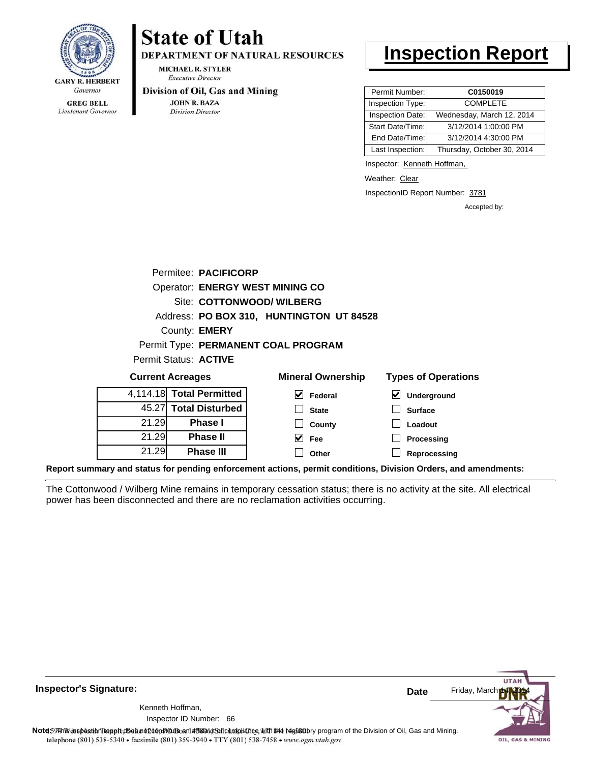**State of Utah**

**DEPARTMENT OF NATURAL RESOURCES**

MICHAEL R. STYLER
*Executive Director*

**Division of Oil, Gas and Mining**

JOHN R. BAZA
*Division Director*

GARY R. HERBERT
*Governor*

GREG BELL
*Lieutenant Governor*

# Inspection Report

| Permit Number: | **C0150019** |
|---|---|
| Inspection Type: | COMPLETE |
| Inspection Date: | Wednesday, March 12, 2014 |
| Start Date/Time: | 3/12/2014 1:00:00 PM |
| End Date/Time: | 3/12/2014 4:30:00 PM |
| Last Inspection: | Thursday, October 30, 2014 |

Inspector: Kenneth Hoffman,

Weather: Clear

InspectionID Report Number: 3781

Accepted by:

Permitee: **PACIFICORP**
Operator: **ENERGY WEST MINING CO**
Site: **COTTONWOOD/ WILBERG**
Address: **PO BOX 310, HUNTINGTON UT 84528**
County: **EMERY**
Permit Type: **PERMANENT COAL PROGRAM**
Permit Status: **ACTIVE**

**Current Acreages**

| | |
|---|---|
| 4,114.18 | **Total Permitted** |
| 45.27 | **Total Disturbed** |
| 21.29 | **Phase I** |
| 21.29 | **Phase II** |
| 21.29 | **Phase III** |

**Mineral Ownership**

- [x] Federal
- [ ] State
- [ ] County
- [x] Fee
- [ ] Other

**Types of Operations**

- [x] Underground
- [ ] Surface
- [ ] Loadout
- [ ] Processing
- [ ] Reprocessing

**Report summary and status for pending enforcement actions, permit conditions, Division Orders, and amendments:**

The Cottonwood / Wilberg Mine remains in temporary cessation status; there is no activity at the site. All electrical power has been disconnected and there are no reclamation activities occurring.

**Inspector's Signature:**

Kenneth Hoffman,
Inspector ID Number: 66

**Date** Friday, March 14, 2014

**Note:** This inspection report does not constitute an affidavit of compliance with the regulatory program of the Division of Oil, Gas and Mining.

telephone (801) 538-5340 • facsimile (801) 359-3940 • TTY (801) 538-7458 • www.ogm.utah.gov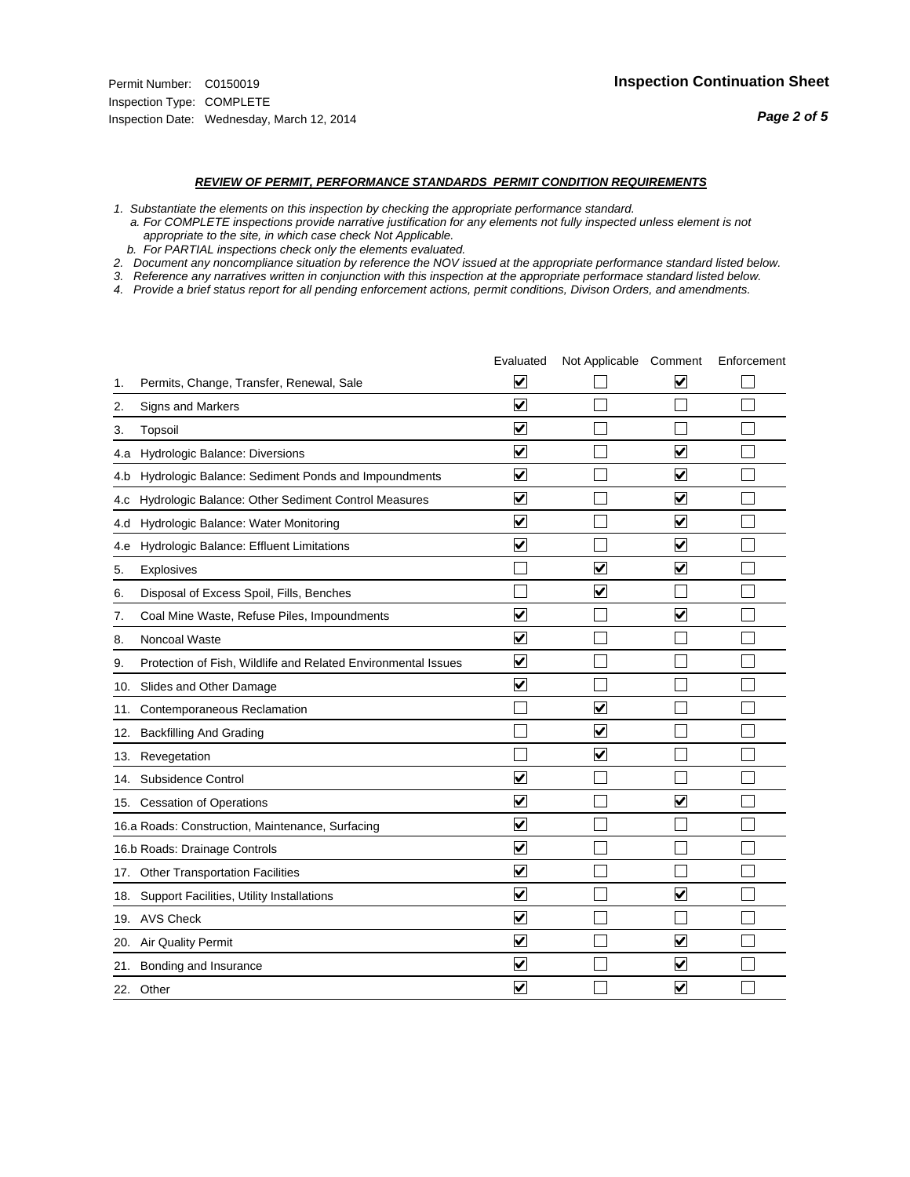Permit Number: C0150019
Inspection Type: COMPLETE
Inspection Date: Wednesday, March 12, 2014

## Inspection Continuation Sheet

### *REVIEW OF PERMIT, PERFORMANCE STANDARDS PERMIT CONDITION REQUIREMENTS*

*1. Substantiate the elements on this inspection by checking the appropriate performance standard.*
*a. For COMPLETE inspections provide narrative justification for any elements not fully inspected unless element is not appropriate to the site, in which case check Not Applicable.*
*b. For PARTIAL inspections check only the elements evaluated.*
*2. Document any noncompliance situation by reference the NOV issued at the appropriate performance standard listed below.*
*3. Reference any narratives written in conjunction with this inspection at the appropriate performace standard listed below.*
*4. Provide a brief status report for all pending enforcement actions, permit conditions, Divison Orders, and amendments.*

| | Evaluated | Not Applicable | Comment | Enforcement |
|---|---|---|---|---|
| 1. Permits, Change, Transfer, Renewal, Sale | ☑ | ☐ | ☑ | ☐ |
| 2. Signs and Markers | ☑ | ☐ | ☐ | ☐ |
| 3. Topsoil | ☑ | ☐ | ☐ | ☐ |
| 4.a Hydrologic Balance: Diversions | ☑ | ☐ | ☑ | ☐ |
| 4.b Hydrologic Balance: Sediment Ponds and Impoundments | ☑ | ☐ | ☑ | ☐ |
| 4.c Hydrologic Balance: Other Sediment Control Measures | ☑ | ☐ | ☑ | ☐ |
| 4.d Hydrologic Balance: Water Monitoring | ☑ | ☐ | ☑ | ☐ |
| 4.e Hydrologic Balance: Effluent Limitations | ☑ | ☐ | ☑ | ☐ |
| 5. Explosives | ☐ | ☑ | ☑ | ☐ |
| 6. Disposal of Excess Spoil, Fills, Benches | ☐ | ☑ | ☐ | ☐ |
| 7. Coal Mine Waste, Refuse Piles, Impoundments | ☑ | ☐ | ☑ | ☐ |
| 8. Noncoal Waste | ☑ | ☐ | ☐ | ☐ |
| 9. Protection of Fish, Wildlife and Related Environmental Issues | ☑ | ☐ | ☐ | ☐ |
| 10. Slides and Other Damage | ☑ | ☐ | ☐ | ☐ |
| 11. Contemporaneous Reclamation | ☐ | ☑ | ☐ | ☐ |
| 12. Backfilling And Grading | ☐ | ☑ | ☐ | ☐ |
| 13. Revegetation | ☐ | ☑ | ☐ | ☐ |
| 14. Subsidence Control | ☑ | ☐ | ☐ | ☐ |
| 15. Cessation of Operations | ☑ | ☐ | ☑ | ☐ |
| 16.a Roads: Construction, Maintenance, Surfacing | ☑ | ☐ | ☐ | ☐ |
| 16.b Roads: Drainage Controls | ☑ | ☐ | ☐ | ☐ |
| 17. Other Transportation Facilities | ☑ | ☐ | ☐ | ☐ |
| 18. Support Facilities, Utility Installations | ☑ | ☐ | ☑ | ☐ |
| 19. AVS Check | ☑ | ☐ | ☐ | ☐ |
| 20. Air Quality Permit | ☑ | ☐ | ☑ | ☐ |
| 21. Bonding and Insurance | ☑ | ☐ | ☑ | ☐ |
| 22. Other | ☑ | ☐ | ☑ | ☐ |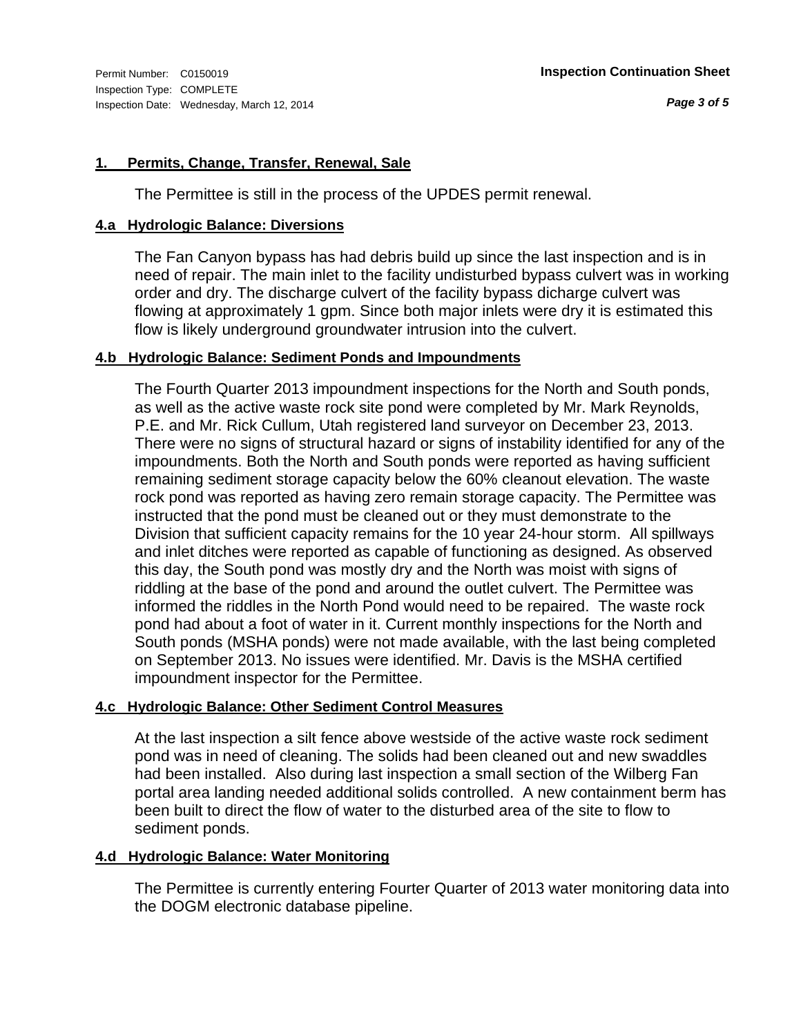Permit Number: C0150019
Inspection Type: COMPLETE
Inspection Date: Wednesday, March 12, 2014

**Inspection Continuation Sheet**

## 1. Permits, Change, Transfer, Renewal, Sale

The Permittee is still in the process of the UPDES permit renewal.

## 4.a Hydrologic Balance: Diversions

The Fan Canyon bypass has had debris build up since the last inspection and is in need of repair. The main inlet to the facility undisturbed bypass culvert was in working order and dry. The discharge culvert of the facility bypass dicharge culvert was flowing at approximately 1 gpm. Since both major inlets were dry it is estimated this flow is likely underground groundwater intrusion into the culvert.

## 4.b Hydrologic Balance: Sediment Ponds and Impoundments

The Fourth Quarter 2013 impoundment inspections for the North and South ponds, as well as the active waste rock site pond were completed by Mr. Mark Reynolds, P.E. and Mr. Rick Cullum, Utah registered land surveyor on December 23, 2013. There were no signs of structural hazard or signs of instability identified for any of the impoundments. Both the North and South ponds were reported as having sufficient remaining sediment storage capacity below the 60% cleanout elevation. The waste rock pond was reported as having zero remain storage capacity. The Permittee was instructed that the pond must be cleaned out or they must demonstrate to the Division that sufficient capacity remains for the 10 year 24-hour storm. All spillways and inlet ditches were reported as capable of functioning as designed. As observed this day, the South pond was mostly dry and the North was moist with signs of riddling at the base of the pond and around the outlet culvert. The Permittee was informed the riddles in the North Pond would need to be repaired. The waste rock pond had about a foot of water in it. Current monthly inspections for the North and South ponds (MSHA ponds) were not made available, with the last being completed on September 2013. No issues were identified. Mr. Davis is the MSHA certified impoundment inspector for the Permittee.

## 4.c Hydrologic Balance: Other Sediment Control Measures

At the last inspection a silt fence above westside of the active waste rock sediment pond was in need of cleaning. The solids had been cleaned out and new swaddles had been installed. Also during last inspection a small section of the Wilberg Fan portal area landing needed additional solids controlled. A new containment berm has been built to direct the flow of water to the disturbed area of the site to flow to sediment ponds.

## 4.d Hydrologic Balance: Water Monitoring

The Permittee is currently entering Fourter Quarter of 2013 water monitoring data into the DOGM electronic database pipeline.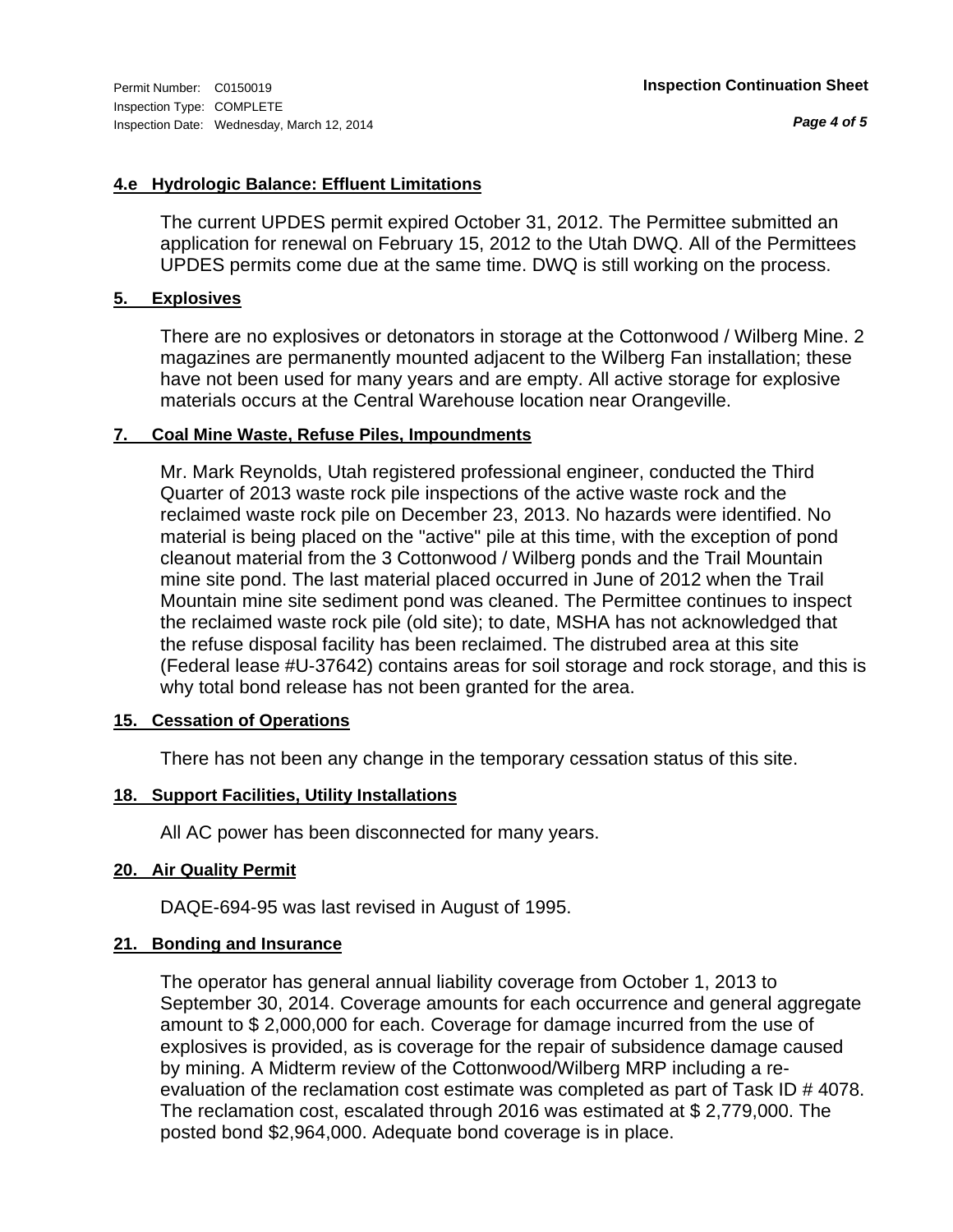#### 4.e Hydrologic Balance: Effluent Limitations

The current UPDES permit expired October 31, 2012. The Permittee submitted an application for renewal on February 15, 2012 to the Utah DWQ. All of the Permittees UPDES permits come due at the same time. DWQ is still working on the process.

#### 5. Explosives

There are no explosives or detonators in storage at the Cottonwood / Wilberg Mine. 2 magazines are permanently mounted adjacent to the Wilberg Fan installation; these have not been used for many years and are empty. All active storage for explosive materials occurs at the Central Warehouse location near Orangeville.

#### 7. Coal Mine Waste, Refuse Piles, Impoundments

Mr. Mark Reynolds, Utah registered professional engineer, conducted the Third Quarter of 2013 waste rock pile inspections of the active waste rock and the reclaimed waste rock pile on December 23, 2013. No hazards were identified. No material is being placed on the "active" pile at this time, with the exception of pond cleanout material from the 3 Cottonwood / Wilberg ponds and the Trail Mountain mine site pond. The last material placed occurred in June of 2012 when the Trail Mountain mine site sediment pond was cleaned. The Permittee continues to inspect the reclaimed waste rock pile (old site); to date, MSHA has not acknowledged that the refuse disposal facility has been reclaimed. The distrubed area at this site (Federal lease #U-37642) contains areas for soil storage and rock storage, and this is why total bond release has not been granted for the area.

#### 15. Cessation of Operations

There has not been any change in the temporary cessation status of this site.

#### 18. Support Facilities, Utility Installations

All AC power has been disconnected for many years.

#### 20. Air Quality Permit

DAQE-694-95 was last revised in August of 1995.

#### 21. Bonding and Insurance

The operator has general annual liability coverage from October 1, 2013 to September 30, 2014. Coverage amounts for each occurrence and general aggregate amount to $ 2,000,000 for each. Coverage for damage incurred from the use of explosives is provided, as is coverage for the repair of subsidence damage caused by mining. A Midterm review of the Cottonwood/Wilberg MRP including a re-evaluation of the reclamation cost estimate was completed as part of Task ID # 4078. The reclamation cost, escalated through 2016 was estimated at $ 2,779,000. The posted bond $2,964,000. Adequate bond coverage is in place.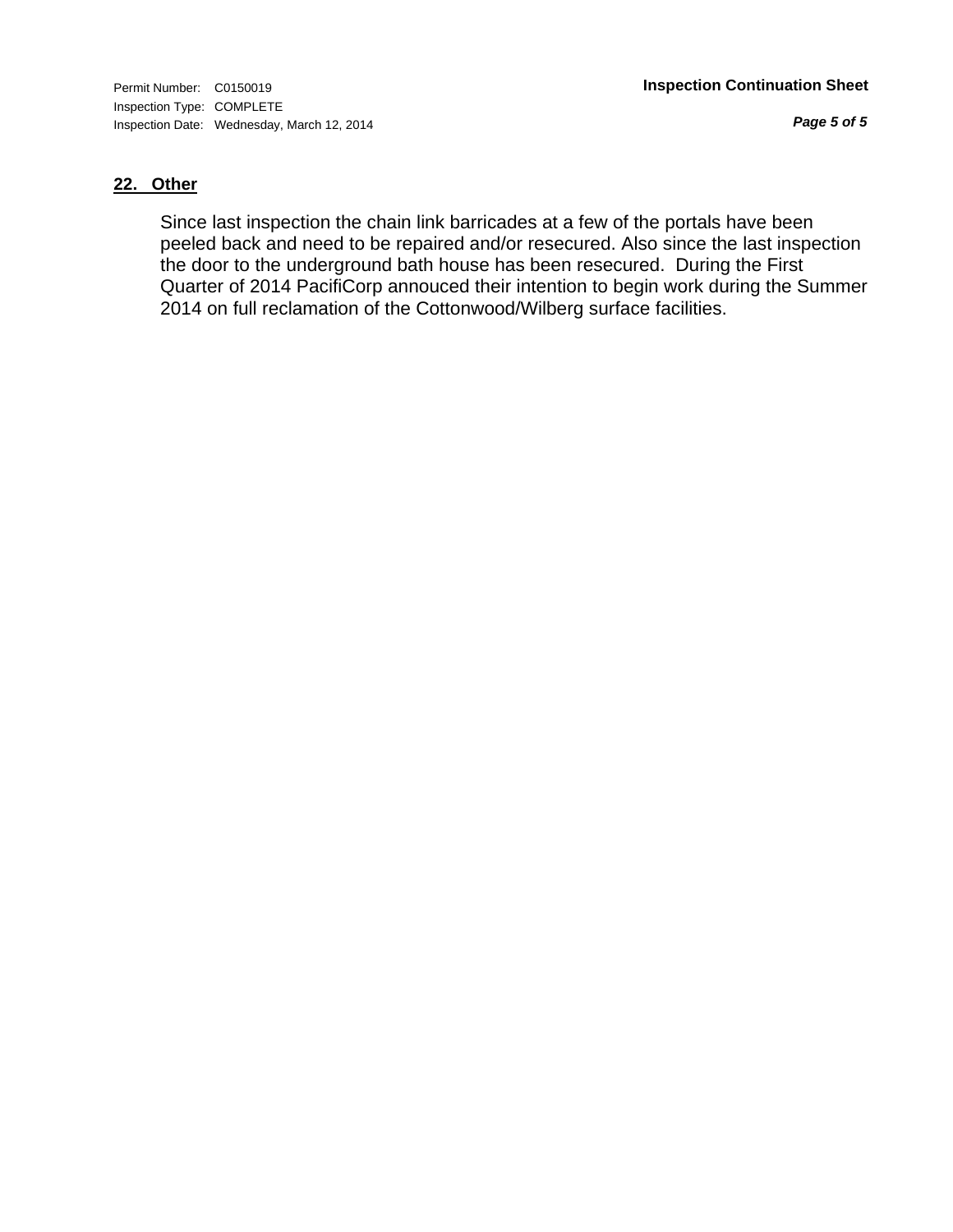## 22. Other

Since last inspection the chain link barricades at a few of the portals have been peeled back and need to be repaired and/or resecured. Also since the last inspection the door to the underground bath house has been resecured. During the First Quarter of 2014 PacifiCorp annouced their intention to begin work during the Summer 2014 on full reclamation of the Cottonwood/Wilberg surface facilities.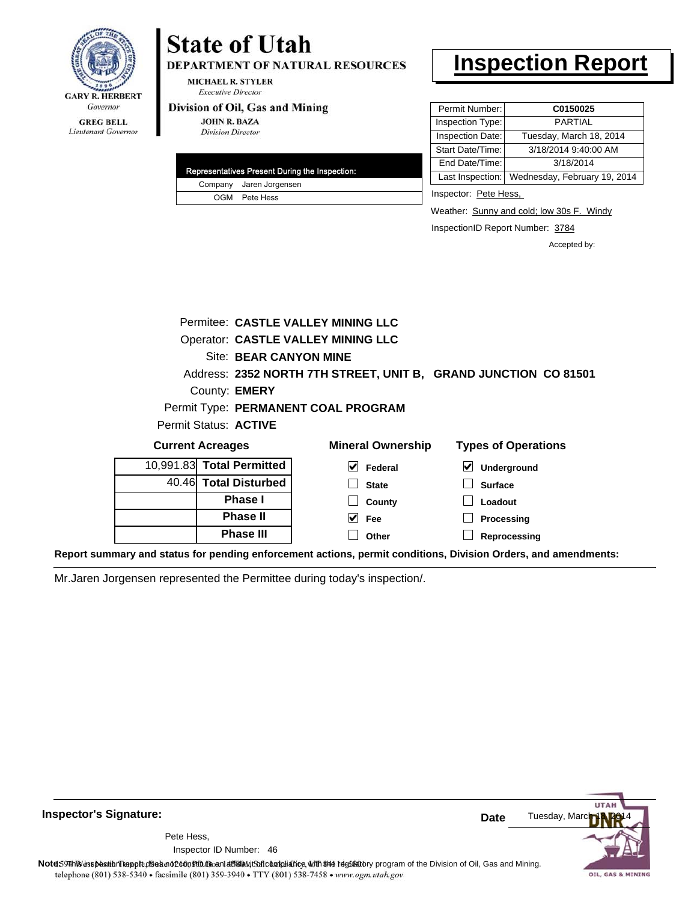GARY R. HERBERT
*Governor*

GREG BELL
*Lieutenant Governor*

# State of Utah

**DEPARTMENT OF NATURAL RESOURCES**

MICHAEL R. STYLER
*Executive Director*

**Division of Oil, Gas and Mining**

JOHN R. BAZA
*Division Director*

# Inspection Report

| Permit Number: | **C0150025** |
|---|---|
| Inspection Type: | PARTIAL |
| Inspection Date: | Tuesday, March 18, 2014 |
| Start Date/Time: | 3/18/2014 9:40:00 AM |
| End Date/Time: | 3/18/2014 |
| Last Inspection: | Wednesday, February 19, 2014 |

| Representatives Present During the Inspection: | |
|---|---|
| Company | Jaren Jorgensen |
| OGM | Pete Hess |

Inspector: Pete Hess,

Weather: Sunny and cold; low 30s F. Windy

InspectionID Report Number: 3784

Accepted by:

Permitee: **CASTLE VALLEY MINING LLC**
Operator: **CASTLE VALLEY MINING LLC**
Site: **BEAR CANYON MINE**
Address: **2352 NORTH 7TH STREET, UNIT B, GRAND JUNCTION CO 81501**
County: **EMERY**
Permit Type: **PERMANENT COAL PROGRAM**
Permit Status: **ACTIVE**

**Current Acreages**

| | |
|---|---|
| 10,991.83 | **Total Permitted** |
| 40.46 | **Total Disturbed** |
| | **Phase I** |
| | **Phase II** |
| | **Phase III** |

**Mineral Ownership**

- [x] Federal
- [ ] State
- [ ] County
- [x] Fee
- [ ] Other

**Types of Operations**

- [x] Underground
- [ ] Surface
- [ ] Loadout
- [ ] Processing
- [ ] Reprocessing

**Report summary and status for pending enforcement actions, permit conditions, Division Orders, and amendments:**

Mr.Jaren Jorgensen represented the Permittee during today's inspection/.

**Inspector's Signature:**

Pete Hess,
Inspector ID Number: 46

**Date** Tuesday, March 18, 2014

**Note:** This inspection report does not constitute an affidavit of compliance with the regulatory program of the Division of Oil, Gas and Mining.
telephone (801) 538-5340 • facsimile (801) 359-3940 • TTY (801) 538-7458 • www.ogm.utah.gov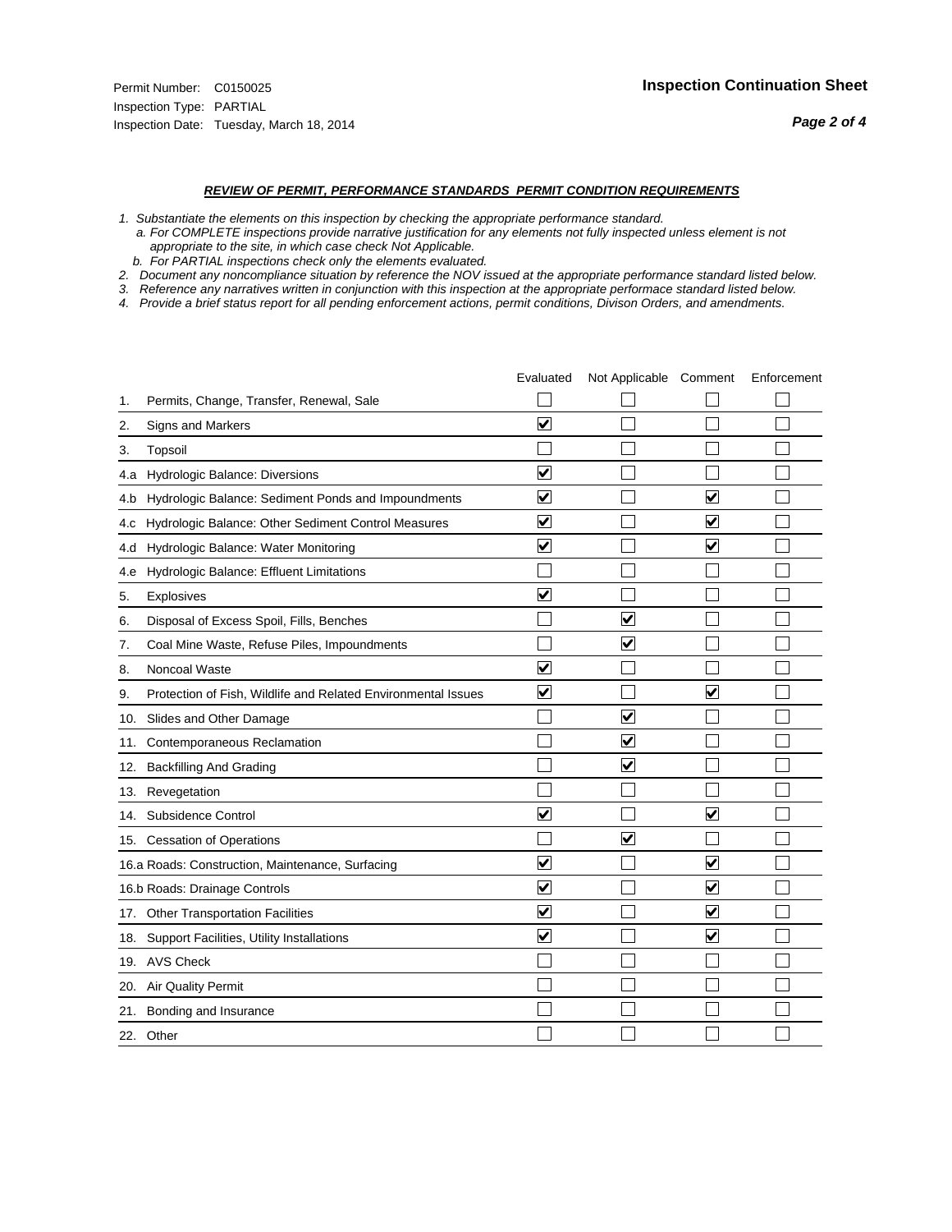Permit Number: C0150025
Inspection Type: PARTIAL
Inspection Date: Tuesday, March 18, 2014

## Inspection Continuation Sheet

### *REVIEW OF PERMIT, PERFORMANCE STANDARDS PERMIT CONDITION REQUIREMENTS*

*1. Substantiate the elements on this inspection by checking the appropriate performance standard.*
*a. For COMPLETE inspections provide narrative justification for any elements not fully inspected unless element is not appropriate to the site, in which case check Not Applicable.*
*b. For PARTIAL inspections check only the elements evaluated.*
*2. Document any noncompliance situation by reference the NOV issued at the appropriate performance standard listed below.*
*3. Reference any narratives written in conjunction with this inspection at the appropriate performace standard listed below.*
*4. Provide a brief status report for all pending enforcement actions, permit conditions, Divison Orders, and amendments.*

| | | Evaluated | Not Applicable | Comment | Enforcement |
|---|---|---|---|---|---|
| 1. | Permits, Change, Transfer, Renewal, Sale | ☐ | ☐ | ☐ | ☐ |
| 2. | Signs and Markers | ☑ | ☐ | ☐ | ☐ |
| 3. | Topsoil | ☐ | ☐ | ☐ | ☐ |
| 4.a | Hydrologic Balance: Diversions | ☑ | ☐ | ☐ | ☐ |
| 4.b | Hydrologic Balance: Sediment Ponds and Impoundments | ☑ | ☐ | ☑ | ☐ |
| 4.c | Hydrologic Balance: Other Sediment Control Measures | ☑ | ☐ | ☑ | ☐ |
| 4.d | Hydrologic Balance: Water Monitoring | ☑ | ☐ | ☑ | ☐ |
| 4.e | Hydrologic Balance: Effluent Limitations | ☐ | ☐ | ☐ | ☐ |
| 5. | Explosives | ☑ | ☐ | ☐ | ☐ |
| 6. | Disposal of Excess Spoil, Fills, Benches | ☐ | ☑ | ☐ | ☐ |
| 7. | Coal Mine Waste, Refuse Piles, Impoundments | ☐ | ☑ | ☐ | ☐ |
| 8. | Noncoal Waste | ☑ | ☐ | ☐ | ☐ |
| 9. | Protection of Fish, Wildlife and Related Environmental Issues | ☑ | ☐ | ☑ | ☐ |
| 10. | Slides and Other Damage | ☐ | ☑ | ☐ | ☐ |
| 11. | Contemporaneous Reclamation | ☐ | ☑ | ☐ | ☐ |
| 12. | Backfilling And Grading | ☐ | ☑ | ☐ | ☐ |
| 13. | Revegetation | ☐ | ☐ | ☐ | ☐ |
| 14. | Subsidence Control | ☑ | ☐ | ☑ | ☐ |
| 15. | Cessation of Operations | ☐ | ☑ | ☐ | ☐ |
| 16.a | Roads: Construction, Maintenance, Surfacing | ☑ | ☐ | ☑ | ☐ |
| 16.b | Roads: Drainage Controls | ☑ | ☐ | ☑ | ☐ |
| 17. | Other Transportation Facilities | ☑ | ☐ | ☑ | ☐ |
| 18. | Support Facilities, Utility Installations | ☑ | ☐ | ☑ | ☐ |
| 19. | AVS Check | ☐ | ☐ | ☐ | ☐ |
| 20. | Air Quality Permit | ☐ | ☐ | ☐ | ☐ |
| 21. | Bonding and Insurance | ☐ | ☐ | ☐ | ☐ |
| 22. | Other | ☐ | ☐ | ☐ | ☐ |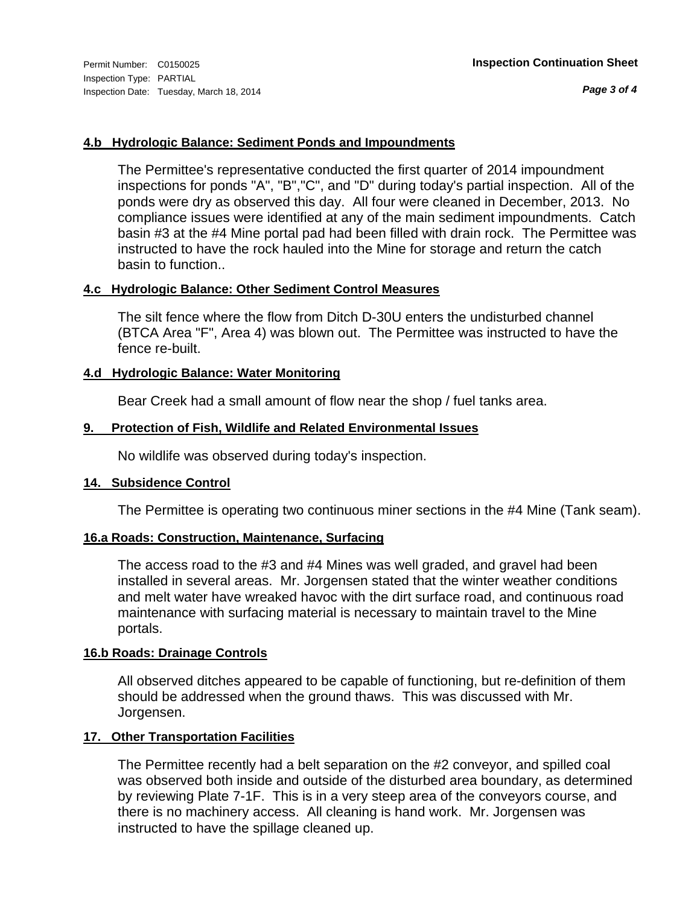#### 4.b Hydrologic Balance: Sediment Ponds and Impoundments

The Permittee's representative conducted the first quarter of 2014 impoundment inspections for ponds "A", "B","C", and "D" during today's partial inspection. All of the ponds were dry as observed this day. All four were cleaned in December, 2013. No compliance issues were identified at any of the main sediment impoundments. Catch basin #3 at the #4 Mine portal pad had been filled with drain rock. The Permittee was instructed to have the rock hauled into the Mine for storage and return the catch basin to function..

#### 4.c Hydrologic Balance: Other Sediment Control Measures

The silt fence where the flow from Ditch D-30U enters the undisturbed channel (BTCA Area "F", Area 4) was blown out. The Permittee was instructed to have the fence re-built.

#### 4.d Hydrologic Balance: Water Monitoring

Bear Creek had a small amount of flow near the shop / fuel tanks area.

#### 9. Protection of Fish, Wildlife and Related Environmental Issues

No wildlife was observed during today's inspection.

#### 14. Subsidence Control

The Permittee is operating two continuous miner sections in the #4 Mine (Tank seam).

#### 16.a Roads: Construction, Maintenance, Surfacing

The access road to the #3 and #4 Mines was well graded, and gravel had been installed in several areas. Mr. Jorgensen stated that the winter weather conditions and melt water have wreaked havoc with the dirt surface road, and continuous road maintenance with surfacing material is necessary to maintain travel to the Mine portals.

#### 16.b Roads: Drainage Controls

All observed ditches appeared to be capable of functioning, but re-definition of them should be addressed when the ground thaws. This was discussed with Mr. Jorgensen.

#### 17. Other Transportation Facilities

The Permittee recently had a belt separation on the #2 conveyor, and spilled coal was observed both inside and outside of the disturbed area boundary, as determined by reviewing Plate 7-1F. This is in a very steep area of the conveyors course, and there is no machinery access. All cleaning is hand work. Mr. Jorgensen was instructed to have the spillage cleaned up.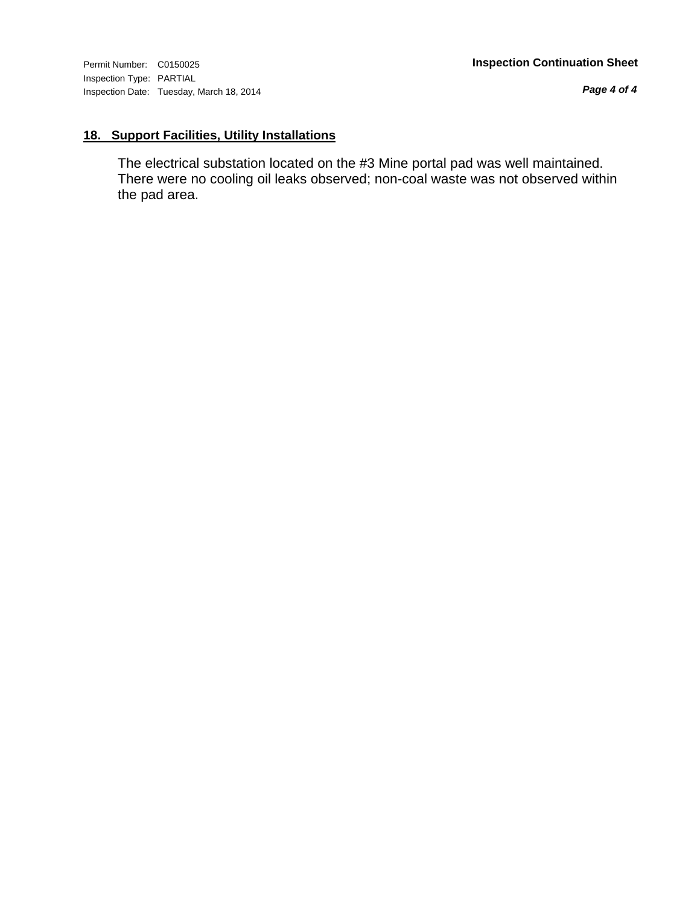## 18. Support Facilities, Utility Installations

The electrical substation located on the #3 Mine portal pad was well maintained. There were no cooling oil leaks observed; non-coal waste was not observed within the pad area.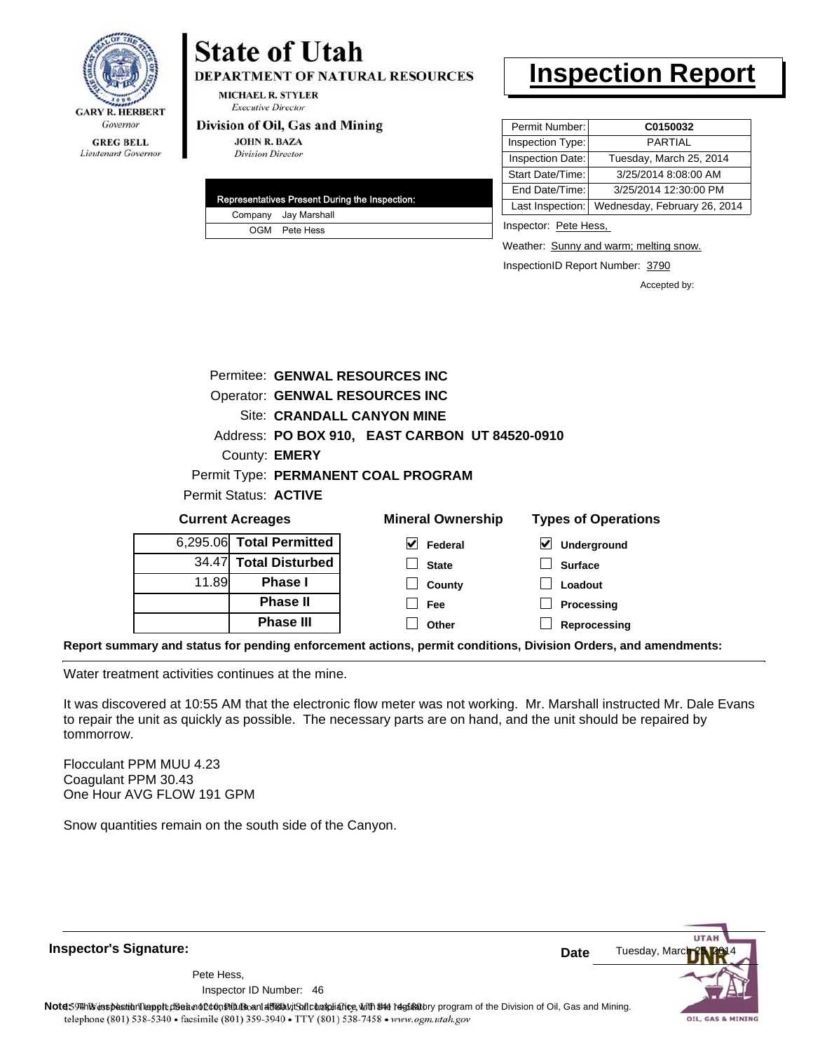**GARY R. HERBERT**
*Governor*

**GREG BELL**
*Lieutenant Governor*

# State of Utah

**DEPARTMENT OF NATURAL RESOURCES**

**MICHAEL R. STYLER**
*Executive Director*

**Division of Oil, Gas and Mining**

**JOHN R. BAZA**
*Division Director*

# Inspection Report

| Representatives Present During the Inspection: | |
|---|---|
| Company | Jay Marshall |
| OGM | Pete Hess |

| | |
|---|---|
| Permit Number: | **C0150032** |
| Inspection Type: | PARTIAL |
| Inspection Date: | Tuesday, March 25, 2014 |
| Start Date/Time: | 3/25/2014 8:08:00 AM |
| End Date/Time: | 3/25/2014 12:30:00 PM |
| Last Inspection: | Wednesday, February 26, 2014 |

Inspector: Pete Hess,

Weather: Sunny and warm; melting snow.

InspectionID Report Number: 3790

Accepted by:

Permitee: **GENWAL RESOURCES INC**
Operator: **GENWAL RESOURCES INC**
Site: **CRANDALL CANYON MINE**
Address: **PO BOX 910, EAST CARBON UT 84520-0910**
County: **EMERY**
Permit Type: **PERMANENT COAL PROGRAM**
Permit Status: **ACTIVE**

**Current Acreages**

| | |
|---|---|
| 6,295.06 | **Total Permitted** |
| 34.47 | **Total Disturbed** |
| 11.89 | **Phase I** |
| | **Phase II** |
| | **Phase III** |

**Mineral Ownership**

- [x] Federal
- [ ] State
- [ ] County
- [ ] Fee
- [ ] Other

**Types of Operations**

- [x] Underground
- [ ] Surface
- [ ] Loadout
- [ ] Processing
- [ ] Reprocessing

**Report summary and status for pending enforcement actions, permit conditions, Division Orders, and amendments:**

Water treatment activities continues at the mine.

It was discovered at 10:55 AM that the electronic flow meter was not working. Mr. Marshall instructed Mr. Dale Evans to repair the unit as quickly as possible. The necessary parts are on hand, and the unit should be repaired by tommorrow.

Flocculant PPM MUU 4.23
Coagulant PPM 30.43
One Hour AVG FLOW 191 GPM

Snow quantities remain on the south side of the Canyon.

**Inspector's Signature:**

Pete Hess,
Inspector ID Number: 46

**Date** Tuesday, March 25, 2014

**Note:** This inspection report does not constitute an affidavit of compliance with the regulatory program of the Division of Oil, Gas and Mining.
telephone (801) 538-5340 • facsimile (801) 359-3940 • TTY (801) 538-7458 • www.ogm.utah.gov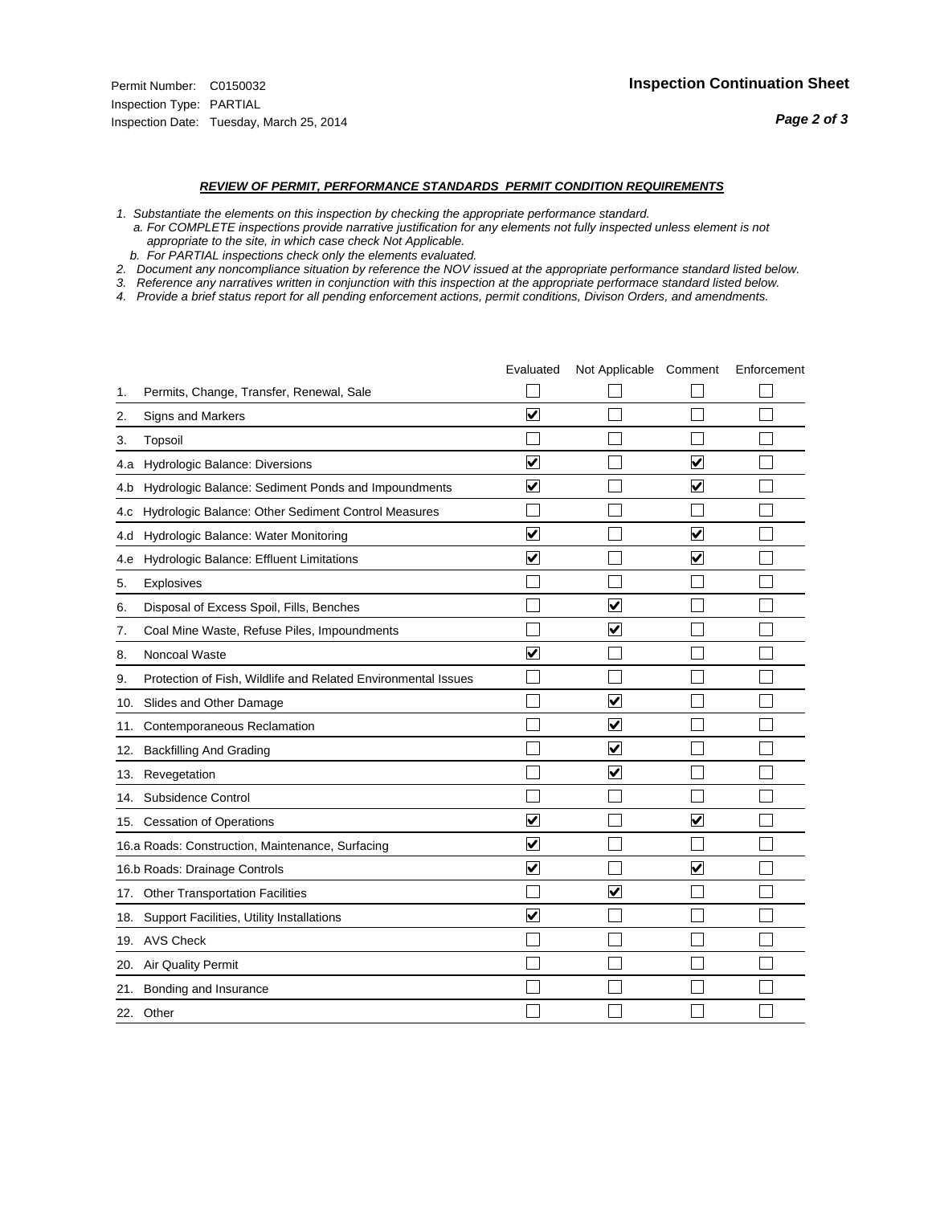Permit Number: C0150032
Inspection Type: PARTIAL
Inspection Date: Tuesday, March 25, 2014

## Inspection Continuation Sheet

### *REVIEW OF PERMIT, PERFORMANCE STANDARDS PERMIT CONDITION REQUIREMENTS*

*1. Substantiate the elements on this inspection by checking the appropriate performance standard.*
*a. For COMPLETE inspections provide narrative justification for any elements not fully inspected unless element is not appropriate to the site, in which case check Not Applicable.*
*b. For PARTIAL inspections check only the elements evaluated.*
*2. Document any noncompliance situation by reference the NOV issued at the appropriate performance standard listed below.*
*3. Reference any narratives written in conjunction with this inspection at the appropriate performace standard listed below.*
*4. Provide a brief status report for all pending enforcement actions, permit conditions, Divison Orders, and amendments.*

| | | Evaluated | Not Applicable | Comment | Enforcement |
|---|---|---|---|---|---|
| 1. | Permits, Change, Transfer, Renewal, Sale | ☐ | ☐ | ☐ | ☐ |
| 2. | Signs and Markers | ☑ | ☐ | ☐ | ☐ |
| 3. | Topsoil | ☐ | ☐ | ☐ | ☐ |
| 4.a | Hydrologic Balance: Diversions | ☑ | ☐ | ☑ | ☐ |
| 4.b | Hydrologic Balance: Sediment Ponds and Impoundments | ☑ | ☐ | ☑ | ☐ |
| 4.c | Hydrologic Balance: Other Sediment Control Measures | ☐ | ☐ | ☐ | ☐ |
| 4.d | Hydrologic Balance: Water Monitoring | ☑ | ☐ | ☑ | ☐ |
| 4.e | Hydrologic Balance: Effluent Limitations | ☑ | ☐ | ☑ | ☐ |
| 5. | Explosives | ☐ | ☐ | ☐ | ☐ |
| 6. | Disposal of Excess Spoil, Fills, Benches | ☐ | ☑ | ☐ | ☐ |
| 7. | Coal Mine Waste, Refuse Piles, Impoundments | ☐ | ☑ | ☐ | ☐ |
| 8. | Noncoal Waste | ☑ | ☐ | ☐ | ☐ |
| 9. | Protection of Fish, Wildlife and Related Environmental Issues | ☐ | ☐ | ☐ | ☐ |
| 10. | Slides and Other Damage | ☐ | ☑ | ☐ | ☐ |
| 11. | Contemporaneous Reclamation | ☐ | ☑ | ☐ | ☐ |
| 12. | Backfilling And Grading | ☐ | ☑ | ☐ | ☐ |
| 13. | Revegetation | ☐ | ☑ | ☐ | ☐ |
| 14. | Subsidence Control | ☐ | ☐ | ☐ | ☐ |
| 15. | Cessation of Operations | ☑ | ☐ | ☑ | ☐ |
| 16.a | Roads: Construction, Maintenance, Surfacing | ☑ | ☐ | ☐ | ☐ |
| 16.b | Roads: Drainage Controls | ☑ | ☐ | ☑ | ☐ |
| 17. | Other Transportation Facilities | ☐ | ☑ | ☐ | ☐ |
| 18. | Support Facilities, Utility Installations | ☑ | ☐ | ☐ | ☐ |
| 19. | AVS Check | ☐ | ☐ | ☐ | ☐ |
| 20. | Air Quality Permit | ☐ | ☐ | ☐ | ☐ |
| 21. | Bonding and Insurance | ☐ | ☐ | ☐ | ☐ |
| 22. | Other | ☐ | ☐ | ☐ | ☐ |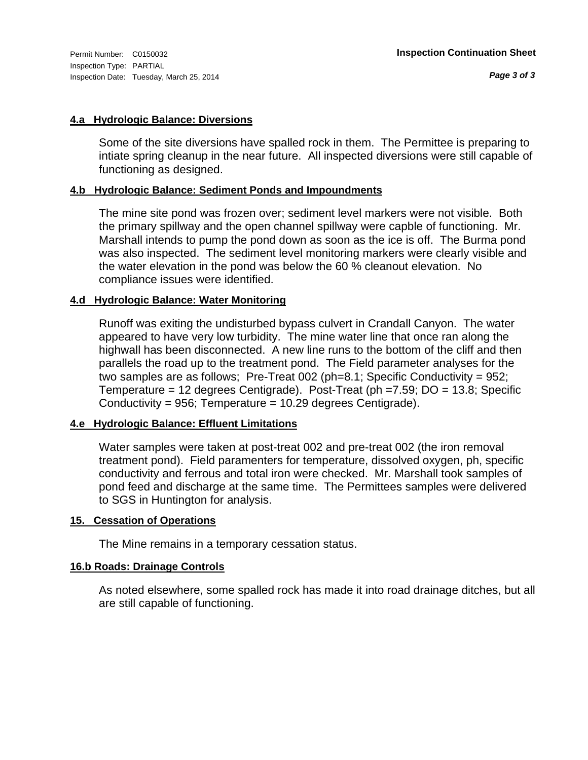Permit Number: C0150032
Inspection Type: PARTIAL
Inspection Date: Tuesday, March 25, 2014

**Inspection Continuation Sheet**

### 4.a Hydrologic Balance: Diversions

Some of the site diversions have spalled rock in them. The Permittee is preparing to intiate spring cleanup in the near future. All inspected diversions were still capable of functioning as designed.

### 4.b Hydrologic Balance: Sediment Ponds and Impoundments

The mine site pond was frozen over; sediment level markers were not visible. Both the primary spillway and the open channel spillway were capble of functioning. Mr. Marshall intends to pump the pond down as soon as the ice is off. The Burma pond was also inspected. The sediment level monitoring markers were clearly visible and the water elevation in the pond was below the 60 % cleanout elevation. No compliance issues were identified.

### 4.d Hydrologic Balance: Water Monitoring

Runoff was exiting the undisturbed bypass culvert in Crandall Canyon. The water appeared to have very low turbidity. The mine water line that once ran along the highwall has been disconnected. A new line runs to the bottom of the cliff and then parallels the road up to the treatment pond. The Field parameter analyses for the two samples are as follows; Pre-Treat 002 (ph=8.1; Specific Conductivity = 952; Temperature = 12 degrees Centigrade). Post-Treat (ph =7.59; DO = 13.8; Specific Conductivity = 956; Temperature = 10.29 degrees Centigrade).

### 4.e Hydrologic Balance: Effluent Limitations

Water samples were taken at post-treat 002 and pre-treat 002 (the iron removal treatment pond). Field paramenters for temperature, dissolved oxygen, ph, specific conductivity and ferrous and total iron were checked. Mr. Marshall took samples of pond feed and discharge at the same time. The Permittees samples were delivered to SGS in Huntington for analysis.

### 15. Cessation of Operations

The Mine remains in a temporary cessation status.

### 16.b Roads: Drainage Controls

As noted elsewhere, some spalled rock has made it into road drainage ditches, but all are still capable of functioning.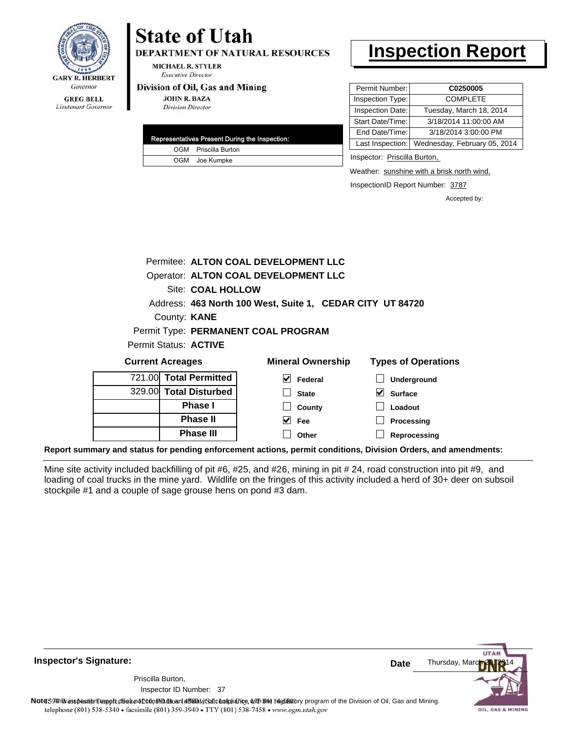GARY R. HERBERT
*Governor*

GREG BELL
*Lieutenant Governor*

# State of Utah

**DEPARTMENT OF NATURAL RESOURCES**

MICHAEL R. STYLER
*Executive Director*

**Division of Oil, Gas and Mining**

JOHN R. BAZA
*Division Director*

# Inspection Report

| Permit Number: | **C0250005** |
|---|---|
| Inspection Type: | COMPLETE |
| Inspection Date: | Tuesday, March 18, 2014 |
| Start Date/Time: | 3/18/2014 11:00:00 AM |
| End Date/Time: | 3/18/2014 3:00:00 PM |
| Last Inspection: | Wednesday, February 05, 2014 |

| Representatives Present During the Inspection: | |
|---|---|
| OGM | Priscilla Burton |
| OGM | Joe Kumpke |

Inspector: Priscilla Burton,

Weather: sunshine with a brisk north wind.

InspectionID Report Number: 3787

Accepted by:

Permitee: **ALTON COAL DEVELOPMENT LLC**
Operator: **ALTON COAL DEVELOPMENT LLC**
Site: **COAL HOLLOW**
Address: **463 North 100 West, Suite 1, CEDAR CITY UT 84720**
County: **KANE**
Permit Type: **PERMANENT COAL PROGRAM**
Permit Status: **ACTIVE**

**Current Acreages**

| | |
|---|---|
| 721.00 | **Total Permitted** |
| 329.00 | **Total Disturbed** |
| | **Phase I** |
| | **Phase II** |
| | **Phase III** |

**Mineral Ownership**

- [x] Federal
- [ ] State
- [ ] County
- [x] Fee
- [ ] Other

**Types of Operations**

- [ ] Underground
- [x] Surface
- [ ] Loadout
- [ ] Processing
- [ ] Reprocessing

**Report summary and status for pending enforcement actions, permit conditions, Division Orders, and amendments:**

Mine site activity included backfilling of pit #6, #25, and #26, mining in pit # 24, road construction into pit #9, and loading of coal trucks in the mine yard. Wildlife on the fringes of this activity included a herd of 30+ deer on subsoil stockpile #1 and a couple of sage grouse hens on pond #3 dam.

**Inspector's Signature:**

Priscilla Burton,
Inspector ID Number: 37

**Date** Thursday, March 20, 2014

**Note:** This inspection report does not constitute an affidavit of compliance with the regulatory program of the Division of Oil, Gas and Mining.
1594 West North Temple, Suite 1210, PO Box 145801, Salt Lake City, UT 84114-5801
telephone (801) 538-5340 • facsimile (801) 359-3940 • TTY (801) 538-7458 • www.ogm.utah.gov

UTAH DNR OIL, GAS & MINING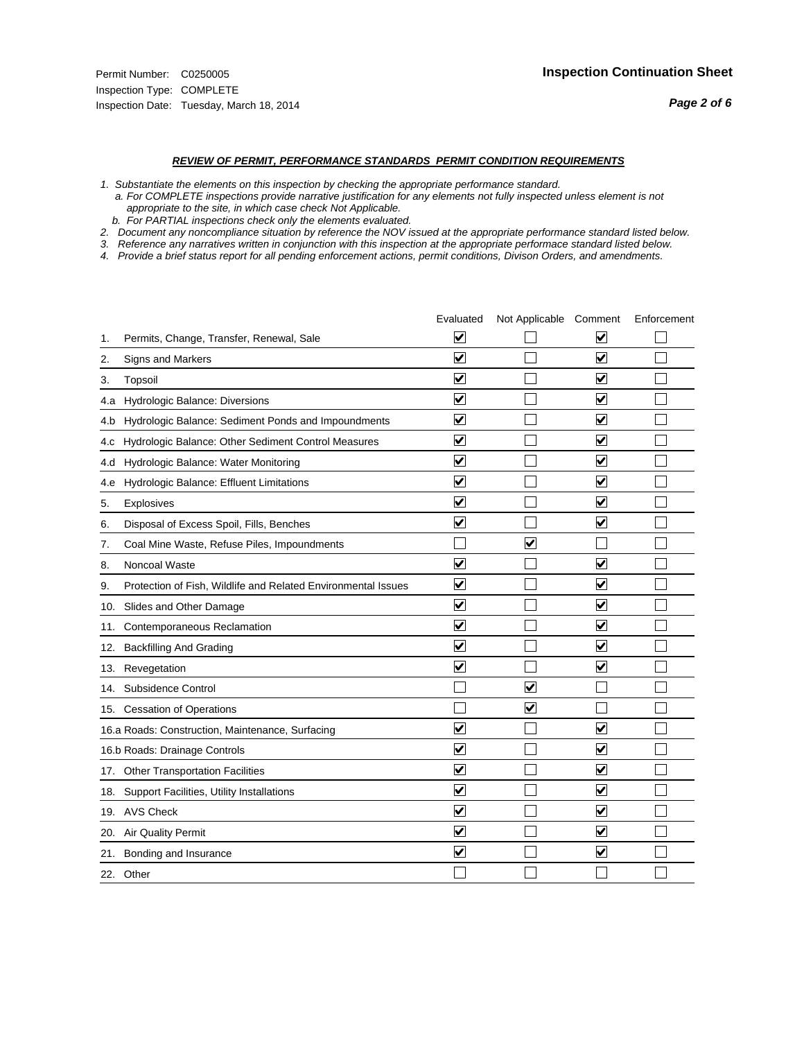Permit Number: C0250005
Inspection Type: COMPLETE
Inspection Date: Tuesday, March 18, 2014

## Inspection Continuation Sheet

### *REVIEW OF PERMIT, PERFORMANCE STANDARDS PERMIT CONDITION REQUIREMENTS*

*1. Substantiate the elements on this inspection by checking the appropriate performance standard.*
*a. For COMPLETE inspections provide narrative justification for any elements not fully inspected unless element is not appropriate to the site, in which case check Not Applicable.*
*b. For PARTIAL inspections check only the elements evaluated.*
*2. Document any noncompliance situation by reference the NOV issued at the appropriate performance standard listed below.*
*3. Reference any narratives written in conjunction with this inspection at the appropriate performace standard listed below.*
*4. Provide a brief status report for all pending enforcement actions, permit conditions, Divison Orders, and amendments.*

| | Evaluated | Not Applicable | Comment | Enforcement |
|---|---|---|---|---|
| 1. Permits, Change, Transfer, Renewal, Sale | ☑ | ☐ | ☑ | ☐ |
| 2. Signs and Markers | ☑ | ☐ | ☑ | ☐ |
| 3. Topsoil | ☑ | ☐ | ☑ | ☐ |
| 4.a Hydrologic Balance: Diversions | ☑ | ☐ | ☑ | ☐ |
| 4.b Hydrologic Balance: Sediment Ponds and Impoundments | ☑ | ☐ | ☑ | ☐ |
| 4.c Hydrologic Balance: Other Sediment Control Measures | ☑ | ☐ | ☑ | ☐ |
| 4.d Hydrologic Balance: Water Monitoring | ☑ | ☐ | ☑ | ☐ |
| 4.e Hydrologic Balance: Effluent Limitations | ☑ | ☐ | ☑ | ☐ |
| 5. Explosives | ☑ | ☐ | ☑ | ☐ |
| 6. Disposal of Excess Spoil, Fills, Benches | ☑ | ☐ | ☑ | ☐ |
| 7. Coal Mine Waste, Refuse Piles, Impoundments | ☐ | ☑ | ☐ | ☐ |
| 8. Noncoal Waste | ☑ | ☐ | ☑ | ☐ |
| 9. Protection of Fish, Wildlife and Related Environmental Issues | ☑ | ☐ | ☑ | ☐ |
| 10. Slides and Other Damage | ☑ | ☐ | ☑ | ☐ |
| 11. Contemporaneous Reclamation | ☑ | ☐ | ☑ | ☐ |
| 12. Backfilling And Grading | ☑ | ☐ | ☑ | ☐ |
| 13. Revegetation | ☑ | ☐ | ☑ | ☐ |
| 14. Subsidence Control | ☐ | ☑ | ☐ | ☐ |
| 15. Cessation of Operations | ☐ | ☑ | ☐ | ☐ |
| 16.a Roads: Construction, Maintenance, Surfacing | ☑ | ☐ | ☑ | ☐ |
| 16.b Roads: Drainage Controls | ☑ | ☐ | ☑ | ☐ |
| 17. Other Transportation Facilities | ☑ | ☐ | ☑ | ☐ |
| 18. Support Facilities, Utility Installations | ☑ | ☐ | ☑ | ☐ |
| 19. AVS Check | ☑ | ☐ | ☑ | ☐ |
| 20. Air Quality Permit | ☑ | ☐ | ☑ | ☐ |
| 21. Bonding and Insurance | ☑ | ☐ | ☑ | ☐ |
| 22. Other | ☐ | ☐ | ☐ | ☐ |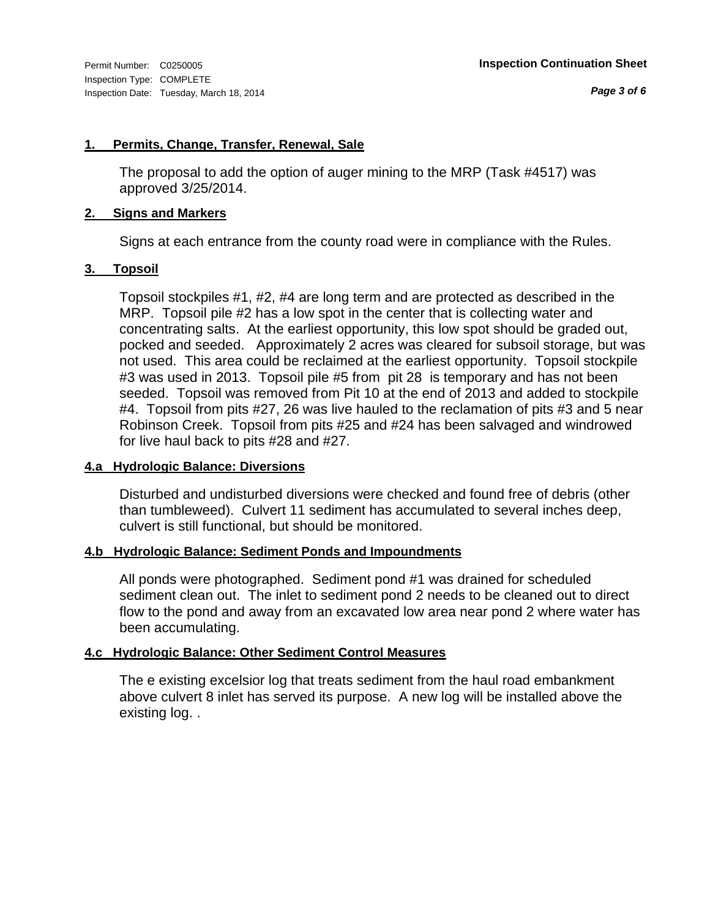**1. Permits, Change, Transfer, Renewal, Sale**

The proposal to add the option of auger mining to the MRP (Task #4517) was approved 3/25/2014.

**2. Signs and Markers**

Signs at each entrance from the county road were in compliance with the Rules.

**3. Topsoil**

Topsoil stockpiles #1, #2, #4 are long term and are protected as described in the MRP. Topsoil pile #2 has a low spot in the center that is collecting water and concentrating salts. At the earliest opportunity, this low spot should be graded out, pocked and seeded. Approximately 2 acres was cleared for subsoil storage, but was not used. This area could be reclaimed at the earliest opportunity. Topsoil stockpile #3 was used in 2013. Topsoil pile #5 from pit 28 is temporary and has not been seeded. Topsoil was removed from Pit 10 at the end of 2013 and added to stockpile #4. Topsoil from pits #27, 26 was live hauled to the reclamation of pits #3 and 5 near Robinson Creek. Topsoil from pits #25 and #24 has been salvaged and windrowed for live haul back to pits #28 and #27.

**4.a Hydrologic Balance: Diversions**

Disturbed and undisturbed diversions were checked and found free of debris (other than tumbleweed). Culvert 11 sediment has accumulated to several inches deep, culvert is still functional, but should be monitored.

**4.b Hydrologic Balance: Sediment Ponds and Impoundments**

All ponds were photographed. Sediment pond #1 was drained for scheduled sediment clean out. The inlet to sediment pond 2 needs to be cleaned out to direct flow to the pond and away from an excavated low area near pond 2 where water has been accumulating.

**4.c Hydrologic Balance: Other Sediment Control Measures**

The e existing excelsior log that treats sediment from the haul road embankment above culvert 8 inlet has served its purpose. A new log will be installed above the existing log. .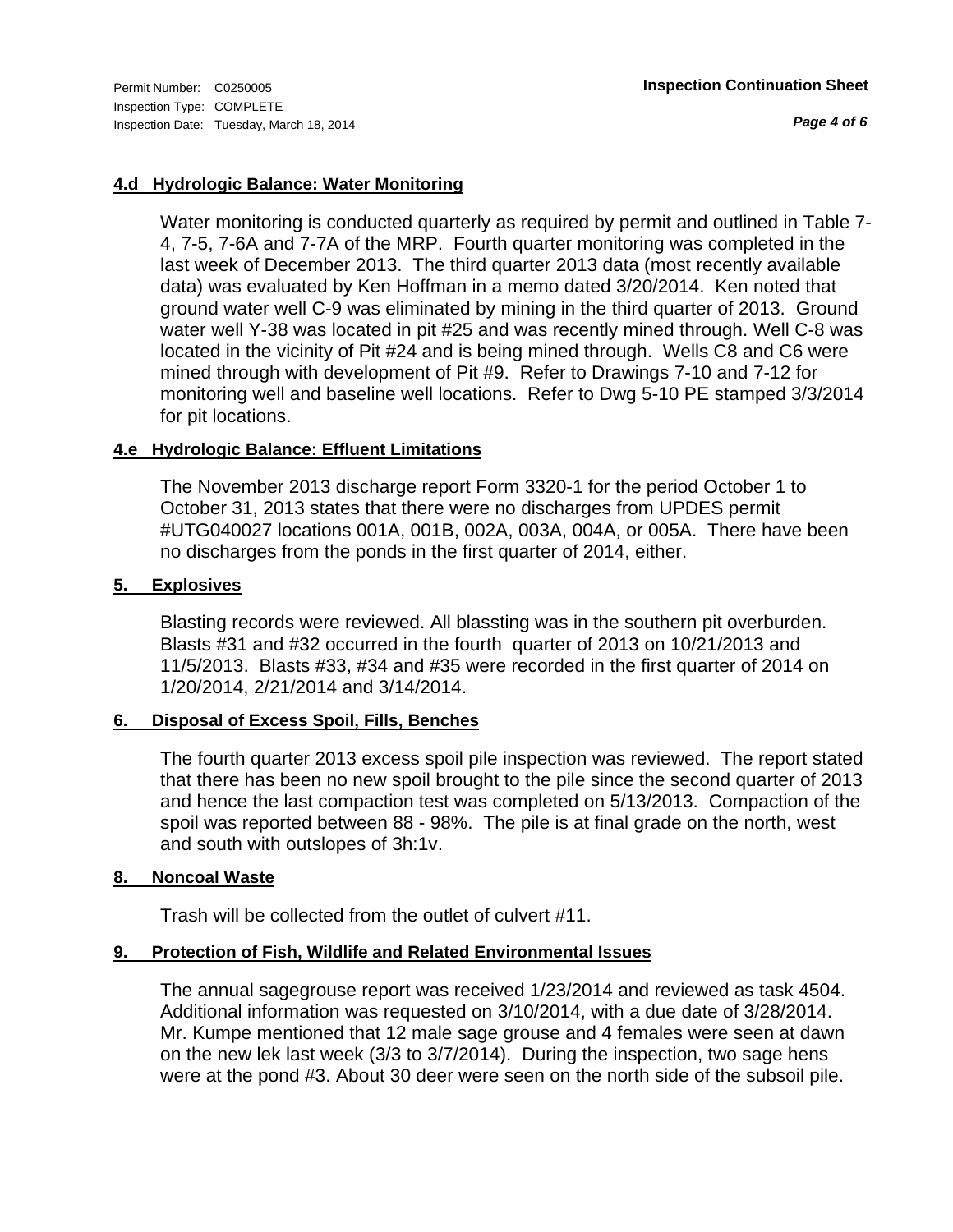**4.d Hydrologic Balance: Water Monitoring**

Water monitoring is conducted quarterly as required by permit and outlined in Table 7-4, 7-5, 7-6A and 7-7A of the MRP. Fourth quarter monitoring was completed in the last week of December 2013. The third quarter 2013 data (most recently available data) was evaluated by Ken Hoffman in a memo dated 3/20/2014. Ken noted that ground water well C-9 was eliminated by mining in the third quarter of 2013. Ground water well Y-38 was located in pit #25 and was recently mined through. Well C-8 was located in the vicinity of Pit #24 and is being mined through. Wells C8 and C6 were mined through with development of Pit #9. Refer to Drawings 7-10 and 7-12 for monitoring well and baseline well locations. Refer to Dwg 5-10 PE stamped 3/3/2014 for pit locations.

**4.e Hydrologic Balance: Effluent Limitations**

The November 2013 discharge report Form 3320-1 for the period October 1 to October 31, 2013 states that there were no discharges from UPDES permit #UTG040027 locations 001A, 001B, 002A, 003A, 004A, or 005A. There have been no discharges from the ponds in the first quarter of 2014, either.

**5. Explosives**

Blasting records were reviewed. All blassting was in the southern pit overburden. Blasts #31 and #32 occurred in the fourth quarter of 2013 on 10/21/2013 and 11/5/2013. Blasts #33, #34 and #35 were recorded in the first quarter of 2014 on 1/20/2014, 2/21/2014 and 3/14/2014.

**6. Disposal of Excess Spoil, Fills, Benches**

The fourth quarter 2013 excess spoil pile inspection was reviewed. The report stated that there has been no new spoil brought to the pile since the second quarter of 2013 and hence the last compaction test was completed on 5/13/2013. Compaction of the spoil was reported between 88 - 98%. The pile is at final grade on the north, west and south with outslopes of 3h:1v.

**8. Noncoal Waste**

Trash will be collected from the outlet of culvert #11.

**9. Protection of Fish, Wildlife and Related Environmental Issues**

The annual sagegrouse report was received 1/23/2014 and reviewed as task 4504. Additional information was requested on 3/10/2014, with a due date of 3/28/2014. Mr. Kumpe mentioned that 12 male sage grouse and 4 females were seen at dawn on the new lek last week (3/3 to 3/7/2014). During the inspection, two sage hens were at the pond #3. About 30 deer were seen on the north side of the subsoil pile.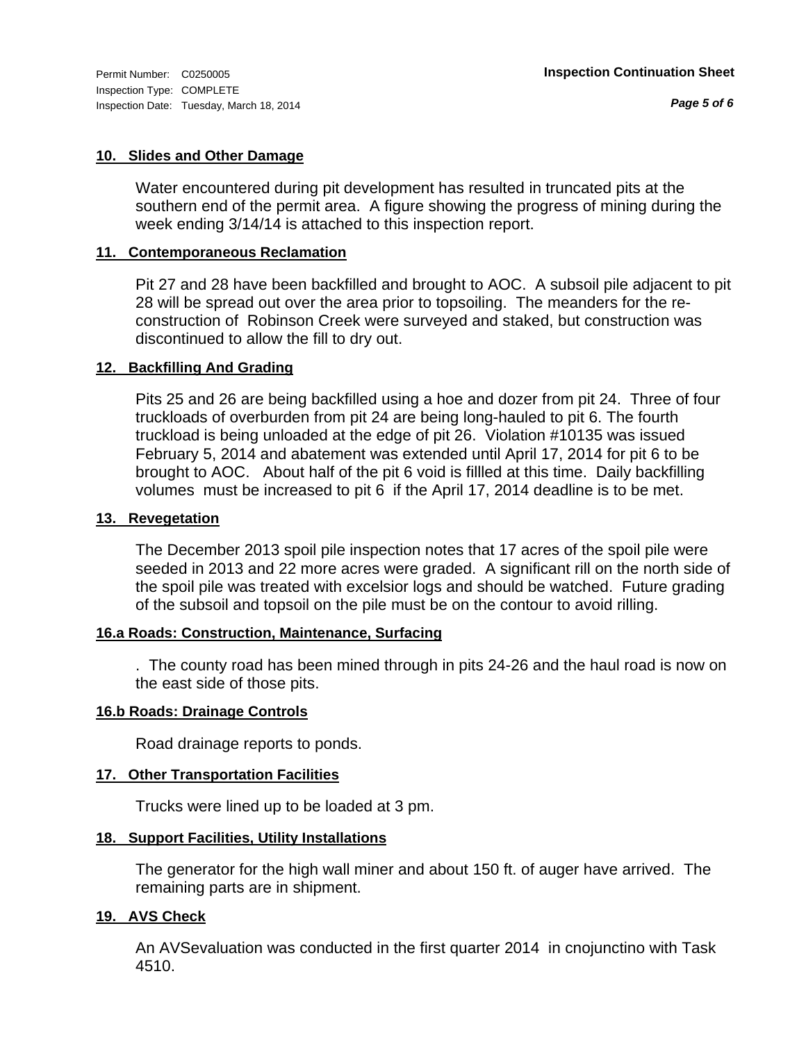Permit Number: C0250005
Inspection Type: COMPLETE
Inspection Date: Tuesday, March 18, 2014

**Inspection Continuation Sheet**

### 10. Slides and Other Damage

Water encountered during pit development has resulted in truncated pits at the southern end of the permit area. A figure showing the progress of mining during the week ending 3/14/14 is attached to this inspection report.

### 11. Contemporaneous Reclamation

Pit 27 and 28 have been backfilled and brought to AOC. A subsoil pile adjacent to pit 28 will be spread out over the area prior to topsoiling. The meanders for the re-construction of Robinson Creek were surveyed and staked, but construction was discontinued to allow the fill to dry out.

### 12. Backfilling And Grading

Pits 25 and 26 are being backfilled using a hoe and dozer from pit 24. Three of four truckloads of overburden from pit 24 are being long-hauled to pit 6. The fourth truckload is being unloaded at the edge of pit 26. Violation #10135 was issued February 5, 2014 and abatement was extended until April 17, 2014 for pit 6 to be brought to AOC. About half of the pit 6 void is fillled at this time. Daily backfilling volumes must be increased to pit 6 if the April 17, 2014 deadline is to be met.

### 13. Revegetation

The December 2013 spoil pile inspection notes that 17 acres of the spoil pile were seeded in 2013 and 22 more acres were graded. A significant rill on the north side of the spoil pile was treated with excelsior logs and should be watched. Future grading of the subsoil and topsoil on the pile must be on the contour to avoid rilling.

### 16.a Roads: Construction, Maintenance, Surfacing

. The county road has been mined through in pits 24-26 and the haul road is now on the east side of those pits.

### 16.b Roads: Drainage Controls

Road drainage reports to ponds.

### 17. Other Transportation Facilities

Trucks were lined up to be loaded at 3 pm.

### 18. Support Facilities, Utility Installations

The generator for the high wall miner and about 150 ft. of auger have arrived. The remaining parts are in shipment.

### 19. AVS Check

An AVSevaluation was conducted in the first quarter 2014 in cnojunctino with Task 4510.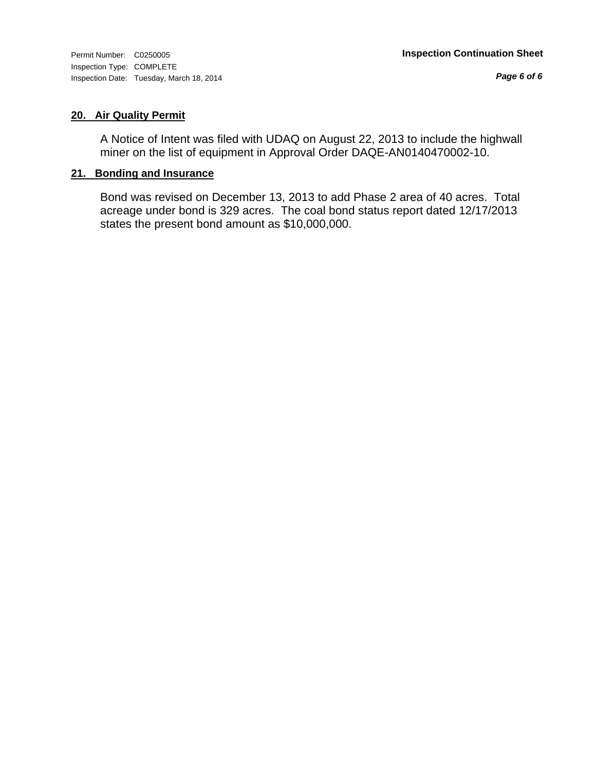## 20. Air Quality Permit

A Notice of Intent was filed with UDAQ on August 22, 2013 to include the highwall miner on the list of equipment in Approval Order DAQE-AN0140470002-10.

## 21. Bonding and Insurance

Bond was revised on December 13, 2013 to add Phase 2 area of 40 acres. Total acreage under bond is 329 acres. The coal bond status report dated 12/17/2013 states the present bond amount as $10,000,000.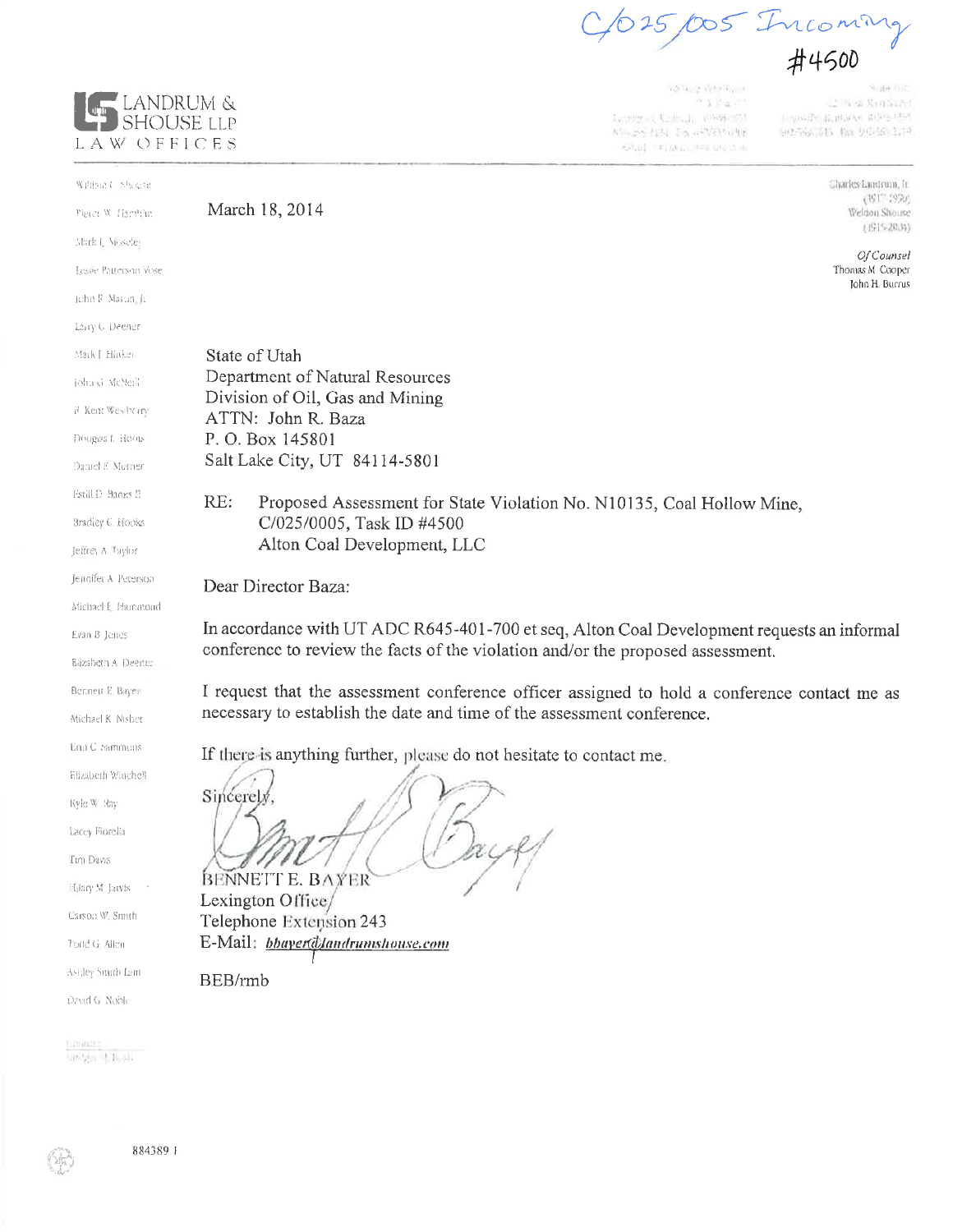C/025/005 Incoming
#4500

LANDRUM & SHOUSE LLP
LAW OFFICES

March 18, 2014

State of Utah
Department of Natural Resources
Division of Oil, Gas and Mining
ATTN: John R. Baza
P. O. Box 145801
Salt Lake City, UT 84114-5801

RE: Proposed Assessment for State Violation No. N10135, Coal Hollow Mine, C/025/0005, Task ID #4500
Alton Coal Development, LLC

Dear Director Baza:

In accordance with UT ADC R645-401-700 et seq, Alton Coal Development requests an informal conference to review the facts of the violation and/or the proposed assessment.

I request that the assessment conference officer assigned to hold a conference contact me as necessary to establish the date and time of the assessment conference.

If there is anything further, please do not hesitate to contact me.

Sincerely,

BENNETT E. BAYER
Lexington Office
Telephone Extension 243
E-Mail: *bbayer@landrumshouse.com*

BEB/rmb

884389 1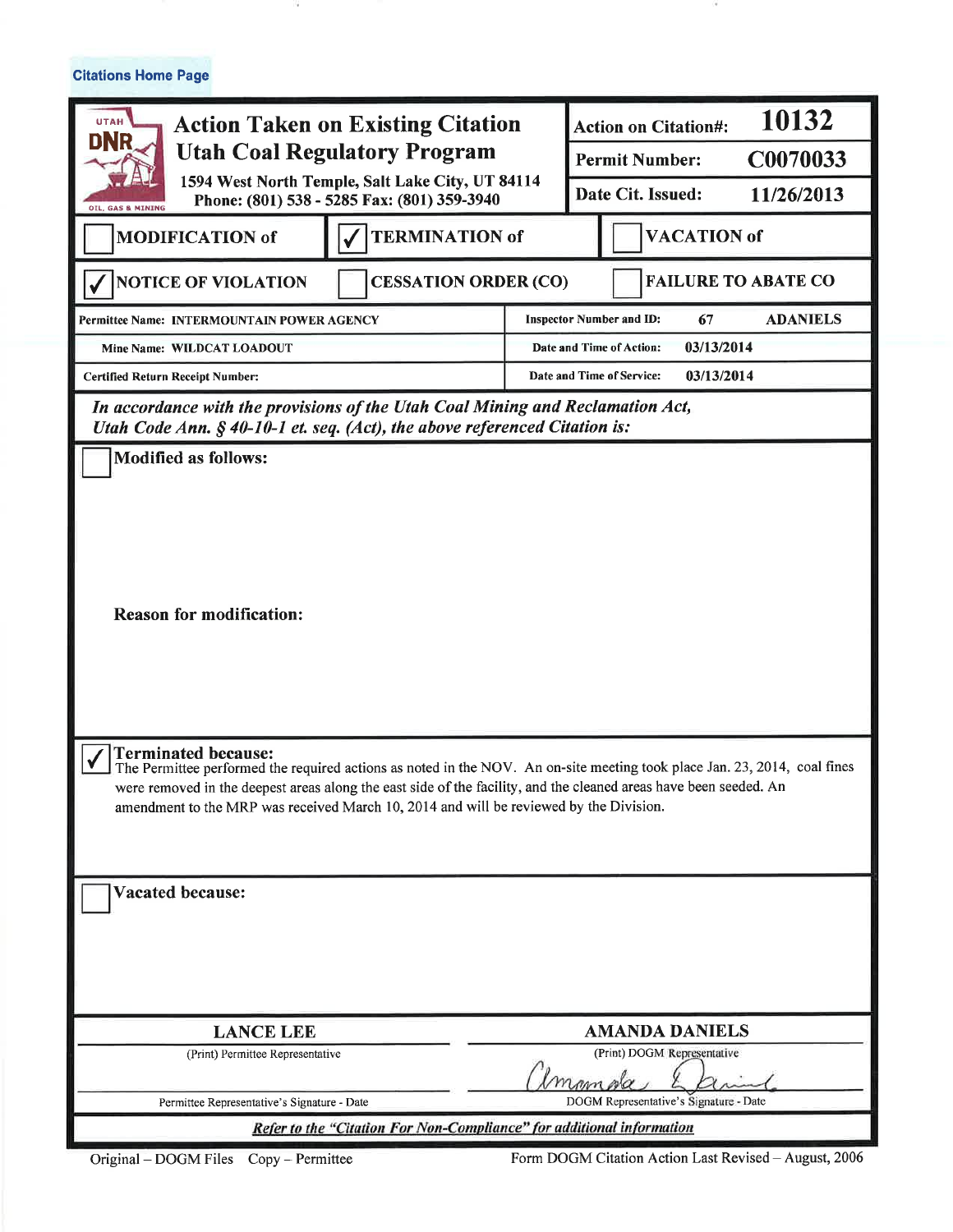Citations Home Page

# Action Taken on Existing Citation
## Utah Coal Regulatory Program

UTAH DNR OIL, GAS & MINING

1594 West North Temple, Salt Lake City, UT 84114
Phone: (801) 538 - 5285 Fax: (801) 359-3940

| | |
|---|---|
| Action on Citation#: | 10132 |
| Permit Number: | C0070033 |
| Date Cit. Issued: | 11/26/2013 |

☐ MODIFICATION of ☑ TERMINATION of ☐ VACATION of

☑ NOTICE OF VIOLATION ☐ CESSATION ORDER (CO) ☐ FAILURE TO ABATE CO

| | | | |
|---|---|---|---|
| Permittee Name: INTERMOUNTAIN POWER AGENCY | Inspector Number and ID: | 67 | ADANIELS |
| Mine Name: WILDCAT LOADOUT | Date and Time of Action: | 03/13/2014 | |
| Certified Return Receipt Number: | Date and Time of Service: | 03/13/2014 | |

*In accordance with the provisions of the Utah Coal Mining and Reclamation Act, Utah Code Ann. § 40-10-1 et. seq. (Act), the above referenced Citation is:*

☐ **Modified as follows:**

**Reason for modification:**

☑ **Terminated because:**
The Permittee performed the required actions as noted in the NOV. An on-site meeting took place Jan. 23, 2014, coal fines were removed in the deepest areas along the east side of the facility, and the cleaned areas have been seeded. An amendment to the MRP was received March 10, 2014 and will be reviewed by the Division.

☐ **Vacated because:**

| | |
|---|---|
| **LANCE LEE** | **AMANDA DANIELS** |
| (Print) Permittee Representative | (Print) DOGM Representative |
| | Amanda Daniels |
| Permittee Representative's Signature - Date | DOGM Representative's Signature - Date |

***Refer to the "Citation For Non-Compliance" for additional information***

Original – DOGM Files Copy – Permittee

Form DOGM Citation Action Last Revised – August, 2006